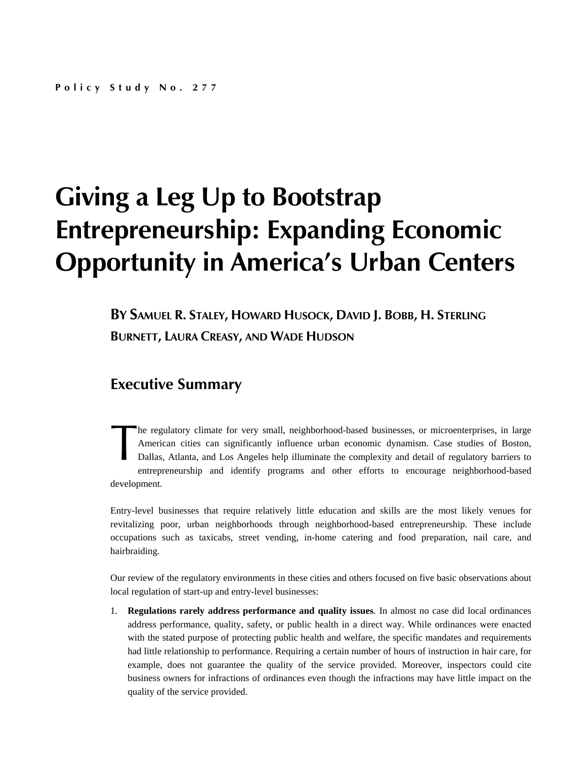Policy Study No. 277

# Giving a Leg Up to Bootstrap Entrepreneurship: Expanding Economic Opportunity in America's Urban Centers

**By Samuel R. Staley, Howard Husock, David J. Bobb, H. Sterling Burnett, Laura Creasy, and Wade Hudson**

## Executive Summary

The regulatory climate for very small, neighborhood-based businesses, or microenterprises, in large American cities can significantly influence urban economic dynamism. Case studies of Boston, Dallas, Atlanta, and Los Angeles help illuminate the complexity and detail of regulatory barriers to entrepreneurship and identify programs and other efforts to encourage neighborhood-based development.

Entry-level businesses that require relatively little education and skills are the most likely venues for revitalizing poor, urban neighborhoods through neighborhood-based entrepreneurship. These include occupations such as taxicabs, street vending, in-home catering and food preparation, nail care, and hairbraiding.

Our review of the regulatory environments in these cities and others focused on five basic observations about local regulation of start-up and entry-level businesses:

1. **Regulations rarely address performance and quality issues**. In almost no case did local ordinances address performance, quality, safety, or public health in a direct way. While ordinances were enacted with the stated purpose of protecting public health and welfare, the specific mandates and requirements had little relationship to performance. Requiring a certain number of hours of instruction in hair care, for example, does not guarantee the quality of the service provided. Moreover, inspectors could cite business owners for infractions of ordinances even though the infractions may have little impact on the quality of the service provided.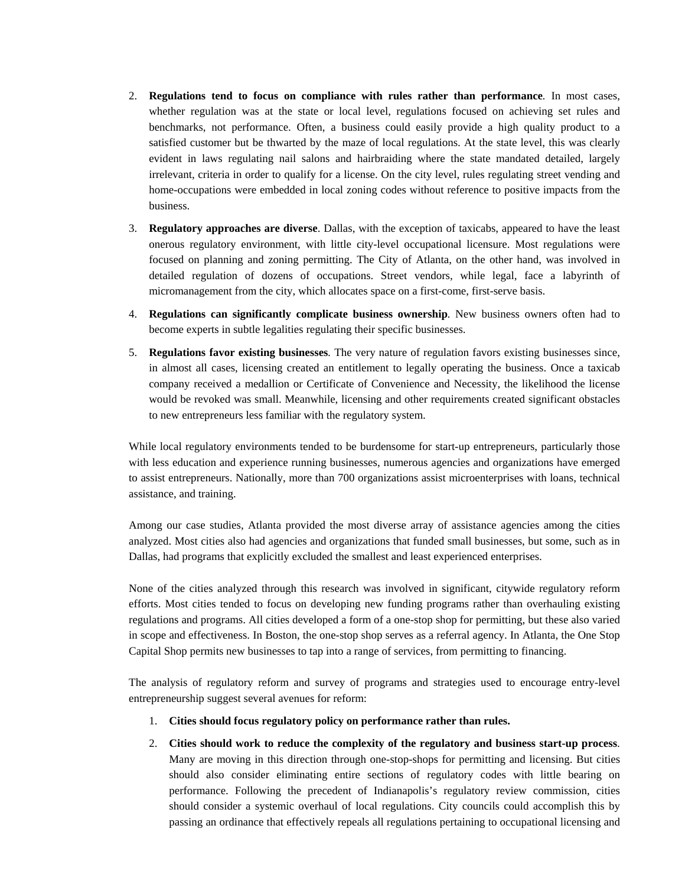2. **Regulations tend to focus on compliance with rules rather than performance**. In most cases, whether regulation was at the state or local level, regulations focused on achieving set rules and benchmarks, not performance. Often, a business could easily provide a high quality product to a satisfied customer but be thwarted by the maze of local regulations. At the state level, this was clearly evident in laws regulating nail salons and hairbraiding where the state mandated detailed, largely irrelevant, criteria in order to qualify for a license. On the city level, rules regulating street vending and home-occupations were embedded in local zoning codes without reference to positive impacts from the business.

3. **Regulatory approaches are diverse**. Dallas, with the exception of taxicabs, appeared to have the least onerous regulatory environment, with little city-level occupational licensure. Most regulations were focused on planning and zoning permitting. The City of Atlanta, on the other hand, was involved in detailed regulation of dozens of occupations. Street vendors, while legal, face a labyrinth of micromanagement from the city, which allocates space on a first-come, first-serve basis.

4. **Regulations can significantly complicate business ownership**. New business owners often had to become experts in subtle legalities regulating their specific businesses.

5. **Regulations favor existing businesses**. The very nature of regulation favors existing businesses since, in almost all cases, licensing created an entitlement to legally operating the business. Once a taxicab company received a medallion or Certificate of Convenience and Necessity, the likelihood the license would be revoked was small. Meanwhile, licensing and other requirements created significant obstacles to new entrepreneurs less familiar with the regulatory system.

While local regulatory environments tended to be burdensome for start-up entrepreneurs, particularly those with less education and experience running businesses, numerous agencies and organizations have emerged to assist entrepreneurs. Nationally, more than 700 organizations assist microenterprises with loans, technical assistance, and training.

Among our case studies, Atlanta provided the most diverse array of assistance agencies among the cities analyzed. Most cities also had agencies and organizations that funded small businesses, but some, such as in Dallas, had programs that explicitly excluded the smallest and least experienced enterprises.

None of the cities analyzed through this research was involved in significant, citywide regulatory reform efforts. Most cities tended to focus on developing new funding programs rather than overhauling existing regulations and programs. All cities developed a form of a one-stop shop for permitting, but these also varied in scope and effectiveness. In Boston, the one-stop shop serves as a referral agency. In Atlanta, the One Stop Capital Shop permits new businesses to tap into a range of services, from permitting to financing.

The analysis of regulatory reform and survey of programs and strategies used to encourage entry-level entrepreneurship suggest several avenues for reform:

1. **Cities should focus regulatory policy on performance rather than rules.**

2. **Cities should work to reduce the complexity of the regulatory and business start-up process**. Many are moving in this direction through one-stop-shops for permitting and licensing. But cities should also consider eliminating entire sections of regulatory codes with little bearing on performance. Following the precedent of Indianapolis's regulatory review commission, cities should consider a systemic overhaul of local regulations. City councils could accomplish this by passing an ordinance that effectively repeals all regulations pertaining to occupational licensing and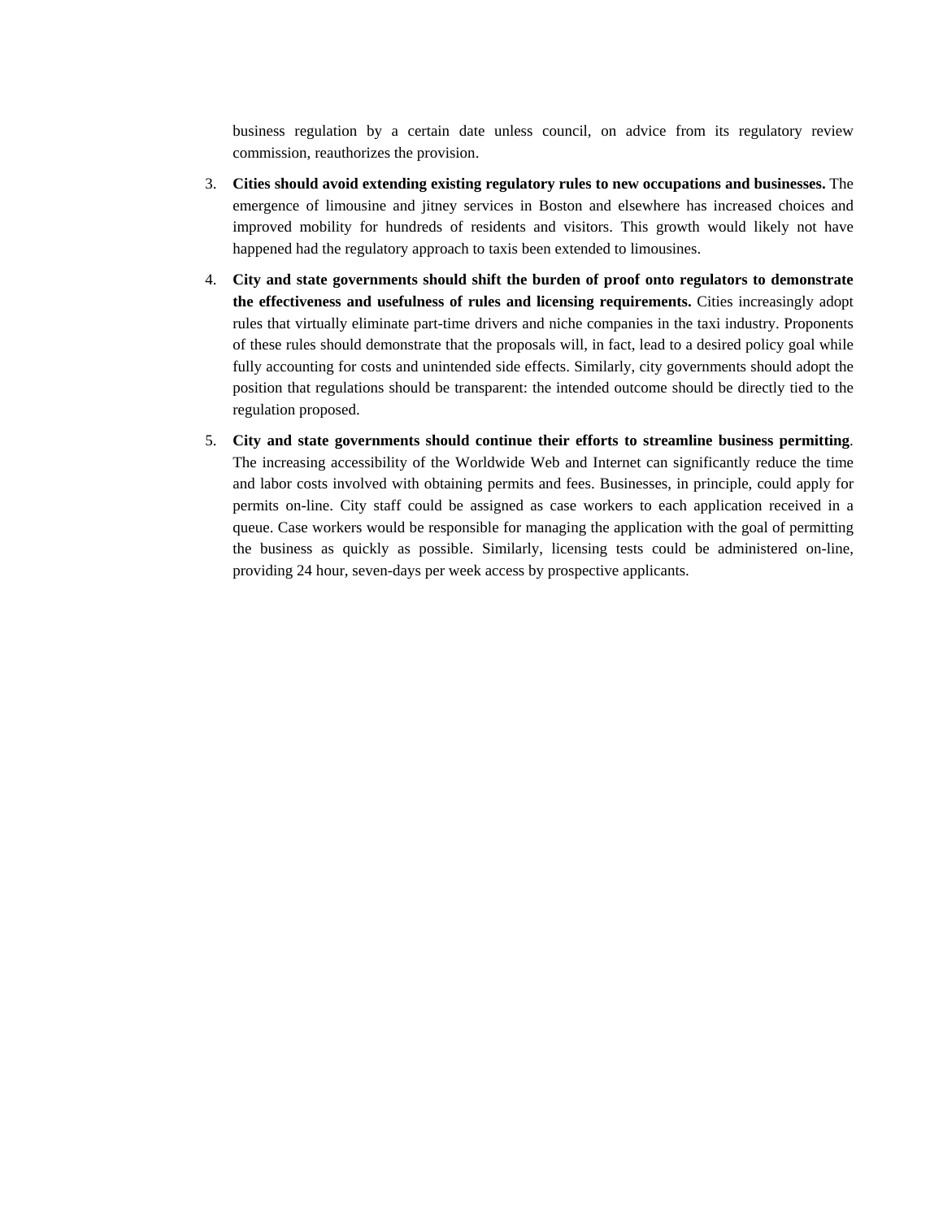business regulation by a certain date unless council, on advice from its regulatory review commission, reauthorizes the provision.

3. **Cities should avoid extending existing regulatory rules to new occupations and businesses.** The emergence of limousine and jitney services in Boston and elsewhere has increased choices and improved mobility for hundreds of residents and visitors. This growth would likely not have happened had the regulatory approach to taxis been extended to limousines.

4. **City and state governments should shift the burden of proof onto regulators to demonstrate the effectiveness and usefulness of rules and licensing requirements.** Cities increasingly adopt rules that virtually eliminate part-time drivers and niche companies in the taxi industry. Proponents of these rules should demonstrate that the proposals will, in fact, lead to a desired policy goal while fully accounting for costs and unintended side effects. Similarly, city governments should adopt the position that regulations should be transparent: the intended outcome should be directly tied to the regulation proposed.

5. **City and state governments should continue their efforts to streamline business permitting**. The increasing accessibility of the Worldwide Web and Internet can significantly reduce the time and labor costs involved with obtaining permits and fees. Businesses, in principle, could apply for permits on-line. City staff could be assigned as case workers to each application received in a queue. Case workers would be responsible for managing the application with the goal of permitting the business as quickly as possible. Similarly, licensing tests could be administered on-line, providing 24 hour, seven-days per week access by prospective applicants.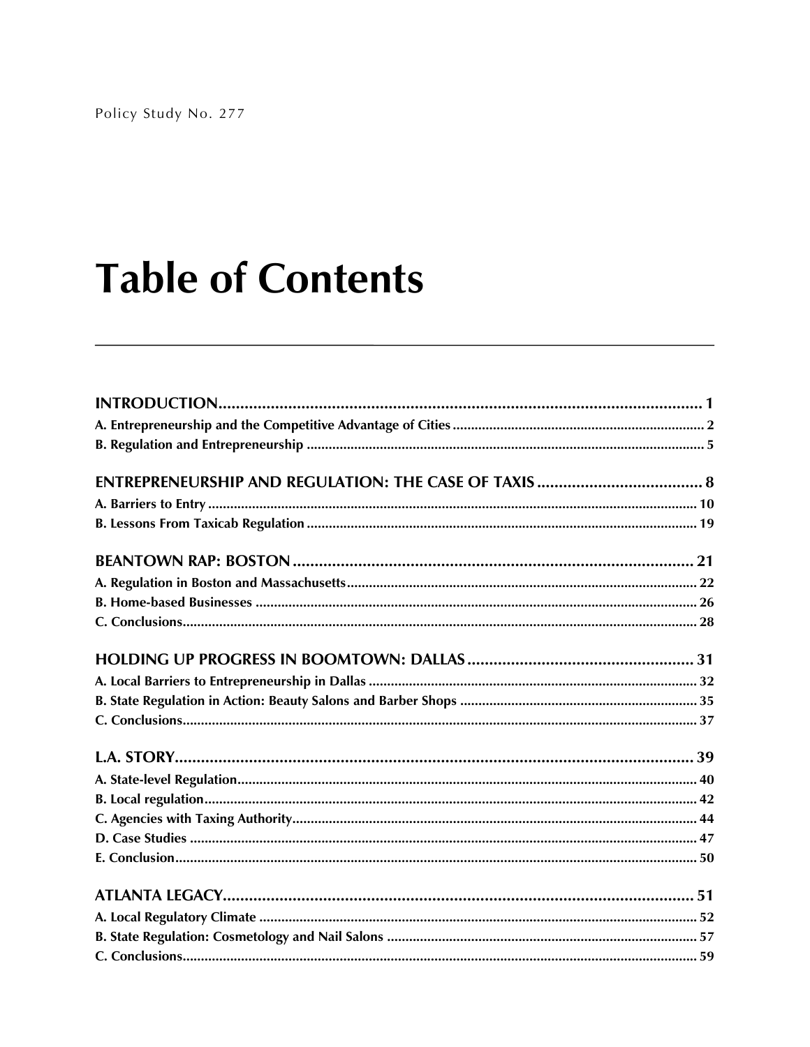Policy Study No. 277

# Table of Contents

**INTRODUCTION ........ 1**
A. Entrepreneurship and the Competitive Advantage of Cities ........ 2
B. Regulation and Entrepreneurship ........ 5

**ENTREPRENEURSHIP AND REGULATION: THE CASE OF TAXIS ........ 8**
A. Barriers to Entry ........ 10
B. Lessons From Taxicab Regulation ........ 19

**BEANTOWN RAP: BOSTON ........ 21**
A. Regulation in Boston and Massachusetts ........ 22
B. Home-based Businesses ........ 26
C. Conclusions ........ 28

**HOLDING UP PROGRESS IN BOOMTOWN: DALLAS ........ 31**
A. Local Barriers to Entrepreneurship in Dallas ........ 32
B. State Regulation in Action: Beauty Salons and Barber Shops ........ 35
C. Conclusions ........ 37

**L.A. STORY ........ 39**
A. State-level Regulation ........ 40
B. Local regulation ........ 42
C. Agencies with Taxing Authority ........ 44
D. Case Studies ........ 47
E. Conclusion ........ 50

**ATLANTA LEGACY ........ 51**
A. Local Regulatory Climate ........ 52
B. State Regulation: Cosmetology and Nail Salons ........ 57
C. Conclusions ........ 59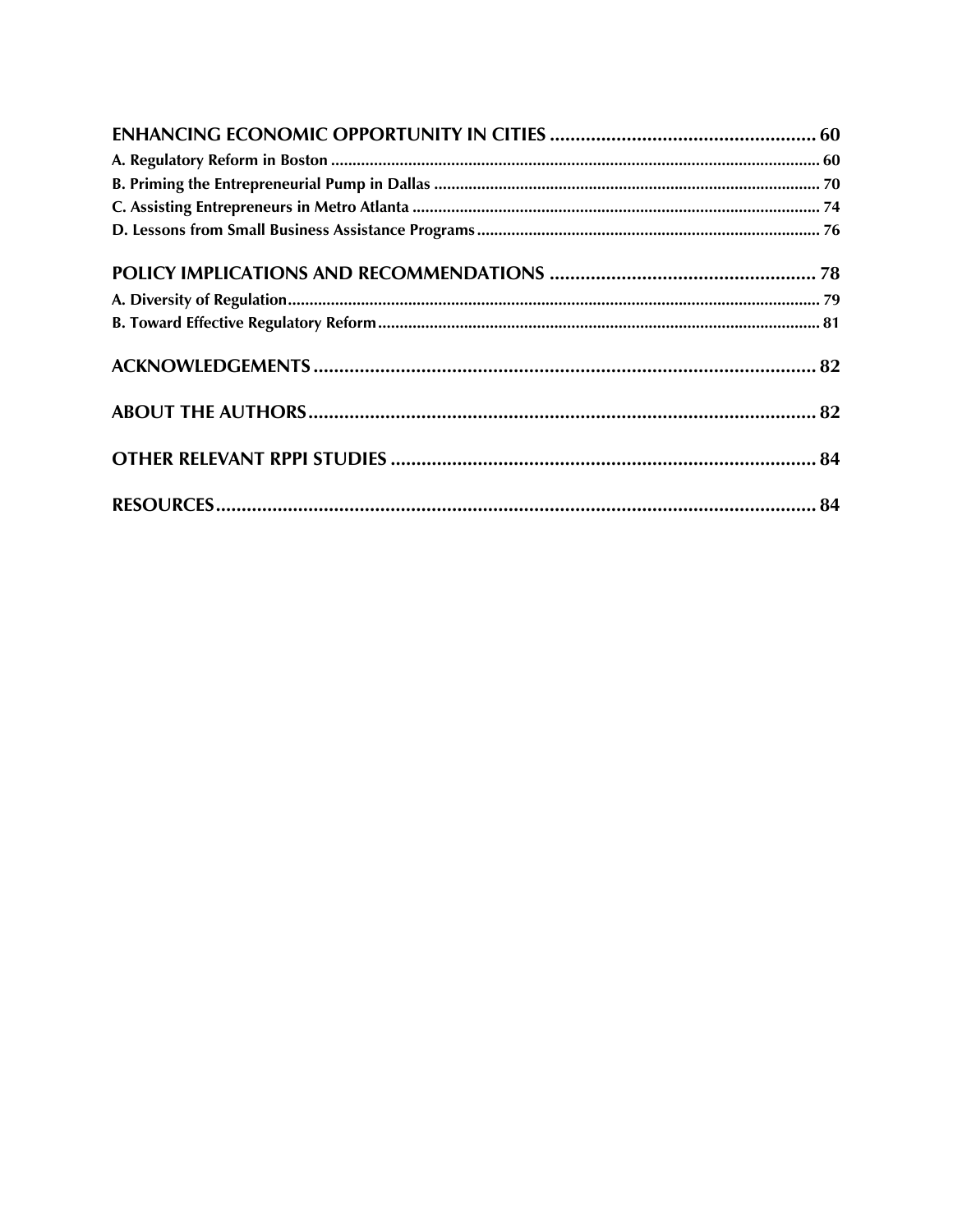**ENHANCING ECONOMIC OPPORTUNITY IN CITIES .................................................... 60**

A. Regulatory Reform in Boston ................................................................................................................ 60

B. Priming the Entrepreneurial Pump in Dallas ......................................................................................... 70

C. Assisting Entrepreneurs in Metro Atlanta ............................................................................................. 74

D. Lessons from Small Business Assistance Programs ............................................................................... 76

**POLICY IMPLICATIONS AND RECOMMENDATIONS .................................................... 78**

A. Diversity of Regulation......................................................................................................................... 79

B. Toward Effective Regulatory Reform..................................................................................................... 81

**ACKNOWLEDGEMENTS ................................................................................................. 82**

**ABOUT THE AUTHORS.................................................................................................. 82**

**OTHER RELEVANT RPPI STUDIES ................................................................................... 84**

**RESOURCES.................................................................................................................... 84**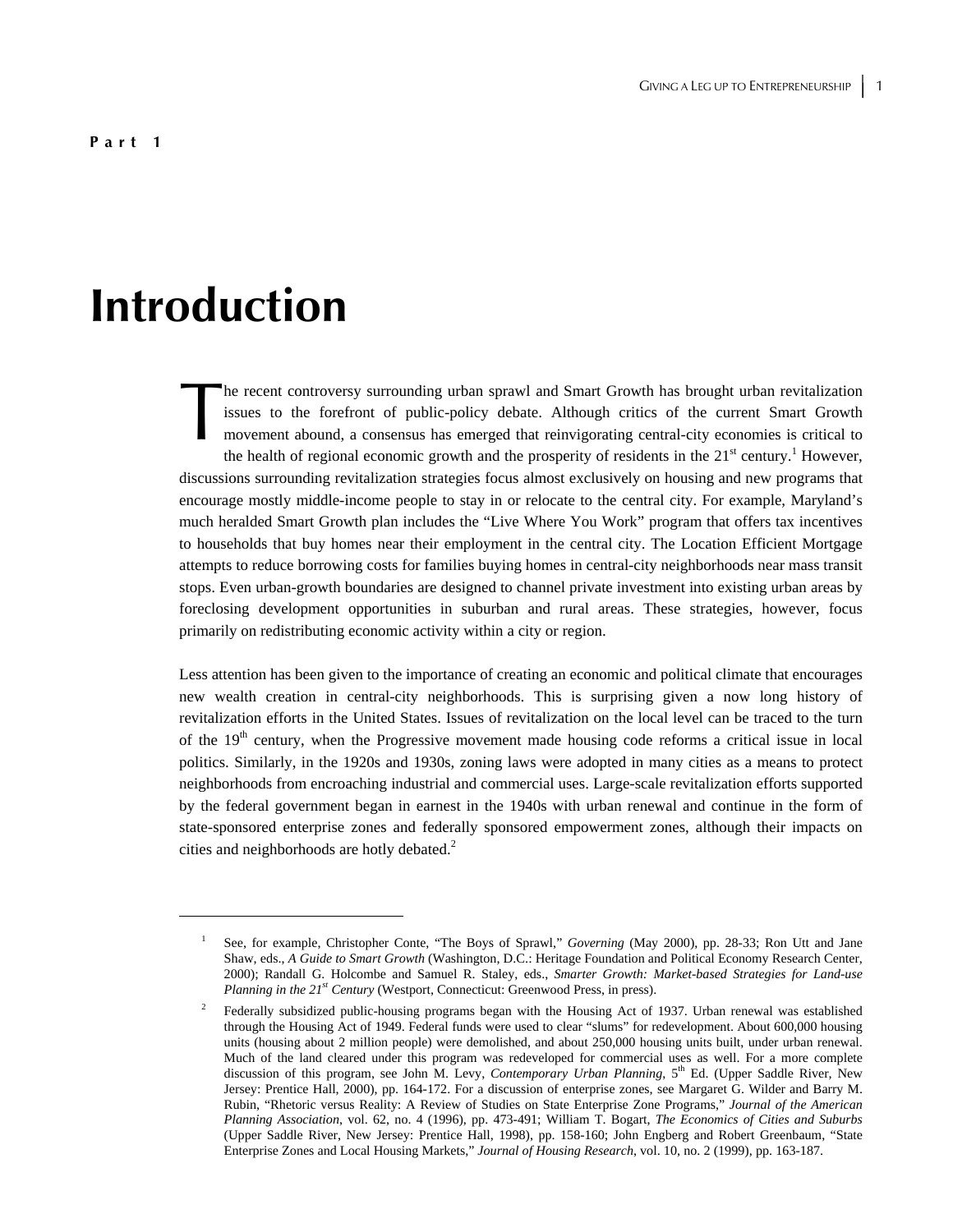**Part 1**

# Introduction

The recent controversy surrounding urban sprawl and Smart Growth has brought urban revitalization issues to the forefront of public-policy debate. Although critics of the current Smart Growth movement abound, a consensus has emerged that reinvigorating central-city economies is critical to the health of regional economic growth and the prosperity of residents in the 21st century.[1] However, discussions surrounding revitalization strategies focus almost exclusively on housing and new programs that encourage mostly middle-income people to stay in or relocate to the central city. For example, Maryland's much heralded Smart Growth plan includes the "Live Where You Work" program that offers tax incentives to households that buy homes near their employment in the central city. The Location Efficient Mortgage attempts to reduce borrowing costs for families buying homes in central-city neighborhoods near mass transit stops. Even urban-growth boundaries are designed to channel private investment into existing urban areas by foreclosing development opportunities in suburban and rural areas. These strategies, however, focus primarily on redistributing economic activity within a city or region.

Less attention has been given to the importance of creating an economic and political climate that encourages new wealth creation in central-city neighborhoods. This is surprising given a now long history of revitalization efforts in the United States. Issues of revitalization on the local level can be traced to the turn of the 19th century, when the Progressive movement made housing code reforms a critical issue in local politics. Similarly, in the 1920s and 1930s, zoning laws were adopted in many cities as a means to protect neighborhoods from encroaching industrial and commercial uses. Large-scale revitalization efforts supported by the federal government began in earnest in the 1940s with urban renewal and continue in the form of state-sponsored enterprise zones and federally sponsored empowerment zones, although their impacts on cities and neighborhoods are hotly debated.[2]

---

[1] See, for example, Christopher Conte, "The Boys of Sprawl," *Governing* (May 2000), pp. 28-33; Ron Utt and Jane Shaw, eds., *A Guide to Smart Growth* (Washington, D.C.: Heritage Foundation and Political Economy Research Center, 2000); Randall G. Holcombe and Samuel R. Staley, eds., *Smarter Growth: Market-based Strategies for Land-use Planning in the 21st Century* (Westport, Connecticut: Greenwood Press, in press).

[2] Federally subsidized public-housing programs began with the Housing Act of 1937. Urban renewal was established through the Housing Act of 1949. Federal funds were used to clear "slums" for redevelopment. About 600,000 housing units (housing about 2 million people) were demolished, and about 250,000 housing units built, under urban renewal. Much of the land cleared under this program was redeveloped for commercial uses as well. For a more complete discussion of this program, see John M. Levy, *Contemporary Urban Planning*, 5th Ed. (Upper Saddle River, New Jersey: Prentice Hall, 2000), pp. 164-172. For a discussion of enterprise zones, see Margaret G. Wilder and Barry M. Rubin, "Rhetoric versus Reality: A Review of Studies on State Enterprise Zone Programs," *Journal of the American Planning Association*, vol. 62, no. 4 (1996), pp. 473-491; William T. Bogart, *The Economics of Cities and Suburbs* (Upper Saddle River, New Jersey: Prentice Hall, 1998), pp. 158-160; John Engberg and Robert Greenbaum, "State Enterprise Zones and Local Housing Markets," *Journal of Housing Research*, vol. 10, no. 2 (1999), pp. 163-187.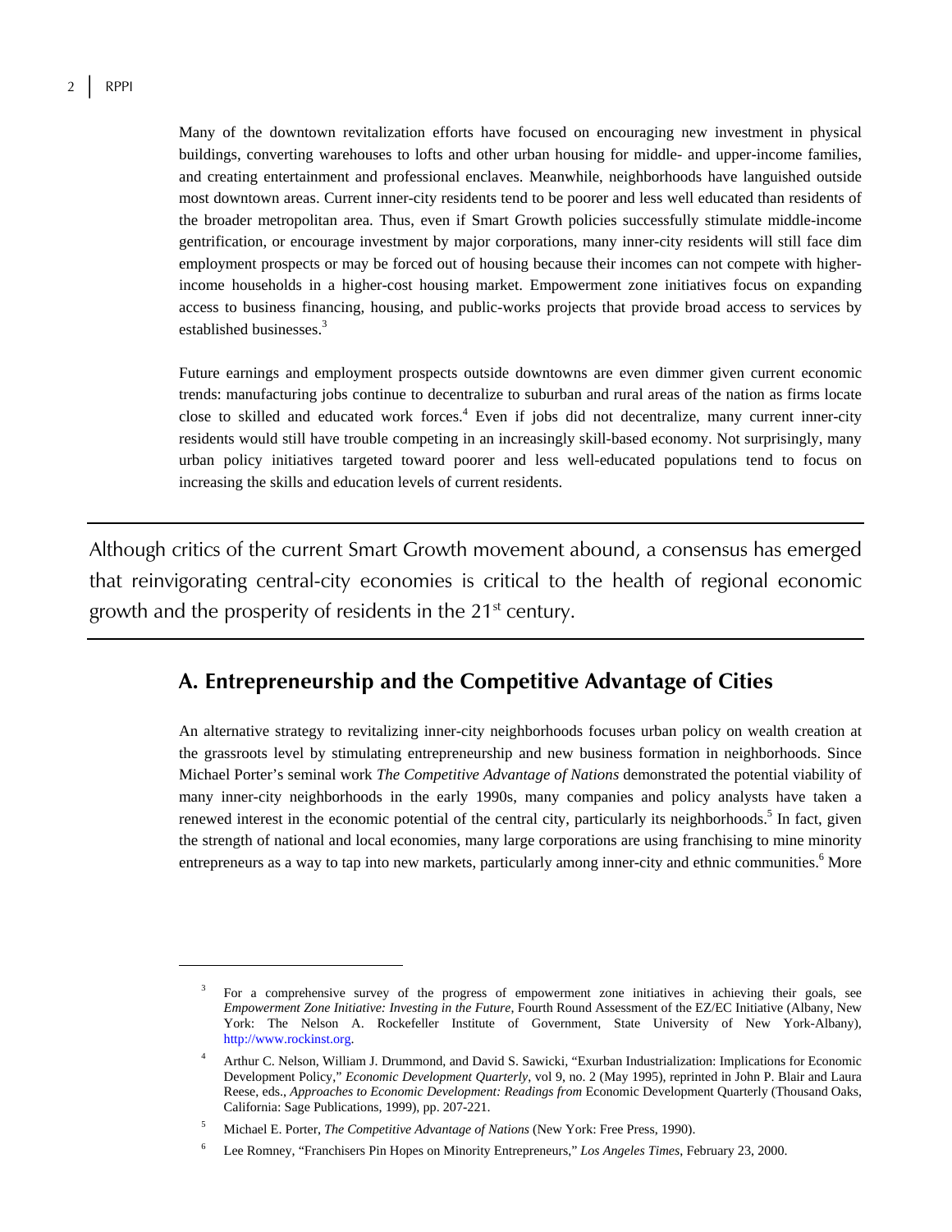Many of the downtown revitalization efforts have focused on encouraging new investment in physical buildings, converting warehouses to lofts and other urban housing for middle- and upper-income families, and creating entertainment and professional enclaves. Meanwhile, neighborhoods have languished outside most downtown areas. Current inner-city residents tend to be poorer and less well educated than residents of the broader metropolitan area. Thus, even if Smart Growth policies successfully stimulate middle-income gentrification, or encourage investment by major corporations, many inner-city residents will still face dim employment prospects or may be forced out of housing because their incomes can not compete with higher-income households in a higher-cost housing market. Empowerment zone initiatives focus on expanding access to business financing, housing, and public-works projects that provide broad access to services by established businesses.[3]

Future earnings and employment prospects outside downtowns are even dimmer given current economic trends: manufacturing jobs continue to decentralize to suburban and rural areas of the nation as firms locate close to skilled and educated work forces.[4] Even if jobs did not decentralize, many current inner-city residents would still have trouble competing in an increasingly skill-based economy. Not surprisingly, many urban policy initiatives targeted toward poorer and less well-educated populations tend to focus on increasing the skills and education levels of current residents.

---

Although critics of the current Smart Growth movement abound, a consensus has emerged that reinvigorating central-city economies is critical to the health of regional economic growth and the prosperity of residents in the 21st century.

---

## A. Entrepreneurship and the Competitive Advantage of Cities

An alternative strategy to revitalizing inner-city neighborhoods focuses urban policy on wealth creation at the grassroots level by stimulating entrepreneurship and new business formation in neighborhoods. Since Michael Porter's seminal work *The Competitive Advantage of Nations* demonstrated the potential viability of many inner-city neighborhoods in the early 1990s, many companies and policy analysts have taken a renewed interest in the economic potential of the central city, particularly its neighborhoods.[5] In fact, given the strength of national and local economies, many large corporations are using franchising to mine minority entrepreneurs as a way to tap into new markets, particularly among inner-city and ethnic communities.[6] More

---

[3] For a comprehensive survey of the progress of empowerment zone initiatives in achieving their goals, see *Empowerment Zone Initiative: Investing in the Future*, Fourth Round Assessment of the EZ/EC Initiative (Albany, New York: The Nelson A. Rockefeller Institute of Government, State University of New York-Albany), http://www.rockinst.org.

[4] Arthur C. Nelson, William J. Drummond, and David S. Sawicki, "Exurban Industrialization: Implications for Economic Development Policy," *Economic Development Quarterly*, vol 9, no. 2 (May 1995), reprinted in John P. Blair and Laura Reese, eds., *Approaches to Economic Development: Readings from* Economic Development Quarterly (Thousand Oaks, California: Sage Publications, 1999), pp. 207-221.

[5] Michael E. Porter, *The Competitive Advantage of Nations* (New York: Free Press, 1990).

[6] Lee Romney, "Franchisers Pin Hopes on Minority Entrepreneurs," *Los Angeles Times*, February 23, 2000.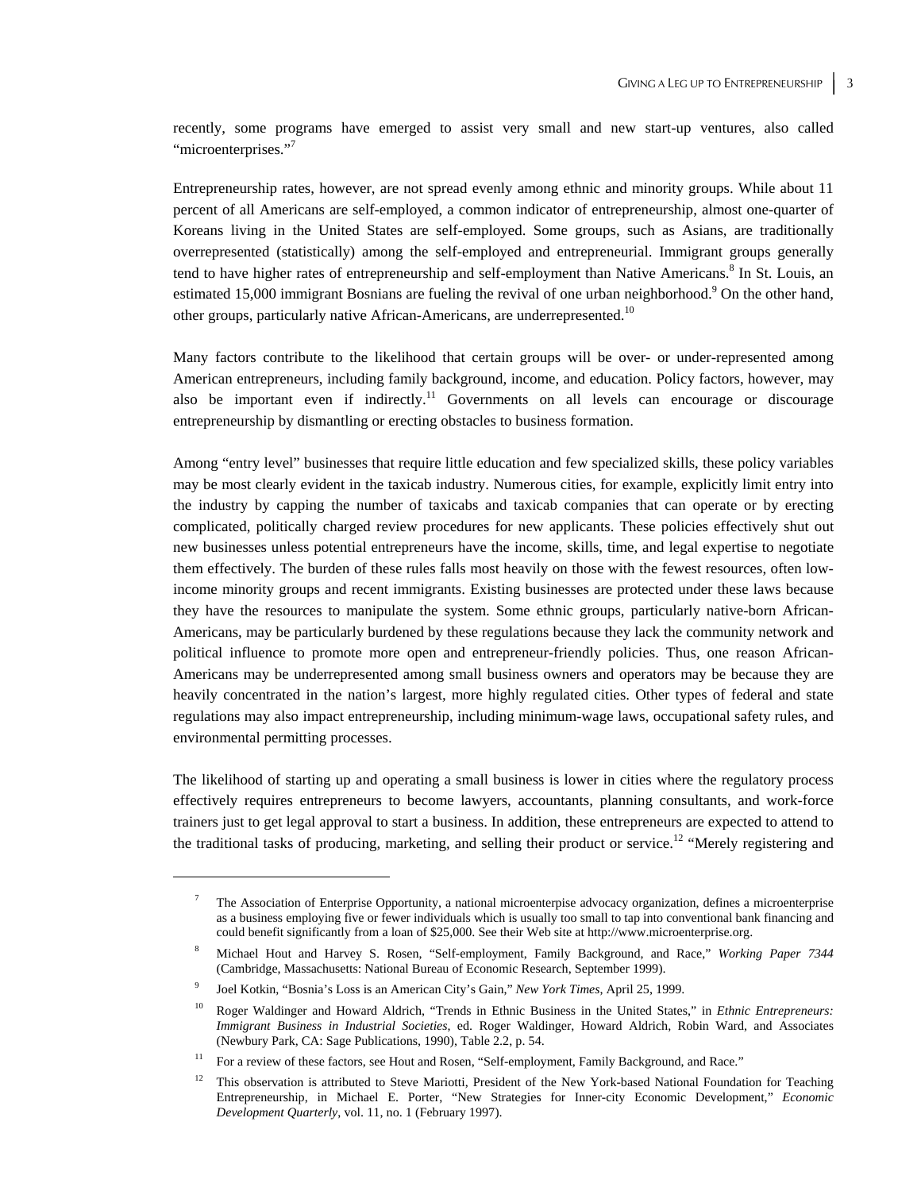recently, some programs have emerged to assist very small and new start-up ventures, also called "microenterprises."[7]

Entrepreneurship rates, however, are not spread evenly among ethnic and minority groups. While about 11 percent of all Americans are self-employed, a common indicator of entrepreneurship, almost one-quarter of Koreans living in the United States are self-employed. Some groups, such as Asians, are traditionally overrepresented (statistically) among the self-employed and entrepreneurial. Immigrant groups generally tend to have higher rates of entrepreneurship and self-employment than Native Americans.[8] In St. Louis, an estimated 15,000 immigrant Bosnians are fueling the revival of one urban neighborhood.[9] On the other hand, other groups, particularly native African-Americans, are underrepresented.[10]

Many factors contribute to the likelihood that certain groups will be over- or under-represented among American entrepreneurs, including family background, income, and education. Policy factors, however, may also be important even if indirectly.[11] Governments on all levels can encourage or discourage entrepreneurship by dismantling or erecting obstacles to business formation.

Among "entry level" businesses that require little education and few specialized skills, these policy variables may be most clearly evident in the taxicab industry. Numerous cities, for example, explicitly limit entry into the industry by capping the number of taxicabs and taxicab companies that can operate or by erecting complicated, politically charged review procedures for new applicants. These policies effectively shut out new businesses unless potential entrepreneurs have the income, skills, time, and legal expertise to negotiate them effectively. The burden of these rules falls most heavily on those with the fewest resources, often low-income minority groups and recent immigrants. Existing businesses are protected under these laws because they have the resources to manipulate the system. Some ethnic groups, particularly native-born African-Americans, may be particularly burdened by these regulations because they lack the community network and political influence to promote more open and entrepreneur-friendly policies. Thus, one reason African-Americans may be underrepresented among small business owners and operators may be because they are heavily concentrated in the nation's largest, more highly regulated cities. Other types of federal and state regulations may also impact entrepreneurship, including minimum-wage laws, occupational safety rules, and environmental permitting processes.

The likelihood of starting up and operating a small business is lower in cities where the regulatory process effectively requires entrepreneurs to become lawyers, accountants, planning consultants, and work-force trainers just to get legal approval to start a business. In addition, these entrepreneurs are expected to attend to the traditional tasks of producing, marketing, and selling their product or service.[12] "Merely registering and

---

[7] The Association of Enterprise Opportunity, a national microenterpise advocacy organization, defines a microenterprise as a business employing five or fewer individuals which is usually too small to tap into conventional bank financing and could benefit significantly from a loan of $25,000. See their Web site at http://www.microenterprise.org.

[8] Michael Hout and Harvey S. Rosen, "Self-employment, Family Background, and Race," *Working Paper 7344* (Cambridge, Massachusetts: National Bureau of Economic Research, September 1999).

[9] Joel Kotkin, "Bosnia's Loss is an American City's Gain," *New York Times*, April 25, 1999.

[10] Roger Waldinger and Howard Aldrich, "Trends in Ethnic Business in the United States," in *Ethnic Entrepreneurs: Immigrant Business in Industrial Societies*, ed. Roger Waldinger, Howard Aldrich, Robin Ward, and Associates (Newbury Park, CA: Sage Publications, 1990), Table 2.2, p. 54.

[11] For a review of these factors, see Hout and Rosen, "Self-employment, Family Background, and Race."

[12] This observation is attributed to Steve Mariotti, President of the New York-based National Foundation for Teaching Entrepreneurship, in Michael E. Porter, "New Strategies for Inner-city Economic Development," *Economic Development Quarterly*, vol. 11, no. 1 (February 1997).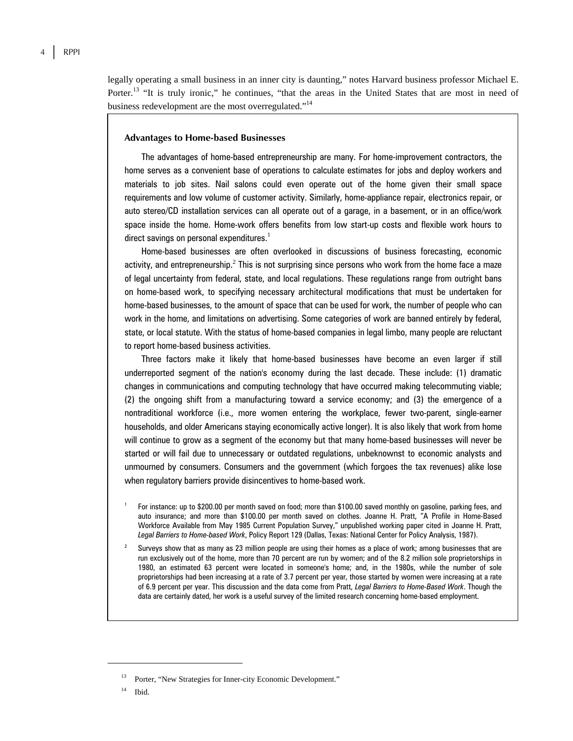legally operating a small business in an inner city is daunting," notes Harvard business professor Michael E. Porter.[13] "It is truly ironic," he continues, "that the areas in the United States that are most in need of business redevelopment are the most overregulated."[14]

### Advantages to Home-based Businesses

The advantages of home-based entrepreneurship are many. For home-improvement contractors, the home serves as a convenient base of operations to calculate estimates for jobs and deploy workers and materials to job sites. Nail salons could even operate out of the home given their small space requirements and low volume of customer activity. Similarly, home-appliance repair, electronics repair, or auto stereo/CD installation services can all operate out of a garage, in a basement, or in an office/work space inside the home. Home-work offers benefits from low start-up costs and flexible work hours to direct savings on personal expenditures.[1]

Home-based businesses are often overlooked in discussions of business forecasting, economic activity, and entrepreneurship.[2] This is not surprising since persons who work from the home face a maze of legal uncertainty from federal, state, and local regulations. These regulations range from outright bans on home-based work, to specifying necessary architectural modifications that must be undertaken for home-based businesses, to the amount of space that can be used for work, the number of people who can work in the home, and limitations on advertising. Some categories of work are banned entirely by federal, state, or local statute. With the status of home-based companies in legal limbo, many people are reluctant to report home-based business activities.

Three factors make it likely that home-based businesses have become an even larger if still underreported segment of the nation's economy during the last decade. These include: (1) dramatic changes in communications and computing technology that have occurred making telecommuting viable; (2) the ongoing shift from a manufacturing toward a service economy; and (3) the emergence of a nontraditional workforce (i.e., more women entering the workplace, fewer two-parent, single-earner households, and older Americans staying economically active longer). It is also likely that work from home will continue to grow as a segment of the economy but that many home-based businesses will never be started or will fail due to unnecessary or outdated regulations, unbeknownst to economic analysts and unmourned by consumers. Consumers and the government (which forgoes the tax revenues) alike lose when regulatory barriers provide disincentives to home-based work.

[1] For instance: up to $200.00 per month saved on food; more than $100.00 saved monthly on gasoline, parking fees, and auto insurance; and more than $100.00 per month saved on clothes. Joanne H. Pratt, "A Profile in Home-Based Workforce Available from May 1985 Current Population Survey," unpublished working paper cited in Joanne H. Pratt, *Legal Barriers to Home-based Work*, Policy Report 129 (Dallas, Texas: National Center for Policy Analysis, 1987).

[2] Surveys show that as many as 23 million people are using their homes as a place of work; among businesses that are run exclusively out of the home, more than 70 percent are run by women; and of the 8.2 million sole proprietorships in 1980, an estimated 63 percent were located in someone's home; and, in the 1980s, while the number of sole proprietorships had been increasing at a rate of 3.7 percent per year, those started by women were increasing at a rate of 6.9 percent per year. This discussion and the data come from Pratt, *Legal Barriers to Home-Based Work*. Though the data are certainly dated, her work is a useful survey of the limited research concerning home-based employment.

[13] Porter, "New Strategies for Inner-city Economic Development."

[14] Ibid.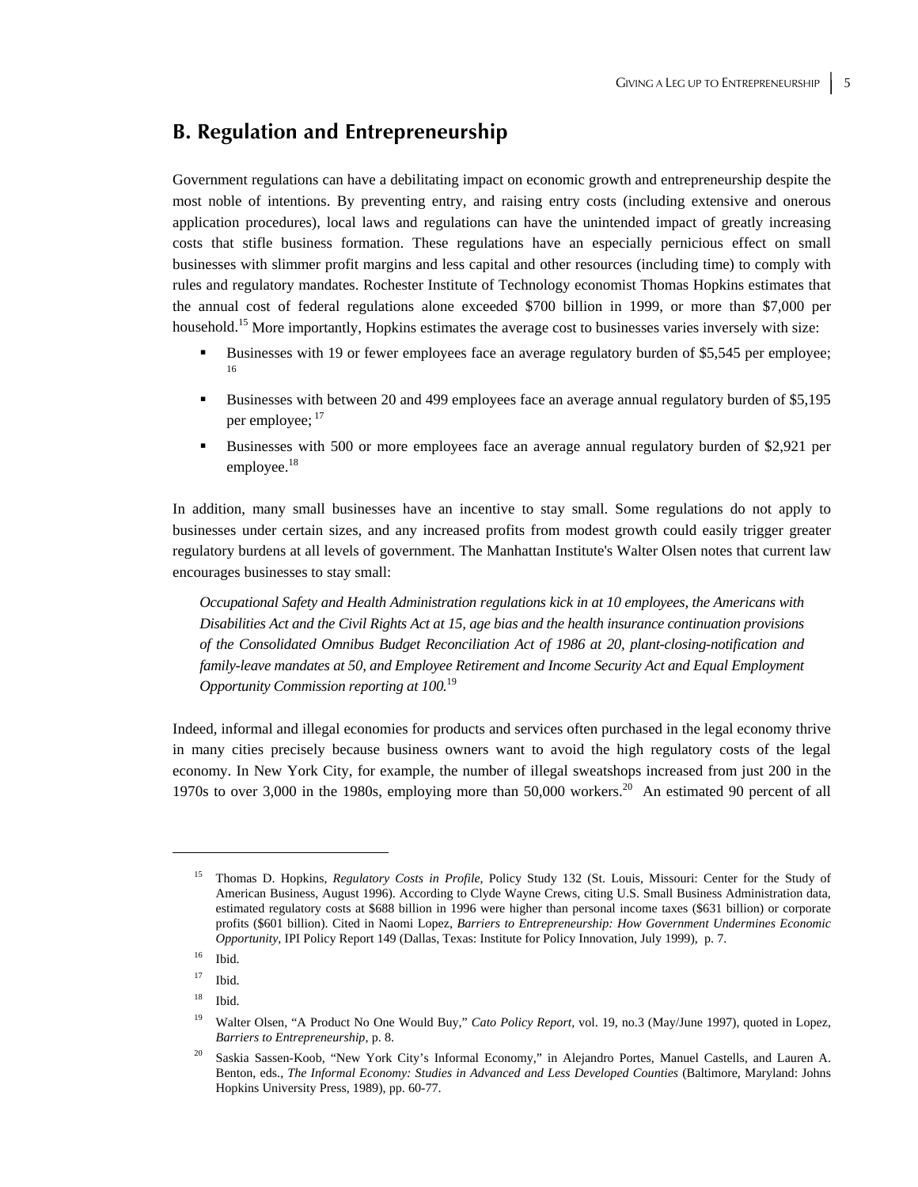## B. Regulation and Entrepreneurship

Government regulations can have a debilitating impact on economic growth and entrepreneurship despite the most noble of intentions. By preventing entry, and raising entry costs (including extensive and onerous application procedures), local laws and regulations can have the unintended impact of greatly increasing costs that stifle business formation. These regulations have an especially pernicious effect on small businesses with slimmer profit margins and less capital and other resources (including time) to comply with rules and regulatory mandates. Rochester Institute of Technology economist Thomas Hopkins estimates that the annual cost of federal regulations alone exceeded $700 billion in 1999, or more than $7,000 per household.[15] More importantly, Hopkins estimates the average cost to businesses varies inversely with size:

- Businesses with 19 or fewer employees face an average regulatory burden of $5,545 per employee; [16]
- Businesses with between 20 and 499 employees face an average annual regulatory burden of $5,195 per employee; [17]
- Businesses with 500 or more employees face an average annual regulatory burden of $2,921 per employee.[18]

In addition, many small businesses have an incentive to stay small. Some regulations do not apply to businesses under certain sizes, and any increased profits from modest growth could easily trigger greater regulatory burdens at all levels of government. The Manhattan Institute's Walter Olsen notes that current law encourages businesses to stay small:

> *Occupational Safety and Health Administration regulations kick in at 10 employees, the Americans with Disabilities Act and the Civil Rights Act at 15, age bias and the health insurance continuation provisions of the Consolidated Omnibus Budget Reconciliation Act of 1986 at 20, plant-closing-notification and family-leave mandates at 50, and Employee Retirement and Income Security Act and Equal Employment Opportunity Commission reporting at 100.*[19]

Indeed, informal and illegal economies for products and services often purchased in the legal economy thrive in many cities precisely because business owners want to avoid the high regulatory costs of the legal economy. In New York City, for example, the number of illegal sweatshops increased from just 200 in the 1970s to over 3,000 in the 1980s, employing more than 50,000 workers.[20] An estimated 90 percent of all

---

[15] Thomas D. Hopkins, *Regulatory Costs in Profile*, Policy Study 132 (St. Louis, Missouri: Center for the Study of American Business, August 1996). According to Clyde Wayne Crews, citing U.S. Small Business Administration data, estimated regulatory costs at $688 billion in 1996 were higher than personal income taxes ($631 billion) or corporate profits ($601 billion). Cited in Naomi Lopez, *Barriers to Entrepreneurship: How Government Undermines Economic Opportunity*, IPI Policy Report 149 (Dallas, Texas: Institute for Policy Innovation, July 1999), p. 7.

[16] Ibid.

[17] Ibid.

[18] Ibid.

[19] Walter Olsen, "A Product No One Would Buy," *Cato Policy Report*, vol. 19, no.3 (May/June 1997), quoted in Lopez, *Barriers to Entrepreneurship*, p. 8.

[20] Saskia Sassen-Koob, "New York City's Informal Economy," in Alejandro Portes, Manuel Castells, and Lauren A. Benton, eds., *The Informal Economy: Studies in Advanced and Less Developed Counties* (Baltimore, Maryland: Johns Hopkins University Press, 1989), pp. 60-77.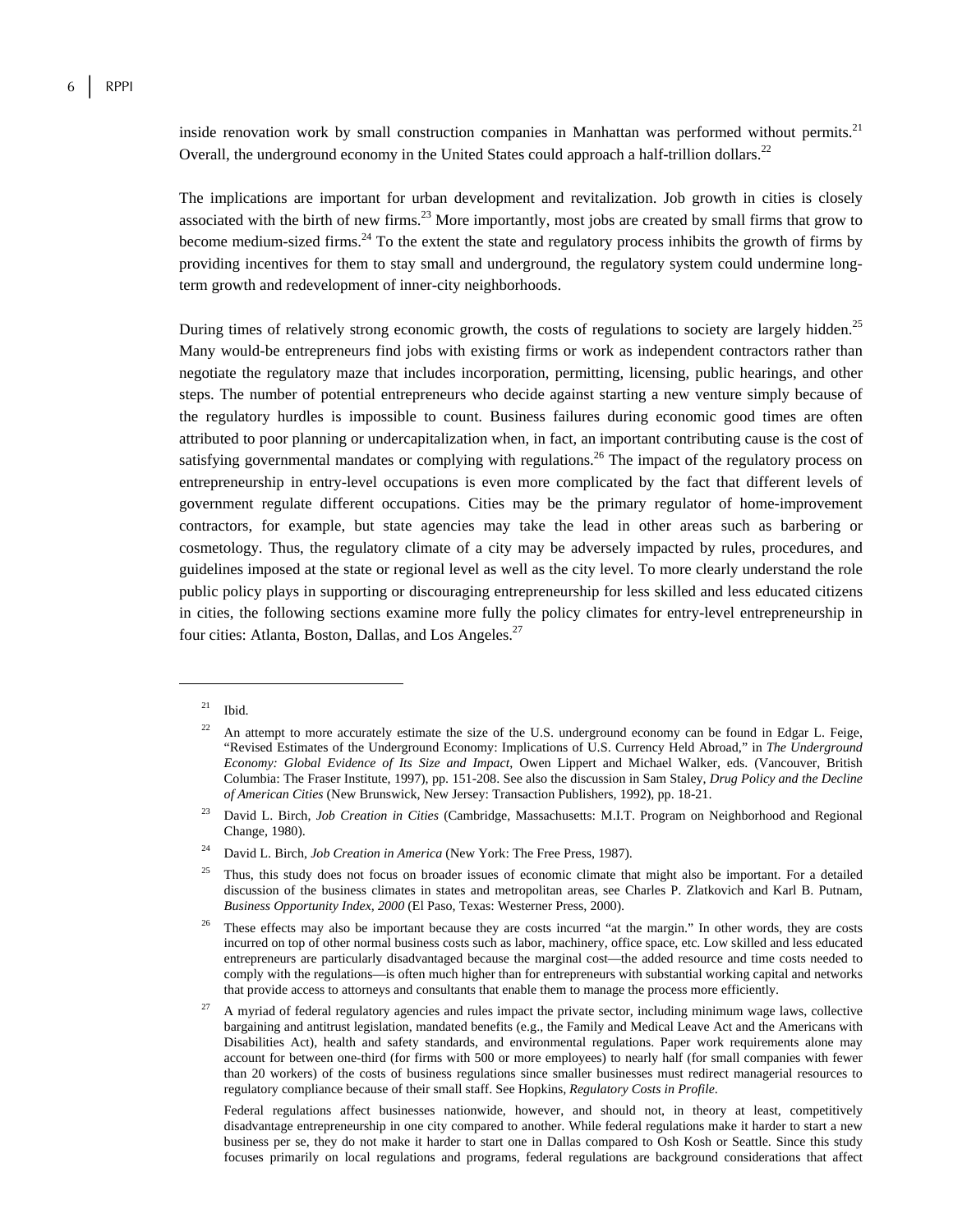inside renovation work by small construction companies in Manhattan was performed without permits.[21] Overall, the underground economy in the United States could approach a half-trillion dollars.[22]

The implications are important for urban development and revitalization. Job growth in cities is closely associated with the birth of new firms.[23] More importantly, most jobs are created by small firms that grow to become medium-sized firms.[24] To the extent the state and regulatory process inhibits the growth of firms by providing incentives for them to stay small and underground, the regulatory system could undermine long-term growth and redevelopment of inner-city neighborhoods.

During times of relatively strong economic growth, the costs of regulations to society are largely hidden.[25] Many would-be entrepreneurs find jobs with existing firms or work as independent contractors rather than negotiate the regulatory maze that includes incorporation, permitting, licensing, public hearings, and other steps. The number of potential entrepreneurs who decide against starting a new venture simply because of the regulatory hurdles is impossible to count. Business failures during economic good times are often attributed to poor planning or undercapitalization when, in fact, an important contributing cause is the cost of satisfying governmental mandates or complying with regulations.[26] The impact of the regulatory process on entrepreneurship in entry-level occupations is even more complicated by the fact that different levels of government regulate different occupations. Cities may be the primary regulator of home-improvement contractors, for example, but state agencies may take the lead in other areas such as barbering or cosmetology. Thus, the regulatory climate of a city may be adversely impacted by rules, procedures, and guidelines imposed at the state or regional level as well as the city level. To more clearly understand the role public policy plays in supporting or discouraging entrepreneurship for less skilled and less educated citizens in cities, the following sections examine more fully the policy climates for entry-level entrepreneurship in four cities: Atlanta, Boston, Dallas, and Los Angeles.[27]

---

[21] Ibid.

[22] An attempt to more accurately estimate the size of the U.S. underground economy can be found in Edgar L. Feige, "Revised Estimates of the Underground Economy: Implications of U.S. Currency Held Abroad," in *The Underground Economy: Global Evidence of Its Size and Impact*, Owen Lippert and Michael Walker, eds. (Vancouver, British Columbia: The Fraser Institute, 1997), pp. 151-208. See also the discussion in Sam Staley, *Drug Policy and the Decline of American Cities* (New Brunswick, New Jersey: Transaction Publishers, 1992), pp. 18-21.

[23] David L. Birch, *Job Creation in Cities* (Cambridge, Massachusetts: M.I.T. Program on Neighborhood and Regional Change, 1980).

[24] David L. Birch, *Job Creation in America* (New York: The Free Press, 1987).

[25] Thus, this study does not focus on broader issues of economic climate that might also be important. For a detailed discussion of the business climates in states and metropolitan areas, see Charles P. Zlatkovich and Karl B. Putnam, *Business Opportunity Index, 2000* (El Paso, Texas: Westerner Press, 2000).

[26] These effects may also be important because they are costs incurred "at the margin." In other words, they are costs incurred on top of other normal business costs such as labor, machinery, office space, etc. Low skilled and less educated entrepreneurs are particularly disadvantaged because the marginal cost—the added resource and time costs needed to comply with the regulations—is often much higher than for entrepreneurs with substantial working capital and networks that provide access to attorneys and consultants that enable them to manage the process more efficiently.

[27] A myriad of federal regulatory agencies and rules impact the private sector, including minimum wage laws, collective bargaining and antitrust legislation, mandated benefits (e.g., the Family and Medical Leave Act and the Americans with Disabilities Act), health and safety standards, and environmental regulations. Paper work requirements alone may account for between one-third (for firms with 500 or more employees) to nearly half (for small companies with fewer than 20 workers) of the costs of business regulations since smaller businesses must redirect managerial resources to regulatory compliance because of their small staff. See Hopkins, *Regulatory Costs in Profile*.

Federal regulations affect businesses nationwide, however, and should not, in theory at least, competitively disadvantage entrepreneurship in one city compared to another. While federal regulations make it harder to start a new business per se, they do not make it harder to start one in Dallas compared to Osh Kosh or Seattle. Since this study focuses primarily on local regulations and programs, federal regulations are background considerations that affect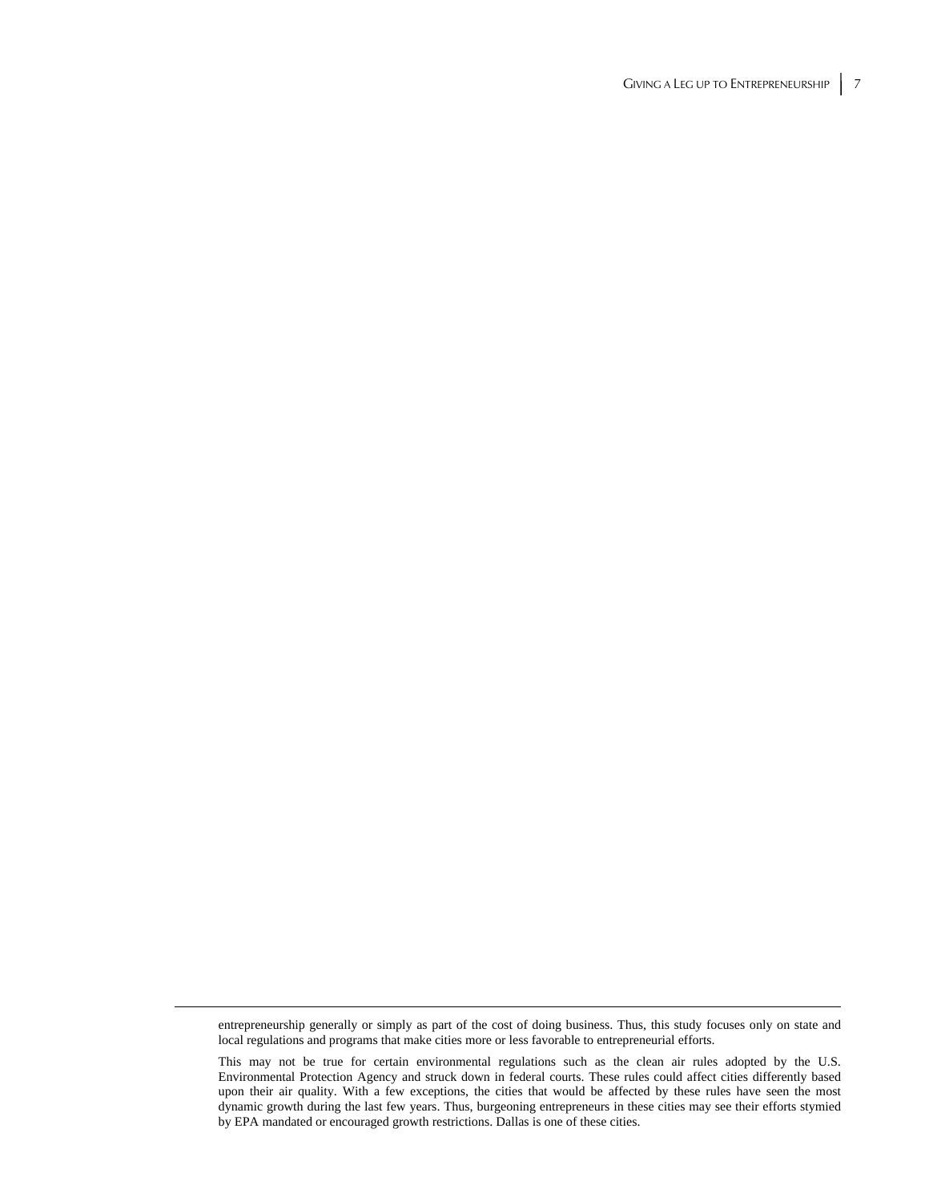entrepreneurship generally or simply as part of the cost of doing business. Thus, this study focuses only on state and local regulations and programs that make cities more or less favorable to entrepreneurial efforts.

This may not be true for certain environmental regulations such as the clean air rules adopted by the U.S. Environmental Protection Agency and struck down in federal courts. These rules could affect cities differently based upon their air quality. With a few exceptions, the cities that would be affected by these rules have seen the most dynamic growth during the last few years. Thus, burgeoning entrepreneurs in these cities may see their efforts stymied by EPA mandated or encouraged growth restrictions. Dallas is one of these cities.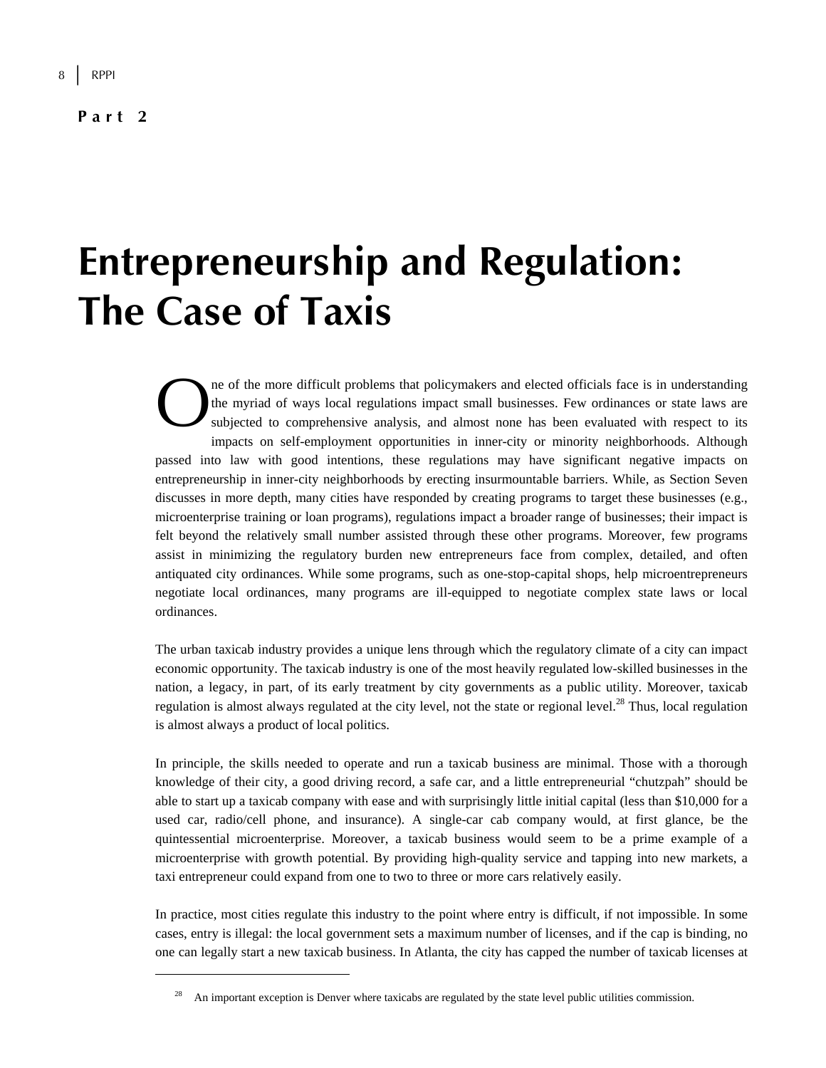**Part 2**

# Entrepreneurship and Regulation: The Case of Taxis

One of the more difficult problems that policymakers and elected officials face is in understanding the myriad of ways local regulations impact small businesses. Few ordinances or state laws are subjected to comprehensive analysis, and almost none has been evaluated with respect to its impacts on self-employment opportunities in inner-city or minority neighborhoods. Although passed into law with good intentions, these regulations may have significant negative impacts on entrepreneurship in inner-city neighborhoods by erecting insurmountable barriers. While, as Section Seven discusses in more depth, many cities have responded by creating programs to target these businesses (e.g., microenterprise training or loan programs), regulations impact a broader range of businesses; their impact is felt beyond the relatively small number assisted through these other programs. Moreover, few programs assist in minimizing the regulatory burden new entrepreneurs face from complex, detailed, and often antiquated city ordinances. While some programs, such as one-stop-capital shops, help microentrepreneurs negotiate local ordinances, many programs are ill-equipped to negotiate complex state laws or local ordinances.

The urban taxicab industry provides a unique lens through which the regulatory climate of a city can impact economic opportunity. The taxicab industry is one of the most heavily regulated low-skilled businesses in the nation, a legacy, in part, of its early treatment by city governments as a public utility. Moreover, taxicab regulation is almost always regulated at the city level, not the state or regional level.[28] Thus, local regulation is almost always a product of local politics.

In principle, the skills needed to operate and run a taxicab business are minimal. Those with a thorough knowledge of their city, a good driving record, a safe car, and a little entrepreneurial "chutzpah" should be able to start up a taxicab company with ease and with surprisingly little initial capital (less than $10,000 for a used car, radio/cell phone, and insurance). A single-car cab company would, at first glance, be the quintessential microenterprise. Moreover, a taxicab business would seem to be a prime example of a microenterprise with growth potential. By providing high-quality service and tapping into new markets, a taxi entrepreneur could expand from one to two to three or more cars relatively easily.

In practice, most cities regulate this industry to the point where entry is difficult, if not impossible. In some cases, entry is illegal: the local government sets a maximum number of licenses, and if the cap is binding, no one can legally start a new taxicab business. In Atlanta, the city has capped the number of taxicab licenses at

[28] An important exception is Denver where taxicabs are regulated by the state level public utilities commission.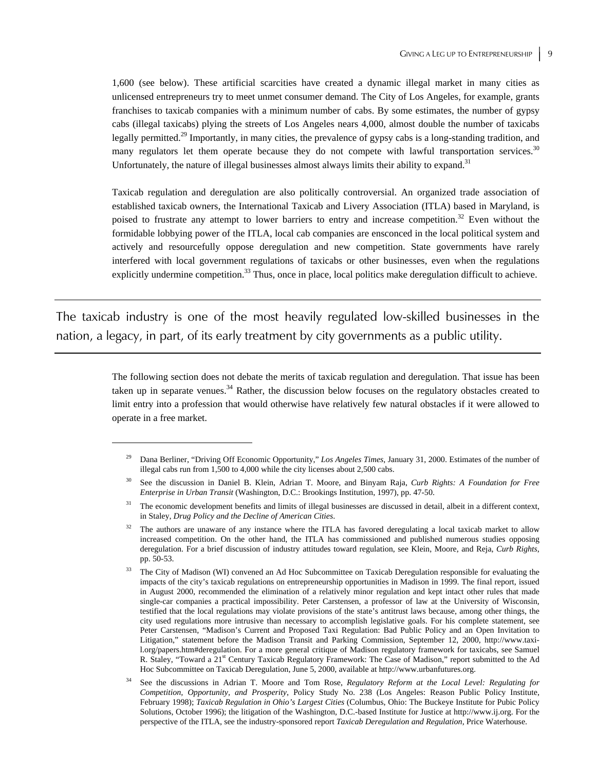1,600 (see below). These artificial scarcities have created a dynamic illegal market in many cities as unlicensed entrepreneurs try to meet unmet consumer demand. The City of Los Angeles, for example, grants franchises to taxicab companies with a minimum number of cabs. By some estimates, the number of gypsy cabs (illegal taxicabs) plying the streets of Los Angeles nears 4,000, almost double the number of taxicabs legally permitted.[29] Importantly, in many cities, the prevalence of gypsy cabs is a long-standing tradition, and many regulators let them operate because they do not compete with lawful transportation services.[30] Unfortunately, the nature of illegal businesses almost always limits their ability to expand.[31]

Taxicab regulation and deregulation are also politically controversial. An organized trade association of established taxicab owners, the International Taxicab and Livery Association (ITLA) based in Maryland, is poised to frustrate any attempt to lower barriers to entry and increase competition.[32] Even without the formidable lobbying power of the ITLA, local cab companies are ensconced in the local political system and actively and resourcefully oppose deregulation and new competition. State governments have rarely interfered with local government regulations of taxicabs or other businesses, even when the regulations explicitly undermine competition.[33] Thus, once in place, local politics make deregulation difficult to achieve.

---

The taxicab industry is one of the most heavily regulated low-skilled businesses in the nation, a legacy, in part, of its early treatment by city governments as a public utility.

---

The following section does not debate the merits of taxicab regulation and deregulation. That issue has been taken up in separate venues.[34] Rather, the discussion below focuses on the regulatory obstacles created to limit entry into a profession that would otherwise have relatively few natural obstacles if it were allowed to operate in a free market.

---

[29] Dana Berliner, "Driving Off Economic Opportunity," *Los Angeles Times*, January 31, 2000. Estimates of the number of illegal cabs run from 1,500 to 4,000 while the city licenses about 2,500 cabs.

[30] See the discussion in Daniel B. Klein, Adrian T. Moore, and Binyam Raja, *Curb Rights: A Foundation for Free Enterprise in Urban Transit* (Washington, D.C.: Brookings Institution, 1997), pp. 47-50.

[31] The economic development benefits and limits of illegal businesses are discussed in detail, albeit in a different context, in Staley, *Drug Policy and the Decline of American Cities*.

[32] The authors are unaware of any instance where the ITLA has favored deregulating a local taxicab market to allow increased competition. On the other hand, the ITLA has commissioned and published numerous studies opposing deregulation. For a brief discussion of industry attitudes toward regulation, see Klein, Moore, and Reja, *Curb Rights*, pp. 50-53.

[33] The City of Madison (WI) convened an Ad Hoc Subcommittee on Taxicab Deregulation responsible for evaluating the impacts of the city's taxicab regulations on entrepreneurship opportunities in Madison in 1999. The final report, issued in August 2000, recommended the elimination of a relatively minor regulation and kept intact other rules that made single-car companies a practical impossibility. Peter Carstensen, a professor of law at the University of Wisconsin, testified that the local regulations may violate provisions of the state's antitrust laws because, among other things, the city used regulations more intrusive than necessary to accomplish legislative goals. For his complete statement, see Peter Carstensen, "Madison's Current and Proposed Taxi Regulation: Bad Public Policy and an Open Invitation to Litigation," statement before the Madison Transit and Parking Commission, September 12, 2000, http://www.taxi-l.org/papers.htm#deregulation. For a more general critique of Madison regulatory framework for taxicabs, see Samuel R. Staley, "Toward a 21st Century Taxicab Regulatory Framework: The Case of Madison," report submitted to the Ad Hoc Subcommittee on Taxicab Deregulation, June 5, 2000, available at http://www.urbanfutures.org.

[34] See the discussions in Adrian T. Moore and Tom Rose, *Regulatory Reform at the Local Level: Regulating for Competition, Opportunity, and Prosperity*, Policy Study No. 238 (Los Angeles: Reason Public Policy Institute, February 1998); *Taxicab Regulation in Ohio's Largest Cities* (Columbus, Ohio: The Buckeye Institute for Pubic Policy Solutions, October 1996); the litigation of the Washington, D.C.-based Institute for Justice at http://www.ij.org. For the perspective of the ITLA, see the industry-sponsored report *Taxicab Deregulation and Regulation*, Price Waterhouse.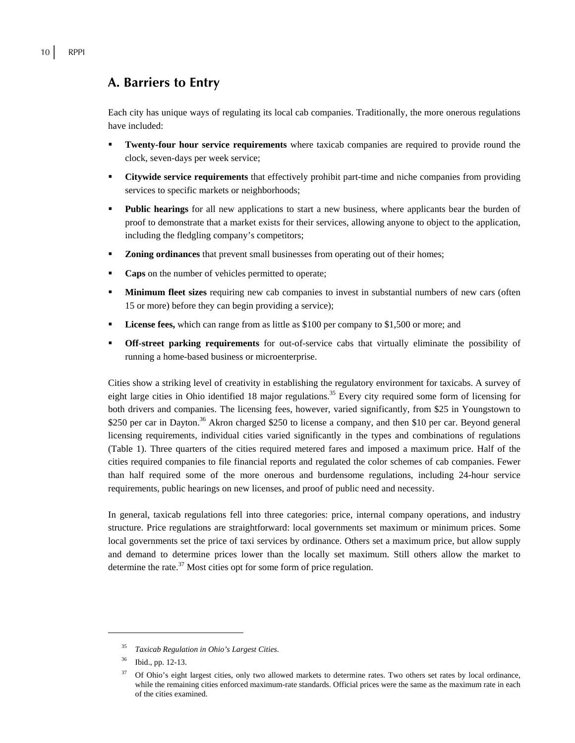## A. Barriers to Entry

Each city has unique ways of regulating its local cab companies. Traditionally, the more onerous regulations have included:

- **Twenty-four hour service requirements** where taxicab companies are required to provide round the clock, seven-days per week service;
- **Citywide service requirements** that effectively prohibit part-time and niche companies from providing services to specific markets or neighborhoods;
- **Public hearings** for all new applications to start a new business, where applicants bear the burden of proof to demonstrate that a market exists for their services, allowing anyone to object to the application, including the fledgling company's competitors;
- **Zoning ordinances** that prevent small businesses from operating out of their homes;
- **Caps** on the number of vehicles permitted to operate;
- **Minimum fleet sizes** requiring new cab companies to invest in substantial numbers of new cars (often 15 or more) before they can begin providing a service);
- **License fees,** which can range from as little as $100 per company to $1,500 or more; and
- **Off-street parking requirements** for out-of-service cabs that virtually eliminate the possibility of running a home-based business or microenterprise.

Cities show a striking level of creativity in establishing the regulatory environment for taxicabs. A survey of eight large cities in Ohio identified 18 major regulations.[35] Every city required some form of licensing for both drivers and companies. The licensing fees, however, varied significantly, from $25 in Youngstown to $250 per car in Dayton.[36] Akron charged $250 to license a company, and then $10 per car. Beyond general licensing requirements, individual cities varied significantly in the types and combinations of regulations (Table 1). Three quarters of the cities required metered fares and imposed a maximum price. Half of the cities required companies to file financial reports and regulated the color schemes of cab companies. Fewer than half required some of the more onerous and burdensome regulations, including 24-hour service requirements, public hearings on new licenses, and proof of public need and necessity.

In general, taxicab regulations fell into three categories: price, internal company operations, and industry structure. Price regulations are straightforward: local governments set maximum or minimum prices. Some local governments set the price of taxi services by ordinance. Others set a maximum price, but allow supply and demand to determine prices lower than the locally set maximum. Still others allow the market to determine the rate.[37] Most cities opt for some form of price regulation.

---

[35] *Taxicab Regulation in Ohio's Largest Cities*.

[36] Ibid., pp. 12-13.

[37] Of Ohio's eight largest cities, only two allowed markets to determine rates. Two others set rates by local ordinance, while the remaining cities enforced maximum-rate standards. Official prices were the same as the maximum rate in each of the cities examined.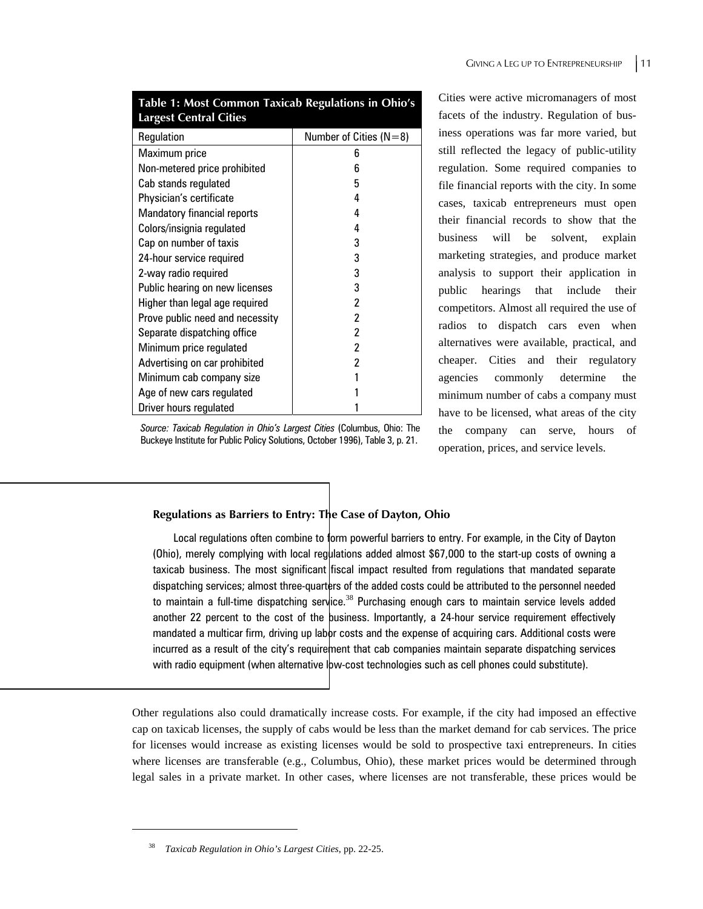**Table 1: Most Common Taxicab Regulations in Ohio's Largest Central Cities**

| Regulation | Number of Cities (N=8) |
|---|---|
| Maximum price | 6 |
| Non-metered price prohibited | 6 |
| Cab stands regulated | 5 |
| Physician's certificate | 4 |
| Mandatory financial reports | 4 |
| Colors/insignia regulated | 4 |
| Cap on number of taxis | 3 |
| 24-hour service required | 3 |
| 2-way radio required | 3 |
| Public hearing on new licenses | 3 |
| Higher than legal age required | 2 |
| Prove public need and necessity | 2 |
| Separate dispatching office | 2 |
| Minimum price regulated | 2 |
| Advertising on car prohibited | 2 |
| Minimum cab company size | 1 |
| Age of new cars regulated | 1 |
| Driver hours regulated | 1 |

*Source: Taxicab Regulation in Ohio's Largest Cities* (Columbus, Ohio: The Buckeye Institute for Public Policy Solutions, October 1996), Table 3, p. 21.

Cities were active micromanagers of most facets of the industry. Regulation of business operations was far more varied, but still reflected the legacy of public-utility regulation. Some required companies to file financial reports with the city. In some cases, taxicab entrepreneurs must open their financial records to show that the business will be solvent, explain marketing strategies, and produce market analysis to support their application in public hearings that include their competitors. Almost all required the use of radios to dispatch cars even when alternatives were available, practical, and cheaper. Cities and their regulatory agencies commonly determine the minimum number of cabs a company must have to be licensed, what areas of the city the company can serve, hours of operation, prices, and service levels.

**Regulations as Barriers to Entry: The Case of Dayton, Ohio**

Local regulations often combine to form powerful barriers to entry. For example, in the City of Dayton (Ohio), merely complying with local regulations added almost $67,000 to the start-up costs of owning a taxicab business. The most significant fiscal impact resulted from regulations that mandated separate dispatching services; almost three-quarters of the added costs could be attributed to the personnel needed to maintain a full-time dispatching service.[38] Purchasing enough cars to maintain service levels added another 22 percent to the cost of the business. Importantly, a 24-hour service requirement effectively mandated a multicar firm, driving up labor costs and the expense of acquiring cars. Additional costs were incurred as a result of the city's requirement that cab companies maintain separate dispatching services with radio equipment (when alternative low-cost technologies such as cell phones could substitute).

Other regulations also could dramatically increase costs. For example, if the city had imposed an effective cap on taxicab licenses, the supply of cabs would be less than the market demand for cab services. The price for licenses would increase as existing licenses would be sold to prospective taxi entrepreneurs. In cities where licenses are transferable (e.g., Columbus, Ohio), these market prices would be determined through legal sales in a private market. In other cases, where licenses are not transferable, these prices would be

[38] *Taxicab Regulation in Ohio's Largest Cities*, pp. 22-25.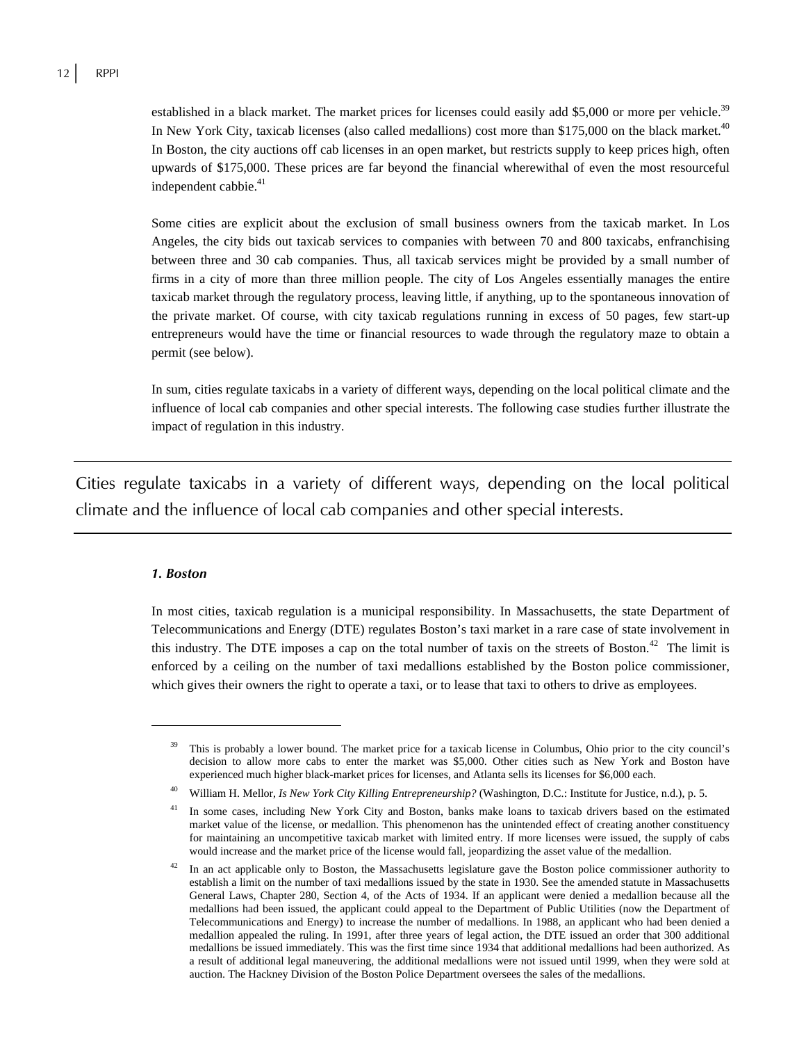established in a black market. The market prices for licenses could easily add $5,000 or more per vehicle.[39] In New York City, taxicab licenses (also called medallions) cost more than $175,000 on the black market.[40] In Boston, the city auctions off cab licenses in an open market, but restricts supply to keep prices high, often upwards of $175,000. These prices are far beyond the financial wherewithal of even the most resourceful independent cabbie.[41]

Some cities are explicit about the exclusion of small business owners from the taxicab market. In Los Angeles, the city bids out taxicab services to companies with between 70 and 800 taxicabs, enfranchising between three and 30 cab companies. Thus, all taxicab services might be provided by a small number of firms in a city of more than three million people. The city of Los Angeles essentially manages the entire taxicab market through the regulatory process, leaving little, if anything, up to the spontaneous innovation of the private market. Of course, with city taxicab regulations running in excess of 50 pages, few start-up entrepreneurs would have the time or financial resources to wade through the regulatory maze to obtain a permit (see below).

In sum, cities regulate taxicabs in a variety of different ways, depending on the local political climate and the influence of local cab companies and other special interests. The following case studies further illustrate the impact of regulation in this industry.

> Cities regulate taxicabs in a variety of different ways, depending on the local political climate and the influence of local cab companies and other special interests.

### *1. Boston*

In most cities, taxicab regulation is a municipal responsibility. In Massachusetts, the state Department of Telecommunications and Energy (DTE) regulates Boston's taxi market in a rare case of state involvement in this industry. The DTE imposes a cap on the total number of taxis on the streets of Boston.[42] The limit is enforced by a ceiling on the number of taxi medallions established by the Boston police commissioner, which gives their owners the right to operate a taxi, or to lease that taxi to others to drive as employees.

---

[39] This is probably a lower bound. The market price for a taxicab license in Columbus, Ohio prior to the city council's decision to allow more cabs to enter the market was $5,000. Other cities such as New York and Boston have experienced much higher black-market prices for licenses, and Atlanta sells its licenses for $6,000 each.

[40] William H. Mellor, *Is New York City Killing Entrepreneurship?* (Washington, D.C.: Institute for Justice, n.d.), p. 5.

[41] In some cases, including New York City and Boston, banks make loans to taxicab drivers based on the estimated market value of the license, or medallion. This phenomenon has the unintended effect of creating another constituency for maintaining an uncompetitive taxicab market with limited entry. If more licenses were issued, the supply of cabs would increase and the market price of the license would fall, jeopardizing the asset value of the medallion.

[42] In an act applicable only to Boston, the Massachusetts legislature gave the Boston police commissioner authority to establish a limit on the number of taxi medallions issued by the state in 1930. See the amended statute in Massachusetts General Laws, Chapter 280, Section 4, of the Acts of 1934. If an applicant were denied a medallion because all the medallions had been issued, the applicant could appeal to the Department of Public Utilities (now the Department of Telecommunications and Energy) to increase the number of medallions. In 1988, an applicant who had been denied a medallion appealed the ruling. In 1991, after three years of legal action, the DTE issued an order that 300 additional medallions be issued immediately. This was the first time since 1934 that additional medallions had been authorized. As a result of additional legal maneuvering, the additional medallions were not issued until 1999, when they were sold at auction. The Hackney Division of the Boston Police Department oversees the sales of the medallions.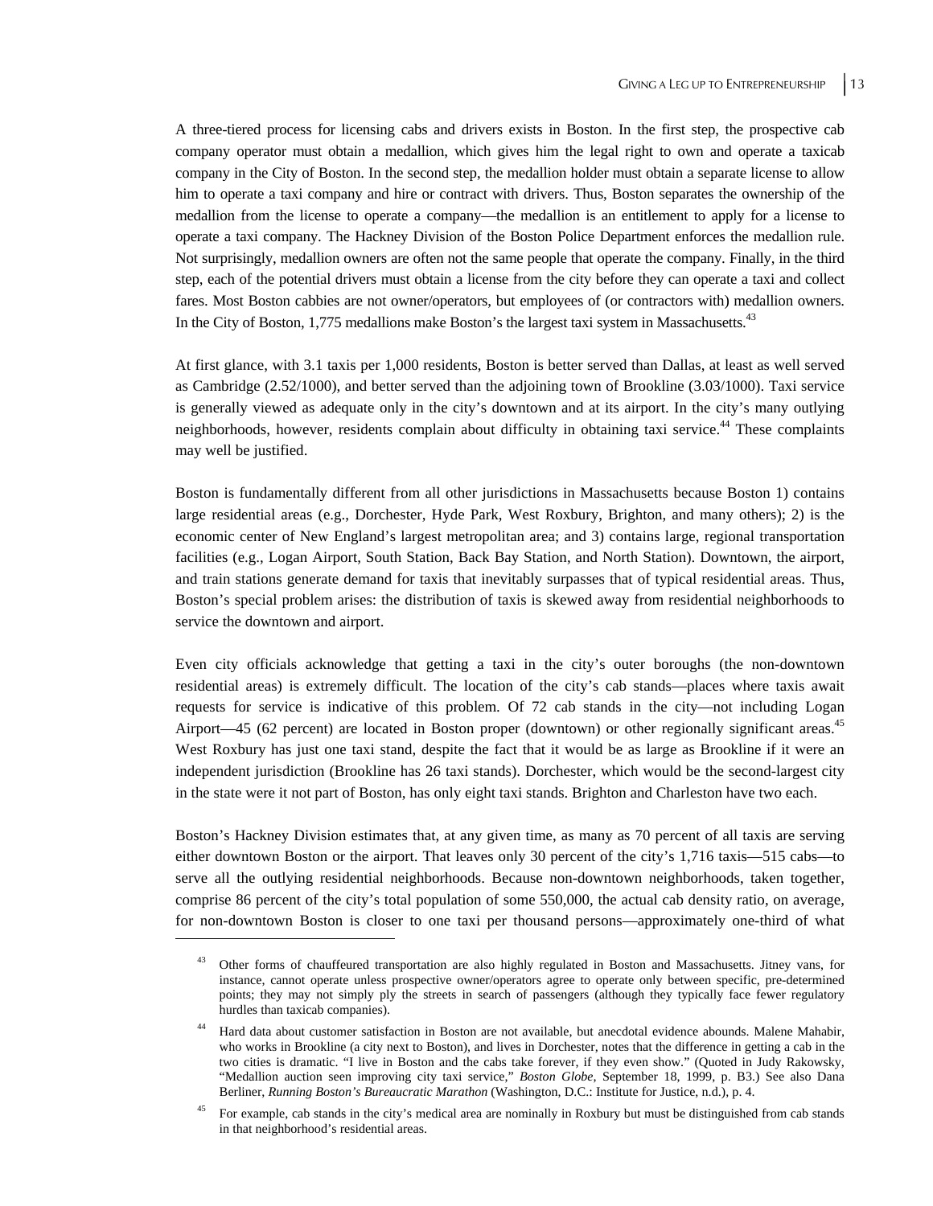A three-tiered process for licensing cabs and drivers exists in Boston. In the first step, the prospective cab company operator must obtain a medallion, which gives him the legal right to own and operate a taxicab company in the City of Boston. In the second step, the medallion holder must obtain a separate license to allow him to operate a taxi company and hire or contract with drivers. Thus, Boston separates the ownership of the medallion from the license to operate a company—the medallion is an entitlement to apply for a license to operate a taxi company. The Hackney Division of the Boston Police Department enforces the medallion rule. Not surprisingly, medallion owners are often not the same people that operate the company. Finally, in the third step, each of the potential drivers must obtain a license from the city before they can operate a taxi and collect fares. Most Boston cabbies are not owner/operators, but employees of (or contractors with) medallion owners. In the City of Boston, 1,775 medallions make Boston's the largest taxi system in Massachusetts.[43]

At first glance, with 3.1 taxis per 1,000 residents, Boston is better served than Dallas, at least as well served as Cambridge (2.52/1000), and better served than the adjoining town of Brookline (3.03/1000). Taxi service is generally viewed as adequate only in the city's downtown and at its airport. In the city's many outlying neighborhoods, however, residents complain about difficulty in obtaining taxi service.[44] These complaints may well be justified.

Boston is fundamentally different from all other jurisdictions in Massachusetts because Boston 1) contains large residential areas (e.g., Dorchester, Hyde Park, West Roxbury, Brighton, and many others); 2) is the economic center of New England's largest metropolitan area; and 3) contains large, regional transportation facilities (e.g., Logan Airport, South Station, Back Bay Station, and North Station). Downtown, the airport, and train stations generate demand for taxis that inevitably surpasses that of typical residential areas. Thus, Boston's special problem arises: the distribution of taxis is skewed away from residential neighborhoods to service the downtown and airport.

Even city officials acknowledge that getting a taxi in the city's outer boroughs (the non-downtown residential areas) is extremely difficult. The location of the city's cab stands—places where taxis await requests for service is indicative of this problem. Of 72 cab stands in the city—not including Logan Airport—45 (62 percent) are located in Boston proper (downtown) or other regionally significant areas.[45] West Roxbury has just one taxi stand, despite the fact that it would be as large as Brookline if it were an independent jurisdiction (Brookline has 26 taxi stands). Dorchester, which would be the second-largest city in the state were it not part of Boston, has only eight taxi stands. Brighton and Charleston have two each.

Boston's Hackney Division estimates that, at any given time, as many as 70 percent of all taxis are serving either downtown Boston or the airport. That leaves only 30 percent of the city's 1,716 taxis—515 cabs—to serve all the outlying residential neighborhoods. Because non-downtown neighborhoods, taken together, comprise 86 percent of the city's total population of some 550,000, the actual cab density ratio, on average, for non-downtown Boston is closer to one taxi per thousand persons—approximately one-third of what

---

[43] Other forms of chauffeured transportation are also highly regulated in Boston and Massachusetts. Jitney vans, for instance, cannot operate unless prospective owner/operators agree to operate only between specific, pre-determined points; they may not simply ply the streets in search of passengers (although they typically face fewer regulatory hurdles than taxicab companies).

[44] Hard data about customer satisfaction in Boston are not available, but anecdotal evidence abounds. Malene Mahabir, who works in Brookline (a city next to Boston), and lives in Dorchester, notes that the difference in getting a cab in the two cities is dramatic. "I live in Boston and the cabs take forever, if they even show." (Quoted in Judy Rakowsky, "Medallion auction seen improving city taxi service," *Boston Globe*, September 18, 1999, p. B3.) See also Dana Berliner, *Running Boston's Bureaucratic Marathon* (Washington, D.C.: Institute for Justice, n.d.), p. 4.

[45] For example, cab stands in the city's medical area are nominally in Roxbury but must be distinguished from cab stands in that neighborhood's residential areas.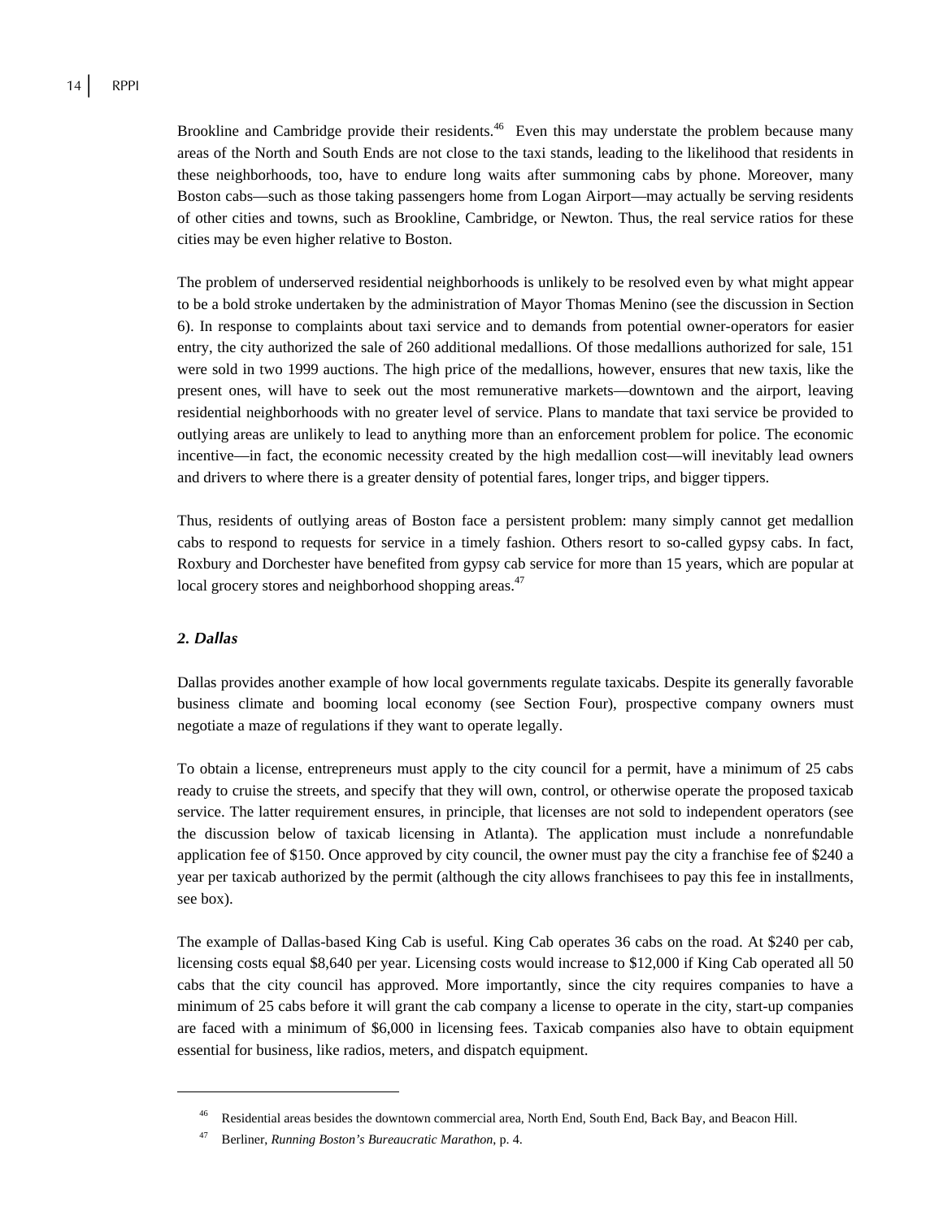Brookline and Cambridge provide their residents.[46] Even this may understate the problem because many areas of the North and South Ends are not close to the taxi stands, leading to the likelihood that residents in these neighborhoods, too, have to endure long waits after summoning cabs by phone. Moreover, many Boston cabs—such as those taking passengers home from Logan Airport—may actually be serving residents of other cities and towns, such as Brookline, Cambridge, or Newton. Thus, the real service ratios for these cities may be even higher relative to Boston.

The problem of underserved residential neighborhoods is unlikely to be resolved even by what might appear to be a bold stroke undertaken by the administration of Mayor Thomas Menino (see the discussion in Section 6). In response to complaints about taxi service and to demands from potential owner-operators for easier entry, the city authorized the sale of 260 additional medallions. Of those medallions authorized for sale, 151 were sold in two 1999 auctions. The high price of the medallions, however, ensures that new taxis, like the present ones, will have to seek out the most remunerative markets—downtown and the airport, leaving residential neighborhoods with no greater level of service. Plans to mandate that taxi service be provided to outlying areas are unlikely to lead to anything more than an enforcement problem for police. The economic incentive—in fact, the economic necessity created by the high medallion cost—will inevitably lead owners and drivers to where there is a greater density of potential fares, longer trips, and bigger tippers.

Thus, residents of outlying areas of Boston face a persistent problem: many simply cannot get medallion cabs to respond to requests for service in a timely fashion. Others resort to so-called gypsy cabs. In fact, Roxbury and Dorchester have benefited from gypsy cab service for more than 15 years, which are popular at local grocery stores and neighborhood shopping areas.[47]

### *2. Dallas*

Dallas provides another example of how local governments regulate taxicabs. Despite its generally favorable business climate and booming local economy (see Section Four), prospective company owners must negotiate a maze of regulations if they want to operate legally.

To obtain a license, entrepreneurs must apply to the city council for a permit, have a minimum of 25 cabs ready to cruise the streets, and specify that they will own, control, or otherwise operate the proposed taxicab service. The latter requirement ensures, in principle, that licenses are not sold to independent operators (see the discussion below of taxicab licensing in Atlanta). The application must include a nonrefundable application fee of $150. Once approved by city council, the owner must pay the city a franchise fee of $240 a year per taxicab authorized by the permit (although the city allows franchisees to pay this fee in installments, see box).

The example of Dallas-based King Cab is useful. King Cab operates 36 cabs on the road. At $240 per cab, licensing costs equal $8,640 per year. Licensing costs would increase to $12,000 if King Cab operated all 50 cabs that the city council has approved. More importantly, since the city requires companies to have a minimum of 25 cabs before it will grant the cab company a license to operate in the city, start-up companies are faced with a minimum of $6,000 in licensing fees. Taxicab companies also have to obtain equipment essential for business, like radios, meters, and dispatch equipment.

---

[46] Residential areas besides the downtown commercial area, North End, South End, Back Bay, and Beacon Hill.

[47] Berliner, *Running Boston's Bureaucratic Marathon*, p. 4.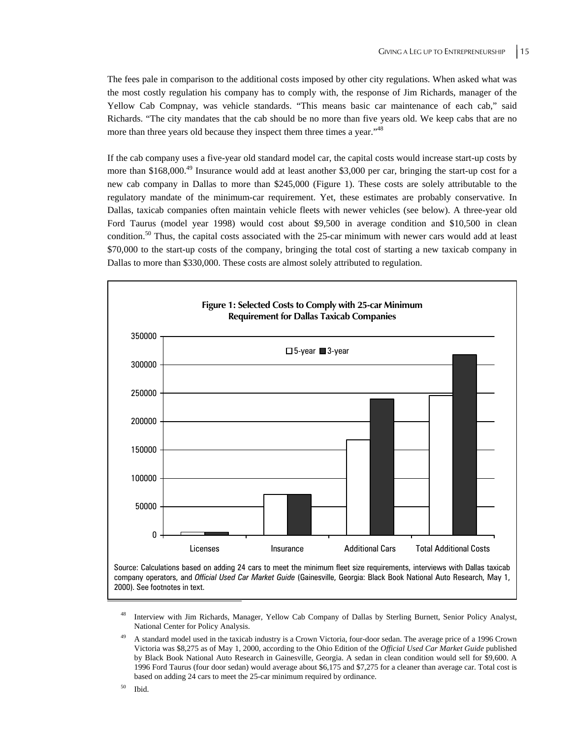The fees pale in comparison to the additional costs imposed by other city regulations. When asked what was the most costly regulation his company has to comply with, the response of Jim Richards, manager of the Yellow Cab Compnay, was vehicle standards. "This means basic car maintenance of each cab," said Richards. "The city mandates that the cab should be no more than five years old. We keep cabs that are no more than three years old because they inspect them three times a year."[48]

If the cab company uses a five-year old standard model car, the capital costs would increase start-up costs by more than $168,000.[49] Insurance would add at least another $3,000 per car, bringing the start-up cost for a new cab company in Dallas to more than $245,000 (Figure 1). These costs are solely attributable to the regulatory mandate of the minimum-car requirement. Yet, these estimates are probably conservative. In Dallas, taxicab companies often maintain vehicle fleets with newer vehicles (see below). A three-year old Ford Taurus (model year 1998) would cost about $9,500 in average condition and $10,500 in clean condition.[50] Thus, the capital costs associated with the 25-car minimum with newer cars would add at least $70,000 to the start-up costs of the company, bringing the total cost of starting a new taxicab company in Dallas to more than $330,000. These costs are almost solely attributed to regulation.

**Figure 1: Selected Costs to Comply with 25-car Minimum Requirement for Dallas Taxicab Companies**

Source: Calculations based on adding 24 cars to meet the minimum fleet size requirements, interviews with Dallas taxicab company operators, and *Official Used Car Market Guide* (Gainesville, Georgia: Black Book National Auto Research, May 1, 2000). See footnotes in text.

---

[48] Interview with Jim Richards, Manager, Yellow Cab Company of Dallas by Sterling Burnett, Senior Policy Analyst, National Center for Policy Analysis.

[49] A standard model used in the taxicab industry is a Crown Victoria, four-door sedan. The average price of a 1996 Crown Victoria was $8,275 as of May 1, 2000, according to the Ohio Edition of the *Official Used Car Market Guide* published by Black Book National Auto Research in Gainesville, Georgia. A sedan in clean condition would sell for $9,600. A 1996 Ford Taurus (four door sedan) would average about $6,175 and $7,275 for a cleaner than average car. Total cost is based on adding 24 cars to meet the 25-car minimum required by ordinance.

[50] Ibid.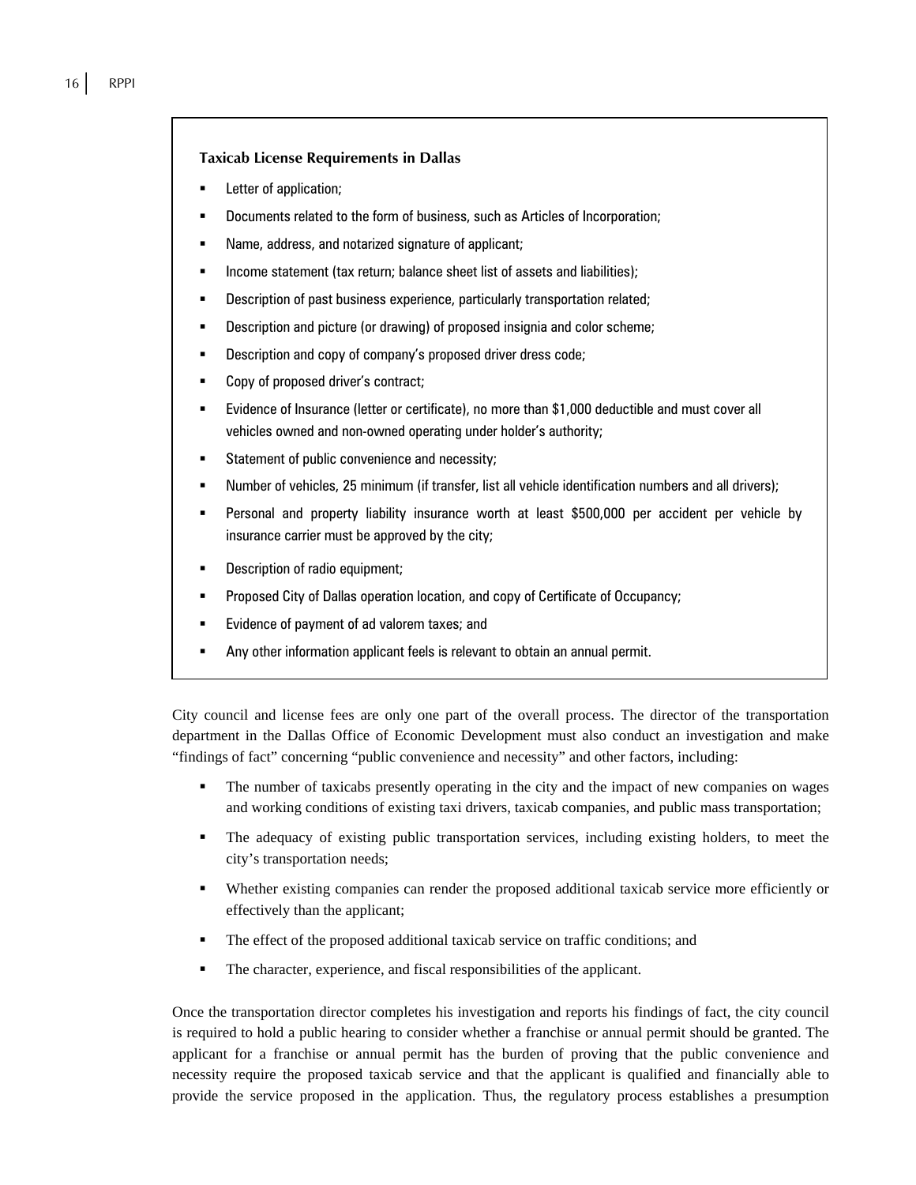**Taxicab License Requirements in Dallas**

- Letter of application;
- Documents related to the form of business, such as Articles of Incorporation;
- Name, address, and notarized signature of applicant;
- Income statement (tax return; balance sheet list of assets and liabilities);
- Description of past business experience, particularly transportation related;
- Description and picture (or drawing) of proposed insignia and color scheme;
- Description and copy of company's proposed driver dress code;
- Copy of proposed driver's contract;
- Evidence of Insurance (letter or certificate), no more than $1,000 deductible and must cover all vehicles owned and non-owned operating under holder's authority;
- Statement of public convenience and necessity;
- Number of vehicles, 25 minimum (if transfer, list all vehicle identification numbers and all drivers);
- Personal and property liability insurance worth at least $500,000 per accident per vehicle by insurance carrier must be approved by the city;
- Description of radio equipment;
- Proposed City of Dallas operation location, and copy of Certificate of Occupancy;
- Evidence of payment of ad valorem taxes; and
- Any other information applicant feels is relevant to obtain an annual permit.

City council and license fees are only one part of the overall process. The director of the transportation department in the Dallas Office of Economic Development must also conduct an investigation and make "findings of fact" concerning "public convenience and necessity" and other factors, including:

- The number of taxicabs presently operating in the city and the impact of new companies on wages and working conditions of existing taxi drivers, taxicab companies, and public mass transportation;
- The adequacy of existing public transportation services, including existing holders, to meet the city's transportation needs;
- Whether existing companies can render the proposed additional taxicab service more efficiently or effectively than the applicant;
- The effect of the proposed additional taxicab service on traffic conditions; and
- The character, experience, and fiscal responsibilities of the applicant.

Once the transportation director completes his investigation and reports his findings of fact, the city council is required to hold a public hearing to consider whether a franchise or annual permit should be granted. The applicant for a franchise or annual permit has the burden of proving that the public convenience and necessity require the proposed taxicab service and that the applicant is qualified and financially able to provide the service proposed in the application. Thus, the regulatory process establishes a presumption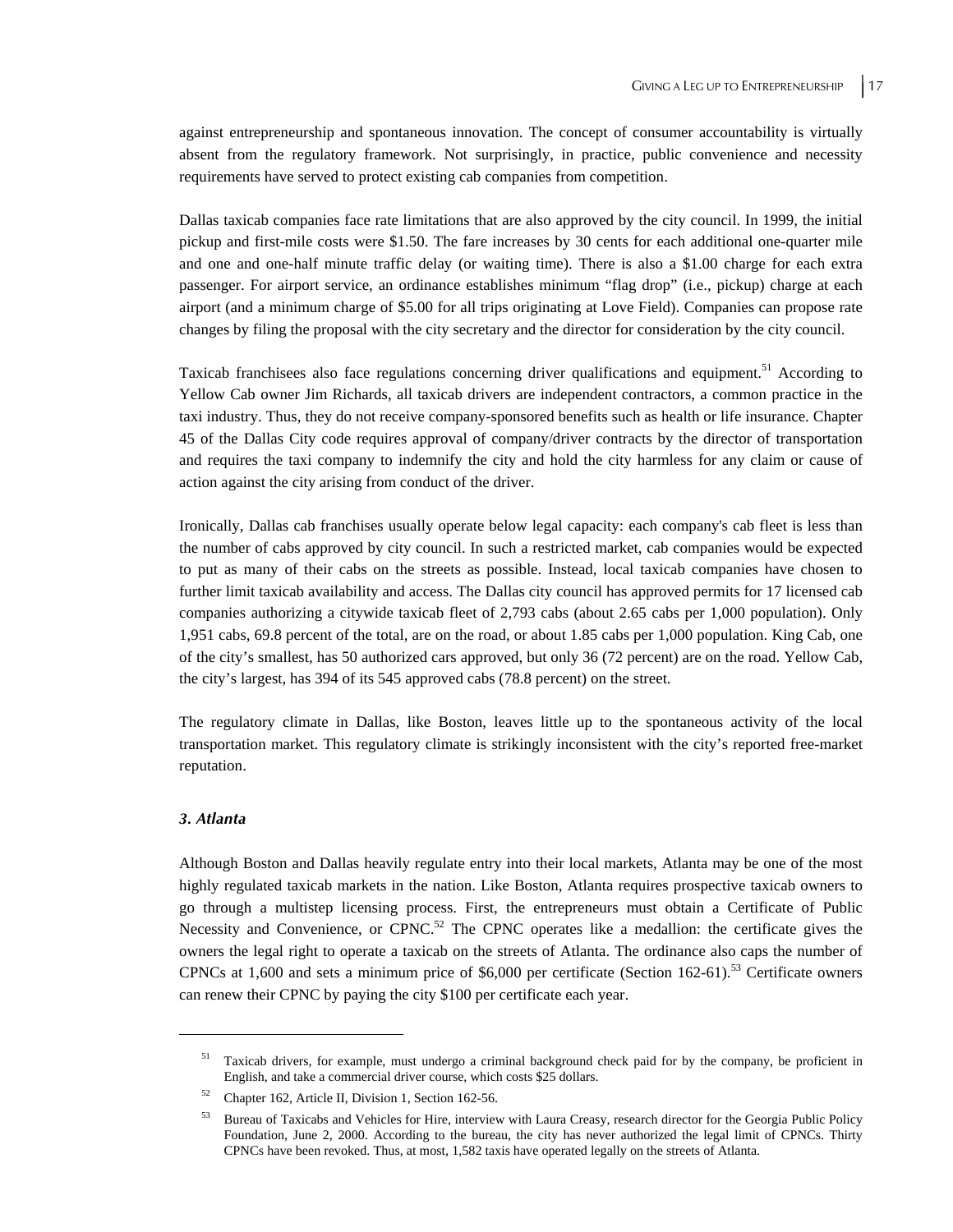against entrepreneurship and spontaneous innovation. The concept of consumer accountability is virtually absent from the regulatory framework. Not surprisingly, in practice, public convenience and necessity requirements have served to protect existing cab companies from competition.

Dallas taxicab companies face rate limitations that are also approved by the city council. In 1999, the initial pickup and first-mile costs were $1.50. The fare increases by 30 cents for each additional one-quarter mile and one and one-half minute traffic delay (or waiting time). There is also a $1.00 charge for each extra passenger. For airport service, an ordinance establishes minimum "flag drop" (i.e., pickup) charge at each airport (and a minimum charge of $5.00 for all trips originating at Love Field). Companies can propose rate changes by filing the proposal with the city secretary and the director for consideration by the city council.

Taxicab franchisees also face regulations concerning driver qualifications and equipment.[51] According to Yellow Cab owner Jim Richards, all taxicab drivers are independent contractors, a common practice in the taxi industry. Thus, they do not receive company-sponsored benefits such as health or life insurance. Chapter 45 of the Dallas City code requires approval of company/driver contracts by the director of transportation and requires the taxi company to indemnify the city and hold the city harmless for any claim or cause of action against the city arising from conduct of the driver.

Ironically, Dallas cab franchises usually operate below legal capacity: each company's cab fleet is less than the number of cabs approved by city council. In such a restricted market, cab companies would be expected to put as many of their cabs on the streets as possible. Instead, local taxicab companies have chosen to further limit taxicab availability and access. The Dallas city council has approved permits for 17 licensed cab companies authorizing a citywide taxicab fleet of 2,793 cabs (about 2.65 cabs per 1,000 population). Only 1,951 cabs, 69.8 percent of the total, are on the road, or about 1.85 cabs per 1,000 population. King Cab, one of the city's smallest, has 50 authorized cars approved, but only 36 (72 percent) are on the road. Yellow Cab, the city's largest, has 394 of its 545 approved cabs (78.8 percent) on the street.

The regulatory climate in Dallas, like Boston, leaves little up to the spontaneous activity of the local transportation market. This regulatory climate is strikingly inconsistent with the city's reported free-market reputation.

### *3. Atlanta*

Although Boston and Dallas heavily regulate entry into their local markets, Atlanta may be one of the most highly regulated taxicab markets in the nation. Like Boston, Atlanta requires prospective taxicab owners to go through a multistep licensing process. First, the entrepreneurs must obtain a Certificate of Public Necessity and Convenience, or CPNC.[52] The CPNC operates like a medallion: the certificate gives the owners the legal right to operate a taxicab on the streets of Atlanta. The ordinance also caps the number of CPNCs at 1,600 and sets a minimum price of $6,000 per certificate (Section 162-61).[53] Certificate owners can renew their CPNC by paying the city $100 per certificate each year.

---

[51] Taxicab drivers, for example, must undergo a criminal background check paid for by the company, be proficient in English, and take a commercial driver course, which costs $25 dollars.

[52] Chapter 162, Article II, Division 1, Section 162-56.

[53] Bureau of Taxicabs and Vehicles for Hire, interview with Laura Creasy, research director for the Georgia Public Policy Foundation, June 2, 2000. According to the bureau, the city has never authorized the legal limit of CPNCs. Thirty CPNCs have been revoked. Thus, at most, 1,582 taxis have operated legally on the streets of Atlanta.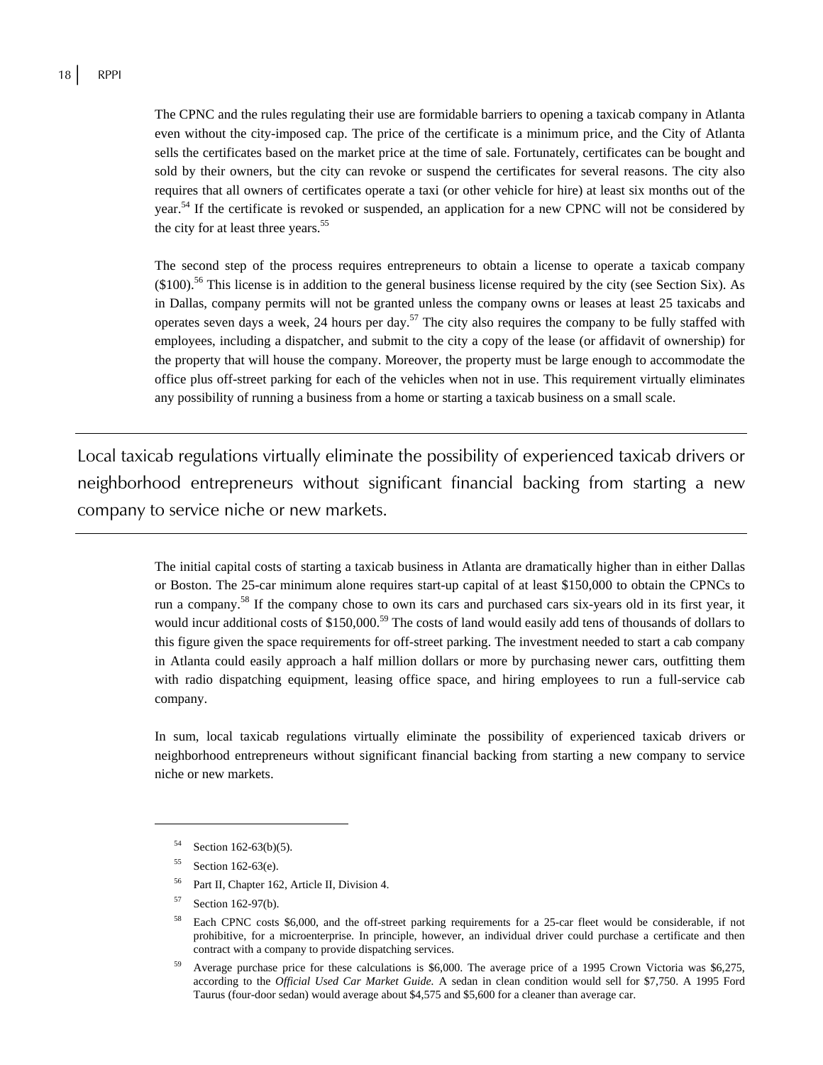The CPNC and the rules regulating their use are formidable barriers to opening a taxicab company in Atlanta even without the city-imposed cap. The price of the certificate is a minimum price, and the City of Atlanta sells the certificates based on the market price at the time of sale. Fortunately, certificates can be bought and sold by their owners, but the city can revoke or suspend the certificates for several reasons. The city also requires that all owners of certificates operate a taxi (or other vehicle for hire) at least six months out of the year.[54] If the certificate is revoked or suspended, an application for a new CPNC will not be considered by the city for at least three years.[55]

The second step of the process requires entrepreneurs to obtain a license to operate a taxicab company ($100).[56] This license is in addition to the general business license required by the city (see Section Six). As in Dallas, company permits will not be granted unless the company owns or leases at least 25 taxicabs and operates seven days a week, 24 hours per day.[57] The city also requires the company to be fully staffed with employees, including a dispatcher, and submit to the city a copy of the lease (or affidavit of ownership) for the property that will house the company. Moreover, the property must be large enough to accommodate the office plus off-street parking for each of the vehicles when not in use. This requirement virtually eliminates any possibility of running a business from a home or starting a taxicab business on a small scale.

> Local taxicab regulations virtually eliminate the possibility of experienced taxicab drivers or neighborhood entrepreneurs without significant financial backing from starting a new company to service niche or new markets.

The initial capital costs of starting a taxicab business in Atlanta are dramatically higher than in either Dallas or Boston. The 25-car minimum alone requires start-up capital of at least $150,000 to obtain the CPNCs to run a company.[58] If the company chose to own its cars and purchased cars six-years old in its first year, it would incur additional costs of $150,000.[59] The costs of land would easily add tens of thousands of dollars to this figure given the space requirements for off-street parking. The investment needed to start a cab company in Atlanta could easily approach a half million dollars or more by purchasing newer cars, outfitting them with radio dispatching equipment, leasing office space, and hiring employees to run a full-service cab company.

In sum, local taxicab regulations virtually eliminate the possibility of experienced taxicab drivers or neighborhood entrepreneurs without significant financial backing from starting a new company to service niche or new markets.

---

[54] Section 162-63(b)(5).

[55] Section 162-63(e).

[56] Part II, Chapter 162, Article II, Division 4.

[57] Section 162-97(b).

[58] Each CPNC costs $6,000, and the off-street parking requirements for a 25-car fleet would be considerable, if not prohibitive, for a microenterprise. In principle, however, an individual driver could purchase a certificate and then contract with a company to provide dispatching services.

[59] Average purchase price for these calculations is $6,000. The average price of a 1995 Crown Victoria was $6,275, according to the *Official Used Car Market Guide*. A sedan in clean condition would sell for $7,750. A 1995 Ford Taurus (four-door sedan) would average about $4,575 and $5,600 for a cleaner than average car.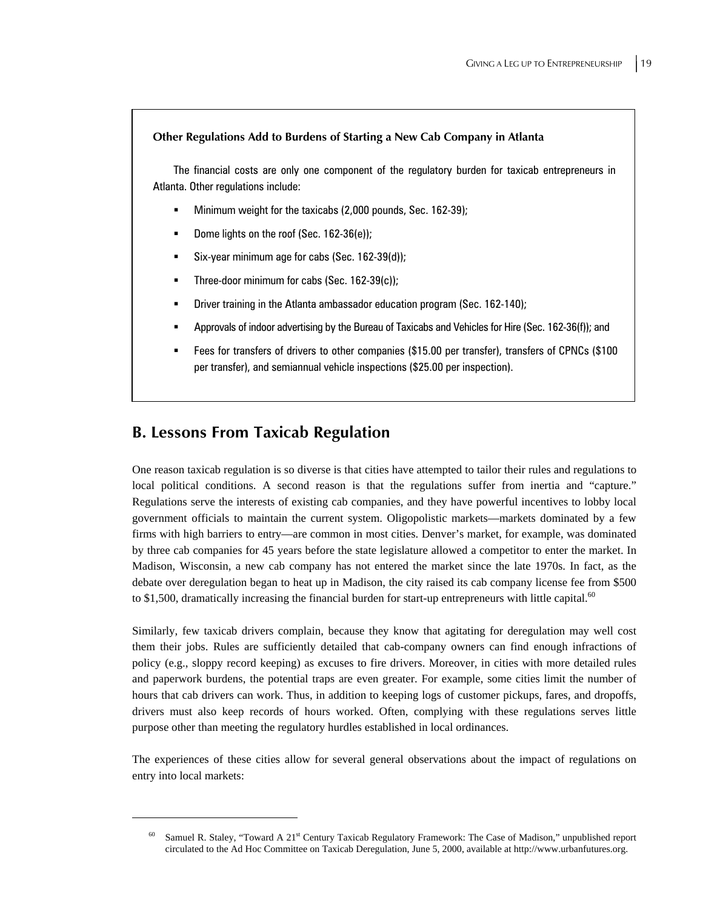**Other Regulations Add to Burdens of Starting a New Cab Company in Atlanta**

The financial costs are only one component of the regulatory burden for taxicab entrepreneurs in Atlanta. Other regulations include:

- Minimum weight for the taxicabs (2,000 pounds, Sec. 162-39);
- Dome lights on the roof (Sec. 162-36(e));
- Six-year minimum age for cabs (Sec. 162-39(d));
- Three-door minimum for cabs (Sec. 162-39(c));
- Driver training in the Atlanta ambassador education program (Sec. 162-140);
- Approvals of indoor advertising by the Bureau of Taxicabs and Vehicles for Hire (Sec. 162-36(f)); and
- Fees for transfers of drivers to other companies ($15.00 per transfer), transfers of CPNCs ($100 per transfer), and semiannual vehicle inspections ($25.00 per inspection).

## B. Lessons From Taxicab Regulation

One reason taxicab regulation is so diverse is that cities have attempted to tailor their rules and regulations to local political conditions. A second reason is that the regulations suffer from inertia and "capture." Regulations serve the interests of existing cab companies, and they have powerful incentives to lobby local government officials to maintain the current system. Oligopolistic markets—markets dominated by a few firms with high barriers to entry—are common in most cities. Denver's market, for example, was dominated by three cab companies for 45 years before the state legislature allowed a competitor to enter the market. In Madison, Wisconsin, a new cab company has not entered the market since the late 1970s. In fact, as the debate over deregulation began to heat up in Madison, the city raised its cab company license fee from $500 to $1,500, dramatically increasing the financial burden for start-up entrepreneurs with little capital.[60]

Similarly, few taxicab drivers complain, because they know that agitating for deregulation may well cost them their jobs. Rules are sufficiently detailed that cab-company owners can find enough infractions of policy (e.g., sloppy record keeping) as excuses to fire drivers. Moreover, in cities with more detailed rules and paperwork burdens, the potential traps are even greater. For example, some cities limit the number of hours that cab drivers can work. Thus, in addition to keeping logs of customer pickups, fares, and dropoffs, drivers must also keep records of hours worked. Often, complying with these regulations serves little purpose other than meeting the regulatory hurdles established in local ordinances.

The experiences of these cities allow for several general observations about the impact of regulations on entry into local markets:

---

[60] Samuel R. Staley, "Toward A 21st Century Taxicab Regulatory Framework: The Case of Madison," unpublished report circulated to the Ad Hoc Committee on Taxicab Deregulation, June 5, 2000, available at http://www.urbanfutures.org.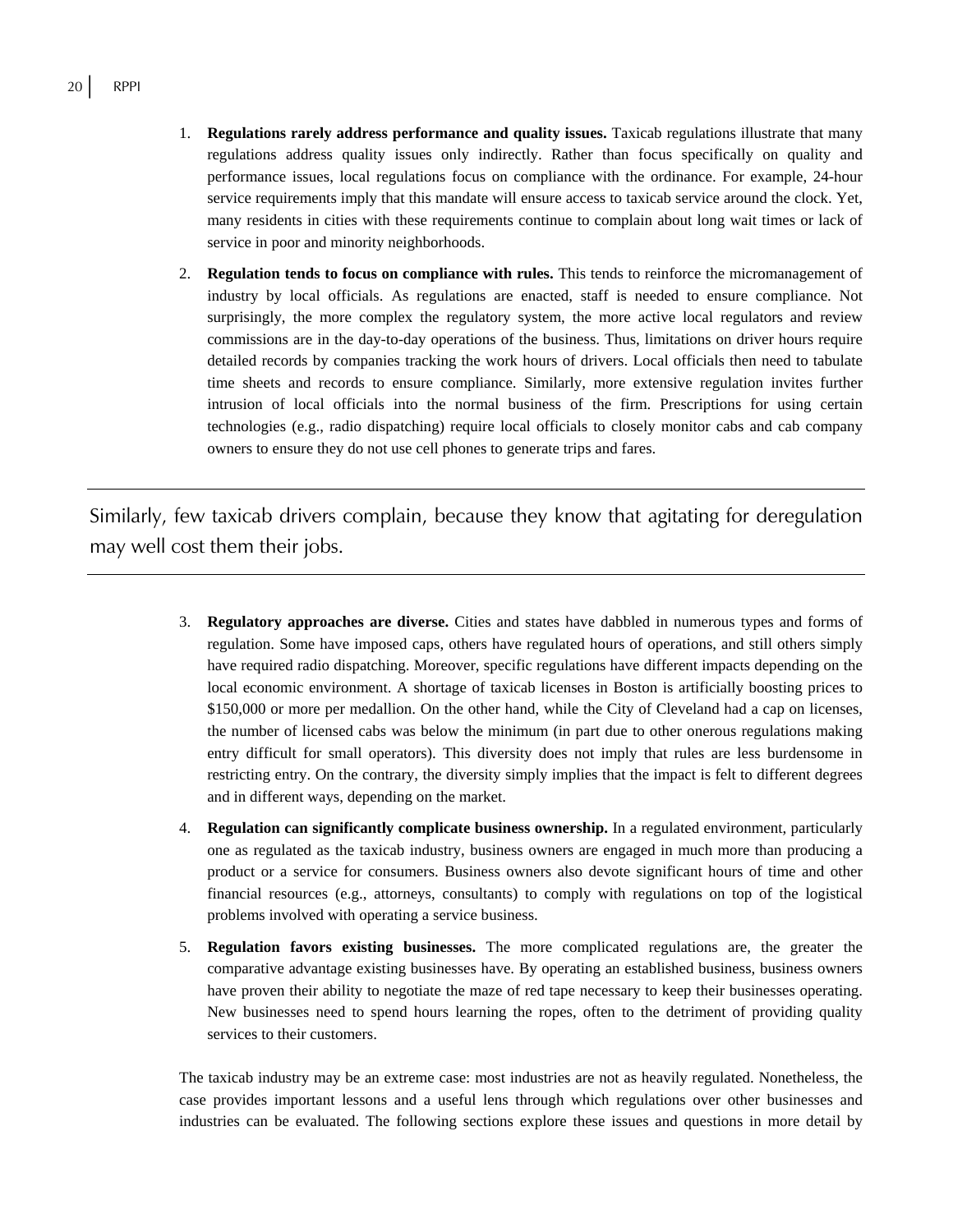1. **Regulations rarely address performance and quality issues.** Taxicab regulations illustrate that many regulations address quality issues only indirectly. Rather than focus specifically on quality and performance issues, local regulations focus on compliance with the ordinance. For example, 24-hour service requirements imply that this mandate will ensure access to taxicab service around the clock. Yet, many residents in cities with these requirements continue to complain about long wait times or lack of service in poor and minority neighborhoods.

2. **Regulation tends to focus on compliance with rules.** This tends to reinforce the micromanagement of industry by local officials. As regulations are enacted, staff is needed to ensure compliance. Not surprisingly, the more complex the regulatory system, the more active local regulators and review commissions are in the day-to-day operations of the business. Thus, limitations on driver hours require detailed records by companies tracking the work hours of drivers. Local officials then need to tabulate time sheets and records to ensure compliance. Similarly, more extensive regulation invites further intrusion of local officials into the normal business of the firm. Prescriptions for using certain technologies (e.g., radio dispatching) require local officials to closely monitor cabs and cab company owners to ensure they do not use cell phones to generate trips and fares.

---

Similarly, few taxicab drivers complain, because they know that agitating for deregulation may well cost them their jobs.

---

3. **Regulatory approaches are diverse.** Cities and states have dabbled in numerous types and forms of regulation. Some have imposed caps, others have regulated hours of operations, and still others simply have required radio dispatching. Moreover, specific regulations have different impacts depending on the local economic environment. A shortage of taxicab licenses in Boston is artificially boosting prices to $150,000 or more per medallion. On the other hand, while the City of Cleveland had a cap on licenses, the number of licensed cabs was below the minimum (in part due to other onerous regulations making entry difficult for small operators). This diversity does not imply that rules are less burdensome in restricting entry. On the contrary, the diversity simply implies that the impact is felt to different degrees and in different ways, depending on the market.

4. **Regulation can significantly complicate business ownership.** In a regulated environment, particularly one as regulated as the taxicab industry, business owners are engaged in much more than producing a product or a service for consumers. Business owners also devote significant hours of time and other financial resources (e.g., attorneys, consultants) to comply with regulations on top of the logistical problems involved with operating a service business.

5. **Regulation favors existing businesses.** The more complicated regulations are, the greater the comparative advantage existing businesses have. By operating an established business, business owners have proven their ability to negotiate the maze of red tape necessary to keep their businesses operating. New businesses need to spend hours learning the ropes, often to the detriment of providing quality services to their customers.

The taxicab industry may be an extreme case: most industries are not as heavily regulated. Nonetheless, the case provides important lessons and a useful lens through which regulations over other businesses and industries can be evaluated. The following sections explore these issues and questions in more detail by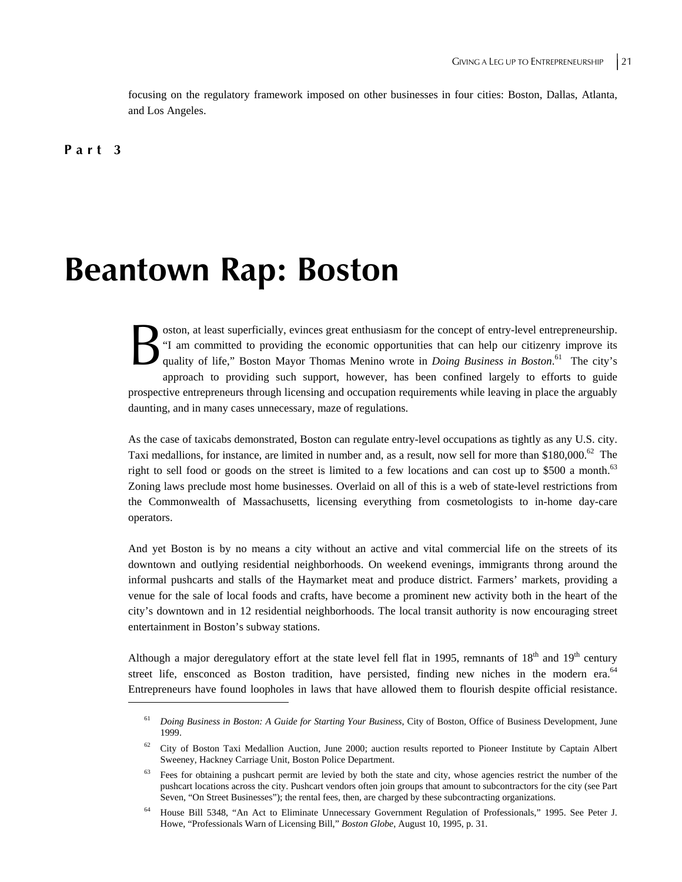focusing on the regulatory framework imposed on other businesses in four cities: Boston, Dallas, Atlanta, and Los Angeles.

**Part 3**

# Beantown Rap: Boston

Boston, at least superficially, evinces great enthusiasm for the concept of entry-level entrepreneurship. "I am committed to providing the economic opportunities that can help our citizenry improve its quality of life," Boston Mayor Thomas Menino wrote in *Doing Business in Boston*.[61] The city's approach to providing such support, however, has been confined largely to efforts to guide prospective entrepreneurs through licensing and occupation requirements while leaving in place the arguably daunting, and in many cases unnecessary, maze of regulations.

As the case of taxicabs demonstrated, Boston can regulate entry-level occupations as tightly as any U.S. city. Taxi medallions, for instance, are limited in number and, as a result, now sell for more than $180,000.[62] The right to sell food or goods on the street is limited to a few locations and can cost up to $500 a month.[63] Zoning laws preclude most home businesses. Overlaid on all of this is a web of state-level restrictions from the Commonwealth of Massachusetts, licensing everything from cosmetologists to in-home day-care operators.

And yet Boston is by no means a city without an active and vital commercial life on the streets of its downtown and outlying residential neighborhoods. On weekend evenings, immigrants throng around the informal pushcarts and stalls of the Haymarket meat and produce district. Farmers' markets, providing a venue for the sale of local foods and crafts, have become a prominent new activity both in the heart of the city's downtown and in 12 residential neighborhoods. The local transit authority is now encouraging street entertainment in Boston's subway stations.

Although a major deregulatory effort at the state level fell flat in 1995, remnants of 18th and 19th century street life, ensconced as Boston tradition, have persisted, finding new niches in the modern era.[64] Entrepreneurs have found loopholes in laws that have allowed them to flourish despite official resistance.

---

[61] *Doing Business in Boston: A Guide for Starting Your Business*, City of Boston, Office of Business Development, June 1999.

[62] City of Boston Taxi Medallion Auction, June 2000; auction results reported to Pioneer Institute by Captain Albert Sweeney, Hackney Carriage Unit, Boston Police Department.

[63] Fees for obtaining a pushcart permit are levied by both the state and city, whose agencies restrict the number of the pushcart locations across the city. Pushcart vendors often join groups that amount to subcontractors for the city (see Part Seven, "On Street Businesses"); the rental fees, then, are charged by these subcontracting organizations.

[64] House Bill 5348, "An Act to Eliminate Unnecessary Government Regulation of Professionals," 1995. See Peter J. Howe, "Professionals Warn of Licensing Bill," *Boston Globe*, August 10, 1995, p. 31.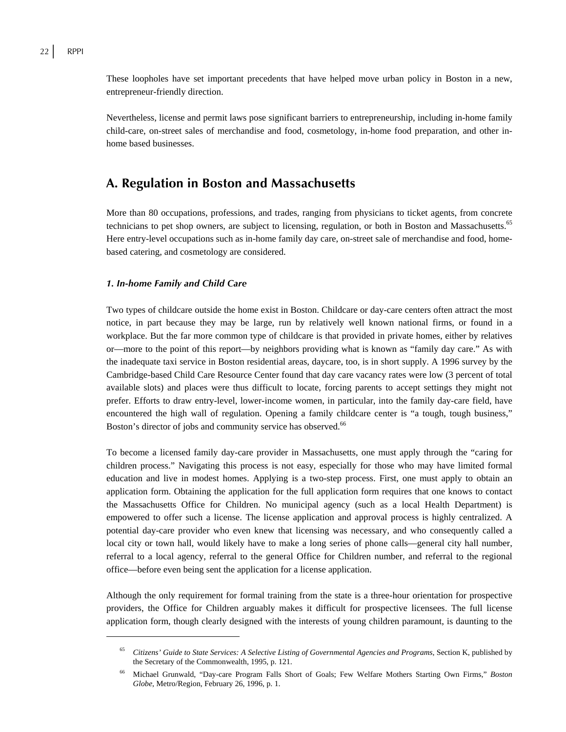These loopholes have set important precedents that have helped move urban policy in Boston in a new, entrepreneur-friendly direction.

Nevertheless, license and permit laws pose significant barriers to entrepreneurship, including in-home family child-care, on-street sales of merchandise and food, cosmetology, in-home food preparation, and other in-home based businesses.

## A. Regulation in Boston and Massachusetts

More than 80 occupations, professions, and trades, ranging from physicians to ticket agents, from concrete technicians to pet shop owners, are subject to licensing, regulation, or both in Boston and Massachusetts.[65] Here entry-level occupations such as in-home family day care, on-street sale of merchandise and food, home-based catering, and cosmetology are considered.

### *1. In-home Family and Child Care*

Two types of childcare outside the home exist in Boston. Childcare or day-care centers often attract the most notice, in part because they may be large, run by relatively well known national firms, or found in a workplace. But the far more common type of childcare is that provided in private homes, either by relatives or—more to the point of this report—by neighbors providing what is known as "family day care." As with the inadequate taxi service in Boston residential areas, daycare, too, is in short supply. A 1996 survey by the Cambridge-based Child Care Resource Center found that day care vacancy rates were low (3 percent of total available slots) and places were thus difficult to locate, forcing parents to accept settings they might not prefer. Efforts to draw entry-level, lower-income women, in particular, into the family day-care field, have encountered the high wall of regulation. Opening a family childcare center is "a tough, tough business," Boston's director of jobs and community service has observed.[66]

To become a licensed family day-care provider in Massachusetts, one must apply through the "caring for children process." Navigating this process is not easy, especially for those who may have limited formal education and live in modest homes. Applying is a two-step process. First, one must apply to obtain an application form. Obtaining the application for the full application form requires that one knows to contact the Massachusetts Office for Children. No municipal agency (such as a local Health Department) is empowered to offer such a license. The license application and approval process is highly centralized. A potential day-care provider who even knew that licensing was necessary, and who consequently called a local city or town hall, would likely have to make a long series of phone calls—general city hall number, referral to a local agency, referral to the general Office for Children number, and referral to the regional office—before even being sent the application for a license application.

Although the only requirement for formal training from the state is a three-hour orientation for prospective providers, the Office for Children arguably makes it difficult for prospective licensees. The full license application form, though clearly designed with the interests of young children paramount, is daunting to the

---

[65] *Citizens' Guide to State Services: A Selective Listing of Governmental Agencies and Programs*, Section K, published by the Secretary of the Commonwealth, 1995, p. 121.

[66] Michael Grunwald, "Day-care Program Falls Short of Goals; Few Welfare Mothers Starting Own Firms," *Boston Globe*, Metro/Region, February 26, 1996, p. 1.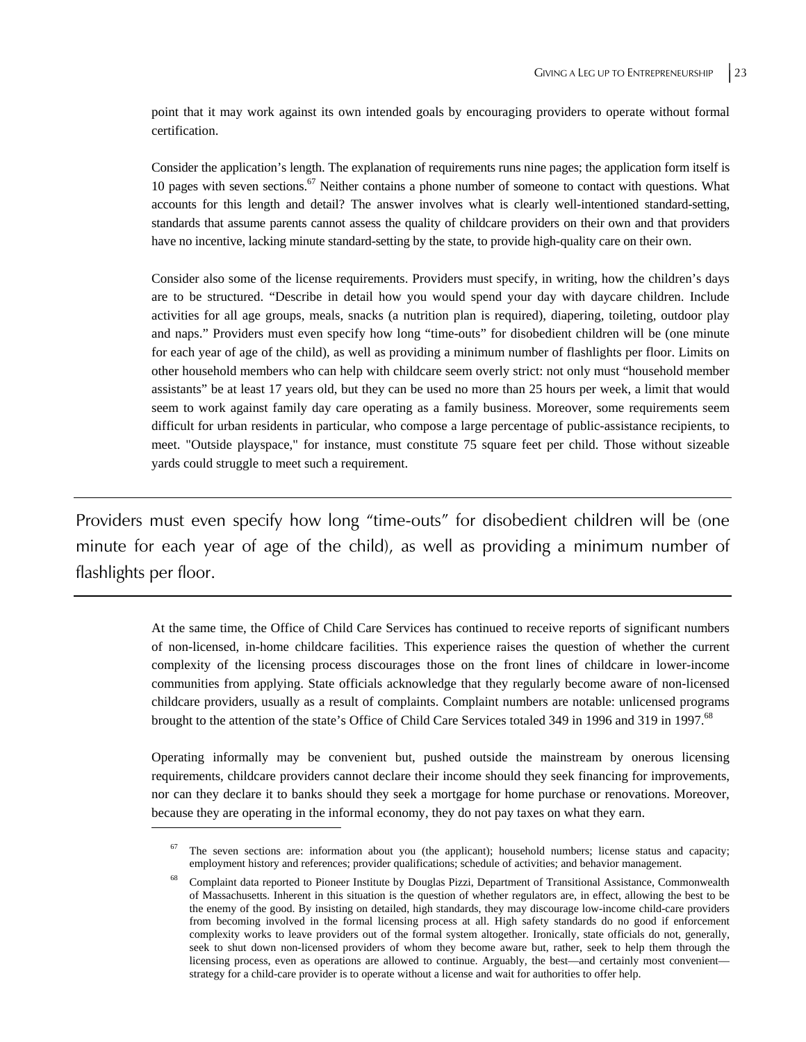point that it may work against its own intended goals by encouraging providers to operate without formal certification.

Consider the application's length. The explanation of requirements runs nine pages; the application form itself is 10 pages with seven sections.[67] Neither contains a phone number of someone to contact with questions. What accounts for this length and detail? The answer involves what is clearly well-intentioned standard-setting, standards that assume parents cannot assess the quality of childcare providers on their own and that providers have no incentive, lacking minute standard-setting by the state, to provide high-quality care on their own.

Consider also some of the license requirements. Providers must specify, in writing, how the children's days are to be structured. "Describe in detail how you would spend your day with daycare children. Include activities for all age groups, meals, snacks (a nutrition plan is required), diapering, toileting, outdoor play and naps." Providers must even specify how long "time-outs" for disobedient children will be (one minute for each year of age of the child), as well as providing a minimum number of flashlights per floor. Limits on other household members who can help with childcare seem overly strict: not only must "household member assistants" be at least 17 years old, but they can be used no more than 25 hours per week, a limit that would seem to work against family day care operating as a family business. Moreover, some requirements seem difficult for urban residents in particular, who compose a large percentage of public-assistance recipients, to meet. "Outside playspace," for instance, must constitute 75 square feet per child. Those without sizeable yards could struggle to meet such a requirement.

---

Providers must even specify how long "time-outs" for disobedient children will be (one minute for each year of age of the child), as well as providing a minimum number of flashlights per floor.

---

At the same time, the Office of Child Care Services has continued to receive reports of significant numbers of non-licensed, in-home childcare facilities. This experience raises the question of whether the current complexity of the licensing process discourages those on the front lines of childcare in lower-income communities from applying. State officials acknowledge that they regularly become aware of non-licensed childcare providers, usually as a result of complaints. Complaint numbers are notable: unlicensed programs brought to the attention of the state's Office of Child Care Services totaled 349 in 1996 and 319 in 1997.[68]

Operating informally may be convenient but, pushed outside the mainstream by onerous licensing requirements, childcare providers cannot declare their income should they seek financing for improvements, nor can they declare it to banks should they seek a mortgage for home purchase or renovations. Moreover, because they are operating in the informal economy, they do not pay taxes on what they earn.

---

[67] The seven sections are: information about you (the applicant); household numbers; license status and capacity; employment history and references; provider qualifications; schedule of activities; and behavior management.

[68] Complaint data reported to Pioneer Institute by Douglas Pizzi, Department of Transitional Assistance, Commonwealth of Massachusetts. Inherent in this situation is the question of whether regulators are, in effect, allowing the best to be the enemy of the good. By insisting on detailed, high standards, they may discourage low-income child-care providers from becoming involved in the formal licensing process at all. High safety standards do no good if enforcement complexity works to leave providers out of the formal system altogether. Ironically, state officials do not, generally, seek to shut down non-licensed providers of whom they become aware but, rather, seek to help them through the licensing process, even as operations are allowed to continue. Arguably, the best—and certainly most convenient—strategy for a child-care provider is to operate without a license and wait for authorities to offer help.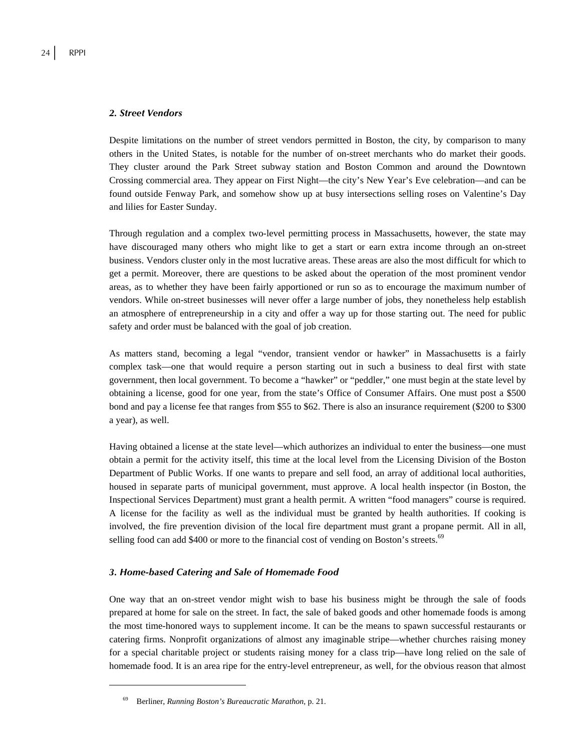### *2. Street Vendors*

Despite limitations on the number of street vendors permitted in Boston, the city, by comparison to many others in the United States, is notable for the number of on-street merchants who do market their goods. They cluster around the Park Street subway station and Boston Common and around the Downtown Crossing commercial area. They appear on First Night—the city's New Year's Eve celebration—and can be found outside Fenway Park, and somehow show up at busy intersections selling roses on Valentine's Day and lilies for Easter Sunday.

Through regulation and a complex two-level permitting process in Massachusetts, however, the state may have discouraged many others who might like to get a start or earn extra income through an on-street business. Vendors cluster only in the most lucrative areas. These areas are also the most difficult for which to get a permit. Moreover, there are questions to be asked about the operation of the most prominent vendor areas, as to whether they have been fairly apportioned or run so as to encourage the maximum number of vendors. While on-street businesses will never offer a large number of jobs, they nonetheless help establish an atmosphere of entrepreneurship in a city and offer a way up for those starting out. The need for public safety and order must be balanced with the goal of job creation.

As matters stand, becoming a legal "vendor, transient vendor or hawker" in Massachusetts is a fairly complex task—one that would require a person starting out in such a business to deal first with state government, then local government. To become a "hawker" or "peddler," one must begin at the state level by obtaining a license, good for one year, from the state's Office of Consumer Affairs. One must post a $500 bond and pay a license fee that ranges from $55 to $62. There is also an insurance requirement ($200 to $300 a year), as well.

Having obtained a license at the state level—which authorizes an individual to enter the business—one must obtain a permit for the activity itself, this time at the local level from the Licensing Division of the Boston Department of Public Works. If one wants to prepare and sell food, an array of additional local authorities, housed in separate parts of municipal government, must approve. A local health inspector (in Boston, the Inspectional Services Department) must grant a health permit. A written "food managers" course is required. A license for the facility as well as the individual must be granted by health authorities. If cooking is involved, the fire prevention division of the local fire department must grant a propane permit. All in all, selling food can add $400 or more to the financial cost of vending on Boston's streets.[69]

### *3. Home-based Catering and Sale of Homemade Food*

One way that an on-street vendor might wish to base his business might be through the sale of foods prepared at home for sale on the street. In fact, the sale of baked goods and other homemade foods is among the most time-honored ways to supplement income. It can be the means to spawn successful restaurants or catering firms. Nonprofit organizations of almost any imaginable stripe—whether churches raising money for a special charitable project or students raising money for a class trip—have long relied on the sale of homemade food. It is an area ripe for the entry-level entrepreneur, as well, for the obvious reason that almost

---

[69] Berliner, *Running Boston's Bureaucratic Marathon*, p. 21.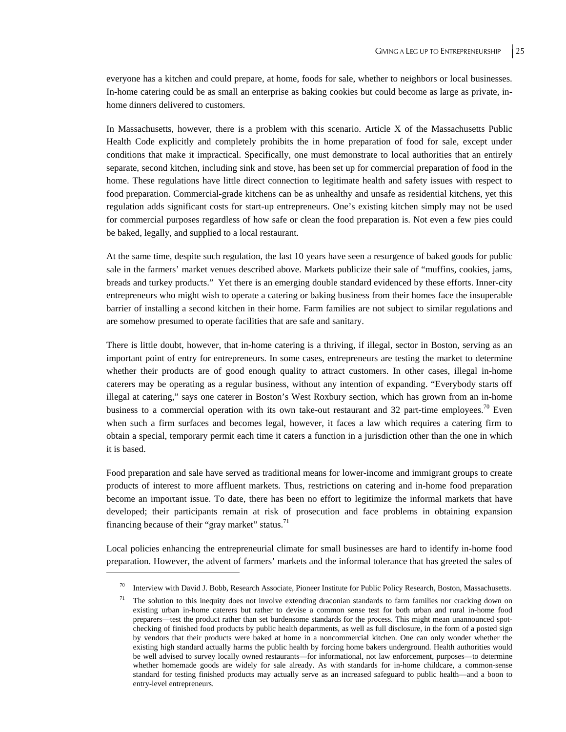everyone has a kitchen and could prepare, at home, foods for sale, whether to neighbors or local businesses. In-home catering could be as small an enterprise as baking cookies but could become as large as private, in-home dinners delivered to customers.

In Massachusetts, however, there is a problem with this scenario. Article X of the Massachusetts Public Health Code explicitly and completely prohibits the in home preparation of food for sale, except under conditions that make it impractical. Specifically, one must demonstrate to local authorities that an entirely separate, second kitchen, including sink and stove, has been set up for commercial preparation of food in the home. These regulations have little direct connection to legitimate health and safety issues with respect to food preparation. Commercial-grade kitchens can be as unhealthy and unsafe as residential kitchens, yet this regulation adds significant costs for start-up entrepreneurs. One's existing kitchen simply may not be used for commercial purposes regardless of how safe or clean the food preparation is. Not even a few pies could be baked, legally, and supplied to a local restaurant.

At the same time, despite such regulation, the last 10 years have seen a resurgence of baked goods for public sale in the farmers' market venues described above. Markets publicize their sale of "muffins, cookies, jams, breads and turkey products." Yet there is an emerging double standard evidenced by these efforts. Inner-city entrepreneurs who might wish to operate a catering or baking business from their homes face the insuperable barrier of installing a second kitchen in their home. Farm families are not subject to similar regulations and are somehow presumed to operate facilities that are safe and sanitary.

There is little doubt, however, that in-home catering is a thriving, if illegal, sector in Boston, serving as an important point of entry for entrepreneurs. In some cases, entrepreneurs are testing the market to determine whether their products are of good enough quality to attract customers. In other cases, illegal in-home caterers may be operating as a regular business, without any intention of expanding. "Everybody starts off illegal at catering," says one caterer in Boston's West Roxbury section, which has grown from an in-home business to a commercial operation with its own take-out restaurant and 32 part-time employees.[70] Even when such a firm surfaces and becomes legal, however, it faces a law which requires a catering firm to obtain a special, temporary permit each time it caters a function in a jurisdiction other than the one in which it is based.

Food preparation and sale have served as traditional means for lower-income and immigrant groups to create products of interest to more affluent markets. Thus, restrictions on catering and in-home food preparation become an important issue. To date, there has been no effort to legitimize the informal markets that have developed; their participants remain at risk of prosecution and face problems in obtaining expansion financing because of their "gray market" status.[71]

Local policies enhancing the entrepreneurial climate for small businesses are hard to identify in-home food preparation. However, the advent of farmers' markets and the informal tolerance that has greeted the sales of

---

[70] Interview with David J. Bobb, Research Associate, Pioneer Institute for Public Policy Research, Boston, Massachusetts.

[71] The solution to this inequity does not involve extending draconian standards to farm families nor cracking down on existing urban in-home caterers but rather to devise a common sense test for both urban and rural in-home food preparers—test the product rather than set burdensome standards for the process. This might mean unannounced spot-checking of finished food products by public health departments, as well as full disclosure, in the form of a posted sign by vendors that their products were baked at home in a noncommercial kitchen. One can only wonder whether the existing high standard actually harms the public health by forcing home bakers underground. Health authorities would be well advised to survey locally owned restaurants—for informational, not law enforcement, purposes—to determine whether homemade goods are widely for sale already. As with standards for in-home childcare, a common-sense standard for testing finished products may actually serve as an increased safeguard to public health—and a boon to entry-level entrepreneurs.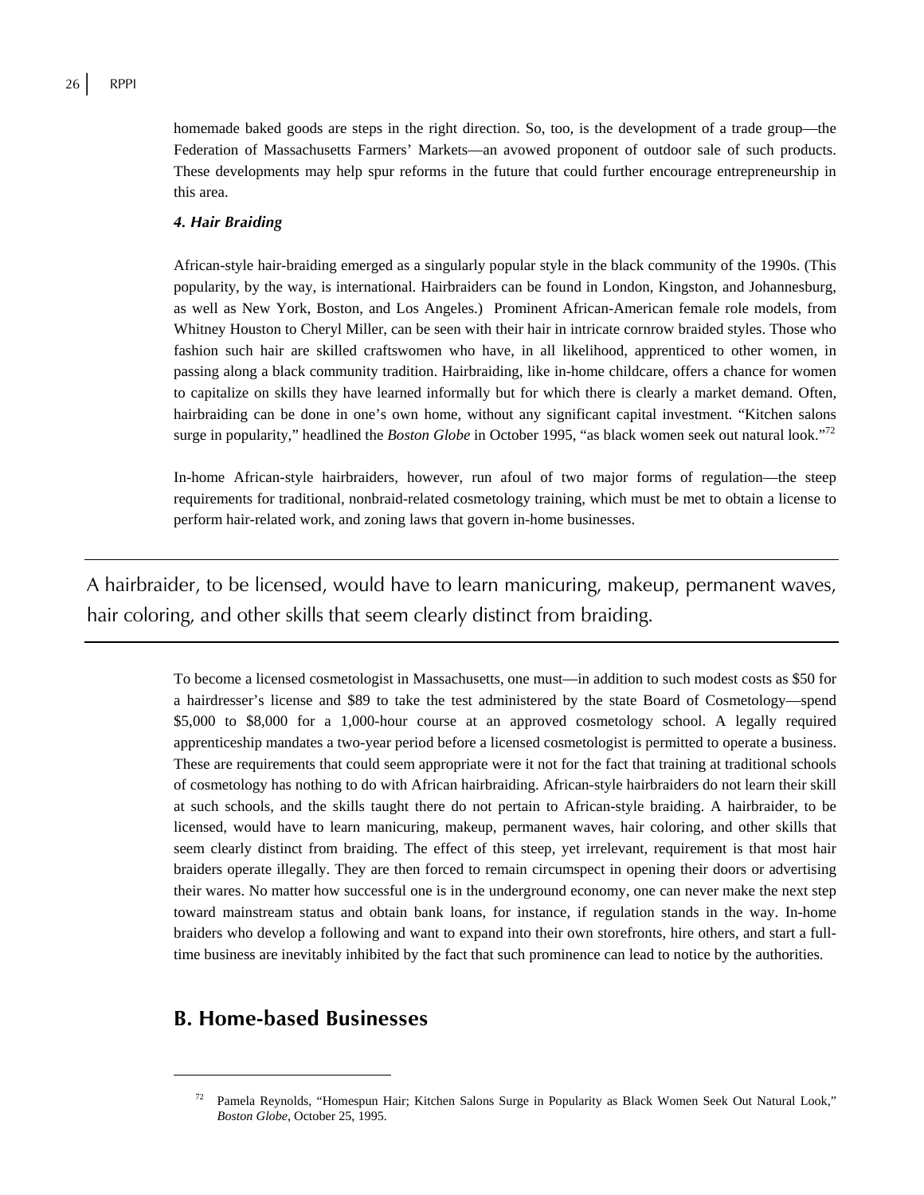homemade baked goods are steps in the right direction. So, too, is the development of a trade group—the Federation of Massachusetts Farmers' Markets—an avowed proponent of outdoor sale of such products. These developments may help spur reforms in the future that could further encourage entrepreneurship in this area.

#### *4. Hair Braiding*

African-style hair-braiding emerged as a singularly popular style in the black community of the 1990s. (This popularity, by the way, is international. Hairbraiders can be found in London, Kingston, and Johannesburg, as well as New York, Boston, and Los Angeles.) Prominent African-American female role models, from Whitney Houston to Cheryl Miller, can be seen with their hair in intricate cornrow braided styles. Those who fashion such hair are skilled craftswomen who have, in all likelihood, apprenticed to other women, in passing along a black community tradition. Hairbraiding, like in-home childcare, offers a chance for women to capitalize on skills they have learned informally but for which there is clearly a market demand. Often, hairbraiding can be done in one's own home, without any significant capital investment. "Kitchen salons surge in popularity," headlined the *Boston Globe* in October 1995, "as black women seek out natural look."[72]

In-home African-style hairbraiders, however, run afoul of two major forms of regulation—the steep requirements for traditional, nonbraid-related cosmetology training, which must be met to obtain a license to perform hair-related work, and zoning laws that govern in-home businesses.

---

A hairbraider, to be licensed, would have to learn manicuring, makeup, permanent waves, hair coloring, and other skills that seem clearly distinct from braiding.

---

To become a licensed cosmetologist in Massachusetts, one must—in addition to such modest costs as $50 for a hairdresser's license and $89 to take the test administered by the state Board of Cosmetology—spend $5,000 to $8,000 for a 1,000-hour course at an approved cosmetology school. A legally required apprenticeship mandates a two-year period before a licensed cosmetologist is permitted to operate a business. These are requirements that could seem appropriate were it not for the fact that training at traditional schools of cosmetology has nothing to do with African hairbraiding. African-style hairbraiders do not learn their skill at such schools, and the skills taught there do not pertain to African-style braiding. A hairbraider, to be licensed, would have to learn manicuring, makeup, permanent waves, hair coloring, and other skills that seem clearly distinct from braiding. The effect of this steep, yet irrelevant, requirement is that most hair braiders operate illegally. They are then forced to remain circumspect in opening their doors or advertising their wares. No matter how successful one is in the underground economy, one can never make the next step toward mainstream status and obtain bank loans, for instance, if regulation stands in the way. In-home braiders who develop a following and want to expand into their own storefronts, hire others, and start a full-time business are inevitably inhibited by the fact that such prominence can lead to notice by the authorities.

## B. Home-based Businesses

[72] Pamela Reynolds, "Homespun Hair; Kitchen Salons Surge in Popularity as Black Women Seek Out Natural Look," *Boston Globe*, October 25, 1995.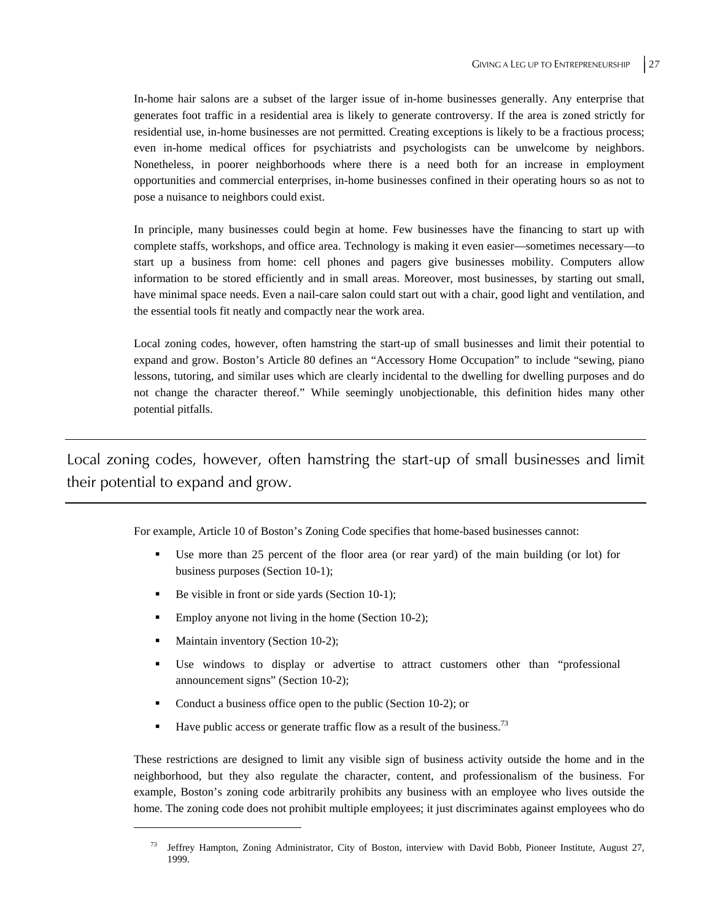In-home hair salons are a subset of the larger issue of in-home businesses generally. Any enterprise that generates foot traffic in a residential area is likely to generate controversy. If the area is zoned strictly for residential use, in-home businesses are not permitted. Creating exceptions is likely to be a fractious process; even in-home medical offices for psychiatrists and psychologists can be unwelcome by neighbors. Nonetheless, in poorer neighborhoods where there is a need both for an increase in employment opportunities and commercial enterprises, in-home businesses confined in their operating hours so as not to pose a nuisance to neighbors could exist.

In principle, many businesses could begin at home. Few businesses have the financing to start up with complete staffs, workshops, and office area. Technology is making it even easier—sometimes necessary—to start up a business from home: cell phones and pagers give businesses mobility. Computers allow information to be stored efficiently and in small areas. Moreover, most businesses, by starting out small, have minimal space needs. Even a nail-care salon could start out with a chair, good light and ventilation, and the essential tools fit neatly and compactly near the work area.

Local zoning codes, however, often hamstring the start-up of small businesses and limit their potential to expand and grow. Boston's Article 80 defines an "Accessory Home Occupation" to include "sewing, piano lessons, tutoring, and similar uses which are clearly incidental to the dwelling for dwelling purposes and do not change the character thereof." While seemingly unobjectionable, this definition hides many other potential pitfalls.

> Local zoning codes, however, often hamstring the start-up of small businesses and limit their potential to expand and grow.

For example, Article 10 of Boston's Zoning Code specifies that home-based businesses cannot:

- Use more than 25 percent of the floor area (or rear yard) of the main building (or lot) for business purposes (Section 10-1);
- Be visible in front or side yards (Section 10-1);
- Employ anyone not living in the home (Section 10-2);
- Maintain inventory (Section 10-2);
- Use windows to display or advertise to attract customers other than "professional announcement signs" (Section 10-2);
- Conduct a business office open to the public (Section 10-2); or
- Have public access or generate traffic flow as a result of the business.[73]

These restrictions are designed to limit any visible sign of business activity outside the home and in the neighborhood, but they also regulate the character, content, and professionalism of the business. For example, Boston's zoning code arbitrarily prohibits any business with an employee who lives outside the home. The zoning code does not prohibit multiple employees; it just discriminates against employees who do

[73] Jeffrey Hampton, Zoning Administrator, City of Boston, interview with David Bobb, Pioneer Institute, August 27, 1999.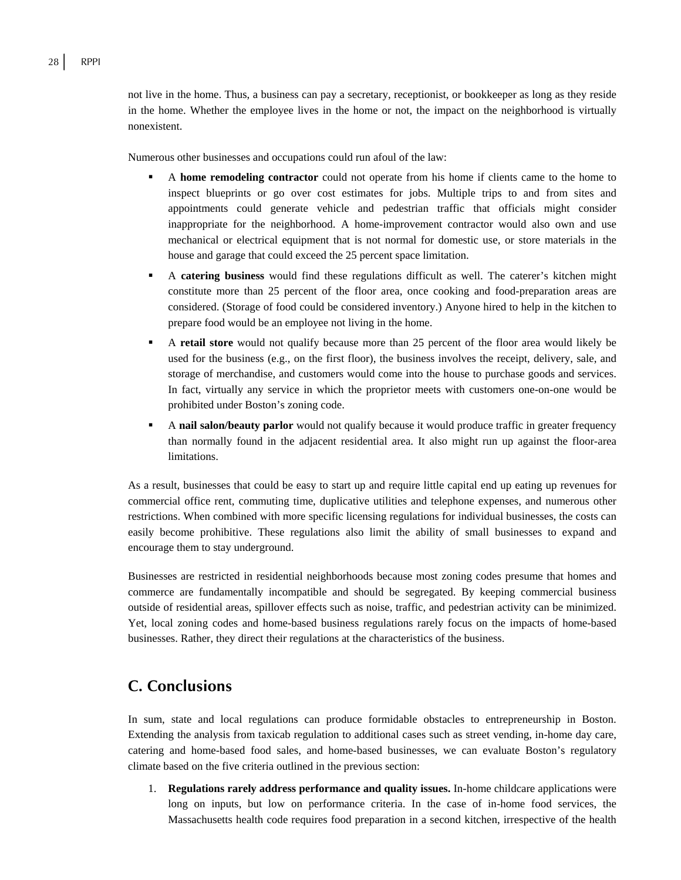not live in the home. Thus, a business can pay a secretary, receptionist, or bookkeeper as long as they reside in the home. Whether the employee lives in the home or not, the impact on the neighborhood is virtually nonexistent.

Numerous other businesses and occupations could run afoul of the law:

- A **home remodeling contractor** could not operate from his home if clients came to the home to inspect blueprints or go over cost estimates for jobs. Multiple trips to and from sites and appointments could generate vehicle and pedestrian traffic that officials might consider inappropriate for the neighborhood. A home-improvement contractor would also own and use mechanical or electrical equipment that is not normal for domestic use, or store materials in the house and garage that could exceed the 25 percent space limitation.
- A **catering business** would find these regulations difficult as well. The caterer's kitchen might constitute more than 25 percent of the floor area, once cooking and food-preparation areas are considered. (Storage of food could be considered inventory.) Anyone hired to help in the kitchen to prepare food would be an employee not living in the home.
- A **retail store** would not qualify because more than 25 percent of the floor area would likely be used for the business (e.g., on the first floor), the business involves the receipt, delivery, sale, and storage of merchandise, and customers would come into the house to purchase goods and services. In fact, virtually any service in which the proprietor meets with customers one-on-one would be prohibited under Boston's zoning code.
- A **nail salon/beauty parlor** would not qualify because it would produce traffic in greater frequency than normally found in the adjacent residential area. It also might run up against the floor-area limitations.

As a result, businesses that could be easy to start up and require little capital end up eating up revenues for commercial office rent, commuting time, duplicative utilities and telephone expenses, and numerous other restrictions. When combined with more specific licensing regulations for individual businesses, the costs can easily become prohibitive. These regulations also limit the ability of small businesses to expand and encourage them to stay underground.

Businesses are restricted in residential neighborhoods because most zoning codes presume that homes and commerce are fundamentally incompatible and should be segregated. By keeping commercial business outside of residential areas, spillover effects such as noise, traffic, and pedestrian activity can be minimized. Yet, local zoning codes and home-based business regulations rarely focus on the impacts of home-based businesses. Rather, they direct their regulations at the characteristics of the business.

## C. Conclusions

In sum, state and local regulations can produce formidable obstacles to entrepreneurship in Boston. Extending the analysis from taxicab regulation to additional cases such as street vending, in-home day care, catering and home-based food sales, and home-based businesses, we can evaluate Boston's regulatory climate based on the five criteria outlined in the previous section:

1. **Regulations rarely address performance and quality issues.** In-home childcare applications were long on inputs, but low on performance criteria. In the case of in-home food services, the Massachusetts health code requires food preparation in a second kitchen, irrespective of the health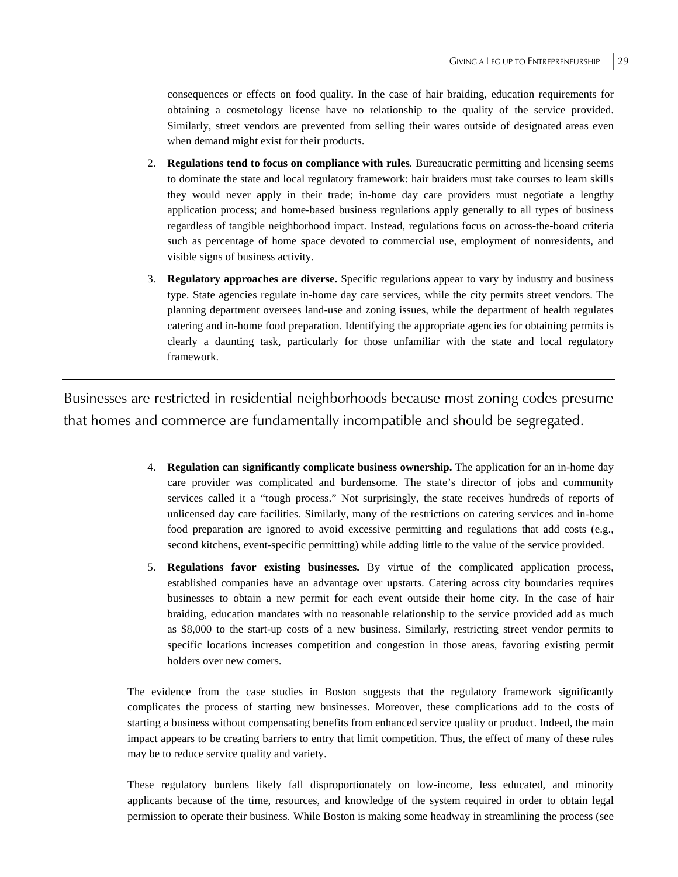consequences or effects on food quality. In the case of hair braiding, education requirements for obtaining a cosmetology license have no relationship to the quality of the service provided. Similarly, street vendors are prevented from selling their wares outside of designated areas even when demand might exist for their products.

2. **Regulations tend to focus on compliance with rules**. Bureaucratic permitting and licensing seems to dominate the state and local regulatory framework: hair braiders must take courses to learn skills they would never apply in their trade; in-home day care providers must negotiate a lengthy application process; and home-based business regulations apply generally to all types of business regardless of tangible neighborhood impact. Instead, regulations focus on across-the-board criteria such as percentage of home space devoted to commercial use, employment of nonresidents, and visible signs of business activity.

3. **Regulatory approaches are diverse.** Specific regulations appear to vary by industry and business type. State agencies regulate in-home day care services, while the city permits street vendors. The planning department oversees land-use and zoning issues, while the department of health regulates catering and in-home food preparation. Identifying the appropriate agencies for obtaining permits is clearly a daunting task, particularly for those unfamiliar with the state and local regulatory framework.

---

Businesses are restricted in residential neighborhoods because most zoning codes presume that homes and commerce are fundamentally incompatible and should be segregated.

---

4. **Regulation can significantly complicate business ownership.** The application for an in-home day care provider was complicated and burdensome. The state's director of jobs and community services called it a "tough process." Not surprisingly, the state receives hundreds of reports of unlicensed day care facilities. Similarly, many of the restrictions on catering services and in-home food preparation are ignored to avoid excessive permitting and regulations that add costs (e.g., second kitchens, event-specific permitting) while adding little to the value of the service provided.

5. **Regulations favor existing businesses.** By virtue of the complicated application process, established companies have an advantage over upstarts. Catering across city boundaries requires businesses to obtain a new permit for each event outside their home city. In the case of hair braiding, education mandates with no reasonable relationship to the service provided add as much as $8,000 to the start-up costs of a new business. Similarly, restricting street vendor permits to specific locations increases competition and congestion in those areas, favoring existing permit holders over new comers.

The evidence from the case studies in Boston suggests that the regulatory framework significantly complicates the process of starting new businesses. Moreover, these complications add to the costs of starting a business without compensating benefits from enhanced service quality or product. Indeed, the main impact appears to be creating barriers to entry that limit competition. Thus, the effect of many of these rules may be to reduce service quality and variety.

These regulatory burdens likely fall disproportionately on low-income, less educated, and minority applicants because of the time, resources, and knowledge of the system required in order to obtain legal permission to operate their business. While Boston is making some headway in streamlining the process (see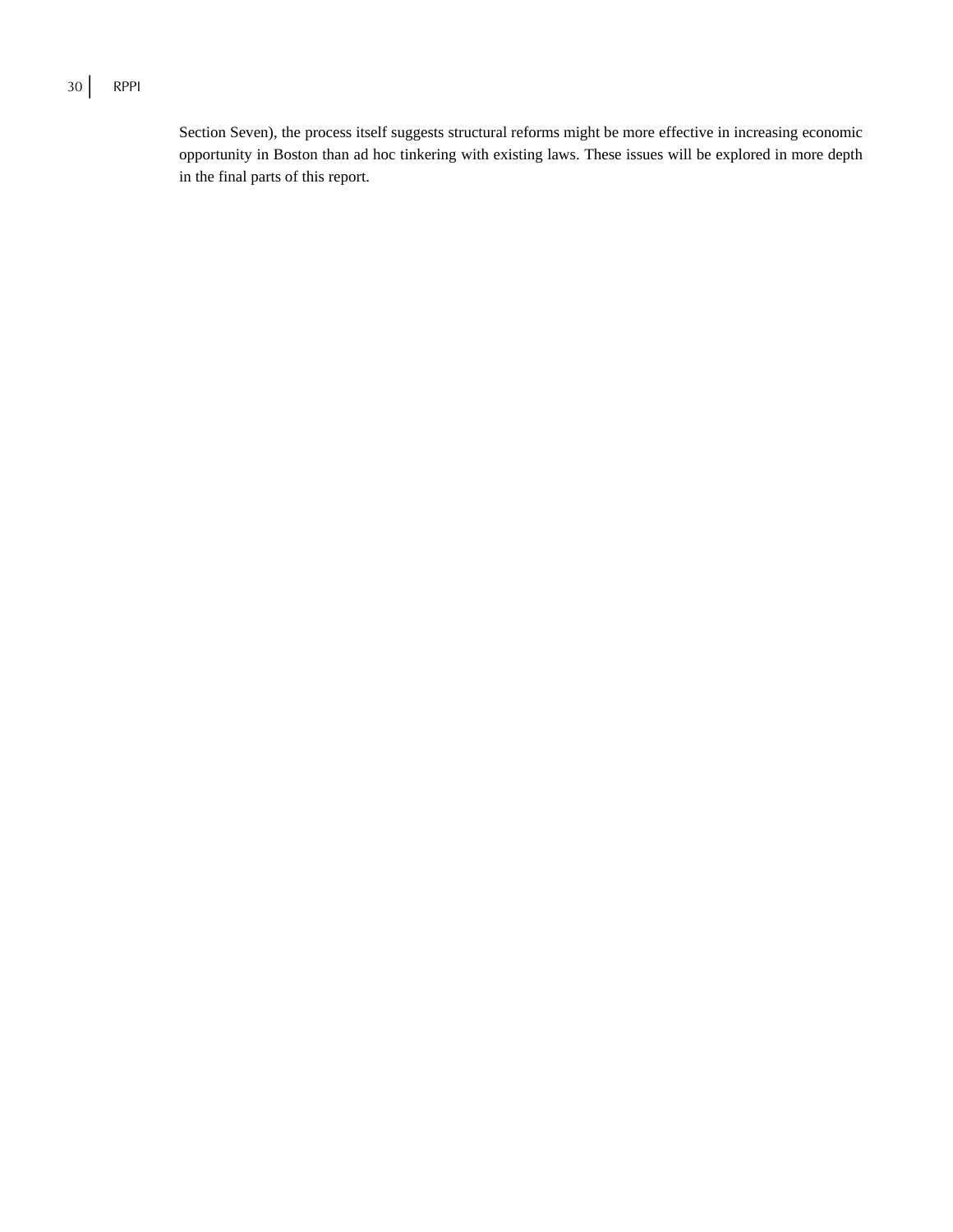Section Seven), the process itself suggests structural reforms might be more effective in increasing economic opportunity in Boston than ad hoc tinkering with existing laws. These issues will be explored in more depth in the final parts of this report.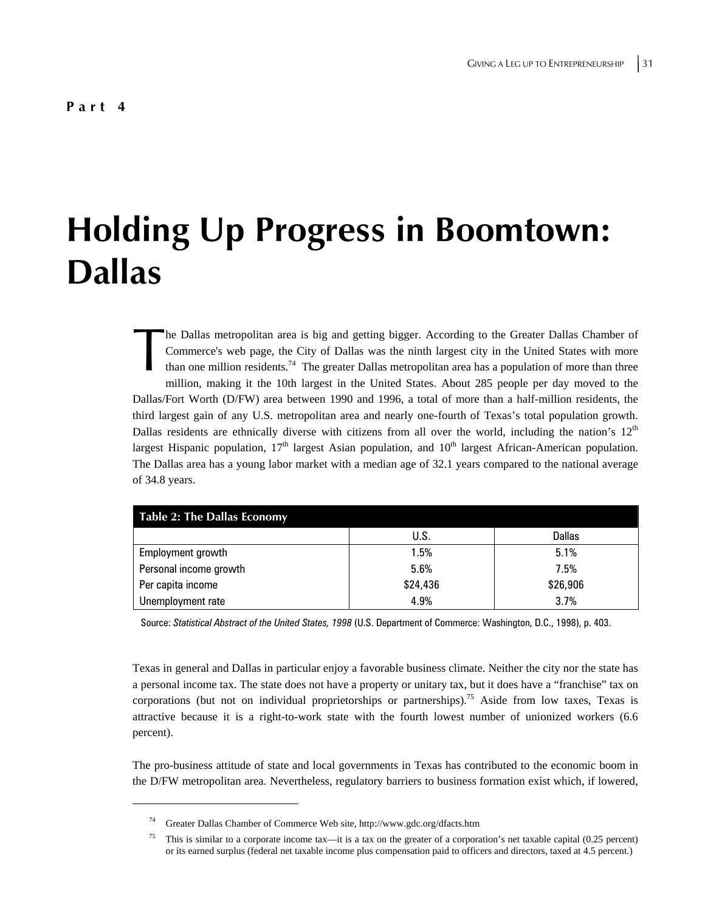**Part 4**

# Holding Up Progress in Boomtown: Dallas

The Dallas metropolitan area is big and getting bigger. According to the Greater Dallas Chamber of Commerce's web page, the City of Dallas was the ninth largest city in the United States with more than one million residents.[74] The greater Dallas metropolitan area has a population of more than three million, making it the 10th largest in the United States. About 285 people per day moved to the Dallas/Fort Worth (D/FW) area between 1990 and 1996, a total of more than a half-million residents, the third largest gain of any U.S. metropolitan area and nearly one-fourth of Texas's total population growth. Dallas residents are ethnically diverse with citizens from all over the world, including the nation's 12th largest Hispanic population, 17th largest Asian population, and 10th largest African-American population. The Dallas area has a young labor market with a median age of 32.1 years compared to the national average of 34.8 years.

**Table 2: The Dallas Economy**

| | U.S. | Dallas |
|---|---|---|
| Employment growth | 1.5% | 5.1% |
| Personal income growth | 5.6% | 7.5% |
| Per capita income | $24,436 | $26,906 |
| Unemployment rate | 4.9% | 3.7% |

Source: *Statistical Abstract of the United States, 1998* (U.S. Department of Commerce: Washington, D.C., 1998), p. 403.

Texas in general and Dallas in particular enjoy a favorable business climate. Neither the city nor the state has a personal income tax. The state does not have a property or unitary tax, but it does have a "franchise" tax on corporations (but not on individual proprietorships or partnerships).[75] Aside from low taxes, Texas is attractive because it is a right-to-work state with the fourth lowest number of unionized workers (6.6 percent).

The pro-business attitude of state and local governments in Texas has contributed to the economic boom in the D/FW metropolitan area. Nevertheless, regulatory barriers to business formation exist which, if lowered,

---

[74] Greater Dallas Chamber of Commerce Web site, http://www.gdc.org/dfacts.htm

[75] This is similar to a corporate income tax—it is a tax on the greater of a corporation's net taxable capital (0.25 percent) or its earned surplus (federal net taxable income plus compensation paid to officers and directors, taxed at 4.5 percent.)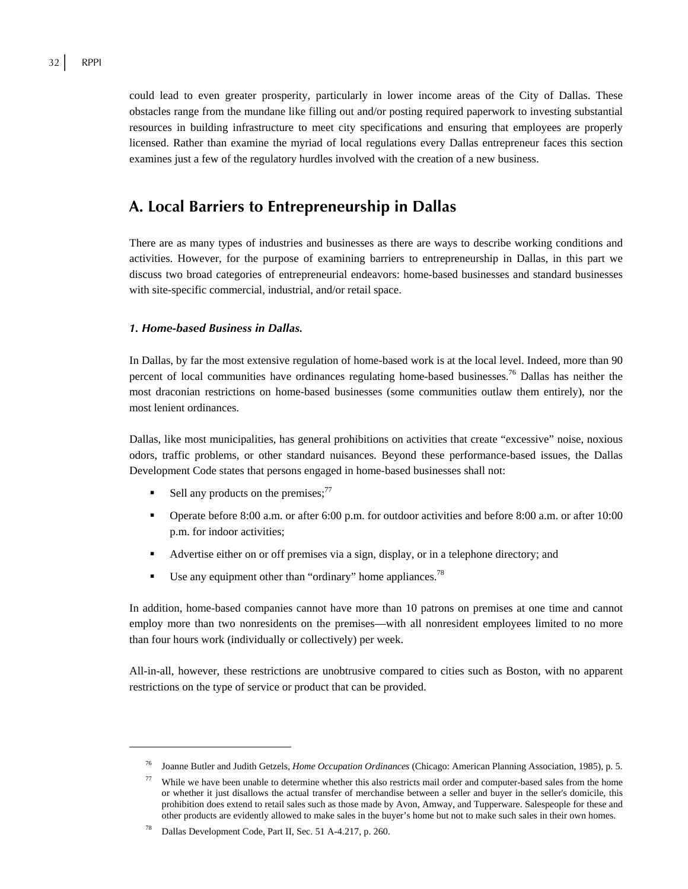could lead to even greater prosperity, particularly in lower income areas of the City of Dallas. These obstacles range from the mundane like filling out and/or posting required paperwork to investing substantial resources in building infrastructure to meet city specifications and ensuring that employees are properly licensed. Rather than examine the myriad of local regulations every Dallas entrepreneur faces this section examines just a few of the regulatory hurdles involved with the creation of a new business.

## A. Local Barriers to Entrepreneurship in Dallas

There are as many types of industries and businesses as there are ways to describe working conditions and activities. However, for the purpose of examining barriers to entrepreneurship in Dallas, in this part we discuss two broad categories of entrepreneurial endeavors: home-based businesses and standard businesses with site-specific commercial, industrial, and/or retail space.

### *1. Home-based Business in Dallas.*

In Dallas, by far the most extensive regulation of home-based work is at the local level. Indeed, more than 90 percent of local communities have ordinances regulating home-based businesses.[76] Dallas has neither the most draconian restrictions on home-based businesses (some communities outlaw them entirely), nor the most lenient ordinances.

Dallas, like most municipalities, has general prohibitions on activities that create "excessive" noise, noxious odors, traffic problems, or other standard nuisances. Beyond these performance-based issues, the Dallas Development Code states that persons engaged in home-based businesses shall not:

- Sell any products on the premises;[77]
- Operate before 8:00 a.m. or after 6:00 p.m. for outdoor activities and before 8:00 a.m. or after 10:00 p.m. for indoor activities;
- Advertise either on or off premises via a sign, display, or in a telephone directory; and
- Use any equipment other than "ordinary" home appliances.[78]

In addition, home-based companies cannot have more than 10 patrons on premises at one time and cannot employ more than two nonresidents on the premises—with all nonresident employees limited to no more than four hours work (individually or collectively) per week.

All-in-all, however, these restrictions are unobtrusive compared to cities such as Boston, with no apparent restrictions on the type of service or product that can be provided.

---

[76] Joanne Butler and Judith Getzels, *Home Occupation Ordinances* (Chicago: American Planning Association, 1985), p. 5.

[77] While we have been unable to determine whether this also restricts mail order and computer-based sales from the home or whether it just disallows the actual transfer of merchandise between a seller and buyer in the seller's domicile, this prohibition does extend to retail sales such as those made by Avon, Amway, and Tupperware. Salespeople for these and other products are evidently allowed to make sales in the buyer's home but not to make such sales in their own homes.

[78] Dallas Development Code, Part II, Sec. 51 A-4.217, p. 260.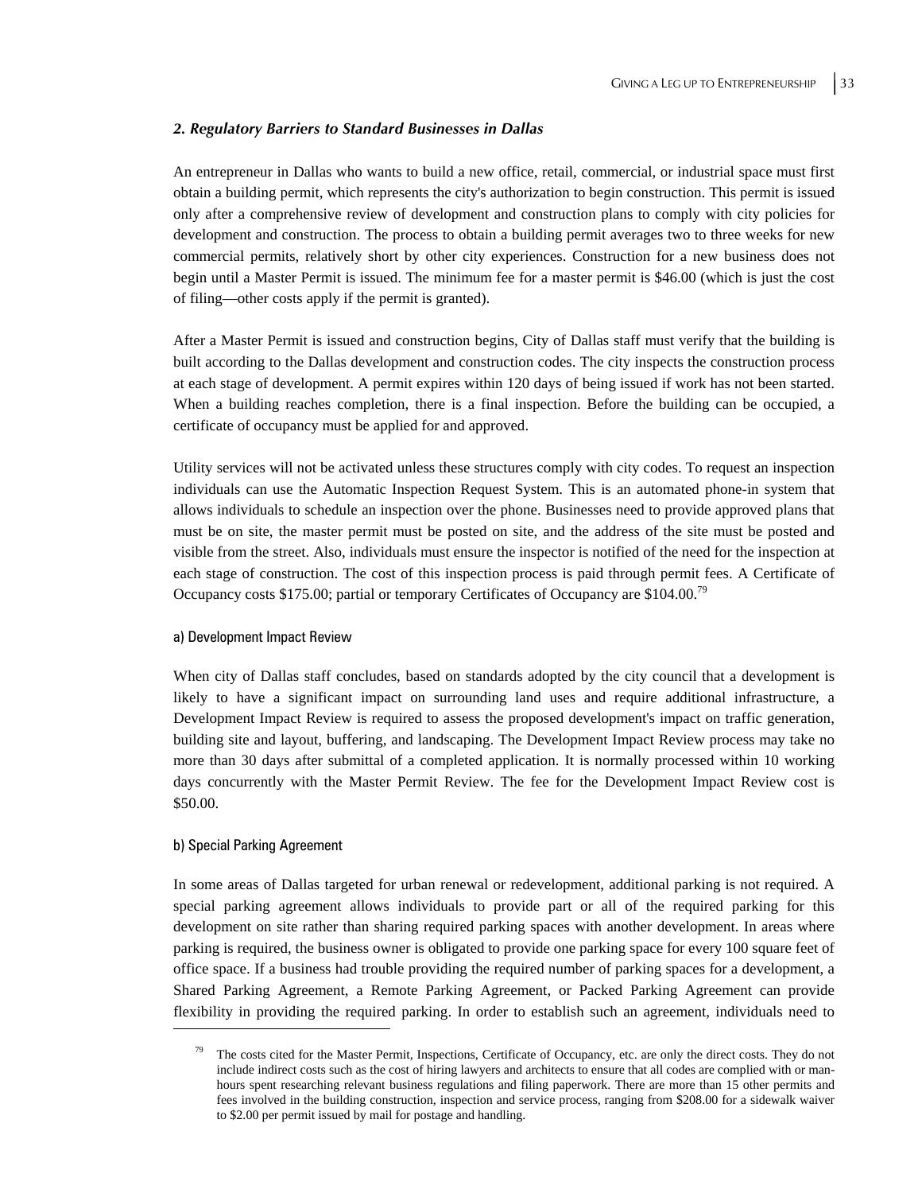### *2. Regulatory Barriers to Standard Businesses in Dallas*

An entrepreneur in Dallas who wants to build a new office, retail, commercial, or industrial space must first obtain a building permit, which represents the city's authorization to begin construction. This permit is issued only after a comprehensive review of development and construction plans to comply with city policies for development and construction. The process to obtain a building permit averages two to three weeks for new commercial permits, relatively short by other city experiences. Construction for a new business does not begin until a Master Permit is issued. The minimum fee for a master permit is $46.00 (which is just the cost of filing—other costs apply if the permit is granted).

After a Master Permit is issued and construction begins, City of Dallas staff must verify that the building is built according to the Dallas development and construction codes. The city inspects the construction process at each stage of development. A permit expires within 120 days of being issued if work has not been started. When a building reaches completion, there is a final inspection. Before the building can be occupied, a certificate of occupancy must be applied for and approved.

Utility services will not be activated unless these structures comply with city codes. To request an inspection individuals can use the Automatic Inspection Request System. This is an automated phone-in system that allows individuals to schedule an inspection over the phone. Businesses need to provide approved plans that must be on site, the master permit must be posted on site, and the address of the site must be posted and visible from the street. Also, individuals must ensure the inspector is notified of the need for the inspection at each stage of construction. The cost of this inspection process is paid through permit fees. A Certificate of Occupancy costs $175.00; partial or temporary Certificates of Occupancy are $104.00.[79]

#### a) Development Impact Review

When city of Dallas staff concludes, based on standards adopted by the city council that a development is likely to have a significant impact on surrounding land uses and require additional infrastructure, a Development Impact Review is required to assess the proposed development's impact on traffic generation, building site and layout, buffering, and landscaping. The Development Impact Review process may take no more than 30 days after submittal of a completed application. It is normally processed within 10 working days concurrently with the Master Permit Review. The fee for the Development Impact Review cost is $50.00.

#### b) Special Parking Agreement

In some areas of Dallas targeted for urban renewal or redevelopment, additional parking is not required. A special parking agreement allows individuals to provide part or all of the required parking for this development on site rather than sharing required parking spaces with another development. In areas where parking is required, the business owner is obligated to provide one parking space for every 100 square feet of office space. If a business had trouble providing the required number of parking spaces for a development, a Shared Parking Agreement, a Remote Parking Agreement, or Packed Parking Agreement can provide flexibility in providing the required parking. In order to establish such an agreement, individuals need to

---

[79] The costs cited for the Master Permit, Inspections, Certificate of Occupancy, etc. are only the direct costs. They do not include indirect costs such as the cost of hiring lawyers and architects to ensure that all codes are complied with or man-hours spent researching relevant business regulations and filing paperwork. There are more than 15 other permits and fees involved in the building construction, inspection and service process, ranging from $208.00 for a sidewalk waiver to $2.00 per permit issued by mail for postage and handling.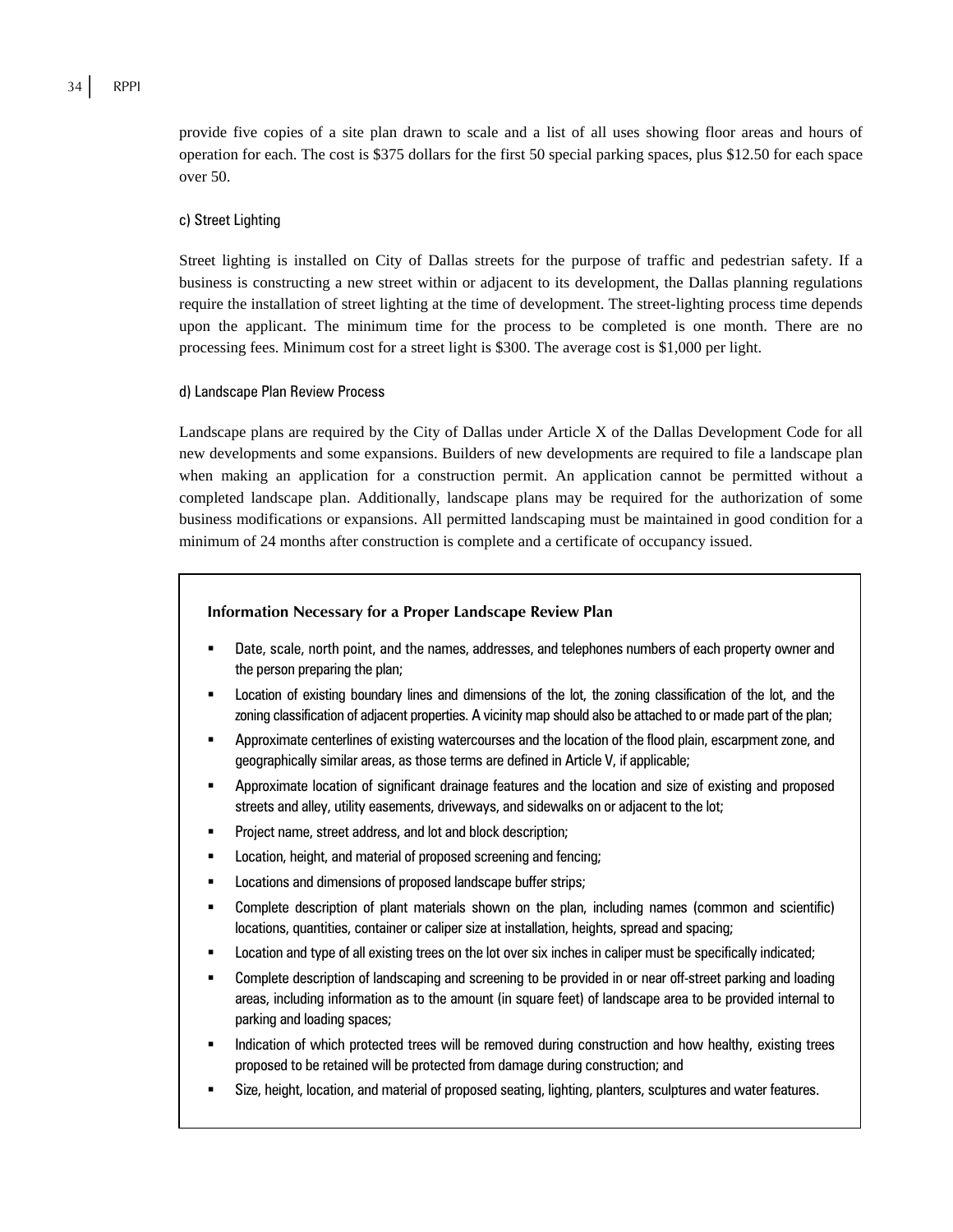provide five copies of a site plan drawn to scale and a list of all uses showing floor areas and hours of operation for each. The cost is $375 dollars for the first 50 special parking spaces, plus $12.50 for each space over 50.

#### c) Street Lighting

Street lighting is installed on City of Dallas streets for the purpose of traffic and pedestrian safety. If a business is constructing a new street within or adjacent to its development, the Dallas planning regulations require the installation of street lighting at the time of development. The street-lighting process time depends upon the applicant. The minimum time for the process to be completed is one month. There are no processing fees. Minimum cost for a street light is $300. The average cost is $1,000 per light.

#### d) Landscape Plan Review Process

Landscape plans are required by the City of Dallas under Article X of the Dallas Development Code for all new developments and some expansions. Builders of new developments are required to file a landscape plan when making an application for a construction permit. An application cannot be permitted without a completed landscape plan. Additionally, landscape plans may be required for the authorization of some business modifications or expansions. All permitted landscaping must be maintained in good condition for a minimum of 24 months after construction is complete and a certificate of occupancy issued.

**Information Necessary for a Proper Landscape Review Plan**

- Date, scale, north point, and the names, addresses, and telephones numbers of each property owner and the person preparing the plan;
- Location of existing boundary lines and dimensions of the lot, the zoning classification of the lot, and the zoning classification of adjacent properties. A vicinity map should also be attached to or made part of the plan;
- Approximate centerlines of existing watercourses and the location of the flood plain, escarpment zone, and geographically similar areas, as those terms are defined in Article V, if applicable;
- Approximate location of significant drainage features and the location and size of existing and proposed streets and alley, utility easements, driveways, and sidewalks on or adjacent to the lot;
- Project name, street address, and lot and block description;
- Location, height, and material of proposed screening and fencing;
- Locations and dimensions of proposed landscape buffer strips;
- Complete description of plant materials shown on the plan, including names (common and scientific) locations, quantities, container or caliper size at installation, heights, spread and spacing;
- Location and type of all existing trees on the lot over six inches in caliper must be specifically indicated;
- Complete description of landscaping and screening to be provided in or near off-street parking and loading areas, including information as to the amount (in square feet) of landscape area to be provided internal to parking and loading spaces;
- Indication of which protected trees will be removed during construction and how healthy, existing trees proposed to be retained will be protected from damage during construction; and
- Size, height, location, and material of proposed seating, lighting, planters, sculptures and water features.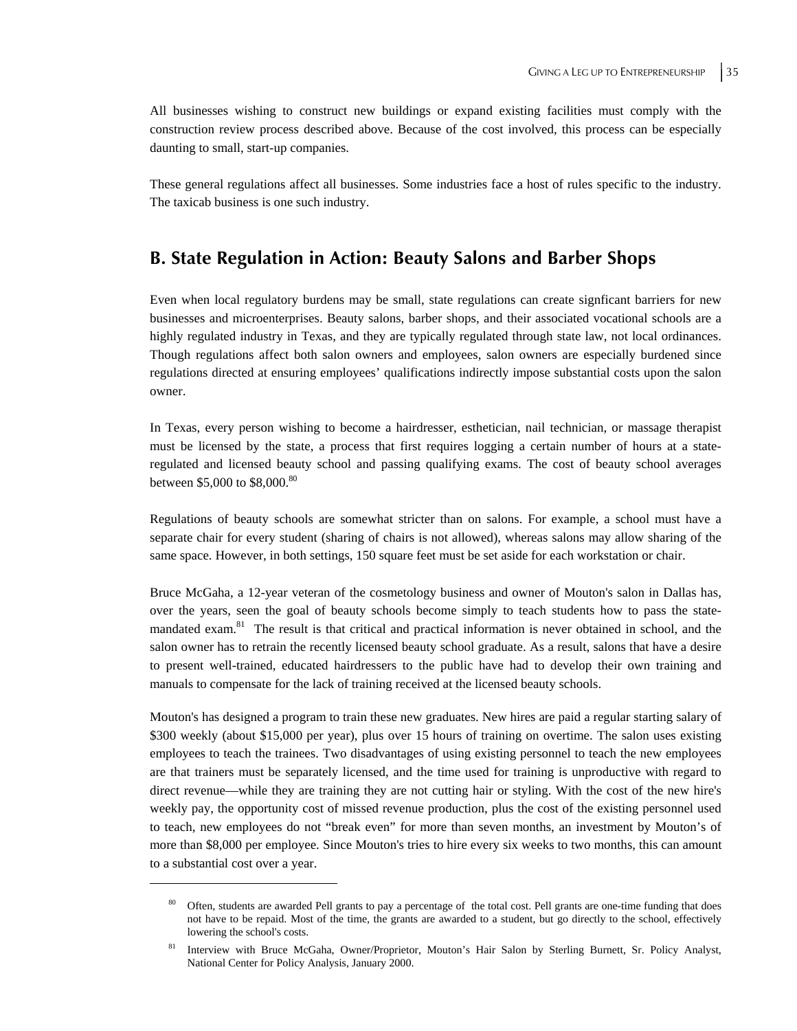All businesses wishing to construct new buildings or expand existing facilities must comply with the construction review process described above. Because of the cost involved, this process can be especially daunting to small, start-up companies.

These general regulations affect all businesses. Some industries face a host of rules specific to the industry. The taxicab business is one such industry.

## B. State Regulation in Action: Beauty Salons and Barber Shops

Even when local regulatory burdens may be small, state regulations can create signficant barriers for new businesses and microenterprises. Beauty salons, barber shops, and their associated vocational schools are a highly regulated industry in Texas, and they are typically regulated through state law, not local ordinances. Though regulations affect both salon owners and employees, salon owners are especially burdened since regulations directed at ensuring employees' qualifications indirectly impose substantial costs upon the salon owner.

In Texas, every person wishing to become a hairdresser, esthetician, nail technician, or massage therapist must be licensed by the state, a process that first requires logging a certain number of hours at a state-regulated and licensed beauty school and passing qualifying exams. The cost of beauty school averages between $5,000 to $8,000.[80]

Regulations of beauty schools are somewhat stricter than on salons. For example, a school must have a separate chair for every student (sharing of chairs is not allowed), whereas salons may allow sharing of the same space. However, in both settings, 150 square feet must be set aside for each workstation or chair.

Bruce McGaha, a 12-year veteran of the cosmetology business and owner of Mouton's salon in Dallas has, over the years, seen the goal of beauty schools become simply to teach students how to pass the state-mandated exam.[81] The result is that critical and practical information is never obtained in school, and the salon owner has to retrain the recently licensed beauty school graduate. As a result, salons that have a desire to present well-trained, educated hairdressers to the public have had to develop their own training and manuals to compensate for the lack of training received at the licensed beauty schools.

Mouton's has designed a program to train these new graduates. New hires are paid a regular starting salary of $300 weekly (about $15,000 per year), plus over 15 hours of training on overtime. The salon uses existing employees to teach the trainees. Two disadvantages of using existing personnel to teach the new employees are that trainers must be separately licensed, and the time used for training is unproductive with regard to direct revenue—while they are training they are not cutting hair or styling. With the cost of the new hire's weekly pay, the opportunity cost of missed revenue production, plus the cost of the existing personnel used to teach, new employees do not "break even" for more than seven months, an investment by Mouton's of more than $8,000 per employee. Since Mouton's tries to hire every six weeks to two months, this can amount to a substantial cost over a year.

---

[80] Often, students are awarded Pell grants to pay a percentage of the total cost. Pell grants are one-time funding that does not have to be repaid. Most of the time, the grants are awarded to a student, but go directly to the school, effectively lowering the school's costs.

[81] Interview with Bruce McGaha, Owner/Proprietor, Mouton's Hair Salon by Sterling Burnett, Sr. Policy Analyst, National Center for Policy Analysis, January 2000.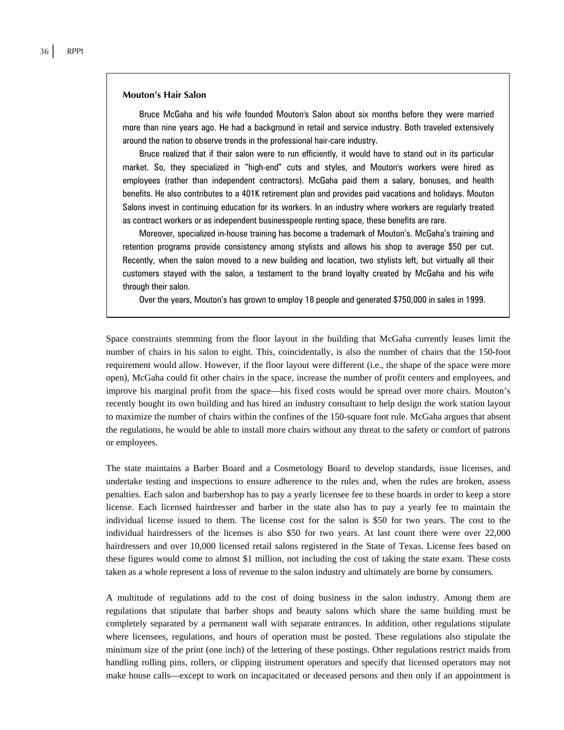### Mouton's Hair Salon

Bruce McGaha and his wife founded Mouton's Salon about six months before they were married more than nine years ago. He had a background in retail and service industry. Both traveled extensively around the nation to observe trends in the professional hair-care industry.

Bruce realized that if their salon were to run efficiently, it would have to stand out in its particular market. So, they specialized in "high-end" cuts and styles, and Mouton's workers were hired as employees (rather than independent contractors). McGaha paid them a salary, bonuses, and health benefits. He also contributes to a 401K retirement plan and provides paid vacations and holidays. Mouton Salons invest in continuing education for its workers. In an industry where workers are regularly treated as contract workers or as independent businesspeople renting space, these benefits are rare.

Moreover, specialized in-house training has become a trademark of Mouton's. McGaha's training and retention programs provide consistency among stylists and allows his shop to average $50 per cut. Recently, when the salon moved to a new building and location, two stylists left, but virtually all their customers stayed with the salon, a testament to the brand loyalty created by McGaha and his wife through their salon.

Over the years, Mouton's has grown to employ 18 people and generated $750,000 in sales in 1999.

Space constraints stemming from the floor layout in the building that McGaha currently leases limit the number of chairs in his salon to eight. This, coincidentally, is also the number of chairs that the 150-foot requirement would allow. However, if the floor layout were different (i.e., the shape of the space were more open), McGaha could fit other chairs in the space, increase the number of profit centers and employees, and improve his marginal profit from the space—his fixed costs would be spread over more chairs. Mouton's recently bought its own building and has hired an industry consultant to help design the work station layout to maximize the number of chairs within the confines of the 150-square foot rule. McGaha argues that absent the regulations, he would be able to install more chairs without any threat to the safety or comfort of patrons or employees.

The state maintains a Barber Board and a Cosmetology Board to develop standards, issue licenses, and undertake testing and inspections to ensure adherence to the rules and, when the rules are broken, assess penalties. Each salon and barbershop has to pay a yearly licensee fee to these boards in order to keep a store license. Each licensed hairdresser and barber in the state also has to pay a yearly fee to maintain the individual license issued to them. The license cost for the salon is $50 for two years. The cost to the individual hairdressers of the licenses is also $50 for two years. At last count there were over 22,000 hairdressers and over 10,000 licensed retail salons registered in the State of Texas. License fees based on these figures would come to almost $1 million, not including the cost of taking the state exam. These costs taken as a whole represent a loss of revenue to the salon industry and ultimately are borne by consumers.

A multitude of regulations add to the cost of doing business in the salon industry. Among them are regulations that stipulate that barber shops and beauty salons which share the same building must be completely separated by a permanent wall with separate entrances. In addition, other regulations stipulate where licensees, regulations, and hours of operation must be posted. These regulations also stipulate the minimum size of the print (one inch) of the lettering of these postings. Other regulations restrict maids from handling rolling pins, rollers, or clipping instrument operators and specify that licensed operators may not make house calls—except to work on incapacitated or deceased persons and then only if an appointment is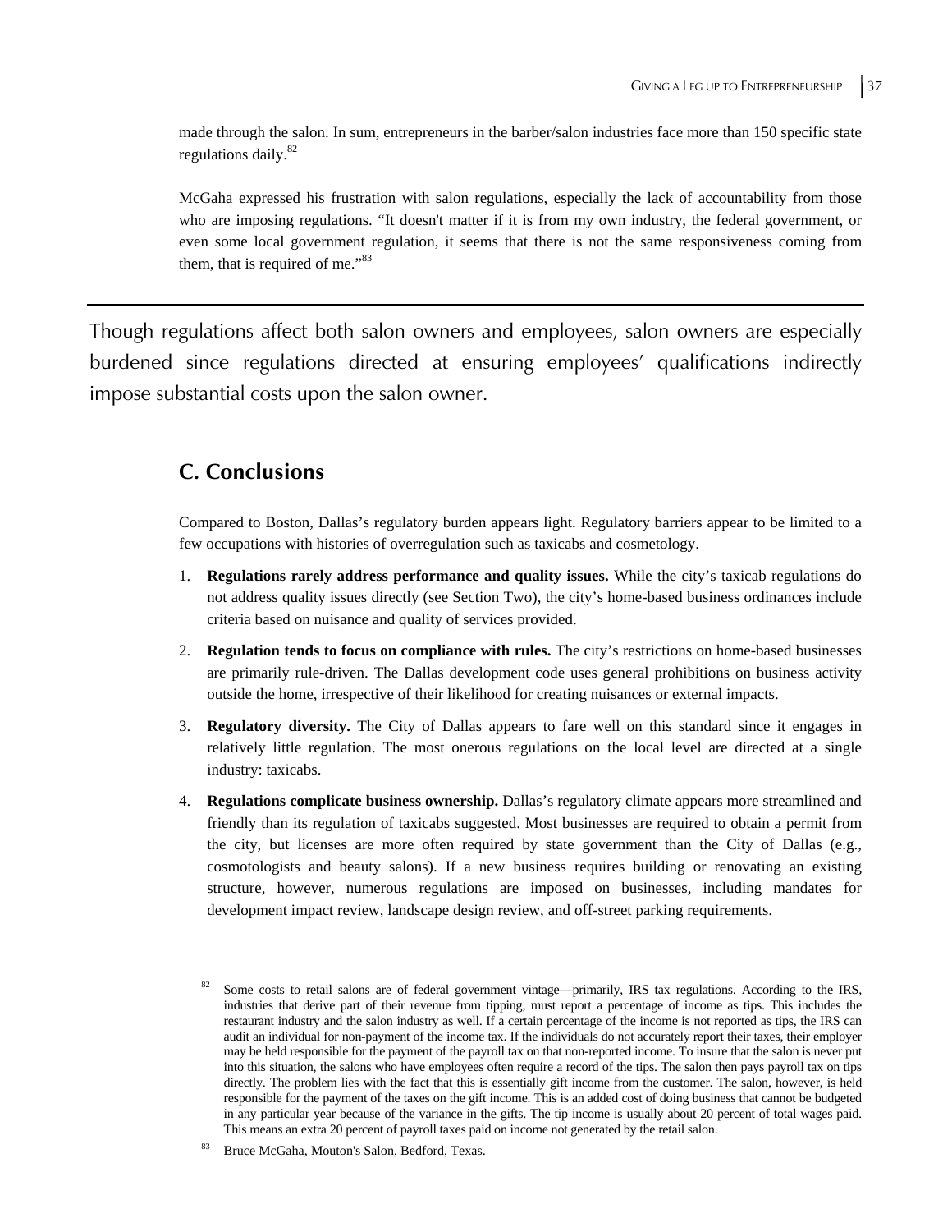made through the salon. In sum, entrepreneurs in the barber/salon industries face more than 150 specific state regulations daily.[82]

McGaha expressed his frustration with salon regulations, especially the lack of accountability from those who are imposing regulations. "It doesn't matter if it is from my own industry, the federal government, or even some local government regulation, it seems that there is not the same responsiveness coming from them, that is required of me."[83]

---

Though regulations affect both salon owners and employees, salon owners are especially burdened since regulations directed at ensuring employees' qualifications indirectly impose substantial costs upon the salon owner.

---

## C. Conclusions

Compared to Boston, Dallas's regulatory burden appears light. Regulatory barriers appear to be limited to a few occupations with histories of overregulation such as taxicabs and cosmetology.

1. **Regulations rarely address performance and quality issues.** While the city's taxicab regulations do not address quality issues directly (see Section Two), the city's home-based business ordinances include criteria based on nuisance and quality of services provided.

2. **Regulation tends to focus on compliance with rules.** The city's restrictions on home-based businesses are primarily rule-driven. The Dallas development code uses general prohibitions on business activity outside the home, irrespective of their likelihood for creating nuisances or external impacts.

3. **Regulatory diversity.** The City of Dallas appears to fare well on this standard since it engages in relatively little regulation. The most onerous regulations on the local level are directed at a single industry: taxicabs.

4. **Regulations complicate business ownership.** Dallas's regulatory climate appears more streamlined and friendly than its regulation of taxicabs suggested. Most businesses are required to obtain a permit from the city, but licenses are more often required by state government than the City of Dallas (e.g., cosmotologists and beauty salons). If a new business requires building or renovating an existing structure, however, numerous regulations are imposed on businesses, including mandates for development impact review, landscape design review, and off-street parking requirements.

---

[82] Some costs to retail salons are of federal government vintage—primarily, IRS tax regulations. According to the IRS, industries that derive part of their revenue from tipping, must report a percentage of income as tips. This includes the restaurant industry and the salon industry as well. If a certain percentage of the income is not reported as tips, the IRS can audit an individual for non-payment of the income tax. If the individuals do not accurately report their taxes, their employer may be held responsible for the payment of the payroll tax on that non-reported income. To insure that the salon is never put into this situation, the salons who have employees often require a record of the tips. The salon then pays payroll tax on tips directly. The problem lies with the fact that this is essentially gift income from the customer. The salon, however, is held responsible for the payment of the taxes on the gift income. This is an added cost of doing business that cannot be budgeted in any particular year because of the variance in the gifts. The tip income is usually about 20 percent of total wages paid. This means an extra 20 percent of payroll taxes paid on income not generated by the retail salon.

[83] Bruce McGaha, Mouton's Salon, Bedford, Texas.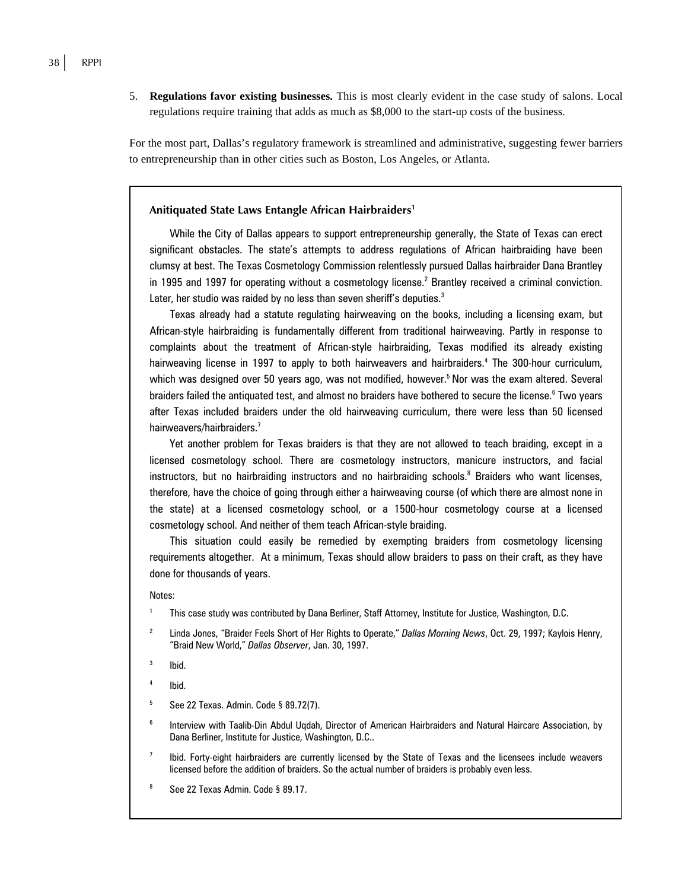5. **Regulations favor existing businesses.** This is most clearly evident in the case study of salons. Local regulations require training that adds as much as $8,000 to the start-up costs of the business.

For the most part, Dallas's regulatory framework is streamlined and administrative, suggesting fewer barriers to entrepreneurship than in other cities such as Boston, Los Angeles, or Atlanta.

**Anitiquated State Laws Entangle African Hairbraiders[1]**

While the City of Dallas appears to support entrepreneurship generally, the State of Texas can erect significant obstacles. The state's attempts to address regulations of African hairbraiding have been clumsy at best. The Texas Cosmetology Commission relentlessly pursued Dallas hairbraider Dana Brantley in 1995 and 1997 for operating without a cosmetology license.[2] Brantley received a criminal conviction. Later, her studio was raided by no less than seven sheriff's deputies.[3]

Texas already had a statute regulating hairweaving on the books, including a licensing exam, but African-style hairbraiding is fundamentally different from traditional hairweaving. Partly in response to complaints about the treatment of African-style hairbraiding, Texas modified its already existing hairweaving license in 1997 to apply to both hairweavers and hairbraiders.[4] The 300-hour curriculum, which was designed over 50 years ago, was not modified, however.[5] Nor was the exam altered. Several braiders failed the antiquated test, and almost no braiders have bothered to secure the license.[6] Two years after Texas included braiders under the old hairweaving curriculum, there were less than 50 licensed hairweavers/hairbraiders.[7]

Yet another problem for Texas braiders is that they are not allowed to teach braiding, except in a licensed cosmetology school. There are cosmetology instructors, manicure instructors, and facial instructors, but no hairbraiding instructors and no hairbraiding schools.[8] Braiders who want licenses, therefore, have the choice of going through either a hairweaving course (of which there are almost none in the state) at a licensed cosmetology school, or a 1500-hour cosmetology course at a licensed cosmetology school. And neither of them teach African-style braiding.

This situation could easily be remedied by exempting braiders from cosmetology licensing requirements altogether. At a minimum, Texas should allow braiders to pass on their craft, as they have done for thousands of years.

Notes:

1. This case study was contributed by Dana Berliner, Staff Attorney, Institute for Justice, Washington, D.C.
2. Linda Jones, "Braider Feels Short of Her Rights to Operate," *Dallas Morning News*, Oct. 29, 1997; Kaylois Henry, "Braid New World," *Dallas Observer*, Jan. 30, 1997.
3. Ibid.
4. Ibid.
5. See 22 Texas. Admin. Code § 89.72(7).
6. Interview with Taalib-Din Abdul Uqdah, Director of American Hairbraiders and Natural Haircare Association, by Dana Berliner, Institute for Justice, Washington, D.C..
7. Ibid. Forty-eight hairbraiders are currently licensed by the State of Texas and the licensees include weavers licensed before the addition of braiders. So the actual number of braiders is probably even less.
8. See 22 Texas Admin. Code § 89.17.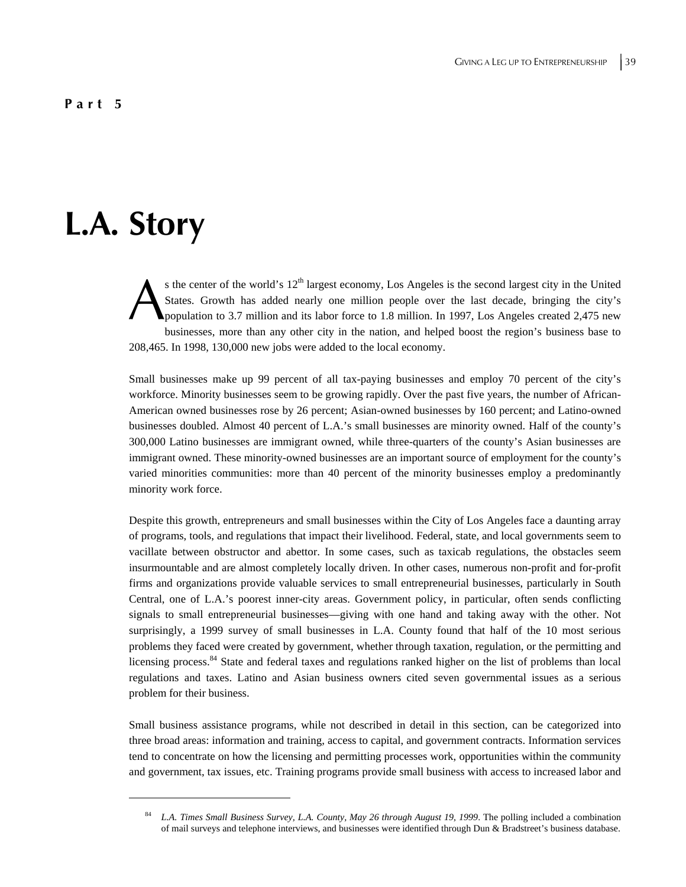**Part 5**

# L.A. Story

As the center of the world's 12th largest economy, Los Angeles is the second largest city in the United States. Growth has added nearly one million people over the last decade, bringing the city's population to 3.7 million and its labor force to 1.8 million. In 1997, Los Angeles created 2,475 new businesses, more than any other city in the nation, and helped boost the region's business base to 208,465. In 1998, 130,000 new jobs were added to the local economy.

Small businesses make up 99 percent of all tax-paying businesses and employ 70 percent of the city's workforce. Minority businesses seem to be growing rapidly. Over the past five years, the number of African-American owned businesses rose by 26 percent; Asian-owned businesses by 160 percent; and Latino-owned businesses doubled. Almost 40 percent of L.A.'s small businesses are minority owned. Half of the county's 300,000 Latino businesses are immigrant owned, while three-quarters of the county's Asian businesses are immigrant owned. These minority-owned businesses are an important source of employment for the county's varied minorities communities: more than 40 percent of the minority businesses employ a predominantly minority work force.

Despite this growth, entrepreneurs and small businesses within the City of Los Angeles face a daunting array of programs, tools, and regulations that impact their livelihood. Federal, state, and local governments seem to vacillate between obstructor and abettor. In some cases, such as taxicab regulations, the obstacles seem insurmountable and are almost completely locally driven. In other cases, numerous non-profit and for-profit firms and organizations provide valuable services to small entrepreneurial businesses, particularly in South Central, one of L.A.'s poorest inner-city areas. Government policy, in particular, often sends conflicting signals to small entrepreneurial businesses—giving with one hand and taking away with the other. Not surprisingly, a 1999 survey of small businesses in L.A. County found that half of the 10 most serious problems they faced were created by government, whether through taxation, regulation, or the permitting and licensing process.[84] State and federal taxes and regulations ranked higher on the list of problems than local regulations and taxes. Latino and Asian business owners cited seven governmental issues as a serious problem for their business.

Small business assistance programs, while not described in detail in this section, can be categorized into three broad areas: information and training, access to capital, and government contracts. Information services tend to concentrate on how the licensing and permitting processes work, opportunities within the community and government, tax issues, etc. Training programs provide small business with access to increased labor and

---

[84] *L.A. Times Small Business Survey, L.A. County, May 26 through August 19, 1999*. The polling included a combination of mail surveys and telephone interviews, and businesses were identified through Dun & Bradstreet's business database.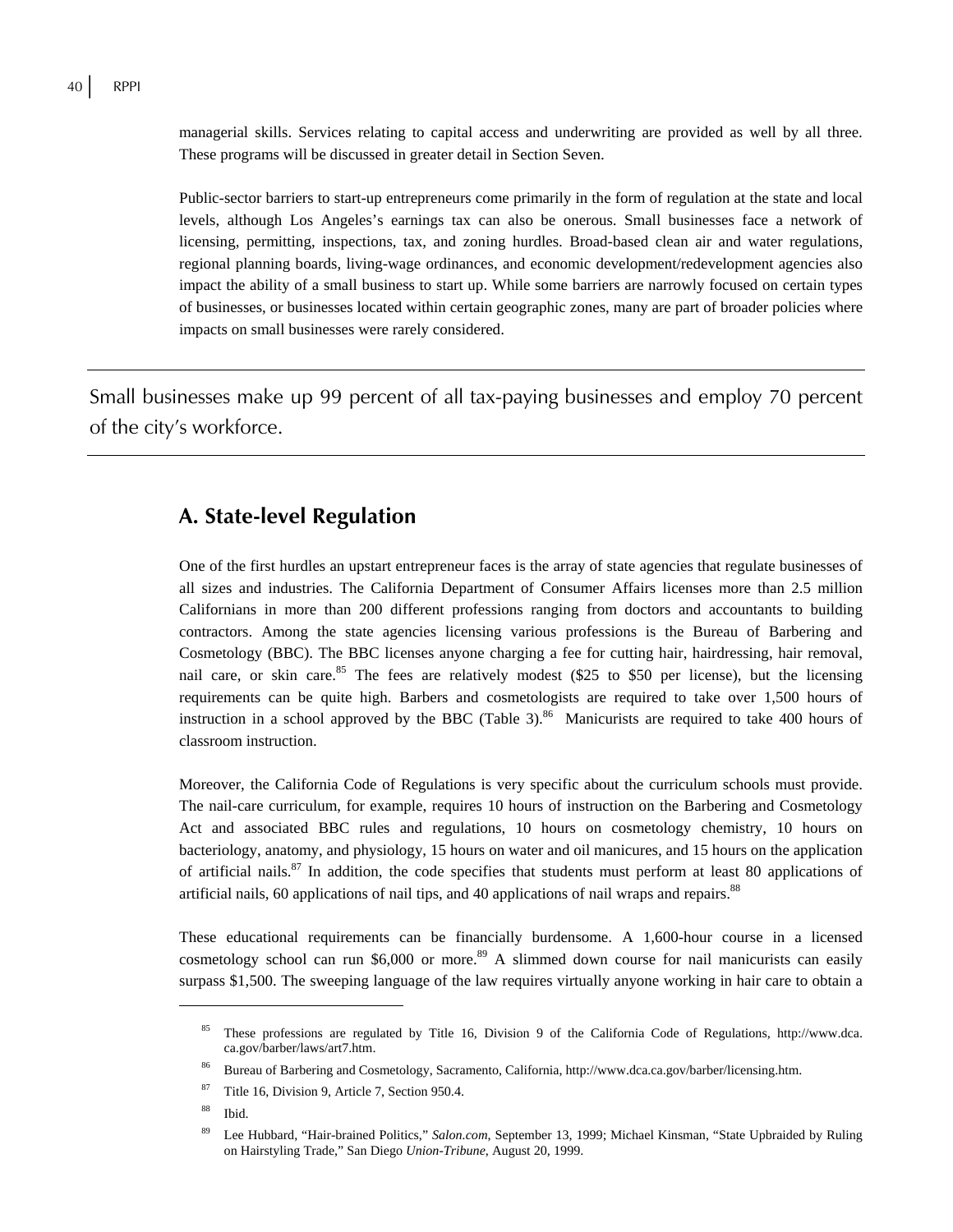managerial skills. Services relating to capital access and underwriting are provided as well by all three. These programs will be discussed in greater detail in Section Seven.

Public-sector barriers to start-up entrepreneurs come primarily in the form of regulation at the state and local levels, although Los Angeles's earnings tax can also be onerous. Small businesses face a network of licensing, permitting, inspections, tax, and zoning hurdles. Broad-based clean air and water regulations, regional planning boards, living-wage ordinances, and economic development/redevelopment agencies also impact the ability of a small business to start up. While some barriers are narrowly focused on certain types of businesses, or businesses located within certain geographic zones, many are part of broader policies where impacts on small businesses were rarely considered.

---

Small businesses make up 99 percent of all tax-paying businesses and employ 70 percent of the city's workforce.

---

## A. State-level Regulation

One of the first hurdles an upstart entrepreneur faces is the array of state agencies that regulate businesses of all sizes and industries. The California Department of Consumer Affairs licenses more than 2.5 million Californians in more than 200 different professions ranging from doctors and accountants to building contractors. Among the state agencies licensing various professions is the Bureau of Barbering and Cosmetology (BBC). The BBC licenses anyone charging a fee for cutting hair, hairdressing, hair removal, nail care, or skin care.[85] The fees are relatively modest ($25 to $50 per license), but the licensing requirements can be quite high. Barbers and cosmetologists are required to take over 1,500 hours of instruction in a school approved by the BBC (Table 3).[86] Manicurists are required to take 400 hours of classroom instruction.

Moreover, the California Code of Regulations is very specific about the curriculum schools must provide. The nail-care curriculum, for example, requires 10 hours of instruction on the Barbering and Cosmetology Act and associated BBC rules and regulations, 10 hours on cosmetology chemistry, 10 hours on bacteriology, anatomy, and physiology, 15 hours on water and oil manicures, and 15 hours on the application of artificial nails.[87] In addition, the code specifies that students must perform at least 80 applications of artificial nails, 60 applications of nail tips, and 40 applications of nail wraps and repairs.[88]

These educational requirements can be financially burdensome. A 1,600-hour course in a licensed cosmetology school can run $6,000 or more.[89] A slimmed down course for nail manicurists can easily surpass $1,500. The sweeping language of the law requires virtually anyone working in hair care to obtain a

---

[85] These professions are regulated by Title 16, Division 9 of the California Code of Regulations, http://www.dca.ca.gov/barber/laws/art7.htm.

[86] Bureau of Barbering and Cosmetology, Sacramento, California, http://www.dca.ca.gov/barber/licensing.htm.

[87] Title 16, Division 9, Article 7, Section 950.4.

[88] Ibid.

[89] Lee Hubbard, "Hair-brained Politics," *Salon.com*, September 13, 1999; Michael Kinsman, "State Upbraided by Ruling on Hairstyling Trade," San Diego *Union-Tribune*, August 20, 1999.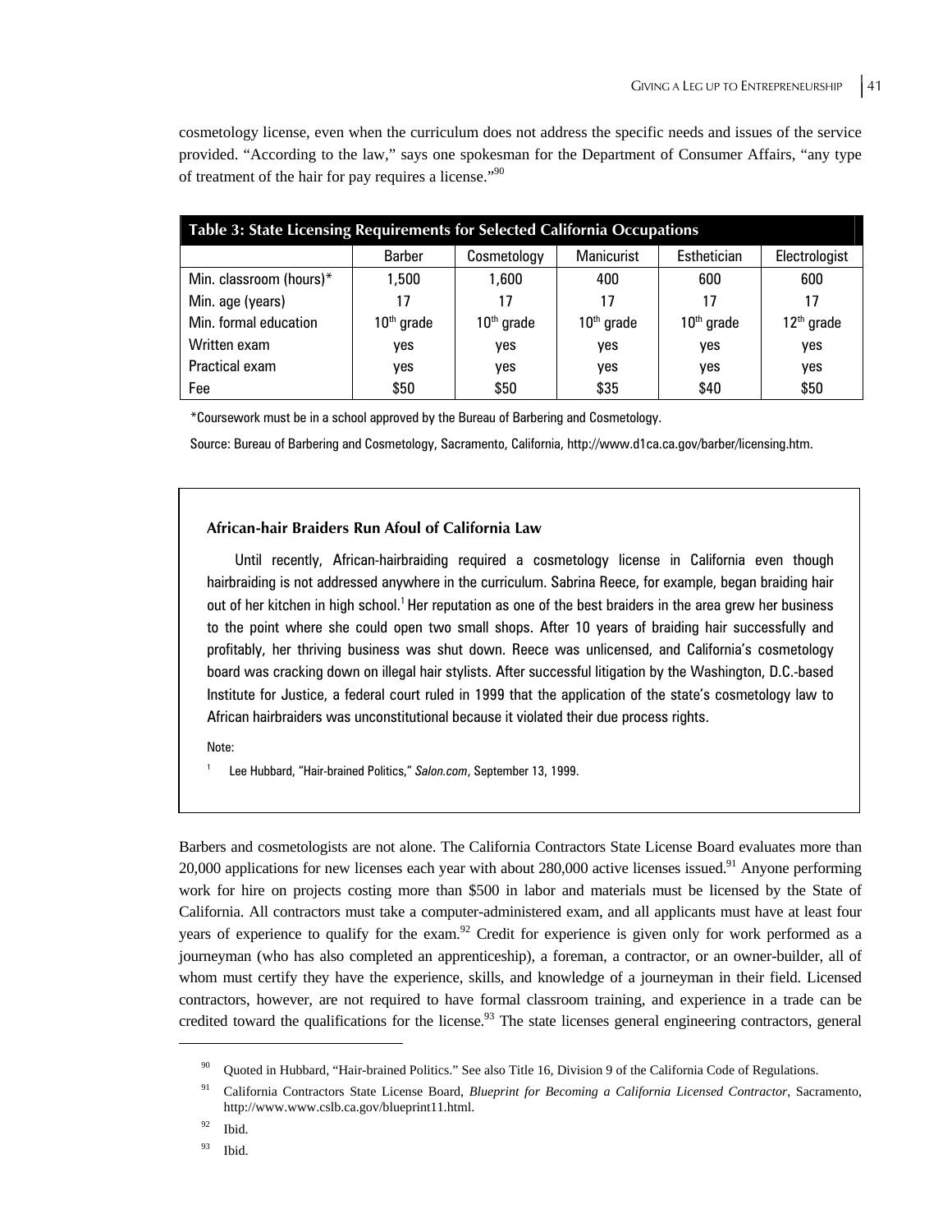cosmetology license, even when the curriculum does not address the specific needs and issues of the service provided. "According to the law," says one spokesman for the Department of Consumer Affairs, "any type of treatment of the hair for pay requires a license."[90]

**Table 3: State Licensing Requirements for Selected California Occupations**

| | Barber | Cosmetology | Manicurist | Esthetician | Electrologist |
|---|---|---|---|---|---|
| Min. classroom (hours)* | 1,500 | 1,600 | 400 | 600 | 600 |
| Min. age (years) | 17 | 17 | 17 | 17 | 17 |
| Min. formal education | 10th grade | 10th grade | 10th grade | 10th grade | 12th grade |
| Written exam | yes | yes | yes | yes | yes |
| Practical exam | yes | yes | yes | yes | yes |
| Fee | $50 | $50 | $35 | $40 | $50 |

*Coursework must be in a school approved by the Bureau of Barbering and Cosmetology.

Source: Bureau of Barbering and Cosmetology, Sacramento, California, http://www.d1ca.ca.gov/barber/licensing.htm.

### African-hair Braiders Run Afoul of California Law

Until recently, African-hairbraiding required a cosmetology license in California even though hairbraiding is not addressed anywhere in the curriculum. Sabrina Reece, for example, began braiding hair out of her kitchen in high school.[1] Her reputation as one of the best braiders in the area grew her business to the point where she could open two small shops. After 10 years of braiding hair successfully and profitably, her thriving business was shut down. Reece was unlicensed, and California's cosmetology board was cracking down on illegal hair stylists. After successful litigation by the Washington, D.C.-based Institute for Justice, a federal court ruled in 1999 that the application of the state's cosmetology law to African hairbraiders was unconstitutional because it violated their due process rights.

Note:

[1] Lee Hubbard, "Hair-brained Politics," *Salon.com*, September 13, 1999.

Barbers and cosmetologists are not alone. The California Contractors State License Board evaluates more than 20,000 applications for new licenses each year with about 280,000 active licenses issued.[91] Anyone performing work for hire on projects costing more than $500 in labor and materials must be licensed by the State of California. All contractors must take a computer-administered exam, and all applicants must have at least four years of experience to qualify for the exam.[92] Credit for experience is given only for work performed as a journeyman (who has also completed an apprenticeship), a foreman, a contractor, or an owner-builder, all of whom must certify they have the experience, skills, and knowledge of a journeyman in their field. Licensed contractors, however, are not required to have formal classroom training, and experience in a trade can be credited toward the qualifications for the license.[93] The state licenses general engineering contractors, general

[90] Quoted in Hubbard, "Hair-brained Politics." See also Title 16, Division 9 of the California Code of Regulations.

[91] California Contractors State License Board, *Blueprint for Becoming a California Licensed Contractor*, Sacramento, http://www.www.cslb.ca.gov/blueprint11.html.

[92] Ibid.

[93] Ibid.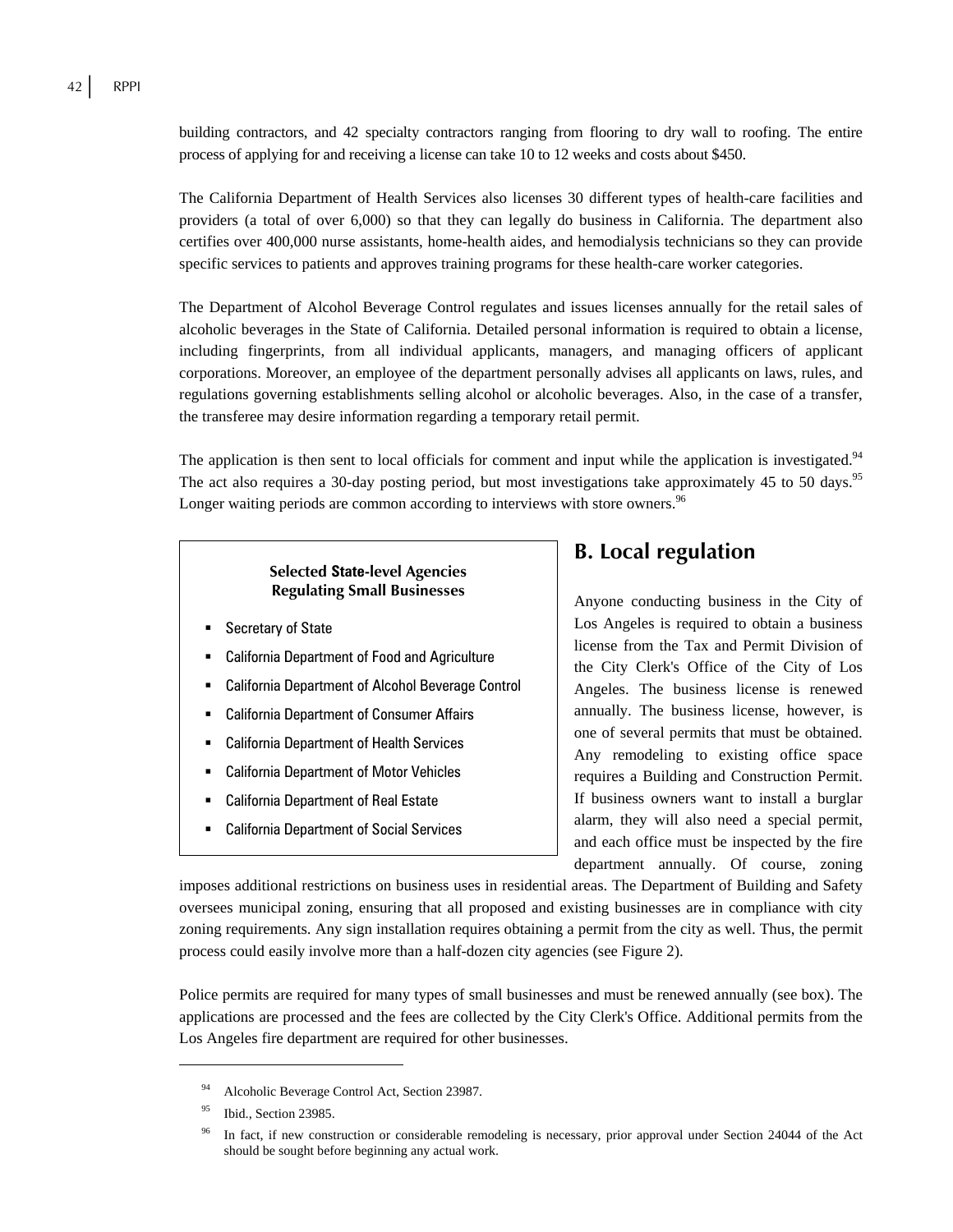building contractors, and 42 specialty contractors ranging from flooring to dry wall to roofing. The entire process of applying for and receiving a license can take 10 to 12 weeks and costs about $450.

The California Department of Health Services also licenses 30 different types of health-care facilities and providers (a total of over 6,000) so that they can legally do business in California. The department also certifies over 400,000 nurse assistants, home-health aides, and hemodialysis technicians so they can provide specific services to patients and approves training programs for these health-care worker categories.

The Department of Alcohol Beverage Control regulates and issues licenses annually for the retail sales of alcoholic beverages in the State of California. Detailed personal information is required to obtain a license, including fingerprints, from all individual applicants, managers, and managing officers of applicant corporations. Moreover, an employee of the department personally advises all applicants on laws, rules, and regulations governing establishments selling alcohol or alcoholic beverages. Also, in the case of a transfer, the transferee may desire information regarding a temporary retail permit.

The application is then sent to local officials for comment and input while the application is investigated.[94] The act also requires a 30-day posting period, but most investigations take approximately 45 to 50 days.[95] Longer waiting periods are common according to interviews with store owners.[96]

> **Selected State-level Agencies Regulating Small Businesses**
>
> - Secretary of State
> - California Department of Food and Agriculture
> - California Department of Alcohol Beverage Control
> - California Department of Consumer Affairs
> - California Department of Health Services
> - California Department of Motor Vehicles
> - California Department of Real Estate
> - California Department of Social Services

## B. Local regulation

Anyone conducting business in the City of Los Angeles is required to obtain a business license from the Tax and Permit Division of the City Clerk's Office of the City of Los Angeles. The business license is renewed annually. The business license, however, is one of several permits that must be obtained. Any remodeling to existing office space requires a Building and Construction Permit. If business owners want to install a burglar alarm, they will also need a special permit, and each office must be inspected by the fire department annually. Of course, zoning imposes additional restrictions on business uses in residential areas. The Department of Building and Safety oversees municipal zoning, ensuring that all proposed and existing businesses are in compliance with city zoning requirements. Any sign installation requires obtaining a permit from the city as well. Thus, the permit process could easily involve more than a half-dozen city agencies (see Figure 2).

Police permits are required for many types of small businesses and must be renewed annually (see box). The applications are processed and the fees are collected by the City Clerk's Office. Additional permits from the Los Angeles fire department are required for other businesses.

---

[94] Alcoholic Beverage Control Act, Section 23987.

[95] Ibid., Section 23985.

[96] In fact, if new construction or considerable remodeling is necessary, prior approval under Section 24044 of the Act should be sought before beginning any actual work.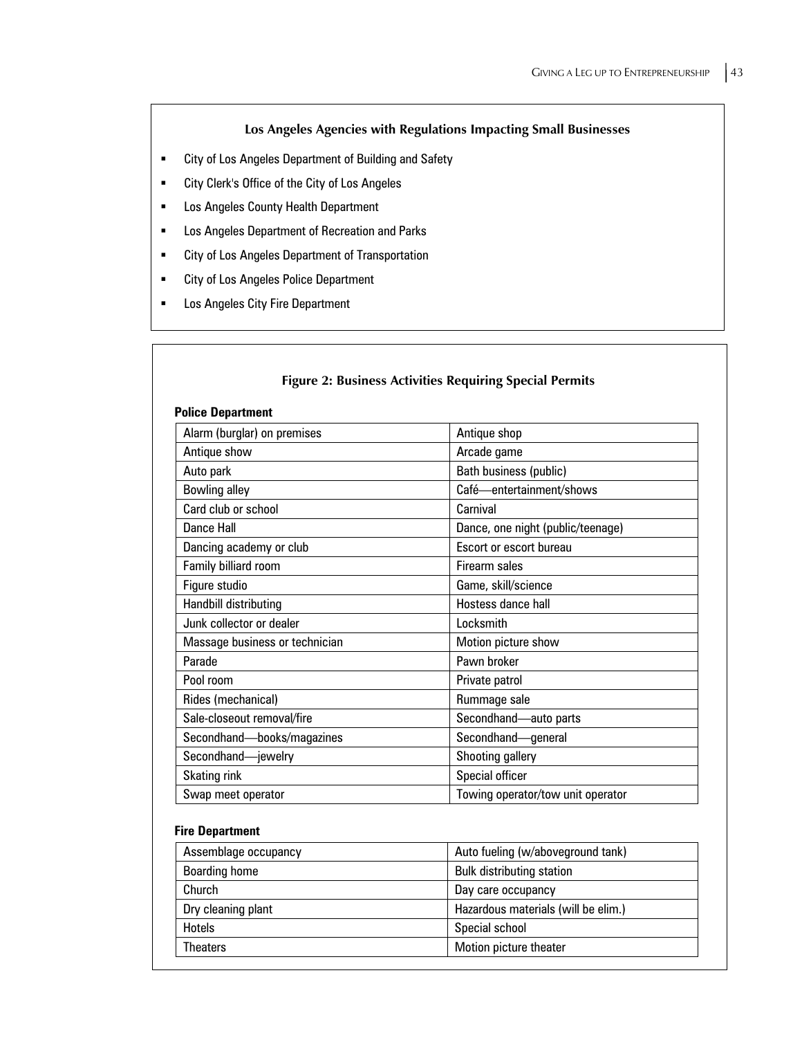**Los Angeles Agencies with Regulations Impacting Small Businesses**

- City of Los Angeles Department of Building and Safety
- City Clerk's Office of the City of Los Angeles
- Los Angeles County Health Department
- Los Angeles Department of Recreation and Parks
- City of Los Angeles Department of Transportation
- City of Los Angeles Police Department
- Los Angeles City Fire Department

**Figure 2: Business Activities Requiring Special Permits**

**Police Department**

| | |
|---|---|
| Alarm (burglar) on premises | Antique shop |
| Antique show | Arcade game |
| Auto park | Bath business (public) |
| Bowling alley | Café—entertainment/shows |
| Card club or school | Carnival |
| Dance Hall | Dance, one night (public/teenage) |
| Dancing academy or club | Escort or escort bureau |
| Family billiard room | Firearm sales |
| Figure studio | Game, skill/science |
| Handbill distributing | Hostess dance hall |
| Junk collector or dealer | Locksmith |
| Massage business or technician | Motion picture show |
| Parade | Pawn broker |
| Pool room | Private patrol |
| Rides (mechanical) | Rummage sale |
| Sale-closeout removal/fire | Secondhand—auto parts |
| Secondhand—books/magazines | Secondhand—general |
| Secondhand—jewelry | Shooting gallery |
| Skating rink | Special officer |
| Swap meet operator | Towing operator/tow unit operator |

**Fire Department**

| | |
|---|---|
| Assemblage occupancy | Auto fueling (w/aboveground tank) |
| Boarding home | Bulk distributing station |
| Church | Day care occupancy |
| Dry cleaning plant | Hazardous materials (will be elim.) |
| Hotels | Special school |
| Theaters | Motion picture theater |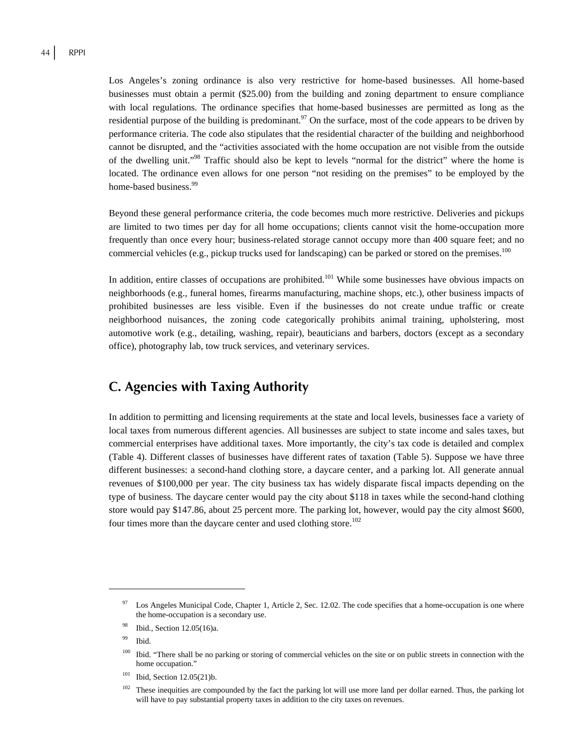Los Angeles's zoning ordinance is also very restrictive for home-based businesses. All home-based businesses must obtain a permit ($25.00) from the building and zoning department to ensure compliance with local regulations. The ordinance specifies that home-based businesses are permitted as long as the residential purpose of the building is predominant.[97] On the surface, most of the code appears to be driven by performance criteria. The code also stipulates that the residential character of the building and neighborhood cannot be disrupted, and the "activities associated with the home occupation are not visible from the outside of the dwelling unit."[98] Traffic should also be kept to levels "normal for the district" where the home is located. The ordinance even allows for one person "not residing on the premises" to be employed by the home-based business.[99]

Beyond these general performance criteria, the code becomes much more restrictive. Deliveries and pickups are limited to two times per day for all home occupations; clients cannot visit the home-occupation more frequently than once every hour; business-related storage cannot occupy more than 400 square feet; and no commercial vehicles (e.g., pickup trucks used for landscaping) can be parked or stored on the premises.[100]

In addition, entire classes of occupations are prohibited.[101] While some businesses have obvious impacts on neighborhoods (e.g., funeral homes, firearms manufacturing, machine shops, etc.), other business impacts of prohibited businesses are less visible. Even if the businesses do not create undue traffic or create neighborhood nuisances, the zoning code categorically prohibits animal training, upholstering, most automotive work (e.g., detailing, washing, repair), beauticians and barbers, doctors (except as a secondary office), photography lab, tow truck services, and veterinary services.

## C. Agencies with Taxing Authority

In addition to permitting and licensing requirements at the state and local levels, businesses face a variety of local taxes from numerous different agencies. All businesses are subject to state income and sales taxes, but commercial enterprises have additional taxes. More importantly, the city's tax code is detailed and complex (Table 4). Different classes of businesses have different rates of taxation (Table 5). Suppose we have three different businesses: a second-hand clothing store, a daycare center, and a parking lot. All generate annual revenues of $100,000 per year. The city business tax has widely disparate fiscal impacts depending on the type of business. The daycare center would pay the city about $118 in taxes while the second-hand clothing store would pay $147.86, about 25 percent more. The parking lot, however, would pay the city almost $600, four times more than the daycare center and used clothing store.[102]

---

[97] Los Angeles Municipal Code, Chapter 1, Article 2, Sec. 12.02. The code specifies that a home-occupation is one where the home-occupation is a secondary use.

[98] Ibid., Section 12.05(16)a.

[99] Ibid.

[100] Ibid. "There shall be no parking or storing of commercial vehicles on the site or on public streets in connection with the home occupation."

[101] Ibid, Section 12.05(21)b.

[102] These inequities are compounded by the fact the parking lot will use more land per dollar earned. Thus, the parking lot will have to pay substantial property taxes in addition to the city taxes on revenues.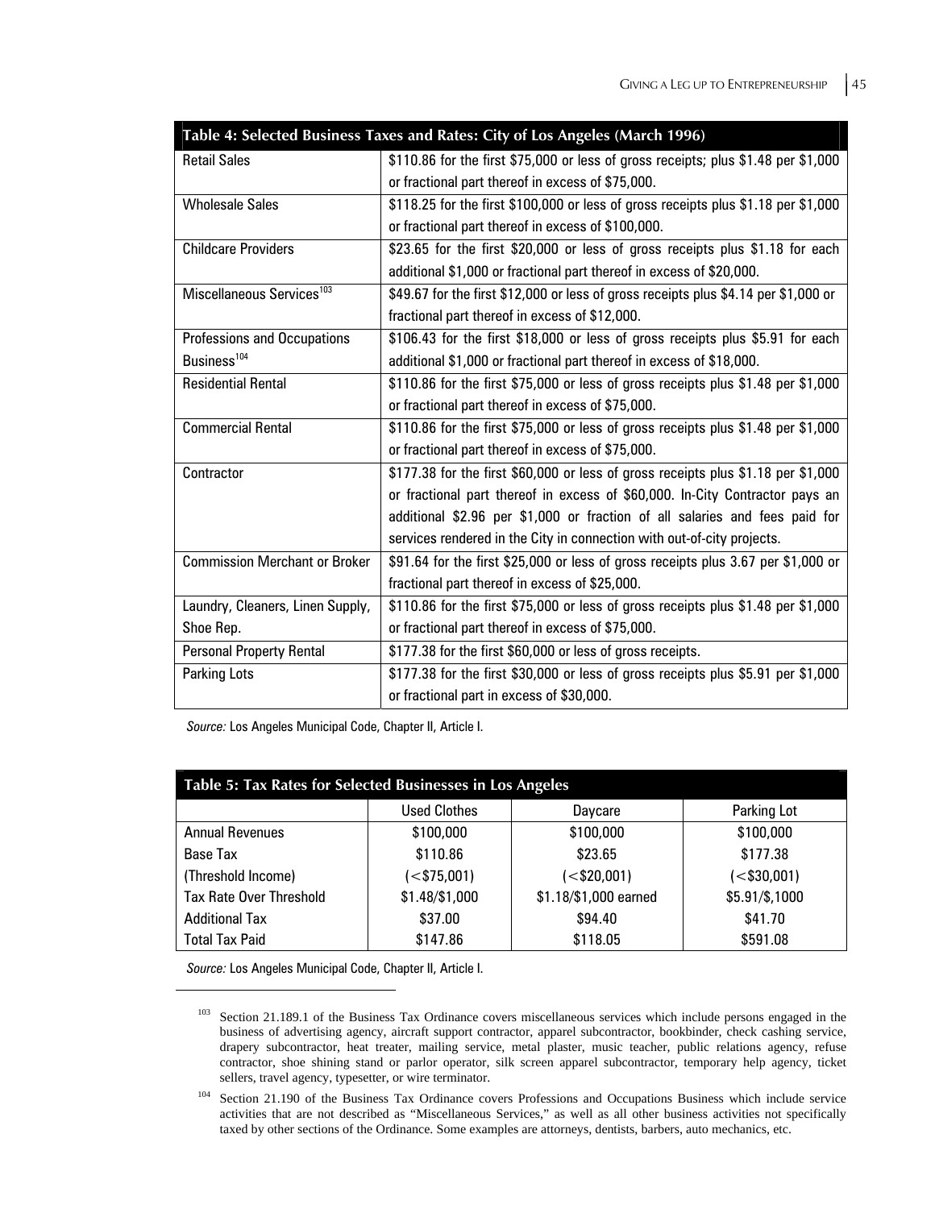| Table 4: Selected Business Taxes and Rates: City of Los Angeles (March 1996) | |
|---|---|
| Retail Sales | $110.86 for the first $75,000 or less of gross receipts; plus $1.48 per $1,000 or fractional part thereof in excess of $75,000. |
| Wholesale Sales | $118.25 for the first $100,000 or less of gross receipts plus $1.18 per $1,000 or fractional part thereof in excess of $100,000. |
| Childcare Providers | $23.65 for the first $20,000 or less of gross receipts plus $1.18 for each additional $1,000 or fractional part thereof in excess of $20,000. |
| Miscellaneous Services[103] | $49.67 for the first $12,000 or less of gross receipts plus $4.14 per $1,000 or fractional part thereof in excess of $12,000. |
| Professions and Occupations Business[104] | $106.43 for the first $18,000 or less of gross receipts plus $5.91 for each additional $1,000 or fractional part thereof in excess of $18,000. |
| Residential Rental | $110.86 for the first $75,000 or less of gross receipts plus $1.48 per $1,000 or fractional part thereof in excess of $75,000. |
| Commercial Rental | $110.86 for the first $75,000 or less of gross receipts plus $1.48 per $1,000 or fractional part thereof in excess of $75,000. |
| Contractor | $177.38 for the first $60,000 or less of gross receipts plus $1.18 per $1,000 or fractional part thereof in excess of $60,000. In-City Contractor pays an additional $2.96 per $1,000 or fraction of all salaries and fees paid for services rendered in the City in connection with out-of-city projects. |
| Commission Merchant or Broker | $91.64 for the first $25,000 or less of gross receipts plus 3.67 per $1,000 or fractional part thereof in excess of $25,000. |
| Laundry, Cleaners, Linen Supply, Shoe Rep. | $110.86 for the first $75,000 or less of gross receipts plus $1.48 per $1,000 or fractional part thereof in excess of $75,000. |
| Personal Property Rental | $177.38 for the first $60,000 or less of gross receipts. |
| Parking Lots | $177.38 for the first $30,000 or less of gross receipts plus $5.91 per $1,000 or fractional part in excess of $30,000. |

*Source:* Los Angeles Municipal Code, Chapter II, Article I.

| Table 5: Tax Rates for Selected Businesses in Los Angeles | | | |
|---|---|---|---|
| | Used Clothes | Daycare | Parking Lot |
| Annual Revenues | $100,000 | $100,000 | $100,000 |
| Base Tax | $110.86 | $23.65 | $177.38 |
| (Threshold Income) | (<$75,001) | (<$20,001) | (<$30,001) |
| Tax Rate Over Threshold | $1.48/$1,000 | $1.18/$1,000 earned | $5.91/$,1000 |
| Additional Tax | $37.00 | $94.40 | $41.70 |
| Total Tax Paid | $147.86 | $118.05 | $591.08 |

*Source:* Los Angeles Municipal Code, Chapter II, Article I.

---

[103] Section 21.189.1 of the Business Tax Ordinance covers miscellaneous services which include persons engaged in the business of advertising agency, aircraft support contractor, apparel subcontractor, bookbinder, check cashing service, drapery subcontractor, heat treater, mailing service, metal plaster, music teacher, public relations agency, refuse contractor, shoe shining stand or parlor operator, silk screen apparel subcontractor, temporary help agency, ticket sellers, travel agency, typesetter, or wire terminator.

[104] Section 21.190 of the Business Tax Ordinance covers Professions and Occupations Business which include service activities that are not described as "Miscellaneous Services," as well as all other business activities not specifically taxed by other sections of the Ordinance. Some examples are attorneys, dentists, barbers, auto mechanics, etc.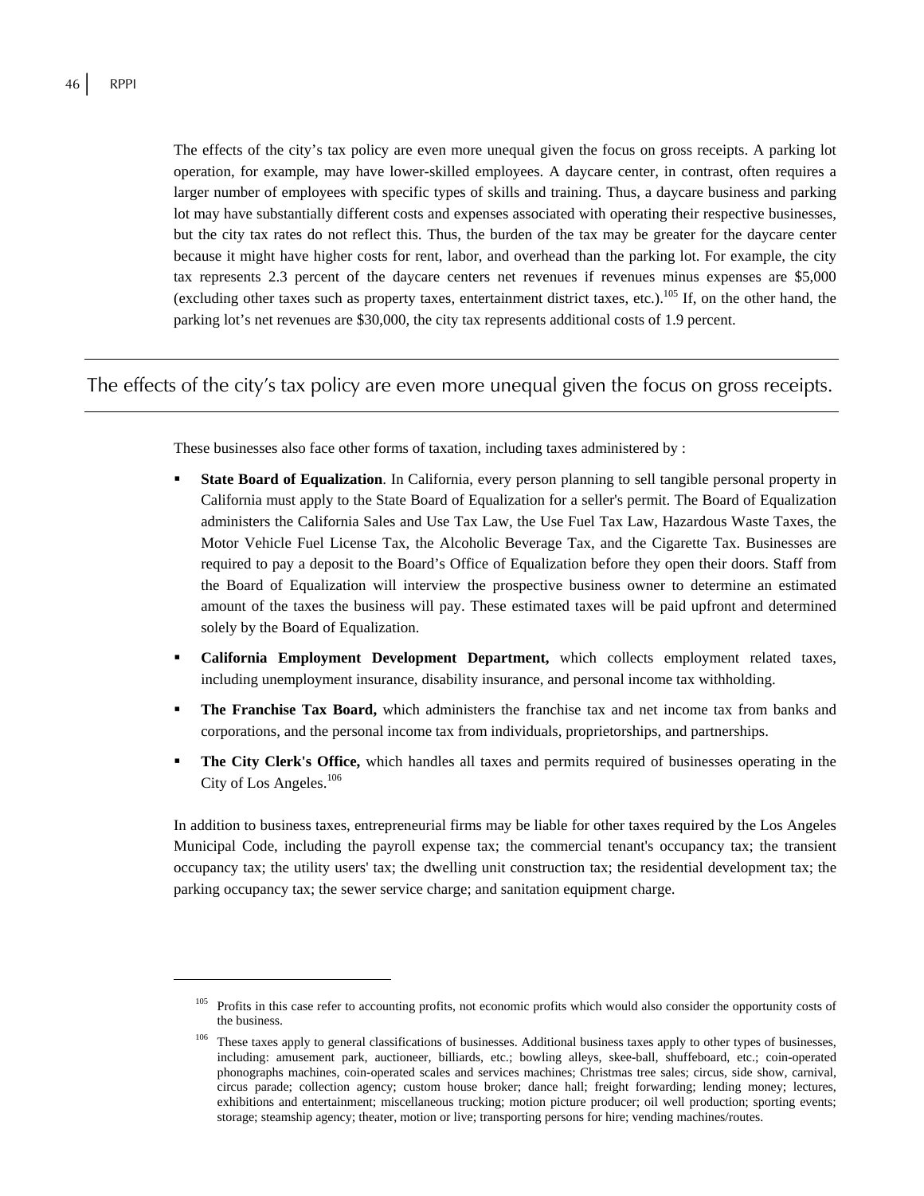The effects of the city's tax policy are even more unequal given the focus on gross receipts. A parking lot operation, for example, may have lower-skilled employees. A daycare center, in contrast, often requires a larger number of employees with specific types of skills and training. Thus, a daycare business and parking lot may have substantially different costs and expenses associated with operating their respective businesses, but the city tax rates do not reflect this. Thus, the burden of the tax may be greater for the daycare center because it might have higher costs for rent, labor, and overhead than the parking lot. For example, the city tax represents 2.3 percent of the daycare centers net revenues if revenues minus expenses are $5,000 (excluding other taxes such as property taxes, entertainment district taxes, etc.).[105] If, on the other hand, the parking lot's net revenues are $30,000, the city tax represents additional costs of 1.9 percent.

---

The effects of the city's tax policy are even more unequal given the focus on gross receipts.

---

These businesses also face other forms of taxation, including taxes administered by :

- **State Board of Equalization**. In California, every person planning to sell tangible personal property in California must apply to the State Board of Equalization for a seller's permit. The Board of Equalization administers the California Sales and Use Tax Law, the Use Fuel Tax Law, Hazardous Waste Taxes, the Motor Vehicle Fuel License Tax, the Alcoholic Beverage Tax, and the Cigarette Tax. Businesses are required to pay a deposit to the Board's Office of Equalization before they open their doors. Staff from the Board of Equalization will interview the prospective business owner to determine an estimated amount of the taxes the business will pay. These estimated taxes will be paid upfront and determined solely by the Board of Equalization.
- **California Employment Development Department,** which collects employment related taxes, including unemployment insurance, disability insurance, and personal income tax withholding.
- **The Franchise Tax Board,** which administers the franchise tax and net income tax from banks and corporations, and the personal income tax from individuals, proprietorships, and partnerships.
- **The City Clerk's Office,** which handles all taxes and permits required of businesses operating in the City of Los Angeles.[106]

In addition to business taxes, entrepreneurial firms may be liable for other taxes required by the Los Angeles Municipal Code, including the payroll expense tax; the commercial tenant's occupancy tax; the transient occupancy tax; the utility users' tax; the dwelling unit construction tax; the residential development tax; the parking occupancy tax; the sewer service charge; and sanitation equipment charge.

---

[105] Profits in this case refer to accounting profits, not economic profits which would also consider the opportunity costs of the business.

[106] These taxes apply to general classifications of businesses. Additional business taxes apply to other types of businesses, including: amusement park, auctioneer, billiards, etc.; bowling alleys, skee-ball, shuffleboard, etc.; coin-operated phonographs machines, coin-operated scales and services machines; Christmas tree sales; circus, side show, carnival, circus parade; collection agency; custom house broker; dance hall; freight forwarding; lending money; lectures, exhibitions and entertainment; miscellaneous trucking; motion picture producer; oil well production; sporting events; storage; steamship agency; theater, motion or live; transporting persons for hire; vending machines/routes.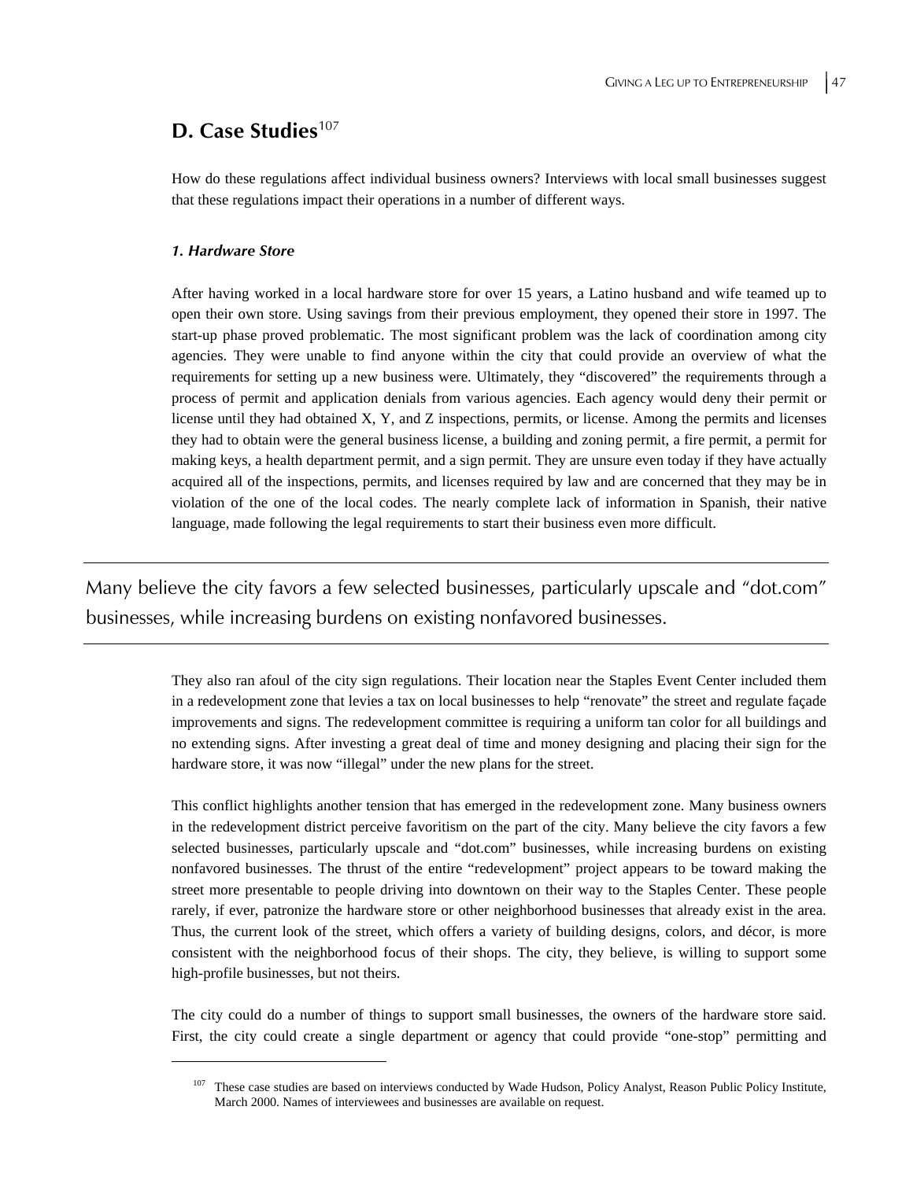## D. Case Studies[107]

How do these regulations affect individual business owners? Interviews with local small businesses suggest that these regulations impact their operations in a number of different ways.

### *1. Hardware Store*

After having worked in a local hardware store for over 15 years, a Latino husband and wife teamed up to open their own store. Using savings from their previous employment, they opened their store in 1997. The start-up phase proved problematic. The most significant problem was the lack of coordination among city agencies. They were unable to find anyone within the city that could provide an overview of what the requirements for setting up a new business were. Ultimately, they "discovered" the requirements through a process of permit and application denials from various agencies. Each agency would deny their permit or license until they had obtained X, Y, and Z inspections, permits, or license. Among the permits and licenses they had to obtain were the general business license, a building and zoning permit, a fire permit, a permit for making keys, a health department permit, and a sign permit. They are unsure even today if they have actually acquired all of the inspections, permits, and licenses required by law and are concerned that they may be in violation of the one of the local codes. The nearly complete lack of information in Spanish, their native language, made following the legal requirements to start their business even more difficult.

> Many believe the city favors a few selected businesses, particularly upscale and "dot.com" businesses, while increasing burdens on existing nonfavored businesses.

They also ran afoul of the city sign regulations. Their location near the Staples Event Center included them in a redevelopment zone that levies a tax on local businesses to help "renovate" the street and regulate façade improvements and signs. The redevelopment committee is requiring a uniform tan color for all buildings and no extending signs. After investing a great deal of time and money designing and placing their sign for the hardware store, it was now "illegal" under the new plans for the street.

This conflict highlights another tension that has emerged in the redevelopment zone. Many business owners in the redevelopment district perceive favoritism on the part of the city. Many believe the city favors a few selected businesses, particularly upscale and "dot.com" businesses, while increasing burdens on existing nonfavored businesses. The thrust of the entire "redevelopment" project appears to be toward making the street more presentable to people driving into downtown on their way to the Staples Center. These people rarely, if ever, patronize the hardware store or other neighborhood businesses that already exist in the area. Thus, the current look of the street, which offers a variety of building designs, colors, and décor, is more consistent with the neighborhood focus of their shops. The city, they believe, is willing to support some high-profile businesses, but not theirs.

The city could do a number of things to support small businesses, the owners of the hardware store said. First, the city could create a single department or agency that could provide "one-stop" permitting and

[107] These case studies are based on interviews conducted by Wade Hudson, Policy Analyst, Reason Public Policy Institute, March 2000. Names of interviewees and businesses are available on request.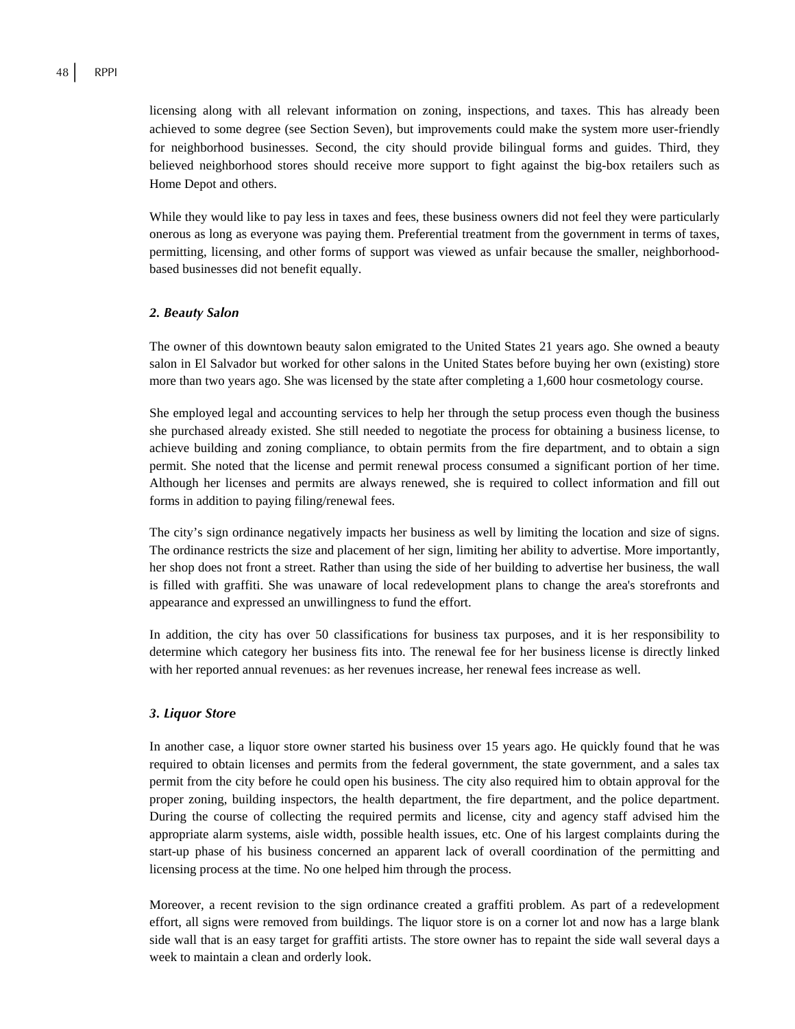licensing along with all relevant information on zoning, inspections, and taxes. This has already been achieved to some degree (see Section Seven), but improvements could make the system more user-friendly for neighborhood businesses. Second, the city should provide bilingual forms and guides. Third, they believed neighborhood stores should receive more support to fight against the big-box retailers such as Home Depot and others.

While they would like to pay less in taxes and fees, these business owners did not feel they were particularly onerous as long as everyone was paying them. Preferential treatment from the government in terms of taxes, permitting, licensing, and other forms of support was viewed as unfair because the smaller, neighborhood-based businesses did not benefit equally.

### *2. Beauty Salon*

The owner of this downtown beauty salon emigrated to the United States 21 years ago. She owned a beauty salon in El Salvador but worked for other salons in the United States before buying her own (existing) store more than two years ago. She was licensed by the state after completing a 1,600 hour cosmetology course.

She employed legal and accounting services to help her through the setup process even though the business she purchased already existed. She still needed to negotiate the process for obtaining a business license, to achieve building and zoning compliance, to obtain permits from the fire department, and to obtain a sign permit. She noted that the license and permit renewal process consumed a significant portion of her time. Although her licenses and permits are always renewed, she is required to collect information and fill out forms in addition to paying filing/renewal fees.

The city's sign ordinance negatively impacts her business as well by limiting the location and size of signs. The ordinance restricts the size and placement of her sign, limiting her ability to advertise. More importantly, her shop does not front a street. Rather than using the side of her building to advertise her business, the wall is filled with graffiti. She was unaware of local redevelopment plans to change the area's storefronts and appearance and expressed an unwillingness to fund the effort.

In addition, the city has over 50 classifications for business tax purposes, and it is her responsibility to determine which category her business fits into. The renewal fee for her business license is directly linked with her reported annual revenues: as her revenues increase, her renewal fees increase as well.

### *3. Liquor Store*

In another case, a liquor store owner started his business over 15 years ago. He quickly found that he was required to obtain licenses and permits from the federal government, the state government, and a sales tax permit from the city before he could open his business. The city also required him to obtain approval for the proper zoning, building inspectors, the health department, the fire department, and the police department. During the course of collecting the required permits and license, city and agency staff advised him the appropriate alarm systems, aisle width, possible health issues, etc. One of his largest complaints during the start-up phase of his business concerned an apparent lack of overall coordination of the permitting and licensing process at the time. No one helped him through the process.

Moreover, a recent revision to the sign ordinance created a graffiti problem. As part of a redevelopment effort, all signs were removed from buildings. The liquor store is on a corner lot and now has a large blank side wall that is an easy target for graffiti artists. The store owner has to repaint the side wall several days a week to maintain a clean and orderly look.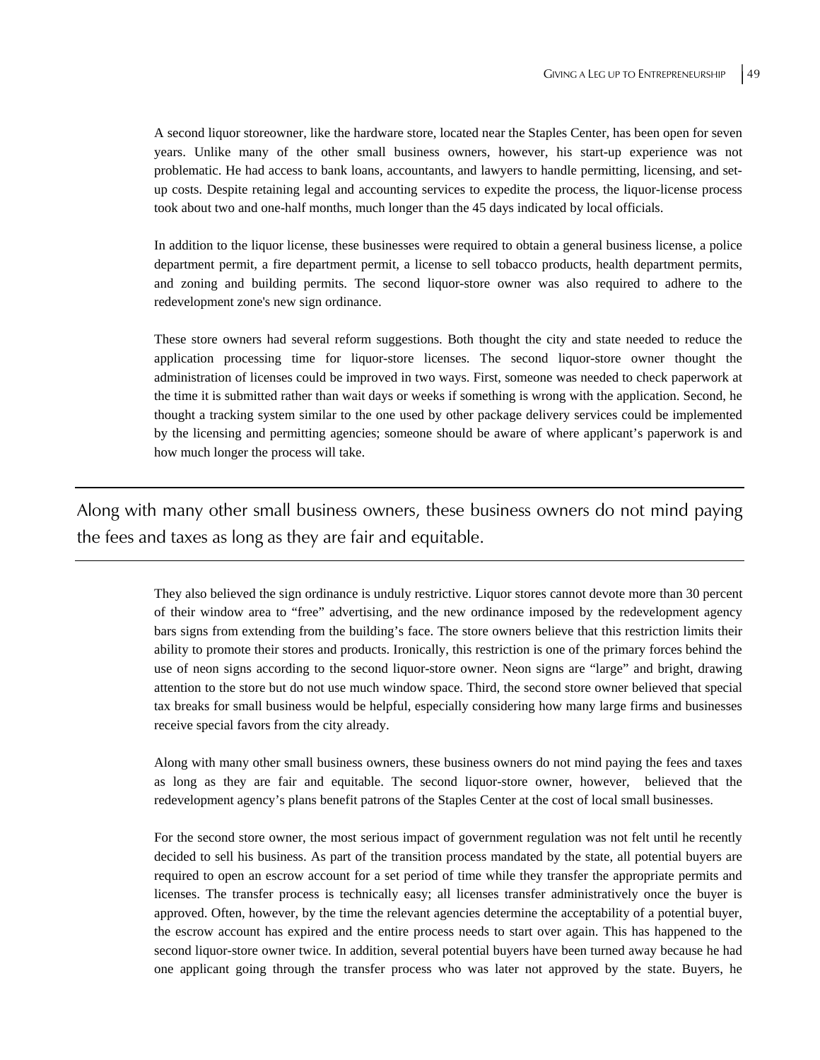A second liquor storeowner, like the hardware store, located near the Staples Center, has been open for seven years. Unlike many of the other small business owners, however, his start-up experience was not problematic. He had access to bank loans, accountants, and lawyers to handle permitting, licensing, and set-up costs. Despite retaining legal and accounting services to expedite the process, the liquor-license process took about two and one-half months, much longer than the 45 days indicated by local officials.

In addition to the liquor license, these businesses were required to obtain a general business license, a police department permit, a fire department permit, a license to sell tobacco products, health department permits, and zoning and building permits. The second liquor-store owner was also required to adhere to the redevelopment zone's new sign ordinance.

These store owners had several reform suggestions. Both thought the city and state needed to reduce the application processing time for liquor-store licenses. The second liquor-store owner thought the administration of licenses could be improved in two ways. First, someone was needed to check paperwork at the time it is submitted rather than wait days or weeks if something is wrong with the application. Second, he thought a tracking system similar to the one used by other package delivery services could be implemented by the licensing and permitting agencies; someone should be aware of where applicant's paperwork is and how much longer the process will take.

---

Along with many other small business owners, these business owners do not mind paying the fees and taxes as long as they are fair and equitable.

---

They also believed the sign ordinance is unduly restrictive. Liquor stores cannot devote more than 30 percent of their window area to "free" advertising, and the new ordinance imposed by the redevelopment agency bars signs from extending from the building's face. The store owners believe that this restriction limits their ability to promote their stores and products. Ironically, this restriction is one of the primary forces behind the use of neon signs according to the second liquor-store owner. Neon signs are "large" and bright, drawing attention to the store but do not use much window space. Third, the second store owner believed that special tax breaks for small business would be helpful, especially considering how many large firms and businesses receive special favors from the city already.

Along with many other small business owners, these business owners do not mind paying the fees and taxes as long as they are fair and equitable. The second liquor-store owner, however, believed that the redevelopment agency's plans benefit patrons of the Staples Center at the cost of local small businesses.

For the second store owner, the most serious impact of government regulation was not felt until he recently decided to sell his business. As part of the transition process mandated by the state, all potential buyers are required to open an escrow account for a set period of time while they transfer the appropriate permits and licenses. The transfer process is technically easy; all licenses transfer administratively once the buyer is approved. Often, however, by the time the relevant agencies determine the acceptability of a potential buyer, the escrow account has expired and the entire process needs to start over again. This has happened to the second liquor-store owner twice. In addition, several potential buyers have been turned away because he had one applicant going through the transfer process who was later not approved by the state. Buyers, he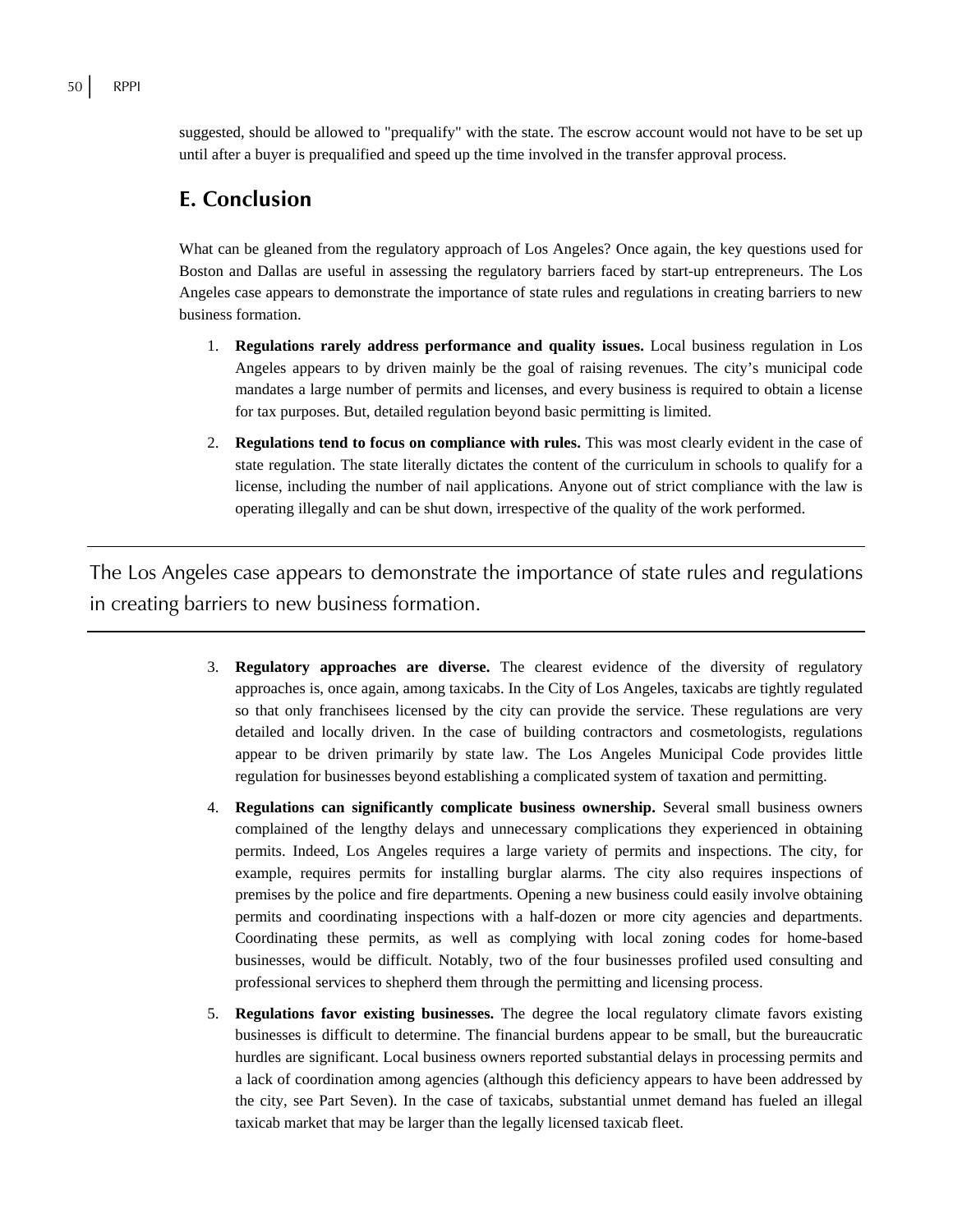suggested, should be allowed to "prequalify" with the state. The escrow account would not have to be set up until after a buyer is prequalified and speed up the time involved in the transfer approval process.

## E. Conclusion

What can be gleaned from the regulatory approach of Los Angeles? Once again, the key questions used for Boston and Dallas are useful in assessing the regulatory barriers faced by start-up entrepreneurs. The Los Angeles case appears to demonstrate the importance of state rules and regulations in creating barriers to new business formation.

1. **Regulations rarely address performance and quality issues.** Local business regulation in Los Angeles appears to by driven mainly be the goal of raising revenues. The city's municipal code mandates a large number of permits and licenses, and every business is required to obtain a license for tax purposes. But, detailed regulation beyond basic permitting is limited.
2. **Regulations tend to focus on compliance with rules.** This was most clearly evident in the case of state regulation. The state literally dictates the content of the curriculum in schools to qualify for a license, including the number of nail applications. Anyone out of strict compliance with the law is operating illegally and can be shut down, irrespective of the quality of the work performed.

---

The Los Angeles case appears to demonstrate the importance of state rules and regulations in creating barriers to new business formation.

---

3. **Regulatory approaches are diverse.** The clearest evidence of the diversity of regulatory approaches is, once again, among taxicabs. In the City of Los Angeles, taxicabs are tightly regulated so that only franchisees licensed by the city can provide the service. These regulations are very detailed and locally driven. In the case of building contractors and cosmetologists, regulations appear to be driven primarily by state law. The Los Angeles Municipal Code provides little regulation for businesses beyond establishing a complicated system of taxation and permitting.
4. **Regulations can significantly complicate business ownership.** Several small business owners complained of the lengthy delays and unnecessary complications they experienced in obtaining permits. Indeed, Los Angeles requires a large variety of permits and inspections. The city, for example, requires permits for installing burglar alarms. The city also requires inspections of premises by the police and fire departments. Opening a new business could easily involve obtaining permits and coordinating inspections with a half-dozen or more city agencies and departments. Coordinating these permits, as well as complying with local zoning codes for home-based businesses, would be difficult. Notably, two of the four businesses profiled used consulting and professional services to shepherd them through the permitting and licensing process.
5. **Regulations favor existing businesses.** The degree the local regulatory climate favors existing businesses is difficult to determine. The financial burdens appear to be small, but the bureaucratic hurdles are significant. Local business owners reported substantial delays in processing permits and a lack of coordination among agencies (although this deficiency appears to have been addressed by the city, see Part Seven). In the case of taxicabs, substantial unmet demand has fueled an illegal taxicab market that may be larger than the legally licensed taxicab fleet.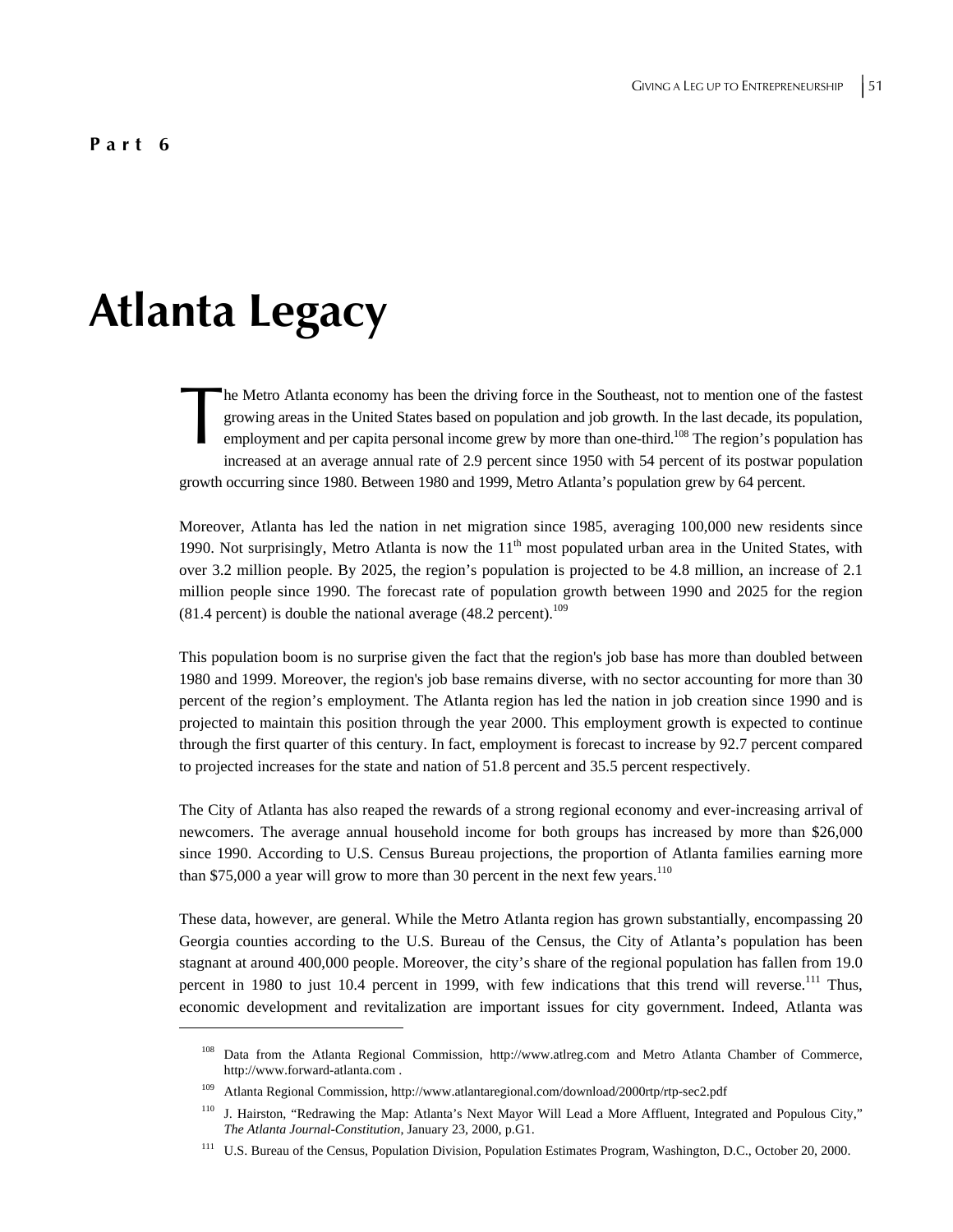**Part 6**

# Atlanta Legacy

The Metro Atlanta economy has been the driving force in the Southeast, not to mention one of the fastest growing areas in the United States based on population and job growth. In the last decade, its population, employment and per capita personal income grew by more than one-third.[108] The region's population has increased at an average annual rate of 2.9 percent since 1950 with 54 percent of its postwar population growth occurring since 1980. Between 1980 and 1999, Metro Atlanta's population grew by 64 percent.

Moreover, Atlanta has led the nation in net migration since 1985, averaging 100,000 new residents since 1990. Not surprisingly, Metro Atlanta is now the 11th most populated urban area in the United States, with over 3.2 million people. By 2025, the region's population is projected to be 4.8 million, an increase of 2.1 million people since 1990. The forecast rate of population growth between 1990 and 2025 for the region (81.4 percent) is double the national average (48.2 percent).[109]

This population boom is no surprise given the fact that the region's job base has more than doubled between 1980 and 1999. Moreover, the region's job base remains diverse, with no sector accounting for more than 30 percent of the region's employment. The Atlanta region has led the nation in job creation since 1990 and is projected to maintain this position through the year 2000. This employment growth is expected to continue through the first quarter of this century. In fact, employment is forecast to increase by 92.7 percent compared to projected increases for the state and nation of 51.8 percent and 35.5 percent respectively.

The City of Atlanta has also reaped the rewards of a strong regional economy and ever-increasing arrival of newcomers. The average annual household income for both groups has increased by more than $26,000 since 1990. According to U.S. Census Bureau projections, the proportion of Atlanta families earning more than $75,000 a year will grow to more than 30 percent in the next few years.[110]

These data, however, are general. While the Metro Atlanta region has grown substantially, encompassing 20 Georgia counties according to the U.S. Bureau of the Census, the City of Atlanta's population has been stagnant at around 400,000 people. Moreover, the city's share of the regional population has fallen from 19.0 percent in 1980 to just 10.4 percent in 1999, with few indications that this trend will reverse.[111] Thus, economic development and revitalization are important issues for city government. Indeed, Atlanta was

---

[108] Data from the Atlanta Regional Commission, http://www.atlreg.com and Metro Atlanta Chamber of Commerce, http://www.forward-atlanta.com .

[109] Atlanta Regional Commission, http://www.atlantaregional.com/download/2000rtp/rtp-sec2.pdf

[110] J. Hairston, "Redrawing the Map: Atlanta's Next Mayor Will Lead a More Affluent, Integrated and Populous City," *The Atlanta Journal-Constitution*, January 23, 2000, p.G1.

[111] U.S. Bureau of the Census, Population Division, Population Estimates Program, Washington, D.C., October 20, 2000.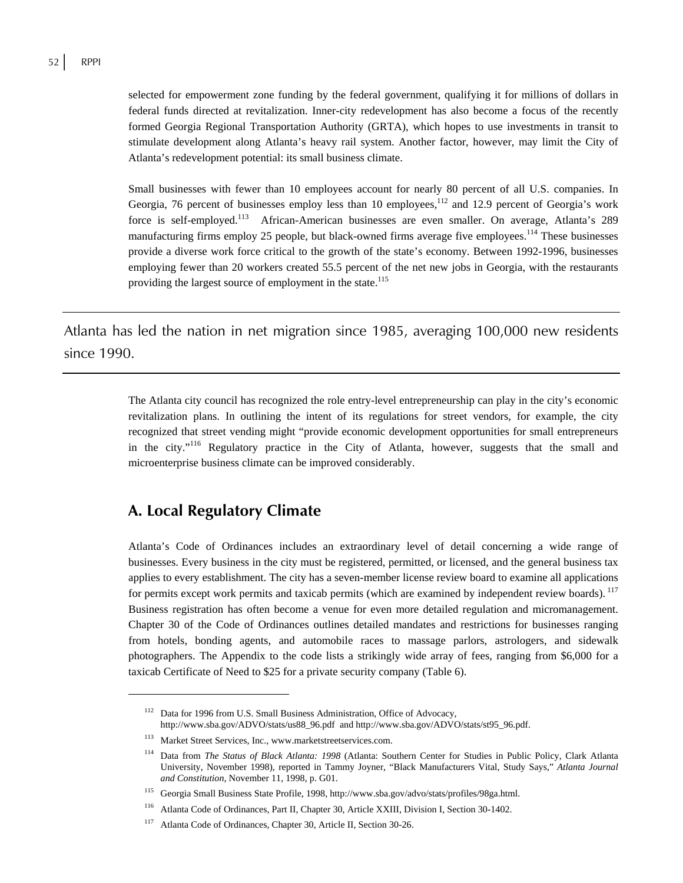selected for empowerment zone funding by the federal government, qualifying it for millions of dollars in federal funds directed at revitalization. Inner-city redevelopment has also become a focus of the recently formed Georgia Regional Transportation Authority (GRTA), which hopes to use investments in transit to stimulate development along Atlanta's heavy rail system. Another factor, however, may limit the City of Atlanta's redevelopment potential: its small business climate.

Small businesses with fewer than 10 employees account for nearly 80 percent of all U.S. companies. In Georgia, 76 percent of businesses employ less than 10 employees,[112] and 12.9 percent of Georgia's work force is self-employed.[113] African-American businesses are even smaller. On average, Atlanta's 289 manufacturing firms employ 25 people, but black-owned firms average five employees.[114] These businesses provide a diverse work force critical to the growth of the state's economy. Between 1992-1996, businesses employing fewer than 20 workers created 55.5 percent of the net new jobs in Georgia, with the restaurants providing the largest source of employment in the state.[115]

---

Atlanta has led the nation in net migration since 1985, averaging 100,000 new residents since 1990.

---

The Atlanta city council has recognized the role entry-level entrepreneurship can play in the city's economic revitalization plans. In outlining the intent of its regulations for street vendors, for example, the city recognized that street vending might "provide economic development opportunities for small entrepreneurs in the city."[116] Regulatory practice in the City of Atlanta, however, suggests that the small and microenterprise business climate can be improved considerably.

## A. Local Regulatory Climate

Atlanta's Code of Ordinances includes an extraordinary level of detail concerning a wide range of businesses. Every business in the city must be registered, permitted, or licensed, and the general business tax applies to every establishment. The city has a seven-member license review board to examine all applications for permits except work permits and taxicab permits (which are examined by independent review boards).[117] Business registration has often become a venue for even more detailed regulation and micromanagement. Chapter 30 of the Code of Ordinances outlines detailed mandates and restrictions for businesses ranging from hotels, bonding agents, and automobile races to massage parlors, astrologers, and sidewalk photographers. The Appendix to the code lists a strikingly wide array of fees, ranging from $6,000 for a taxicab Certificate of Need to $25 for a private security company (Table 6).

---

[112] Data for 1996 from U.S. Small Business Administration, Office of Advocacy, http://www.sba.gov/ADVO/stats/us88_96.pdf and http://www.sba.gov/ADVO/stats/st95_96.pdf.

[113] Market Street Services, Inc., www.marketstreetservices.com.

[114] Data from *The Status of Black Atlanta: 1998* (Atlanta: Southern Center for Studies in Public Policy, Clark Atlanta University, November 1998), reported in Tammy Joyner, "Black Manufacturers Vital, Study Says," *Atlanta Journal and Constitution*, November 11, 1998, p. G01.

[115] Georgia Small Business State Profile, 1998, http://www.sba.gov/advo/stats/profiles/98ga.html.

[116] Atlanta Code of Ordinances, Part II, Chapter 30, Article XXIII, Division I, Section 30-1402.

[117] Atlanta Code of Ordinances, Chapter 30, Article II, Section 30-26.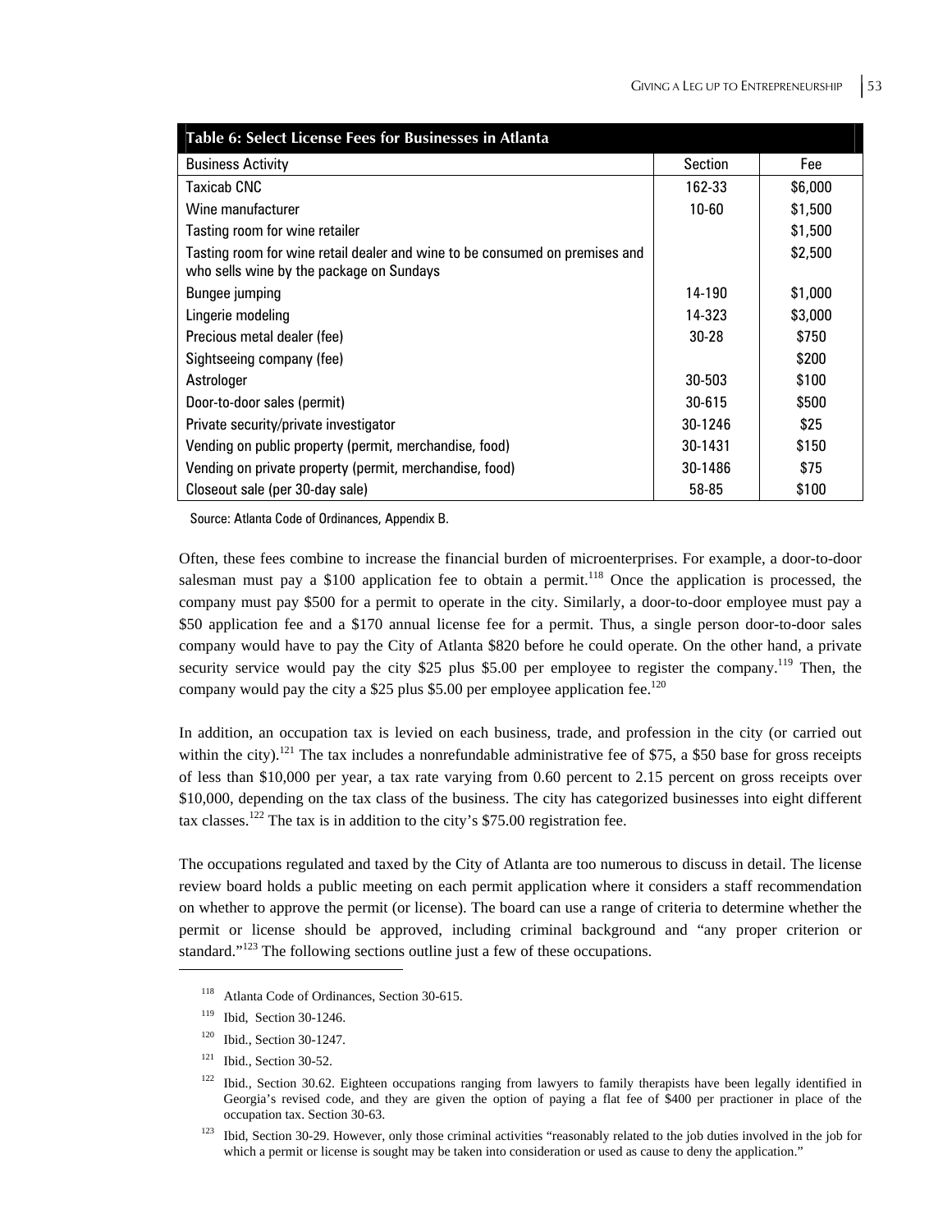**Table 6: Select License Fees for Businesses in Atlanta**

| Business Activity | Section | Fee |
|---|---|---|
| Taxicab CNC | 162-33 | $6,000 |
| Wine manufacturer | 10-60 | $1,500 |
| Tasting room for wine retailer | | $1,500 |
| Tasting room for wine retail dealer and wine to be consumed on premises and who sells wine by the package on Sundays | | $2,500 |
| Bungee jumping | 14-190 | $1,000 |
| Lingerie modeling | 14-323 | $3,000 |
| Precious metal dealer (fee) | 30-28 | $750 |
| Sightseeing company (fee) | | $200 |
| Astrologer | 30-503 | $100 |
| Door-to-door sales (permit) | 30-615 | $500 |
| Private security/private investigator | 30-1246 | $25 |
| Vending on public property (permit, merchandise, food) | 30-1431 | $150 |
| Vending on private property (permit, merchandise, food) | 30-1486 | $75 |
| Closeout sale (per 30-day sale) | 58-85 | $100 |

Source: Atlanta Code of Ordinances, Appendix B.

Often, these fees combine to increase the financial burden of microenterprises. For example, a door-to-door salesman must pay a $100 application fee to obtain a permit.[118] Once the application is processed, the company must pay $500 for a permit to operate in the city. Similarly, a door-to-door employee must pay a $50 application fee and a $170 annual license fee for a permit. Thus, a single person door-to-door sales company would have to pay the City of Atlanta $820 before he could operate. On the other hand, a private security service would pay the city $25 plus $5.00 per employee to register the company.[119] Then, the company would pay the city a $25 plus $5.00 per employee application fee.[120]

In addition, an occupation tax is levied on each business, trade, and profession in the city (or carried out within the city).[121] The tax includes a nonrefundable administrative fee of $75, a $50 base for gross receipts of less than $10,000 per year, a tax rate varying from 0.60 percent to 2.15 percent on gross receipts over $10,000, depending on the tax class of the business. The city has categorized businesses into eight different tax classes.[122] The tax is in addition to the city's $75.00 registration fee.

The occupations regulated and taxed by the City of Atlanta are too numerous to discuss in detail. The license review board holds a public meeting on each permit application where it considers a staff recommendation on whether to approve the permit (or license). The board can use a range of criteria to determine whether the permit or license should be approved, including criminal background and "any proper criterion or standard."[123] The following sections outline just a few of these occupations.

---

[118] Atlanta Code of Ordinances, Section 30-615.

[119] Ibid, Section 30-1246.

[120] Ibid., Section 30-1247.

[121] Ibid., Section 30-52.

[122] Ibid., Section 30.62. Eighteen occupations ranging from lawyers to family therapists have been legally identified in Georgia's revised code, and they are given the option of paying a flat fee of $400 per practioner in place of the occupation tax. Section 30-63.

[123] Ibid, Section 30-29. However, only those criminal activities "reasonably related to the job duties involved in the job for which a permit or license is sought may be taken into consideration or used as cause to deny the application."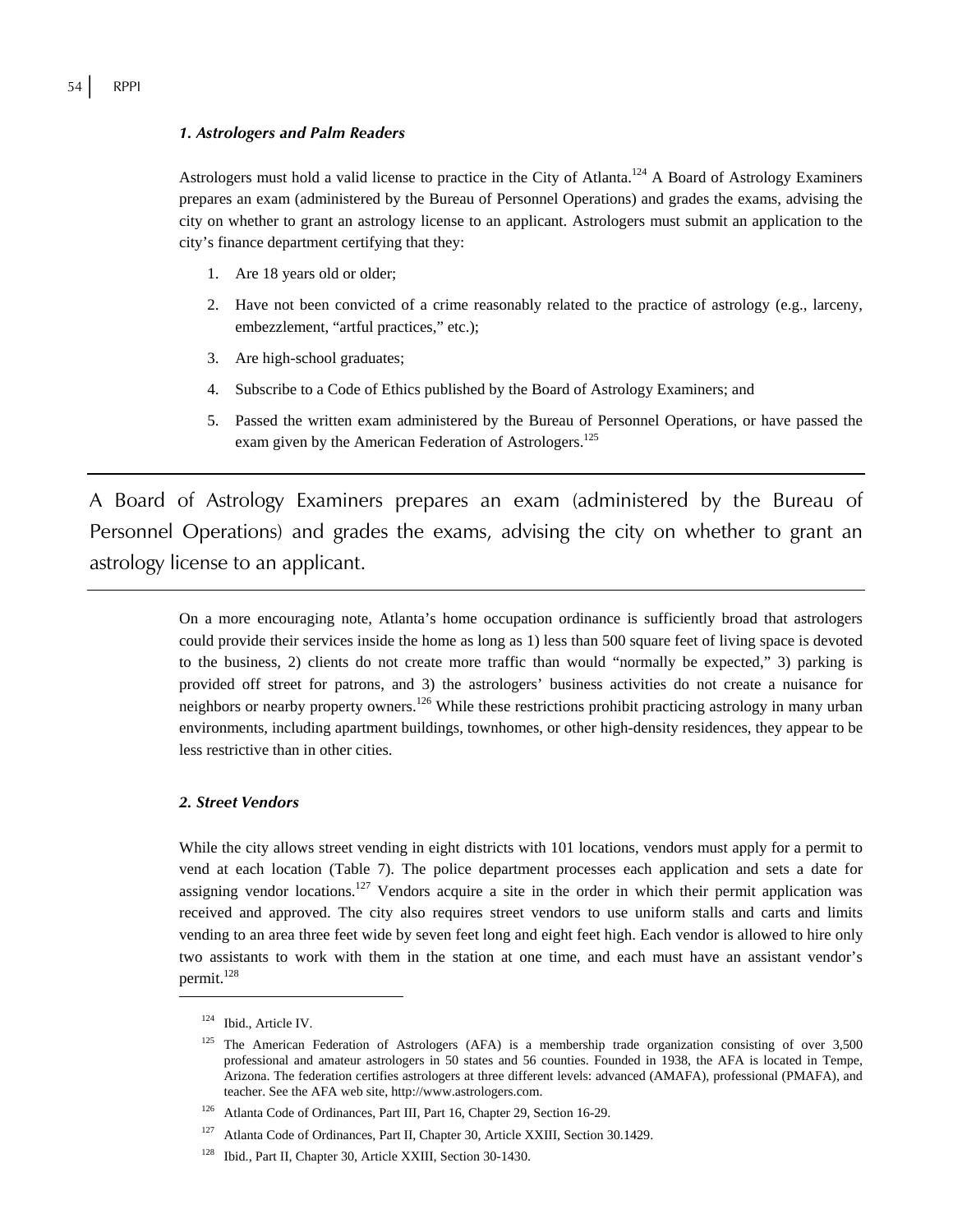### *1. Astrologers and Palm Readers*

Astrologers must hold a valid license to practice in the City of Atlanta.[124] A Board of Astrology Examiners prepares an exam (administered by the Bureau of Personnel Operations) and grades the exams, advising the city on whether to grant an astrology license to an applicant. Astrologers must submit an application to the city's finance department certifying that they:

1. Are 18 years old or older;
2. Have not been convicted of a crime reasonably related to the practice of astrology (e.g., larceny, embezzlement, "artful practices," etc.);
3. Are high-school graduates;
4. Subscribe to a Code of Ethics published by the Board of Astrology Examiners; and
5. Passed the written exam administered by the Bureau of Personnel Operations, or have passed the exam given by the American Federation of Astrologers.[125]

---

A Board of Astrology Examiners prepares an exam (administered by the Bureau of Personnel Operations) and grades the exams, advising the city on whether to grant an astrology license to an applicant.

---

On a more encouraging note, Atlanta's home occupation ordinance is sufficiently broad that astrologers could provide their services inside the home as long as 1) less than 500 square feet of living space is devoted to the business, 2) clients do not create more traffic than would "normally be expected," 3) parking is provided off street for patrons, and 3) the astrologers' business activities do not create a nuisance for neighbors or nearby property owners.[126] While these restrictions prohibit practicing astrology in many urban environments, including apartment buildings, townhomes, or other high-density residences, they appear to be less restrictive than in other cities.

### *2. Street Vendors*

While the city allows street vending in eight districts with 101 locations, vendors must apply for a permit to vend at each location (Table 7). The police department processes each application and sets a date for assigning vendor locations.[127] Vendors acquire a site in the order in which their permit application was received and approved. The city also requires street vendors to use uniform stalls and carts and limits vending to an area three feet wide by seven feet long and eight feet high. Each vendor is allowed to hire only two assistants to work with them in the station at one time, and each must have an assistant vendor's permit.[128]

---

[124] Ibid., Article IV.

[125] The American Federation of Astrologers (AFA) is a membership trade organization consisting of over 3,500 professional and amateur astrologers in 50 states and 56 counties. Founded in 1938, the AFA is located in Tempe, Arizona. The federation certifies astrologers at three different levels: advanced (AMAFA), professional (PMAFA), and teacher. See the AFA web site, http://www.astrologers.com.

[126] Atlanta Code of Ordinances, Part III, Part 16, Chapter 29, Section 16-29.

[127] Atlanta Code of Ordinances, Part II, Chapter 30, Article XXIII, Section 30.1429.

[128] Ibid., Part II, Chapter 30, Article XXIII, Section 30-1430.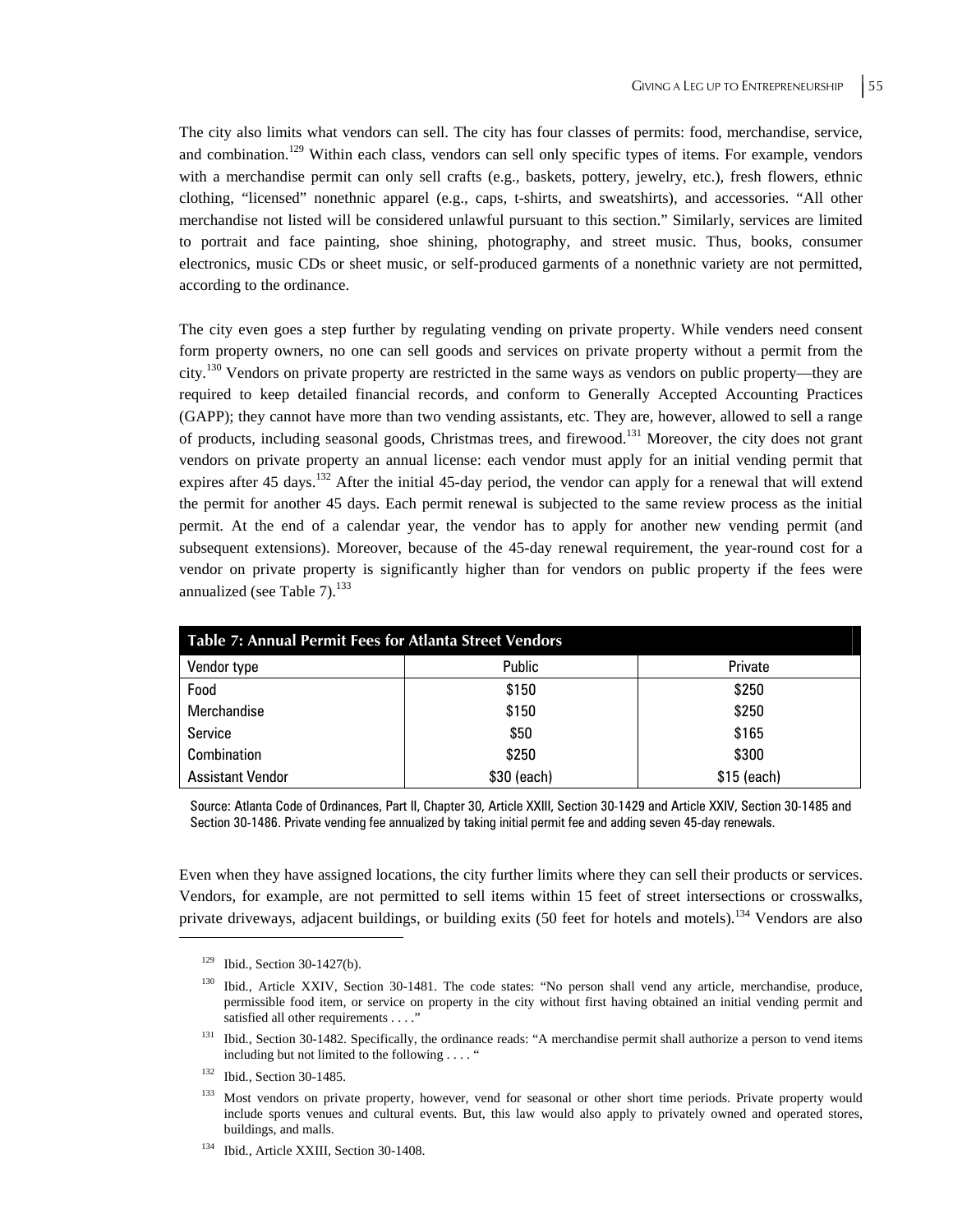The city also limits what vendors can sell. The city has four classes of permits: food, merchandise, service, and combination.[129] Within each class, vendors can sell only specific types of items. For example, vendors with a merchandise permit can only sell crafts (e.g., baskets, pottery, jewelry, etc.), fresh flowers, ethnic clothing, "licensed" nonethnic apparel (e.g., caps, t-shirts, and sweatshirts), and accessories. "All other merchandise not listed will be considered unlawful pursuant to this section." Similarly, services are limited to portrait and face painting, shoe shining, photography, and street music. Thus, books, consumer electronics, music CDs or sheet music, or self-produced garments of a nonethnic variety are not permitted, according to the ordinance.

The city even goes a step further by regulating vending on private property. While venders need consent form property owners, no one can sell goods and services on private property without a permit from the city.[130] Vendors on private property are restricted in the same ways as vendors on public property—they are required to keep detailed financial records, and conform to Generally Accepted Accounting Practices (GAPP); they cannot have more than two vending assistants, etc. They are, however, allowed to sell a range of products, including seasonal goods, Christmas trees, and firewood.[131] Moreover, the city does not grant vendors on private property an annual license: each vendor must apply for an initial vending permit that expires after 45 days.[132] After the initial 45-day period, the vendor can apply for a renewal that will extend the permit for another 45 days. Each permit renewal is subjected to the same review process as the initial permit. At the end of a calendar year, the vendor has to apply for another new vending permit (and subsequent extensions). Moreover, because of the 45-day renewal requirement, the year-round cost for a vendor on private property is significantly higher than for vendors on public property if the fees were annualized (see Table 7).[133]

**Table 7: Annual Permit Fees for Atlanta Street Vendors**

| Vendor type | Public | Private |
|---|---|---|
| Food | $150 | $250 |
| Merchandise | $150 | $250 |
| Service | $50 | $165 |
| Combination | $250 | $300 |
| Assistant Vendor | $30 (each) | $15 (each) |

Source: Atlanta Code of Ordinances, Part II, Chapter 30, Article XXIII, Section 30-1429 and Article XXIV, Section 30-1485 and Section 30-1486. Private vending fee annualized by taking initial permit fee and adding seven 45-day renewals.

Even when they have assigned locations, the city further limits where they can sell their products or services. Vendors, for example, are not permitted to sell items within 15 feet of street intersections or crosswalks, private driveways, adjacent buildings, or building exits (50 feet for hotels and motels).[134] Vendors are also

---

[129] Ibid., Section 30-1427(b).

[130] Ibid., Article XXIV, Section 30-1481. The code states: "No person shall vend any article, merchandise, produce, permissible food item, or service on property in the city without first having obtained an initial vending permit and satisfied all other requirements . . . ."

[131] Ibid., Section 30-1482. Specifically, the ordinance reads: "A merchandise permit shall authorize a person to vend items including but not limited to the following . . . . "

[132] Ibid., Section 30-1485.

[133] Most vendors on private property, however, vend for seasonal or other short time periods. Private property would include sports venues and cultural events. But, this law would also apply to privately owned and operated stores, buildings, and malls.

[134] Ibid., Article XXIII, Section 30-1408.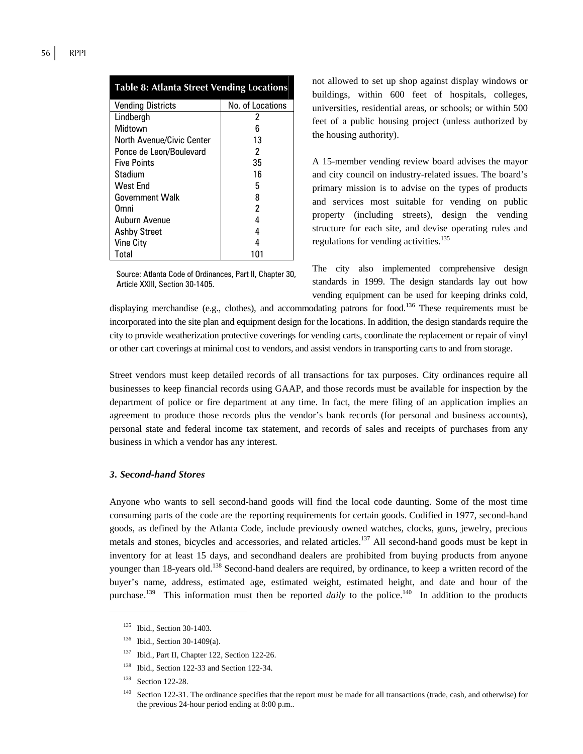**Table 8: Atlanta Street Vending Locations**

| Vending Districts | No. of Locations |
|---|---|
| Lindbergh | 2 |
| Midtown | 6 |
| North Avenue/Civic Center | 13 |
| Ponce de Leon/Boulevard | 2 |
| Five Points | 35 |
| Stadium | 16 |
| West End | 5 |
| Government Walk | 8 |
| Omni | 2 |
| Auburn Avenue | 4 |
| Ashby Street | 4 |
| Vine City | 4 |
| Total | 101 |

Source: Atlanta Code of Ordinances, Part II, Chapter 30, Article XXIII, Section 30-1405.

not allowed to set up shop against display windows or buildings, within 600 feet of hospitals, colleges, universities, residential areas, or schools; or within 500 feet of a public housing project (unless authorized by the housing authority).

A 15-member vending review board advises the mayor and city council on industry-related issues. The board's primary mission is to advise on the types of products and services most suitable for vending on public property (including streets), design the vending structure for each site, and devise operating rules and regulations for vending activities.[135]

The city also implemented comprehensive design standards in 1999. The design standards lay out how vending equipment can be used for keeping drinks cold, displaying merchandise (e.g., clothes), and accommodating patrons for food.[136] These requirements must be incorporated into the site plan and equipment design for the locations. In addition, the design standards require the city to provide weatherization protective coverings for vending carts, coordinate the replacement or repair of vinyl or other cart coverings at minimal cost to vendors, and assist vendors in transporting carts to and from storage.

Street vendors must keep detailed records of all transactions for tax purposes. City ordinances require all businesses to keep financial records using GAAP, and those records must be available for inspection by the department of police or fire department at any time. In fact, the mere filing of an application implies an agreement to produce those records plus the vendor's bank records (for personal and business accounts), personal state and federal income tax statement, and records of sales and receipts of purchases from any business in which a vendor has any interest.

### *3. Second-hand Stores*

Anyone who wants to sell second-hand goods will find the local code daunting. Some of the most time consuming parts of the code are the reporting requirements for certain goods. Codified in 1977, second-hand goods, as defined by the Atlanta Code, include previously owned watches, clocks, guns, jewelry, precious metals and stones, bicycles and accessories, and related articles.[137] All second-hand goods must be kept in inventory for at least 15 days, and secondhand dealers are prohibited from buying products from anyone younger than 18-years old.[138] Second-hand dealers are required, by ordinance, to keep a written record of the buyer's name, address, estimated age, estimated weight, estimated height, and date and hour of the purchase.[139] This information must then be reported *daily* to the police.[140] In addition to the products

---

[135] Ibid., Section 30-1403.

[136] Ibid., Section 30-1409(a).

[137] Ibid., Part II, Chapter 122, Section 122-26.

[138] Ibid., Section 122-33 and Section 122-34.

[139] Section 122-28.

[140] Section 122-31. The ordinance specifies that the report must be made for all transactions (trade, cash, and otherwise) for the previous 24-hour period ending at 8:00 p.m..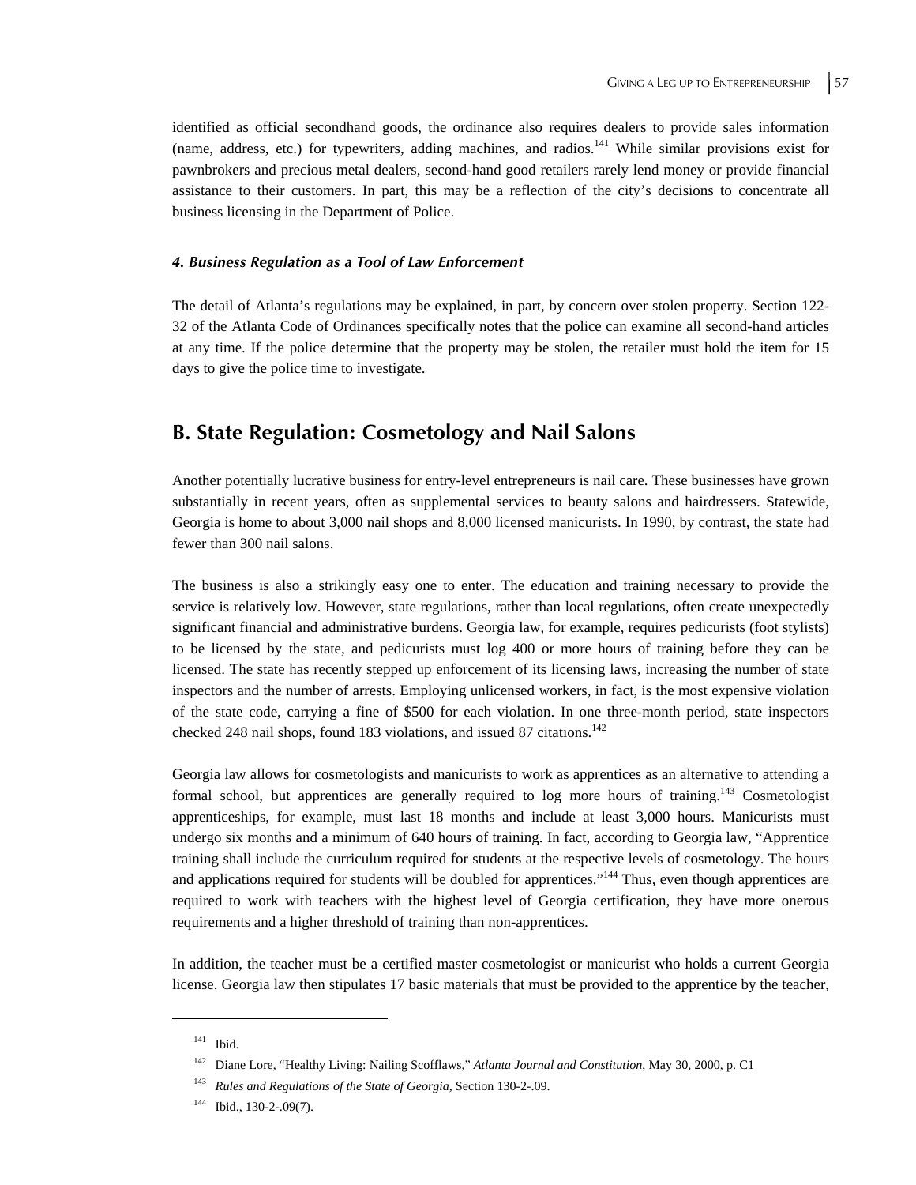identified as official secondhand goods, the ordinance also requires dealers to provide sales information (name, address, etc.) for typewriters, adding machines, and radios.[141] While similar provisions exist for pawnbrokers and precious metal dealers, second-hand good retailers rarely lend money or provide financial assistance to their customers. In part, this may be a reflection of the city's decisions to concentrate all business licensing in the Department of Police.

#### *4. Business Regulation as a Tool of Law Enforcement*

The detail of Atlanta's regulations may be explained, in part, by concern over stolen property. Section 122-32 of the Atlanta Code of Ordinances specifically notes that the police can examine all second-hand articles at any time. If the police determine that the property may be stolen, the retailer must hold the item for 15 days to give the police time to investigate.

## B. State Regulation: Cosmetology and Nail Salons

Another potentially lucrative business for entry-level entrepreneurs is nail care. These businesses have grown substantially in recent years, often as supplemental services to beauty salons and hairdressers. Statewide, Georgia is home to about 3,000 nail shops and 8,000 licensed manicurists. In 1990, by contrast, the state had fewer than 300 nail salons.

The business is also a strikingly easy one to enter. The education and training necessary to provide the service is relatively low. However, state regulations, rather than local regulations, often create unexpectedly significant financial and administrative burdens. Georgia law, for example, requires pedicurists (foot stylists) to be licensed by the state, and pedicurists must log 400 or more hours of training before they can be licensed. The state has recently stepped up enforcement of its licensing laws, increasing the number of state inspectors and the number of arrests. Employing unlicensed workers, in fact, is the most expensive violation of the state code, carrying a fine of $500 for each violation. In one three-month period, state inspectors checked 248 nail shops, found 183 violations, and issued 87 citations.[142]

Georgia law allows for cosmetologists and manicurists to work as apprentices as an alternative to attending a formal school, but apprentices are generally required to log more hours of training.[143] Cosmetologist apprenticeships, for example, must last 18 months and include at least 3,000 hours. Manicurists must undergo six months and a minimum of 640 hours of training. In fact, according to Georgia law, "Apprentice training shall include the curriculum required for students at the respective levels of cosmetology. The hours and applications required for students will be doubled for apprentices."[144] Thus, even though apprentices are required to work with teachers with the highest level of Georgia certification, they have more onerous requirements and a higher threshold of training than non-apprentices.

In addition, the teacher must be a certified master cosmetologist or manicurist who holds a current Georgia license. Georgia law then stipulates 17 basic materials that must be provided to the apprentice by the teacher,

---

[141] Ibid.

[142] Diane Lore, "Healthy Living: Nailing Scofflaws," *Atlanta Journal and Constitution*, May 30, 2000, p. C1

[143] *Rules and Regulations of the State of Georgia,* Section 130-2-.09.

[144] Ibid., 130-2-.09(7).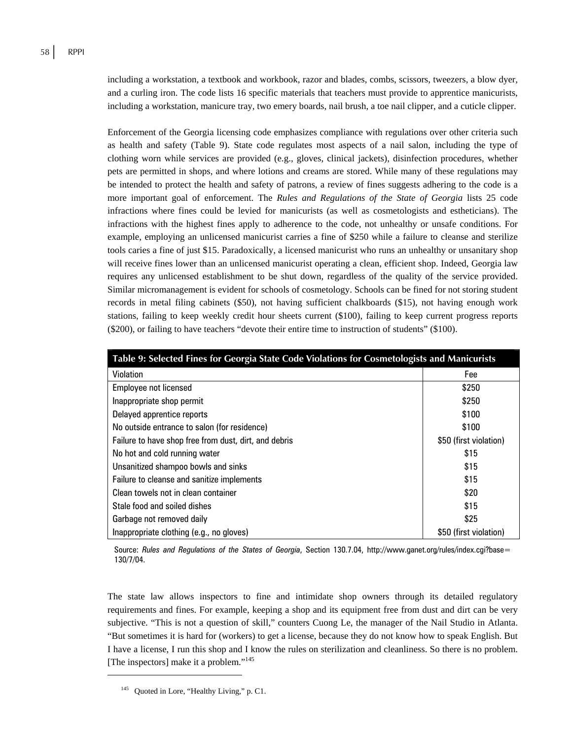including a workstation, a textbook and workbook, razor and blades, combs, scissors, tweezers, a blow dyer, and a curling iron. The code lists 16 specific materials that teachers must provide to apprentice manicurists, including a workstation, manicure tray, two emery boards, nail brush, a toe nail clipper, and a cuticle clipper.

Enforcement of the Georgia licensing code emphasizes compliance with regulations over other criteria such as health and safety (Table 9). State code regulates most aspects of a nail salon, including the type of clothing worn while services are provided (e.g., gloves, clinical jackets), disinfection procedures, whether pets are permitted in shops, and where lotions and creams are stored. While many of these regulations may be intended to protect the health and safety of patrons, a review of fines suggests adhering to the code is a more important goal of enforcement. The *Rules and Regulations of the State of Georgia* lists 25 code infractions where fines could be levied for manicurists (as well as cosmetologists and estheticians). The infractions with the highest fines apply to adherence to the code, not unhealthy or unsafe conditions. For example, employing an unlicensed manicurist carries a fine of $250 while a failure to cleanse and sterilize tools caries a fine of just $15. Paradoxically, a licensed manicurist who runs an unhealthy or unsanitary shop will receive fines lower than an unlicensed manicurist operating a clean, efficient shop. Indeed, Georgia law requires any unlicensed establishment to be shut down, regardless of the quality of the service provided. Similar micromanagement is evident for schools of cosmetology. Schools can be fined for not storing student records in metal filing cabinets ($50), not having sufficient chalkboards ($15), not having enough work stations, failing to keep weekly credit hour sheets current ($100), failing to keep current progress reports ($200), or failing to have teachers "devote their entire time to instruction of students" ($100).

**Table 9: Selected Fines for Georgia State Code Violations for Cosmetologists and Manicurists**

| Violation | Fee |
|---|---|
| Employee not licensed | $250 |
| Inappropriate shop permit | $250 |
| Delayed apprentice reports | $100 |
| No outside entrance to salon (for residence) | $100 |
| Failure to have shop free from dust, dirt, and debris | $50 (first violation) |
| No hot and cold running water | $15 |
| Unsanitized shampoo bowls and sinks | $15 |
| Failure to cleanse and sanitize implements | $15 |
| Clean towels not in clean container | $20 |
| Stale food and soiled dishes | $15 |
| Garbage not removed daily | $25 |
| Inappropriate clothing (e.g., no gloves) | $50 (first violation) |

Source: *Rules and Regulations of the States of Georgia*, Section 130.7.04, http://www.ganet.org/rules/index.cgi?base=130/7/04.

The state law allows inspectors to fine and intimidate shop owners through its detailed regulatory requirements and fines. For example, keeping a shop and its equipment free from dust and dirt can be very subjective. "This is not a question of skill," counters Cuong Le, the manager of the Nail Studio in Atlanta. "But sometimes it is hard for (workers) to get a license, because they do not know how to speak English. But I have a license, I run this shop and I know the rules on sterilization and cleanliness. So there is no problem. [The inspectors] make it a problem."[145]

[145] Quoted in Lore, "Healthy Living," p. C1.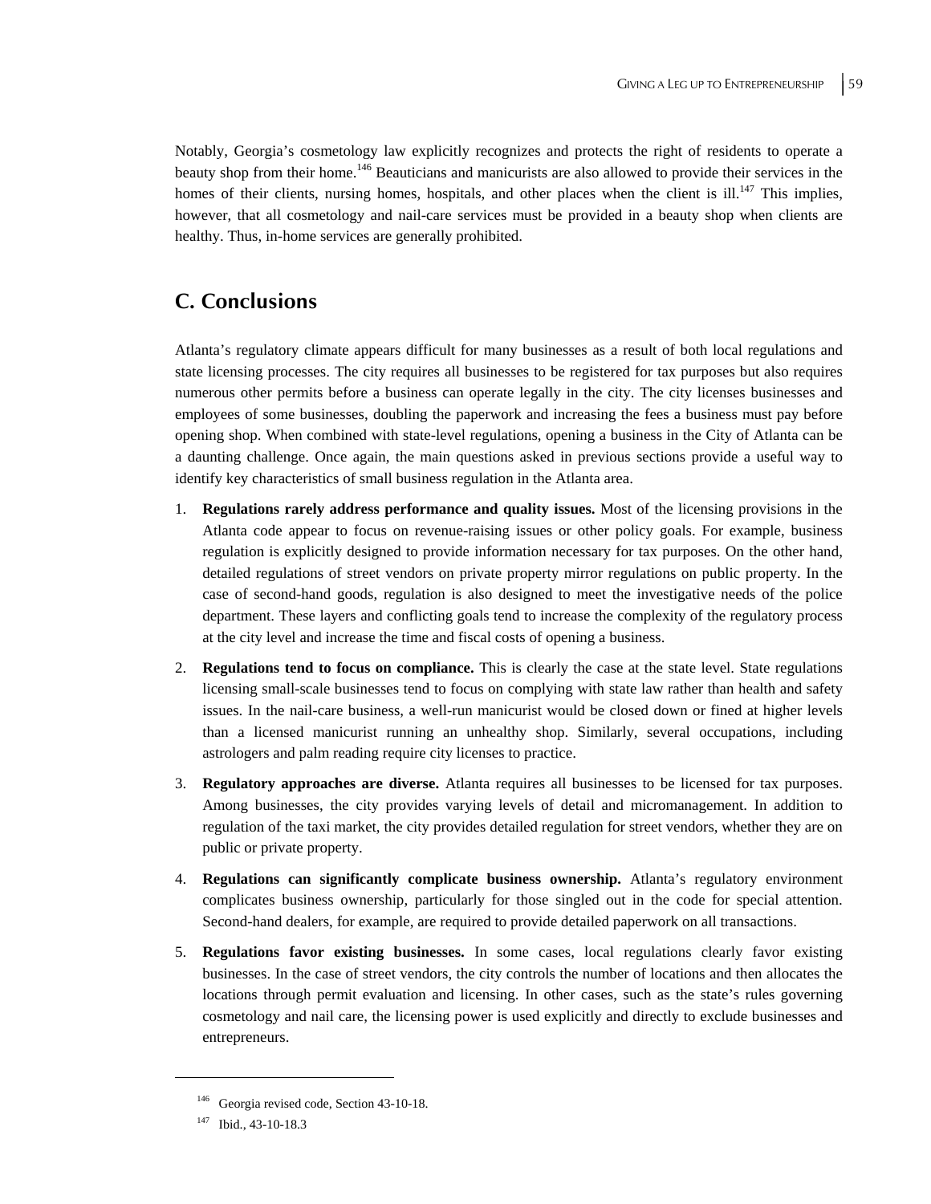Notably, Georgia's cosmetology law explicitly recognizes and protects the right of residents to operate a beauty shop from their home.[146] Beauticians and manicurists are also allowed to provide their services in the homes of their clients, nursing homes, hospitals, and other places when the client is ill.[147] This implies, however, that all cosmetology and nail-care services must be provided in a beauty shop when clients are healthy. Thus, in-home services are generally prohibited.

## C. Conclusions

Atlanta's regulatory climate appears difficult for many businesses as a result of both local regulations and state licensing processes. The city requires all businesses to be registered for tax purposes but also requires numerous other permits before a business can operate legally in the city. The city licenses businesses and employees of some businesses, doubling the paperwork and increasing the fees a business must pay before opening shop. When combined with state-level regulations, opening a business in the City of Atlanta can be a daunting challenge. Once again, the main questions asked in previous sections provide a useful way to identify key characteristics of small business regulation in the Atlanta area.

1. **Regulations rarely address performance and quality issues.** Most of the licensing provisions in the Atlanta code appear to focus on revenue-raising issues or other policy goals. For example, business regulation is explicitly designed to provide information necessary for tax purposes. On the other hand, detailed regulations of street vendors on private property mirror regulations on public property. In the case of second-hand goods, regulation is also designed to meet the investigative needs of the police department. These layers and conflicting goals tend to increase the complexity of the regulatory process at the city level and increase the time and fiscal costs of opening a business.
2. **Regulations tend to focus on compliance.** This is clearly the case at the state level. State regulations licensing small-scale businesses tend to focus on complying with state law rather than health and safety issues. In the nail-care business, a well-run manicurist would be closed down or fined at higher levels than a licensed manicurist running an unhealthy shop. Similarly, several occupations, including astrologers and palm reading require city licenses to practice.
3. **Regulatory approaches are diverse.** Atlanta requires all businesses to be licensed for tax purposes. Among businesses, the city provides varying levels of detail and micromanagement. In addition to regulation of the taxi market, the city provides detailed regulation for street vendors, whether they are on public or private property.
4. **Regulations can significantly complicate business ownership.** Atlanta's regulatory environment complicates business ownership, particularly for those singled out in the code for special attention. Second-hand dealers, for example, are required to provide detailed paperwork on all transactions.
5. **Regulations favor existing businesses.** In some cases, local regulations clearly favor existing businesses. In the case of street vendors, the city controls the number of locations and then allocates the locations through permit evaluation and licensing. In other cases, such as the state's rules governing cosmetology and nail care, the licensing power is used explicitly and directly to exclude businesses and entrepreneurs.

---

[146] Georgia revised code, Section 43-10-18.

[147] Ibid., 43-10-18.3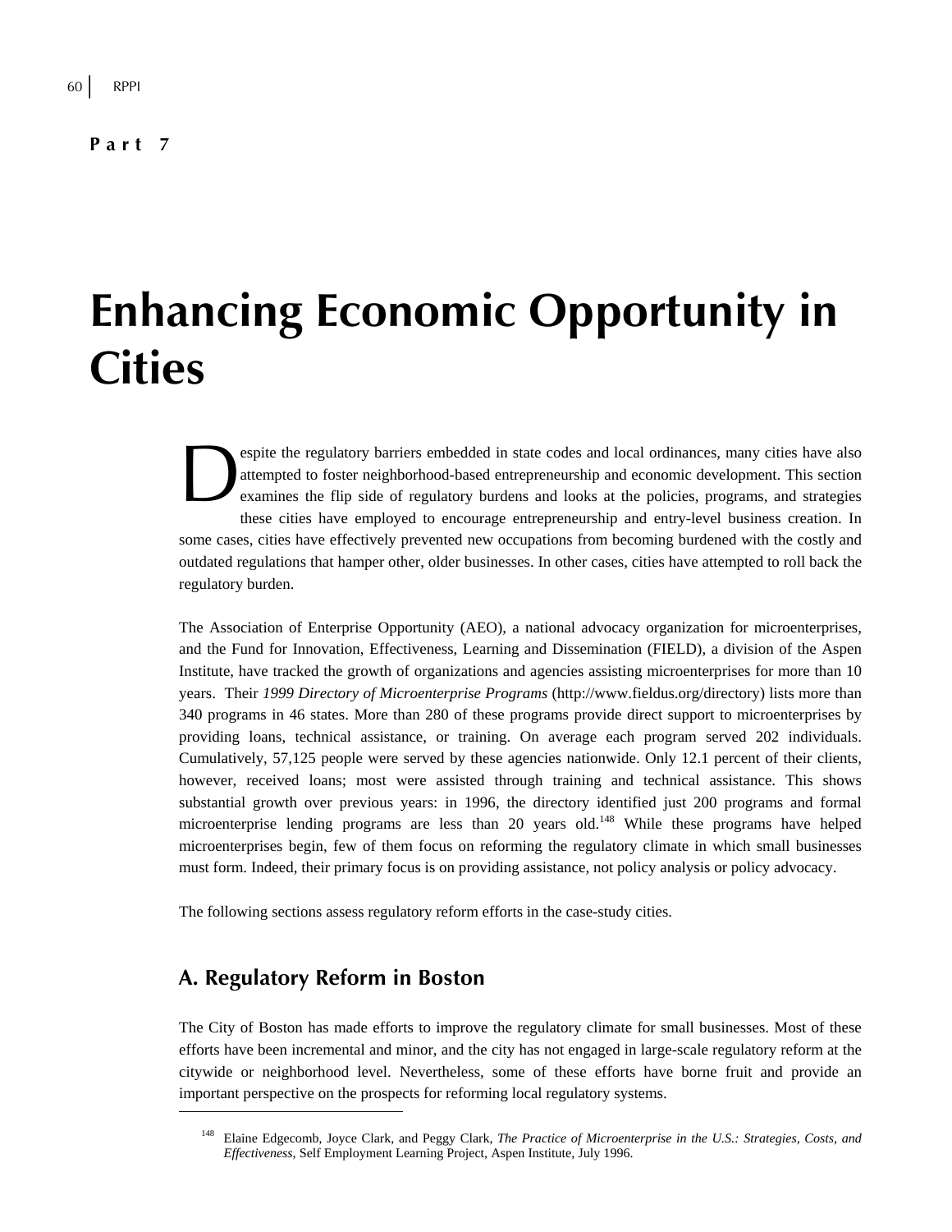**Part 7**

# Enhancing Economic Opportunity in Cities

Despite the regulatory barriers embedded in state codes and local ordinances, many cities have also attempted to foster neighborhood-based entrepreneurship and economic development. This section examines the flip side of regulatory burdens and looks at the policies, programs, and strategies these cities have employed to encourage entrepreneurship and entry-level business creation. In some cases, cities have effectively prevented new occupations from becoming burdened with the costly and outdated regulations that hamper other, older businesses. In other cases, cities have attempted to roll back the regulatory burden.

The Association of Enterprise Opportunity (AEO), a national advocacy organization for microenterprises, and the Fund for Innovation, Effectiveness, Learning and Dissemination (FIELD), a division of the Aspen Institute, have tracked the growth of organizations and agencies assisting microenterprises for more than 10 years. Their *1999 Directory of Microenterprise Programs* (http://www.fieldus.org/directory) lists more than 340 programs in 46 states. More than 280 of these programs provide direct support to microenterprises by providing loans, technical assistance, or training. On average each program served 202 individuals. Cumulatively, 57,125 people were served by these agencies nationwide. Only 12.1 percent of their clients, however, received loans; most were assisted through training and technical assistance. This shows substantial growth over previous years: in 1996, the directory identified just 200 programs and formal microenterprise lending programs are less than 20 years old.[148] While these programs have helped microenterprises begin, few of them focus on reforming the regulatory climate in which small businesses must form. Indeed, their primary focus is on providing assistance, not policy analysis or policy advocacy.

The following sections assess regulatory reform efforts in the case-study cities.

## A. Regulatory Reform in Boston

The City of Boston has made efforts to improve the regulatory climate for small businesses. Most of these efforts have been incremental and minor, and the city has not engaged in large-scale regulatory reform at the citywide or neighborhood level. Nevertheless, some of these efforts have borne fruit and provide an important perspective on the prospects for reforming local regulatory systems.

---

[148] Elaine Edgecomb, Joyce Clark, and Peggy Clark, *The Practice of Microenterprise in the U.S.: Strategies, Costs, and Effectiveness*, Self Employment Learning Project, Aspen Institute, July 1996.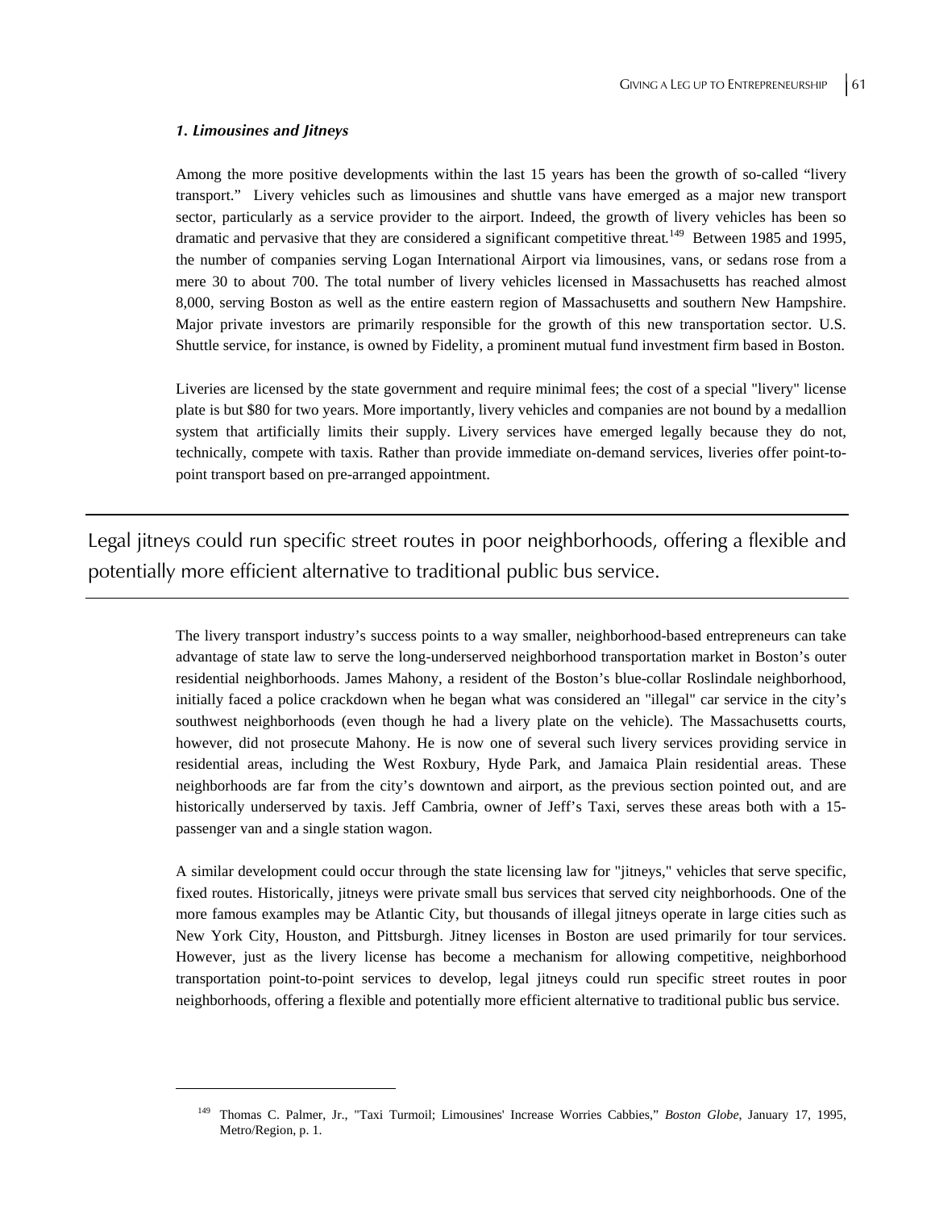### *1. Limousines and Jitneys*

Among the more positive developments within the last 15 years has been the growth of so-called "livery transport." Livery vehicles such as limousines and shuttle vans have emerged as a major new transport sector, particularly as a service provider to the airport. Indeed, the growth of livery vehicles has been so dramatic and pervasive that they are considered a significant competitive threat.[149] Between 1985 and 1995, the number of companies serving Logan International Airport via limousines, vans, or sedans rose from a mere 30 to about 700. The total number of livery vehicles licensed in Massachusetts has reached almost 8,000, serving Boston as well as the entire eastern region of Massachusetts and southern New Hampshire. Major private investors are primarily responsible for the growth of this new transportation sector. U.S. Shuttle service, for instance, is owned by Fidelity, a prominent mutual fund investment firm based in Boston.

Liveries are licensed by the state government and require minimal fees; the cost of a special "livery" license plate is but $80 for two years. More importantly, livery vehicles and companies are not bound by a medallion system that artificially limits their supply. Livery services have emerged legally because they do not, technically, compete with taxis. Rather than provide immediate on-demand services, liveries offer point-to-point transport based on pre-arranged appointment.

---

Legal jitneys could run specific street routes in poor neighborhoods, offering a flexible and potentially more efficient alternative to traditional public bus service.

---

The livery transport industry's success points to a way smaller, neighborhood-based entrepreneurs can take advantage of state law to serve the long-underserved neighborhood transportation market in Boston's outer residential neighborhoods. James Mahony, a resident of the Boston's blue-collar Roslindale neighborhood, initially faced a police crackdown when he began what was considered an "illegal" car service in the city's southwest neighborhoods (even though he had a livery plate on the vehicle). The Massachusetts courts, however, did not prosecute Mahony. He is now one of several such livery services providing service in residential areas, including the West Roxbury, Hyde Park, and Jamaica Plain residential areas. These neighborhoods are far from the city's downtown and airport, as the previous section pointed out, and are historically underserved by taxis. Jeff Cambria, owner of Jeff's Taxi, serves these areas both with a 15-passenger van and a single station wagon.

A similar development could occur through the state licensing law for "jitneys," vehicles that serve specific, fixed routes. Historically, jitneys were private small bus services that served city neighborhoods. One of the more famous examples may be Atlantic City, but thousands of illegal jitneys operate in large cities such as New York City, Houston, and Pittsburgh. Jitney licenses in Boston are used primarily for tour services. However, just as the livery license has become a mechanism for allowing competitive, neighborhood transportation point-to-point services to develop, legal jitneys could run specific street routes in poor neighborhoods, offering a flexible and potentially more efficient alternative to traditional public bus service.

---

[149] Thomas C. Palmer, Jr., "Taxi Turmoil; Limousines' Increase Worries Cabbies," *Boston Globe*, January 17, 1995, Metro/Region, p. 1.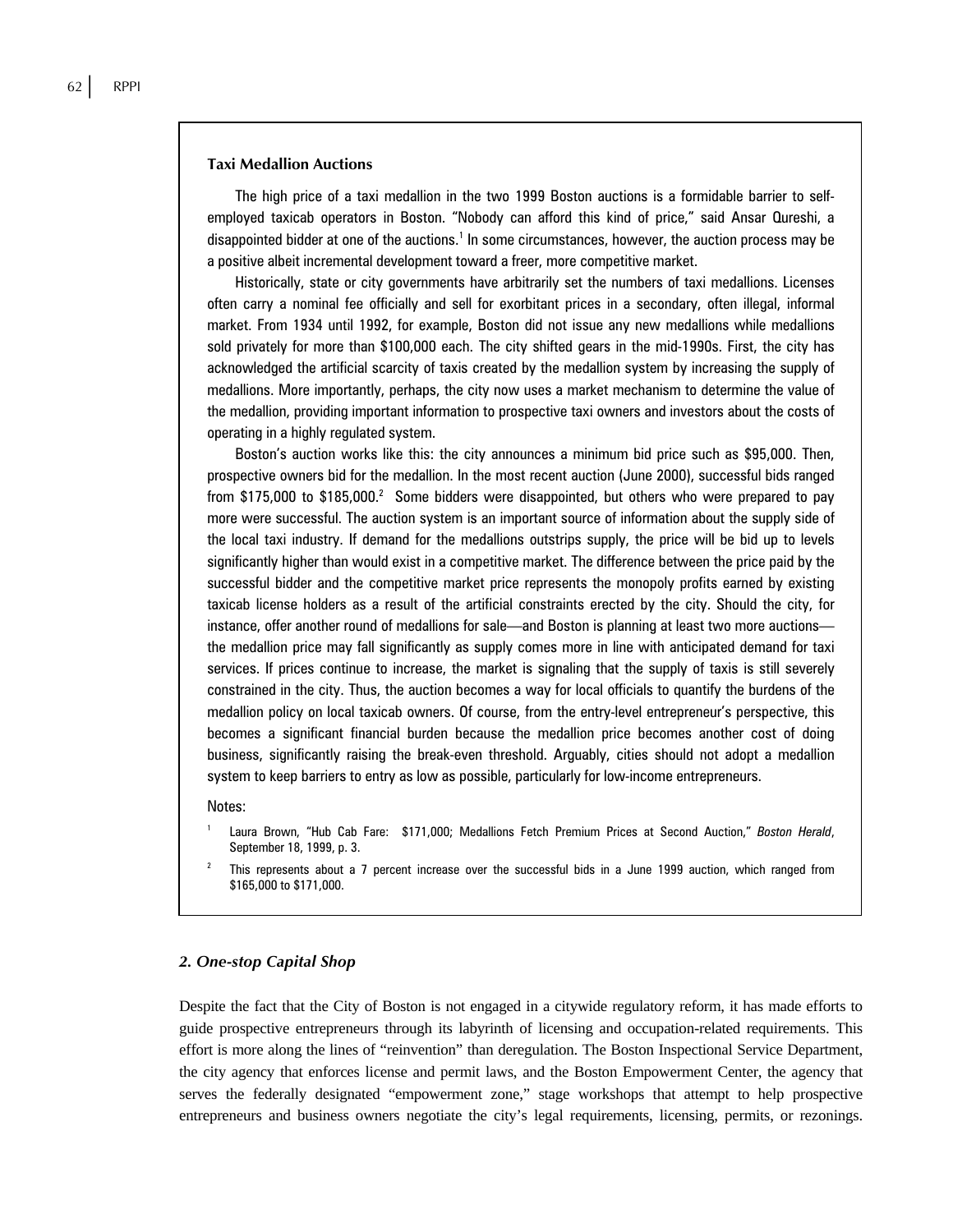### Taxi Medallion Auctions

The high price of a taxi medallion in the two 1999 Boston auctions is a formidable barrier to self-employed taxicab operators in Boston. "Nobody can afford this kind of price," said Ansar Qureshi, a disappointed bidder at one of the auctions.[1] In some circumstances, however, the auction process may be a positive albeit incremental development toward a freer, more competitive market.

Historically, state or city governments have arbitrarily set the numbers of taxi medallions. Licenses often carry a nominal fee officially and sell for exorbitant prices in a secondary, often illegal, informal market. From 1934 until 1992, for example, Boston did not issue any new medallions while medallions sold privately for more than $100,000 each. The city shifted gears in the mid-1990s. First, the city has acknowledged the artificial scarcity of taxis created by the medallion system by increasing the supply of medallions. More importantly, perhaps, the city now uses a market mechanism to determine the value of the medallion, providing important information to prospective taxi owners and investors about the costs of operating in a highly regulated system.

Boston's auction works like this: the city announces a minimum bid price such as $95,000. Then, prospective owners bid for the medallion. In the most recent auction (June 2000), successful bids ranged from $175,000 to $185,000.[2] Some bidders were disappointed, but others who were prepared to pay more were successful. The auction system is an important source of information about the supply side of the local taxi industry. If demand for the medallions outstrips supply, the price will be bid up to levels significantly higher than would exist in a competitive market. The difference between the price paid by the successful bidder and the competitive market price represents the monopoly profits earned by existing taxicab license holders as a result of the artificial constraints erected by the city. Should the city, for instance, offer another round of medallions for sale—and Boston is planning at least two more auctions—the medallion price may fall significantly as supply comes more in line with anticipated demand for taxi services. If prices continue to increase, the market is signaling that the supply of taxis is still severely constrained in the city. Thus, the auction becomes a way for local officials to quantify the burdens of the medallion policy on local taxicab owners. Of course, from the entry-level entrepreneur's perspective, this becomes a significant financial burden because the medallion price becomes another cost of doing business, significantly raising the break-even threshold. Arguably, cities should not adopt a medallion system to keep barriers to entry as low as possible, particularly for low-income entrepreneurs.

Notes:

1. Laura Brown, "Hub Cab Fare: $171,000; Medallions Fetch Premium Prices at Second Auction," *Boston Herald*, September 18, 1999, p. 3.
2. This represents about a 7 percent increase over the successful bids in a June 1999 auction, which ranged from $165,000 to $171,000.

### *2. One-stop Capital Shop*

Despite the fact that the City of Boston is not engaged in a citywide regulatory reform, it has made efforts to guide prospective entrepreneurs through its labyrinth of licensing and occupation-related requirements. This effort is more along the lines of "reinvention" than deregulation. The Boston Inspectional Service Department, the city agency that enforces license and permit laws, and the Boston Empowerment Center, the agency that serves the federally designated "empowerment zone," stage workshops that attempt to help prospective entrepreneurs and business owners negotiate the city's legal requirements, licensing, permits, or rezonings.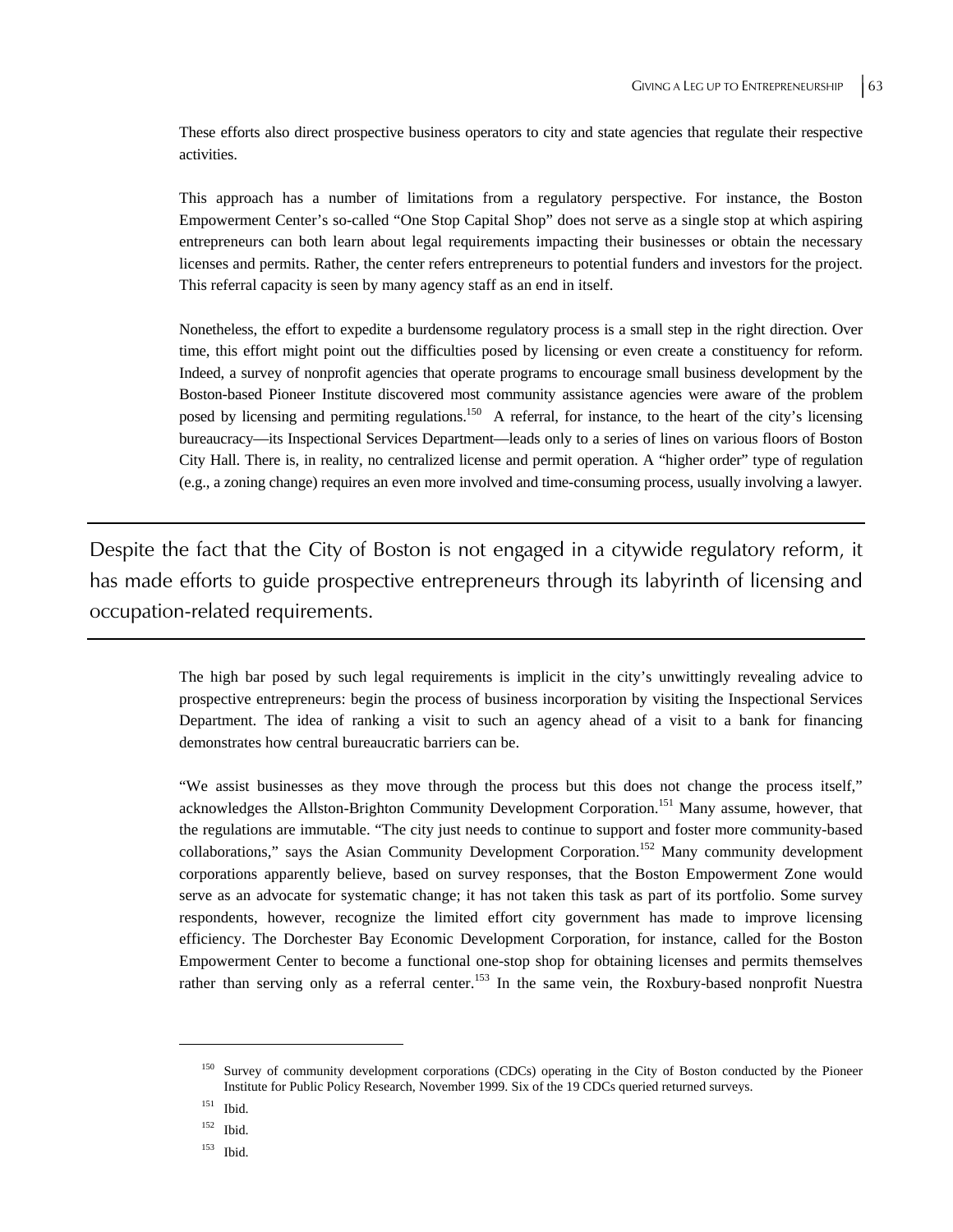These efforts also direct prospective business operators to city and state agencies that regulate their respective activities.

This approach has a number of limitations from a regulatory perspective. For instance, the Boston Empowerment Center's so-called "One Stop Capital Shop" does not serve as a single stop at which aspiring entrepreneurs can both learn about legal requirements impacting their businesses or obtain the necessary licenses and permits. Rather, the center refers entrepreneurs to potential funders and investors for the project. This referral capacity is seen by many agency staff as an end in itself.

Nonetheless, the effort to expedite a burdensome regulatory process is a small step in the right direction. Over time, this effort might point out the difficulties posed by licensing or even create a constituency for reform. Indeed, a survey of nonprofit agencies that operate programs to encourage small business development by the Boston-based Pioneer Institute discovered most community assistance agencies were aware of the problem posed by licensing and permiting regulations.[150] A referral, for instance, to the heart of the city's licensing bureaucracy—its Inspectional Services Department—leads only to a series of lines on various floors of Boston City Hall. There is, in reality, no centralized license and permit operation. A "higher order" type of regulation (e.g., a zoning change) requires an even more involved and time-consuming process, usually involving a lawyer.

---

Despite the fact that the City of Boston is not engaged in a citywide regulatory reform, it has made efforts to guide prospective entrepreneurs through its labyrinth of licensing and occupation-related requirements.

---

The high bar posed by such legal requirements is implicit in the city's unwittingly revealing advice to prospective entrepreneurs: begin the process of business incorporation by visiting the Inspectional Services Department. The idea of ranking a visit to such an agency ahead of a visit to a bank for financing demonstrates how central bureaucratic barriers can be.

"We assist businesses as they move through the process but this does not change the process itself," acknowledges the Allston-Brighton Community Development Corporation.[151] Many assume, however, that the regulations are immutable. "The city just needs to continue to support and foster more community-based collaborations," says the Asian Community Development Corporation.[152] Many community development corporations apparently believe, based on survey responses, that the Boston Empowerment Zone would serve as an advocate for systematic change; it has not taken this task as part of its portfolio. Some survey respondents, however, recognize the limited effort city government has made to improve licensing efficiency. The Dorchester Bay Economic Development Corporation, for instance, called for the Boston Empowerment Center to become a functional one-stop shop for obtaining licenses and permits themselves rather than serving only as a referral center.[153] In the same vein, the Roxbury-based nonprofit Nuestra

---

[150] Survey of community development corporations (CDCs) operating in the City of Boston conducted by the Pioneer Institute for Public Policy Research, November 1999. Six of the 19 CDCs queried returned surveys.

[151] Ibid.

[152] Ibid.

[153] Ibid.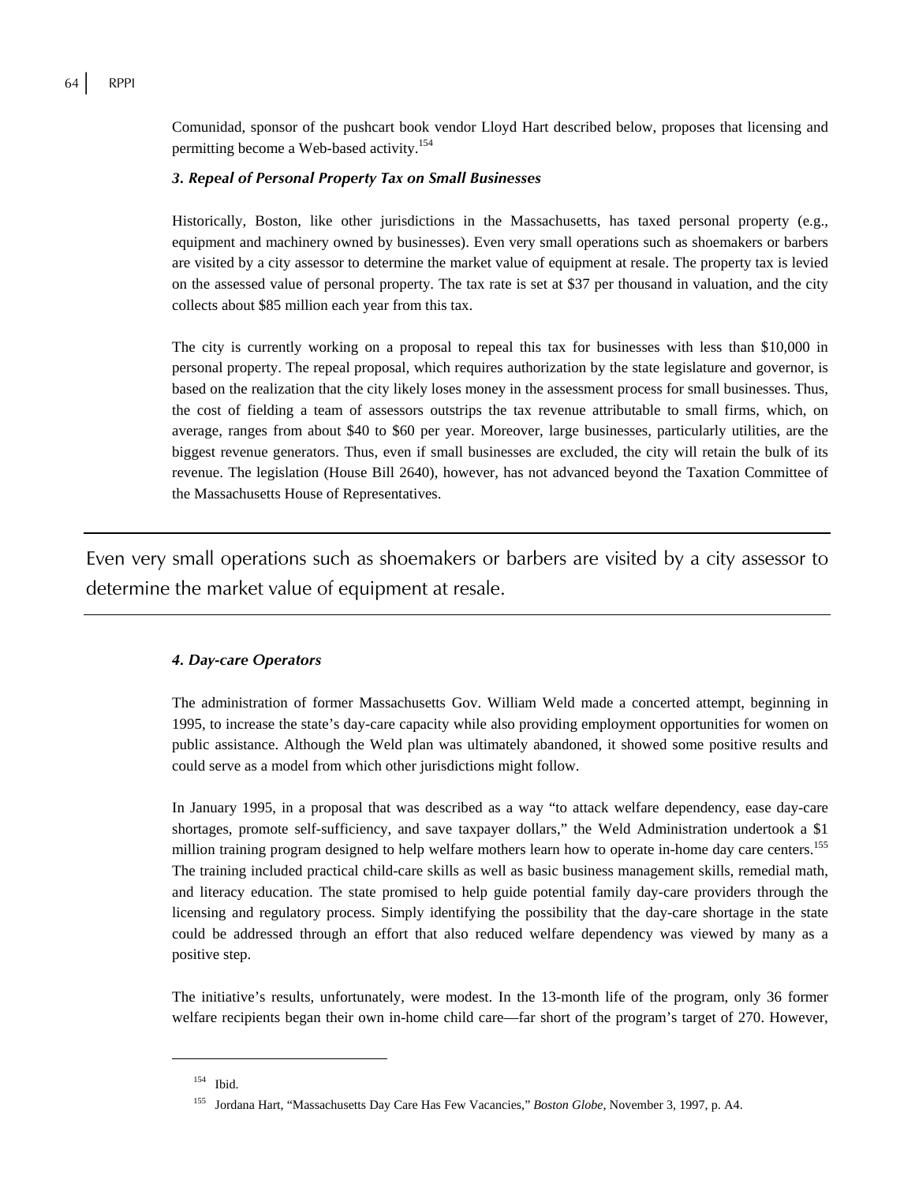Comunidad, sponsor of the pushcart book vendor Lloyd Hart described below, proposes that licensing and permitting become a Web-based activity.[154]

### *3. Repeal of Personal Property Tax on Small Businesses*

Historically, Boston, like other jurisdictions in the Massachusetts, has taxed personal property (e.g., equipment and machinery owned by businesses). Even very small operations such as shoemakers or barbers are visited by a city assessor to determine the market value of equipment at resale. The property tax is levied on the assessed value of personal property. The tax rate is set at $37 per thousand in valuation, and the city collects about $85 million each year from this tax.

The city is currently working on a proposal to repeal this tax for businesses with less than $10,000 in personal property. The repeal proposal, which requires authorization by the state legislature and governor, is based on the realization that the city likely loses money in the assessment process for small businesses. Thus, the cost of fielding a team of assessors outstrips the tax revenue attributable to small firms, which, on average, ranges from about $40 to $60 per year. Moreover, large businesses, particularly utilities, are the biggest revenue generators. Thus, even if small businesses are excluded, the city will retain the bulk of its revenue. The legislation (House Bill 2640), however, has not advanced beyond the Taxation Committee of the Massachusetts House of Representatives.

---

Even very small operations such as shoemakers or barbers are visited by a city assessor to determine the market value of equipment at resale.

---

### *4. Day-care Operators*

The administration of former Massachusetts Gov. William Weld made a concerted attempt, beginning in 1995, to increase the state's day-care capacity while also providing employment opportunities for women on public assistance. Although the Weld plan was ultimately abandoned, it showed some positive results and could serve as a model from which other jurisdictions might follow.

In January 1995, in a proposal that was described as a way "to attack welfare dependency, ease day-care shortages, promote self-sufficiency, and save taxpayer dollars," the Weld Administration undertook a $1 million training program designed to help welfare mothers learn how to operate in-home day care centers.[155] The training included practical child-care skills as well as basic business management skills, remedial math, and literacy education. The state promised to help guide potential family day-care providers through the licensing and regulatory process. Simply identifying the possibility that the day-care shortage in the state could be addressed through an effort that also reduced welfare dependency was viewed by many as a positive step.

The initiative's results, unfortunately, were modest. In the 13-month life of the program, only 36 former welfare recipients began their own in-home child care—far short of the program's target of 270. However,

---

[154] Ibid.

[155] Jordana Hart, "Massachusetts Day Care Has Few Vacancies," *Boston Globe*, November 3, 1997, p. A4.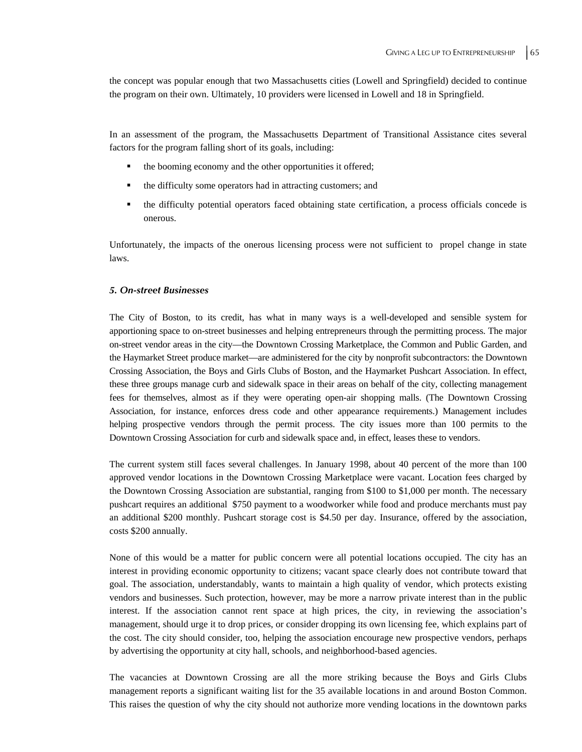the concept was popular enough that two Massachusetts cities (Lowell and Springfield) decided to continue the program on their own. Ultimately, 10 providers were licensed in Lowell and 18 in Springfield.

In an assessment of the program, the Massachusetts Department of Transitional Assistance cites several factors for the program falling short of its goals, including:

- the booming economy and the other opportunities it offered;
- the difficulty some operators had in attracting customers; and
- the difficulty potential operators faced obtaining state certification, a process officials concede is onerous.

Unfortunately, the impacts of the onerous licensing process were not sufficient to propel change in state laws.

### *5. On-street Businesses*

The City of Boston, to its credit, has what in many ways is a well-developed and sensible system for apportioning space to on-street businesses and helping entrepreneurs through the permitting process. The major on-street vendor areas in the city—the Downtown Crossing Marketplace, the Common and Public Garden, and the Haymarket Street produce market—are administered for the city by nonprofit subcontractors: the Downtown Crossing Association, the Boys and Girls Clubs of Boston, and the Haymarket Pushcart Association. In effect, these three groups manage curb and sidewalk space in their areas on behalf of the city, collecting management fees for themselves, almost as if they were operating open-air shopping malls. (The Downtown Crossing Association, for instance, enforces dress code and other appearance requirements.) Management includes helping prospective vendors through the permit process. The city issues more than 100 permits to the Downtown Crossing Association for curb and sidewalk space and, in effect, leases these to vendors.

The current system still faces several challenges. In January 1998, about 40 percent of the more than 100 approved vendor locations in the Downtown Crossing Marketplace were vacant. Location fees charged by the Downtown Crossing Association are substantial, ranging from $100 to $1,000 per month. The necessary pushcart requires an additional $750 payment to a woodworker while food and produce merchants must pay an additional $200 monthly. Pushcart storage cost is $4.50 per day. Insurance, offered by the association, costs $200 annually.

None of this would be a matter for public concern were all potential locations occupied. The city has an interest in providing economic opportunity to citizens; vacant space clearly does not contribute toward that goal. The association, understandably, wants to maintain a high quality of vendor, which protects existing vendors and businesses. Such protection, however, may be more a narrow private interest than in the public interest. If the association cannot rent space at high prices, the city, in reviewing the association's management, should urge it to drop prices, or consider dropping its own licensing fee, which explains part of the cost. The city should consider, too, helping the association encourage new prospective vendors, perhaps by advertising the opportunity at city hall, schools, and neighborhood-based agencies.

The vacancies at Downtown Crossing are all the more striking because the Boys and Girls Clubs management reports a significant waiting list for the 35 available locations in and around Boston Common. This raises the question of why the city should not authorize more vending locations in the downtown parks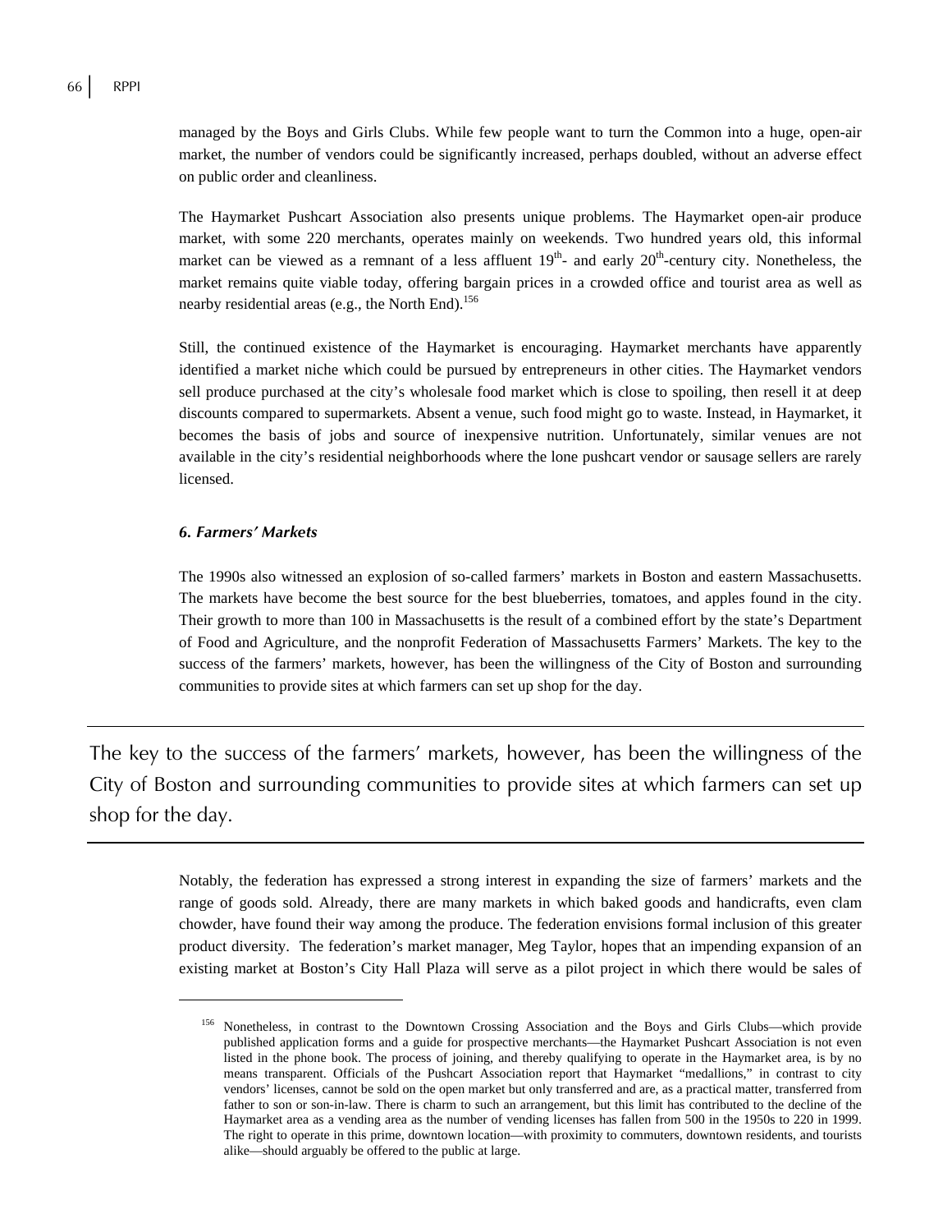managed by the Boys and Girls Clubs. While few people want to turn the Common into a huge, open-air market, the number of vendors could be significantly increased, perhaps doubled, without an adverse effect on public order and cleanliness.

The Haymarket Pushcart Association also presents unique problems. The Haymarket open-air produce market, with some 220 merchants, operates mainly on weekends. Two hundred years old, this informal market can be viewed as a remnant of a less affluent 19th- and early 20th-century city. Nonetheless, the market remains quite viable today, offering bargain prices in a crowded office and tourist area as well as nearby residential areas (e.g., the North End).[156]

Still, the continued existence of the Haymarket is encouraging. Haymarket merchants have apparently identified a market niche which could be pursued by entrepreneurs in other cities. The Haymarket vendors sell produce purchased at the city's wholesale food market which is close to spoiling, then resell it at deep discounts compared to supermarkets. Absent a venue, such food might go to waste. Instead, in Haymarket, it becomes the basis of jobs and source of inexpensive nutrition. Unfortunately, similar venues are not available in the city's residential neighborhoods where the lone pushcart vendor or sausage sellers are rarely licensed.

#### *6. Farmers' Markets*

The 1990s also witnessed an explosion of so-called farmers' markets in Boston and eastern Massachusetts. The markets have become the best source for the best blueberries, tomatoes, and apples found in the city. Their growth to more than 100 in Massachusetts is the result of a combined effort by the state's Department of Food and Agriculture, and the nonprofit Federation of Massachusetts Farmers' Markets. The key to the success of the farmers' markets, however, has been the willingness of the City of Boston and surrounding communities to provide sites at which farmers can set up shop for the day.

> The key to the success of the farmers' markets, however, has been the willingness of the City of Boston and surrounding communities to provide sites at which farmers can set up shop for the day.

Notably, the federation has expressed a strong interest in expanding the size of farmers' markets and the range of goods sold. Already, there are many markets in which baked goods and handicrafts, even clam chowder, have found their way among the produce. The federation envisions formal inclusion of this greater product diversity. The federation's market manager, Meg Taylor, hopes that an impending expansion of an existing market at Boston's City Hall Plaza will serve as a pilot project in which there would be sales of

---

[156] Nonetheless, in contrast to the Downtown Crossing Association and the Boys and Girls Clubs—which provide published application forms and a guide for prospective merchants—the Haymarket Pushcart Association is not even listed in the phone book. The process of joining, and thereby qualifying to operate in the Haymarket area, is by no means transparent. Officials of the Pushcart Association report that Haymarket "medallions," in contrast to city vendors' licenses, cannot be sold on the open market but only transferred and are, as a practical matter, transferred from father to son or son-in-law. There is charm to such an arrangement, but this limit has contributed to the decline of the Haymarket area as a vending area as the number of vending licenses has fallen from 500 in the 1950s to 220 in 1999. The right to operate in this prime, downtown location—with proximity to commuters, downtown residents, and tourists alike—should arguably be offered to the public at large.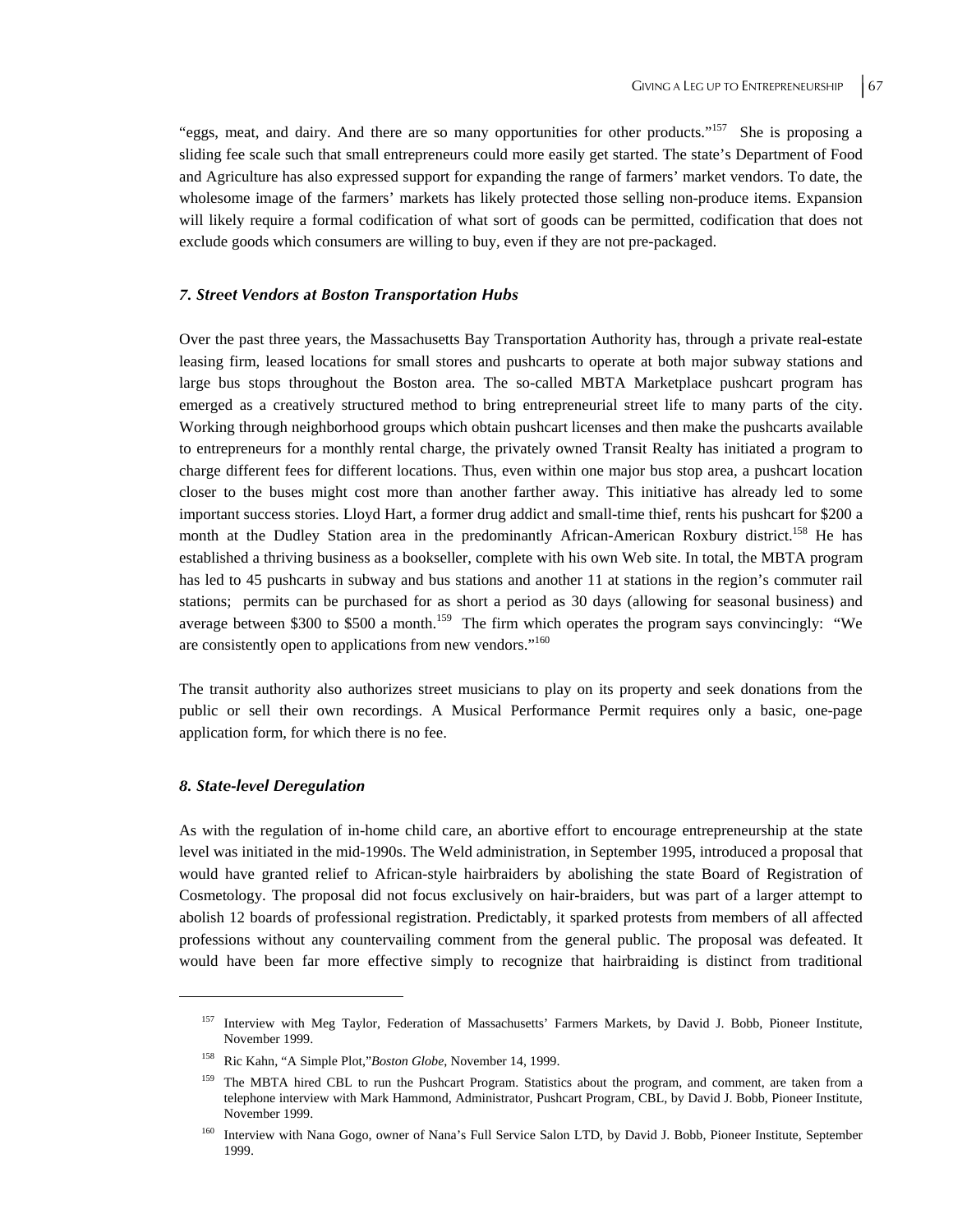"eggs, meat, and dairy. And there are so many opportunities for other products."[157] She is proposing a sliding fee scale such that small entrepreneurs could more easily get started. The state's Department of Food and Agriculture has also expressed support for expanding the range of farmers' market vendors. To date, the wholesome image of the farmers' markets has likely protected those selling non-produce items. Expansion will likely require a formal codification of what sort of goods can be permitted, codification that does not exclude goods which consumers are willing to buy, even if they are not pre-packaged.

### *7. Street Vendors at Boston Transportation Hubs*

Over the past three years, the Massachusetts Bay Transportation Authority has, through a private real-estate leasing firm, leased locations for small stores and pushcarts to operate at both major subway stations and large bus stops throughout the Boston area. The so-called MBTA Marketplace pushcart program has emerged as a creatively structured method to bring entrepreneurial street life to many parts of the city. Working through neighborhood groups which obtain pushcart licenses and then make the pushcarts available to entrepreneurs for a monthly rental charge, the privately owned Transit Realty has initiated a program to charge different fees for different locations. Thus, even within one major bus stop area, a pushcart location closer to the buses might cost more than another farther away. This initiative has already led to some important success stories. Lloyd Hart, a former drug addict and small-time thief, rents his pushcart for $200 a month at the Dudley Station area in the predominantly African-American Roxbury district.[158] He has established a thriving business as a bookseller, complete with his own Web site. In total, the MBTA program has led to 45 pushcarts in subway and bus stations and another 11 at stations in the region's commuter rail stations; permits can be purchased for as short a period as 30 days (allowing for seasonal business) and average between $300 to $500 a month.[159] The firm which operates the program says convincingly: "We are consistently open to applications from new vendors."[160]

The transit authority also authorizes street musicians to play on its property and seek donations from the public or sell their own recordings. A Musical Performance Permit requires only a basic, one-page application form, for which there is no fee.

### *8. State-level Deregulation*

As with the regulation of in-home child care, an abortive effort to encourage entrepreneurship at the state level was initiated in the mid-1990s. The Weld administration, in September 1995, introduced a proposal that would have granted relief to African-style hairbraiders by abolishing the state Board of Registration of Cosmetology. The proposal did not focus exclusively on hair-braiders, but was part of a larger attempt to abolish 12 boards of professional registration. Predictably, it sparked protests from members of all affected professions without any countervailing comment from the general public. The proposal was defeated. It would have been far more effective simply to recognize that hairbraiding is distinct from traditional

---

[157] Interview with Meg Taylor, Federation of Massachusetts' Farmers Markets, by David J. Bobb, Pioneer Institute, November 1999.

[158] Ric Kahn, "A Simple Plot,"*Boston Globe*, November 14, 1999.

[159] The MBTA hired CBL to run the Pushcart Program. Statistics about the program, and comment, are taken from a telephone interview with Mark Hammond, Administrator, Pushcart Program, CBL, by David J. Bobb, Pioneer Institute, November 1999.

[160] Interview with Nana Gogo, owner of Nana's Full Service Salon LTD, by David J. Bobb, Pioneer Institute, September 1999.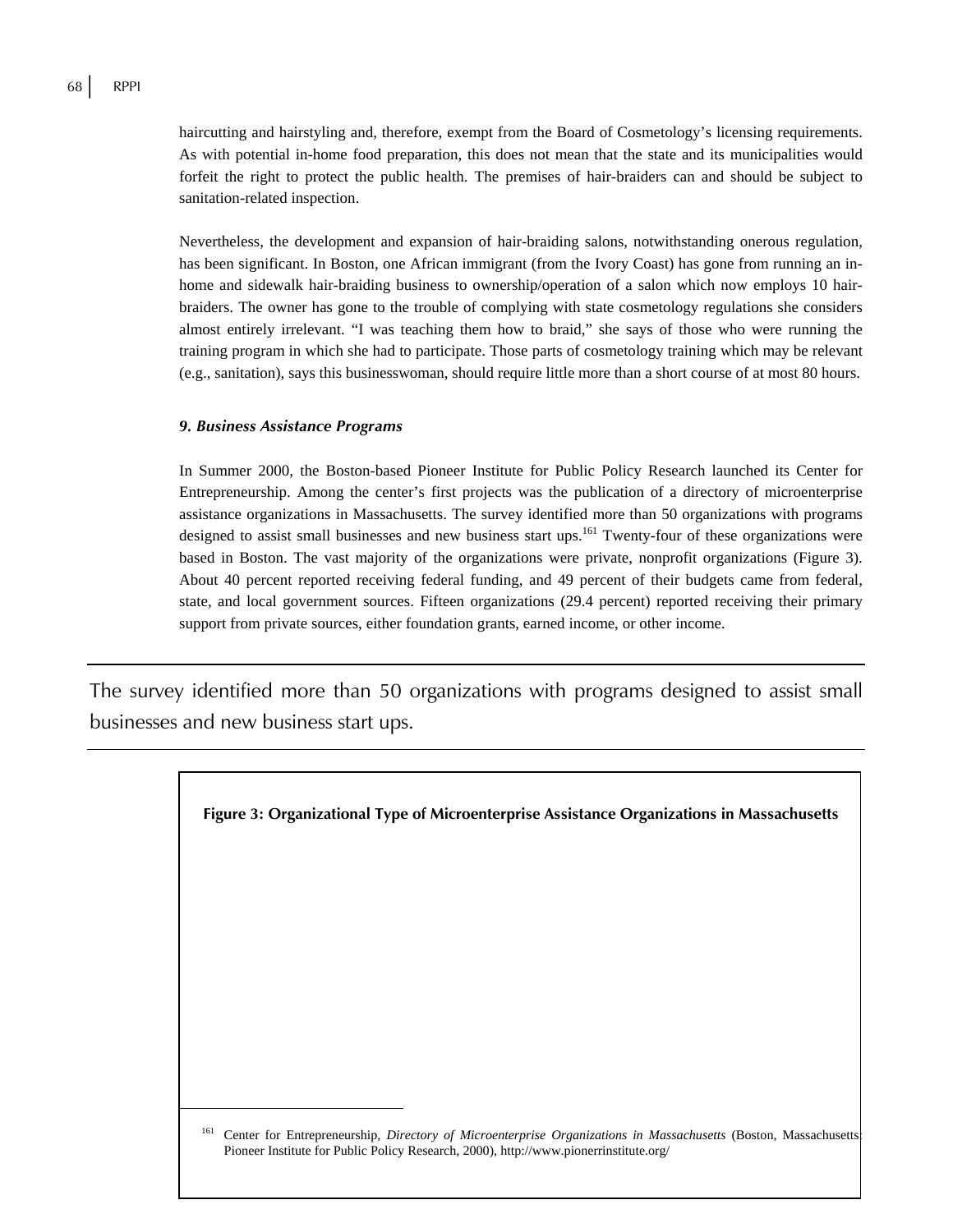haircutting and hairstyling and, therefore, exempt from the Board of Cosmetology's licensing requirements. As with potential in-home food preparation, this does not mean that the state and its municipalities would forfeit the right to protect the public health. The premises of hair-braiders can and should be subject to sanitation-related inspection.

Nevertheless, the development and expansion of hair-braiding salons, notwithstanding onerous regulation, has been significant. In Boston, one African immigrant (from the Ivory Coast) has gone from running an in-home and sidewalk hair-braiding business to ownership/operation of a salon which now employs 10 hair-braiders. The owner has gone to the trouble of complying with state cosmetology regulations she considers almost entirely irrelevant. "I was teaching them how to braid," she says of those who were running the training program in which she had to participate. Those parts of cosmetology training which may be relevant (e.g., sanitation), says this businesswoman, should require little more than a short course of at most 80 hours.

#### *9. Business Assistance Programs*

In Summer 2000, the Boston-based Pioneer Institute for Public Policy Research launched its Center for Entrepreneurship. Among the center's first projects was the publication of a directory of microenterprise assistance organizations in Massachusetts. The survey identified more than 50 organizations with programs designed to assist small businesses and new business start ups.[161] Twenty-four of these organizations were based in Boston. The vast majority of the organizations were private, nonprofit organizations (Figure 3). About 40 percent reported receiving federal funding, and 49 percent of their budgets came from federal, state, and local government sources. Fifteen organizations (29.4 percent) reported receiving their primary support from private sources, either foundation grants, earned income, or other income.

> The survey identified more than 50 organizations with programs designed to assist small businesses and new business start ups.

**Figure 3: Organizational Type of Microenterprise Assistance Organizations in Massachusetts**

[161] Center for Entrepreneurship, *Directory of Microenterprise Organizations in Massachusetts* (Boston, Massachusetts: Pioneer Institute for Public Policy Research, 2000), http://www.pionerrinstitute.org/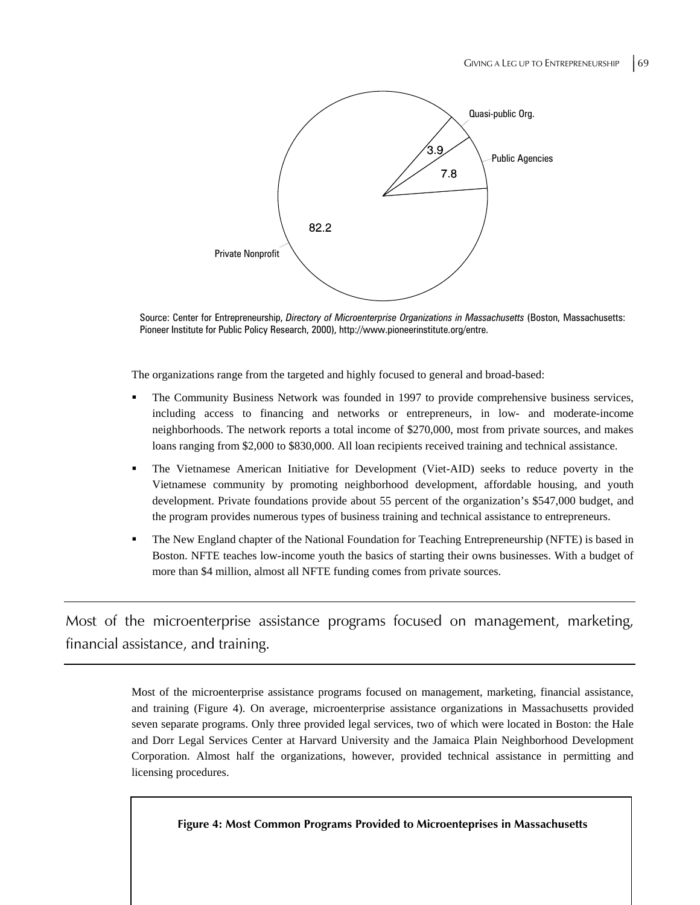Quasi-public Org.

3.9

Public Agencies

7.8

82.2

Private Nonprofit

Source: Center for Entrepreneurship, *Directory of Microenterprise Organizations in Massachusetts* (Boston, Massachusetts: Pioneer Institute for Public Policy Research, 2000), http://www.pioneerinstitute.org/entre.

The organizations range from the targeted and highly focused to general and broad-based:

- The Community Business Network was founded in 1997 to provide comprehensive business services, including access to financing and networks or entrepreneurs, in low- and moderate-income neighborhoods. The network reports a total income of $270,000, most from private sources, and makes loans ranging from $2,000 to $830,000. All loan recipients received training and technical assistance.
- The Vietnamese American Initiative for Development (Viet-AID) seeks to reduce poverty in the Vietnamese community by promoting neighborhood development, affordable housing, and youth development. Private foundations provide about 55 percent of the organization's $547,000 budget, and the program provides numerous types of business training and technical assistance to entrepreneurs.
- The New England chapter of the National Foundation for Teaching Entrepreneurship (NFTE) is based in Boston. NFTE teaches low-income youth the basics of starting their owns businesses. With a budget of more than $4 million, almost all NFTE funding comes from private sources.

Most of the microenterprise assistance programs focused on management, marketing, financial assistance, and training.

Most of the microenterprise assistance programs focused on management, marketing, financial assistance, and training (Figure 4). On average, microenterprise assistance organizations in Massachusetts provided seven separate programs. Only three provided legal services, two of which were located in Boston: the Hale and Dorr Legal Services Center at Harvard University and the Jamaica Plain Neighborhood Development Corporation. Almost half the organizations, however, provided technical assistance in permitting and licensing procedures.

**Figure 4: Most Common Programs Provided to Microenteprises in Massachusetts**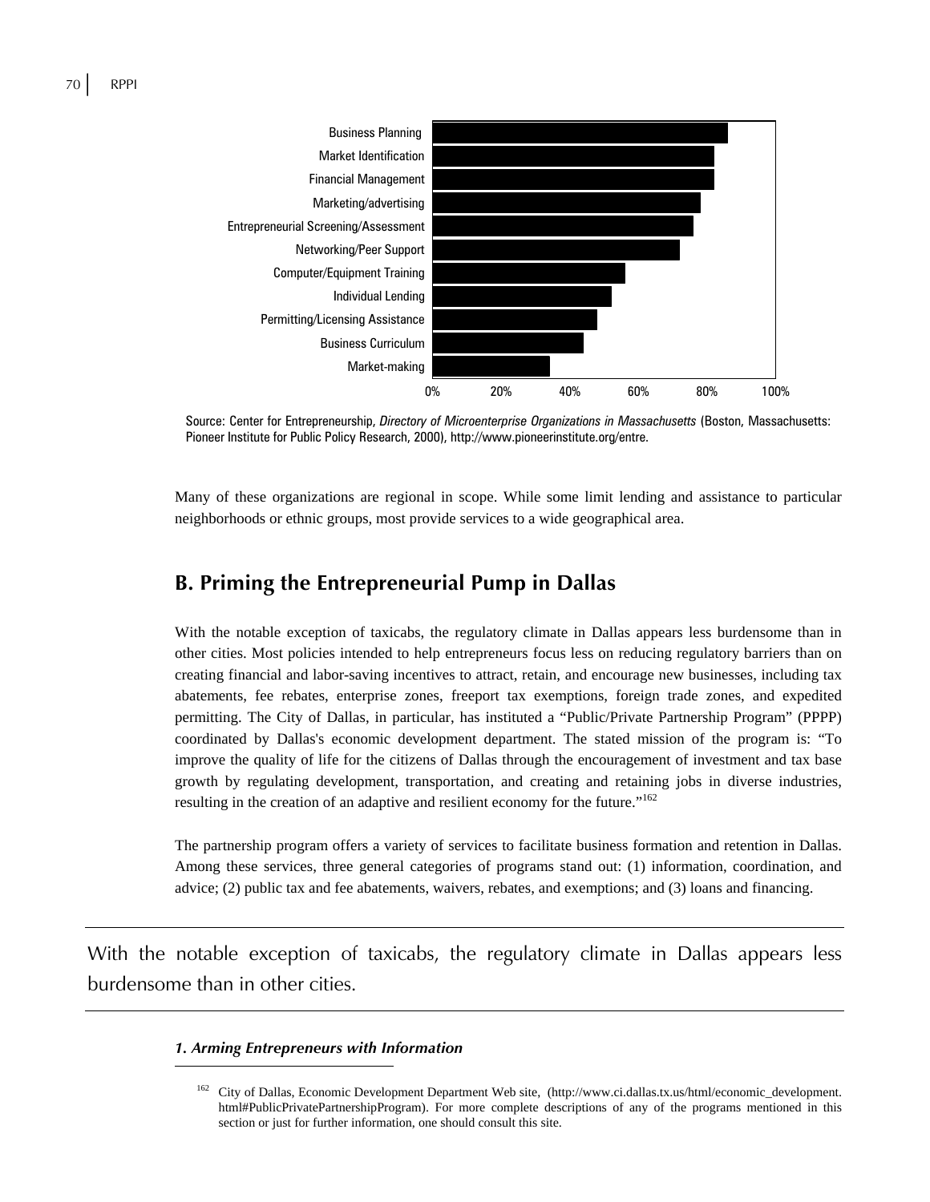| Service | Approximate share of organizations |
|---|---|
| Business Planning | ~86% |
| Market Identification | ~82% |
| Financial Management | ~82% |
| Marketing/advertising | ~78% |
| Entrepreneurial Screening/Assessment | ~76% |
| Networking/Peer Support | ~72% |
| Computer/Equipment Training | ~56% |
| Individual Lending | ~52% |
| Permitting/Licensing Assistance | ~48% |
| Business Curriculum | ~44% |
| Market-making | ~34% |

Source: Center for Entrepreneurship, *Directory of Microenterprise Organizations in Massachusetts* (Boston, Massachusetts: Pioneer Institute for Public Policy Research, 2000), http://www.pioneerinstitute.org/entre.

Many of these organizations are regional in scope. While some limit lending and assistance to particular neighborhoods or ethnic groups, most provide services to a wide geographical area.

## B. Priming the Entrepreneurial Pump in Dallas

With the notable exception of taxicabs, the regulatory climate in Dallas appears less burdensome than in other cities. Most policies intended to help entrepreneurs focus less on reducing regulatory barriers than on creating financial and labor-saving incentives to attract, retain, and encourage new businesses, including tax abatements, fee rebates, enterprise zones, freeport tax exemptions, foreign trade zones, and expedited permitting. The City of Dallas, in particular, has instituted a "Public/Private Partnership Program" (PPPP) coordinated by Dallas's economic development department. The stated mission of the program is: "To improve the quality of life for the citizens of Dallas through the encouragement of investment and tax base growth by regulating development, transportation, and creating and retaining jobs in diverse industries, resulting in the creation of an adaptive and resilient economy for the future."[162]

The partnership program offers a variety of services to facilitate business formation and retention in Dallas. Among these services, three general categories of programs stand out: (1) information, coordination, and advice; (2) public tax and fee abatements, waivers, rebates, and exemptions; and (3) loans and financing.

With the notable exception of taxicabs, the regulatory climate in Dallas appears less burdensome than in other cities.

### *1. Arming Entrepreneurs with Information*

[162] City of Dallas, Economic Development Department Web site, (http://www.ci.dallas.tx.us/html/economic_development.html#PublicPrivatePartnershipProgram). For more complete descriptions of any of the programs mentioned in this section or just for further information, one should consult this site.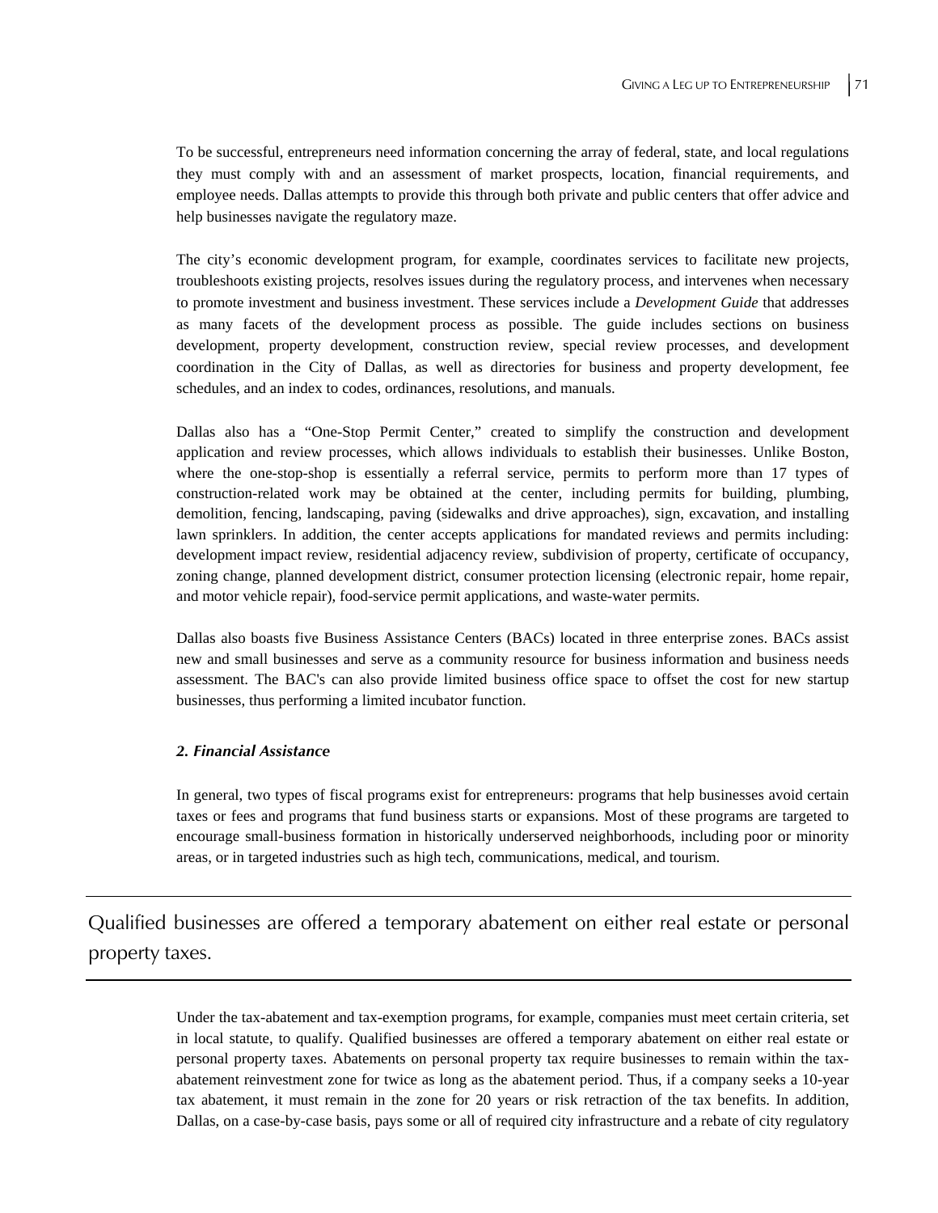To be successful, entrepreneurs need information concerning the array of federal, state, and local regulations they must comply with and an assessment of market prospects, location, financial requirements, and employee needs. Dallas attempts to provide this through both private and public centers that offer advice and help businesses navigate the regulatory maze.

The city's economic development program, for example, coordinates services to facilitate new projects, troubleshoots existing projects, resolves issues during the regulatory process, and intervenes when necessary to promote investment and business investment. These services include a *Development Guide* that addresses as many facets of the development process as possible. The guide includes sections on business development, property development, construction review, special review processes, and development coordination in the City of Dallas, as well as directories for business and property development, fee schedules, and an index to codes, ordinances, resolutions, and manuals.

Dallas also has a "One-Stop Permit Center," created to simplify the construction and development application and review processes, which allows individuals to establish their businesses. Unlike Boston, where the one-stop-shop is essentially a referral service, permits to perform more than 17 types of construction-related work may be obtained at the center, including permits for building, plumbing, demolition, fencing, landscaping, paving (sidewalks and drive approaches), sign, excavation, and installing lawn sprinklers. In addition, the center accepts applications for mandated reviews and permits including: development impact review, residential adjacency review, subdivision of property, certificate of occupancy, zoning change, planned development district, consumer protection licensing (electronic repair, home repair, and motor vehicle repair), food-service permit applications, and waste-water permits.

Dallas also boasts five Business Assistance Centers (BACs) located in three enterprise zones. BACs assist new and small businesses and serve as a community resource for business information and business needs assessment. The BAC's can also provide limited business office space to offset the cost for new startup businesses, thus performing a limited incubator function.

#### *2. Financial Assistance*

In general, two types of fiscal programs exist for entrepreneurs: programs that help businesses avoid certain taxes or fees and programs that fund business starts or expansions. Most of these programs are targeted to encourage small-business formation in historically underserved neighborhoods, including poor or minority areas, or in targeted industries such as high tech, communications, medical, and tourism.

> Qualified businesses are offered a temporary abatement on either real estate or personal property taxes.

Under the tax-abatement and tax-exemption programs, for example, companies must meet certain criteria, set in local statute, to qualify. Qualified businesses are offered a temporary abatement on either real estate or personal property taxes. Abatements on personal property tax require businesses to remain within the tax-abatement reinvestment zone for twice as long as the abatement period. Thus, if a company seeks a 10-year tax abatement, it must remain in the zone for 20 years or risk retraction of the tax benefits. In addition, Dallas, on a case-by-case basis, pays some or all of required city infrastructure and a rebate of city regulatory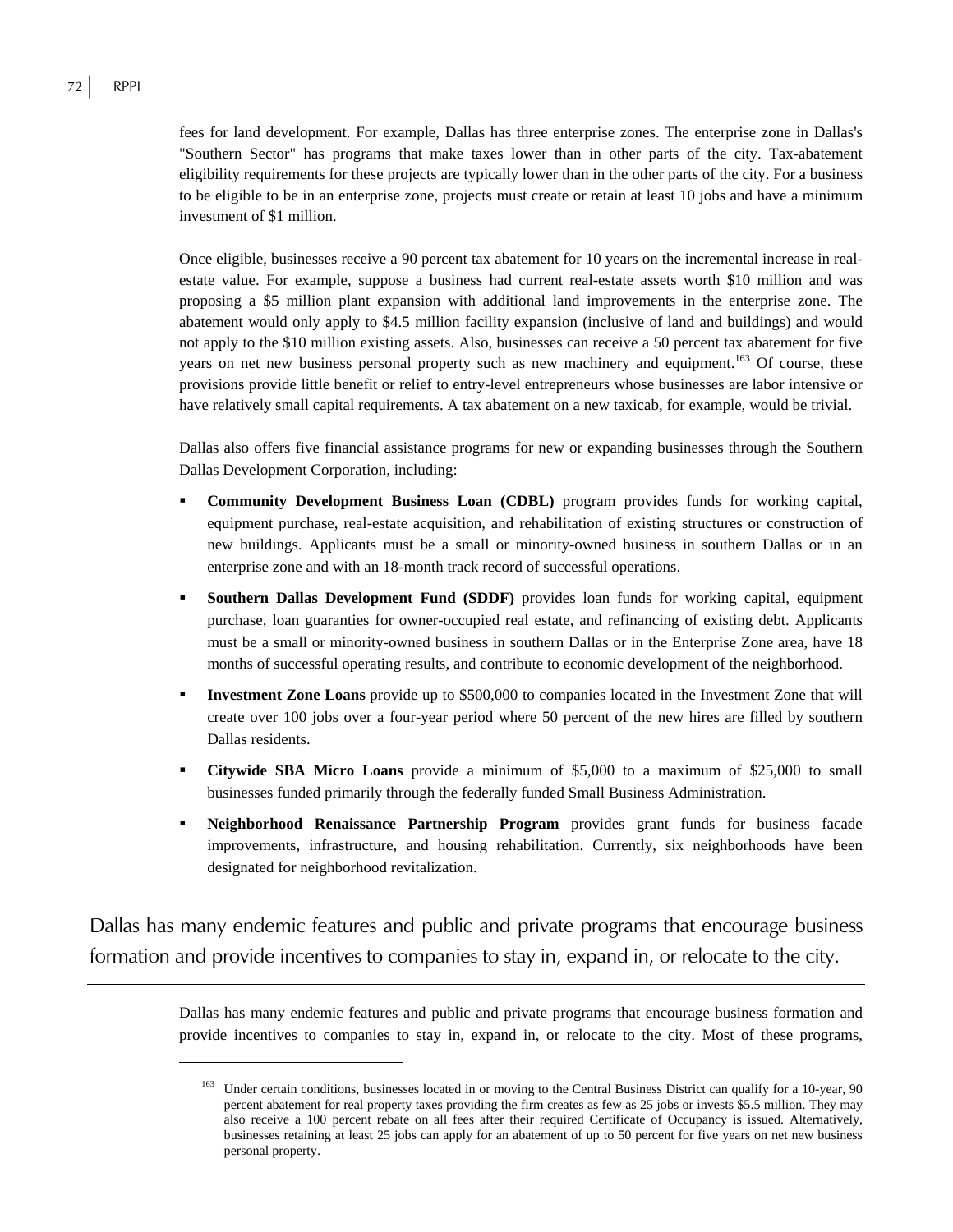fees for land development. For example, Dallas has three enterprise zones. The enterprise zone in Dallas's "Southern Sector" has programs that make taxes lower than in other parts of the city. Tax-abatement eligibility requirements for these projects are typically lower than in the other parts of the city. For a business to be eligible to be in an enterprise zone, projects must create or retain at least 10 jobs and have a minimum investment of $1 million.

Once eligible, businesses receive a 90 percent tax abatement for 10 years on the incremental increase in real-estate value. For example, suppose a business had current real-estate assets worth $10 million and was proposing a $5 million plant expansion with additional land improvements in the enterprise zone. The abatement would only apply to $4.5 million facility expansion (inclusive of land and buildings) and would not apply to the $10 million existing assets. Also, businesses can receive a 50 percent tax abatement for five years on net new business personal property such as new machinery and equipment.[163] Of course, these provisions provide little benefit or relief to entry-level entrepreneurs whose businesses are labor intensive or have relatively small capital requirements. A tax abatement on a new taxicab, for example, would be trivial.

Dallas also offers five financial assistance programs for new or expanding businesses through the Southern Dallas Development Corporation, including:

- **Community Development Business Loan (CDBL)** program provides funds for working capital, equipment purchase, real-estate acquisition, and rehabilitation of existing structures or construction of new buildings. Applicants must be a small or minority-owned business in southern Dallas or in an enterprise zone and with an 18-month track record of successful operations.
- **Southern Dallas Development Fund (SDDF)** provides loan funds for working capital, equipment purchase, loan guaranties for owner-occupied real estate, and refinancing of existing debt. Applicants must be a small or minority-owned business in southern Dallas or in the Enterprise Zone area, have 18 months of successful operating results, and contribute to economic development of the neighborhood.
- **Investment Zone Loans** provide up to $500,000 to companies located in the Investment Zone that will create over 100 jobs over a four-year period where 50 percent of the new hires are filled by southern Dallas residents.
- **Citywide SBA Micro Loans** provide a minimum of $5,000 to a maximum of $25,000 to small businesses funded primarily through the federally funded Small Business Administration.
- **Neighborhood Renaissance Partnership Program** provides grant funds for business facade improvements, infrastructure, and housing rehabilitation. Currently, six neighborhoods have been designated for neighborhood revitalization.

---

Dallas has many endemic features and public and private programs that encourage business formation and provide incentives to companies to stay in, expand in, or relocate to the city.

---

Dallas has many endemic features and public and private programs that encourage business formation and provide incentives to companies to stay in, expand in, or relocate to the city. Most of these programs,

[163] Under certain conditions, businesses located in or moving to the Central Business District can qualify for a 10-year, 90 percent abatement for real property taxes providing the firm creates as few as 25 jobs or invests $5.5 million. They may also receive a 100 percent rebate on all fees after their required Certificate of Occupancy is issued. Alternatively, businesses retaining at least 25 jobs can apply for an abatement of up to 50 percent for five years on net new business personal property.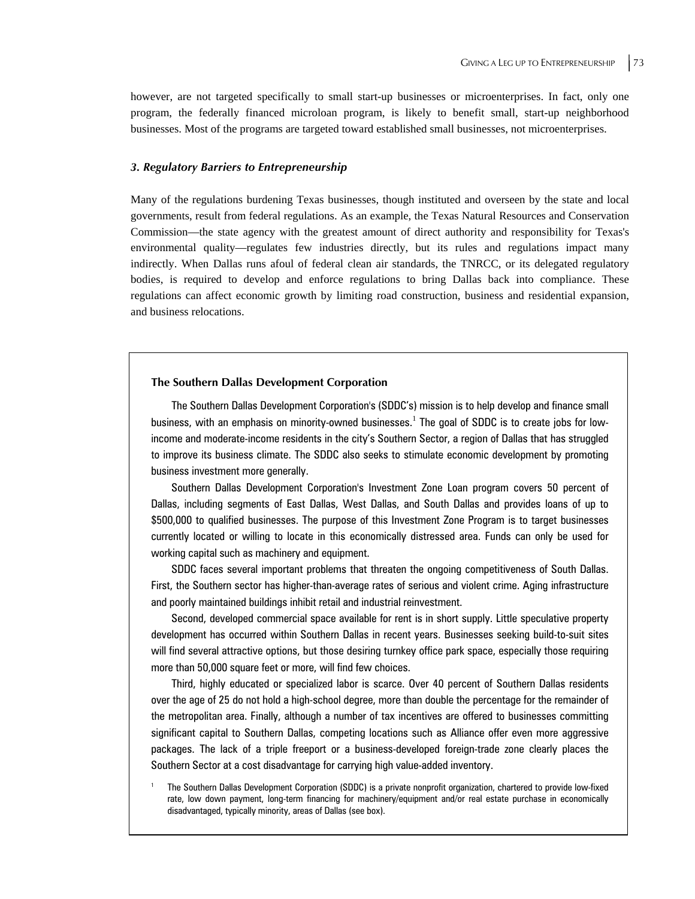however, are not targeted specifically to small start-up businesses or microenterprises. In fact, only one program, the federally financed microloan program, is likely to benefit small, start-up neighborhood businesses. Most of the programs are targeted toward established small businesses, not microenterprises.

### *3. Regulatory Barriers to Entrepreneurship*

Many of the regulations burdening Texas businesses, though instituted and overseen by the state and local governments, result from federal regulations. As an example, the Texas Natural Resources and Conservation Commission—the state agency with the greatest amount of direct authority and responsibility for Texas's environmental quality—regulates few industries directly, but its rules and regulations impact many indirectly. When Dallas runs afoul of federal clean air standards, the TNRCC, or its delegated regulatory bodies, is required to develop and enforce regulations to bring Dallas back into compliance. These regulations can affect economic growth by limiting road construction, business and residential expansion, and business relocations.

---

**The Southern Dallas Development Corporation**

The Southern Dallas Development Corporation's (SDDC's) mission is to help develop and finance small business, with an emphasis on minority-owned businesses.[1] The goal of SDDC is to create jobs for low-income and moderate-income residents in the city's Southern Sector, a region of Dallas that has struggled to improve its business climate. The SDDC also seeks to stimulate economic development by promoting business investment more generally.

Southern Dallas Development Corporation's Investment Zone Loan program covers 50 percent of Dallas, including segments of East Dallas, West Dallas, and South Dallas and provides loans of up to $500,000 to qualified businesses. The purpose of this Investment Zone Program is to target businesses currently located or willing to locate in this economically distressed area. Funds can only be used for working capital such as machinery and equipment.

SDDC faces several important problems that threaten the ongoing competitiveness of South Dallas. First, the Southern sector has higher-than-average rates of serious and violent crime. Aging infrastructure and poorly maintained buildings inhibit retail and industrial reinvestment.

Second, developed commercial space available for rent is in short supply. Little speculative property development has occurred within Southern Dallas in recent years. Businesses seeking build-to-suit sites will find several attractive options, but those desiring turnkey office park space, especially those requiring more than 50,000 square feet or more, will find few choices.

Third, highly educated or specialized labor is scarce. Over 40 percent of Southern Dallas residents over the age of 25 do not hold a high-school degree, more than double the percentage for the remainder of the metropolitan area. Finally, although a number of tax incentives are offered to businesses committing significant capital to Southern Dallas, competing locations such as Alliance offer even more aggressive packages. The lack of a triple freeport or a business-developed foreign-trade zone clearly places the Southern Sector at a cost disadvantage for carrying high value-added inventory.

[1] The Southern Dallas Development Corporation (SDDC) is a private nonprofit organization, chartered to provide low-fixed rate, low down payment, long-term financing for machinery/equipment and/or real estate purchase in economically disadvantaged, typically minority, areas of Dallas (see box).

---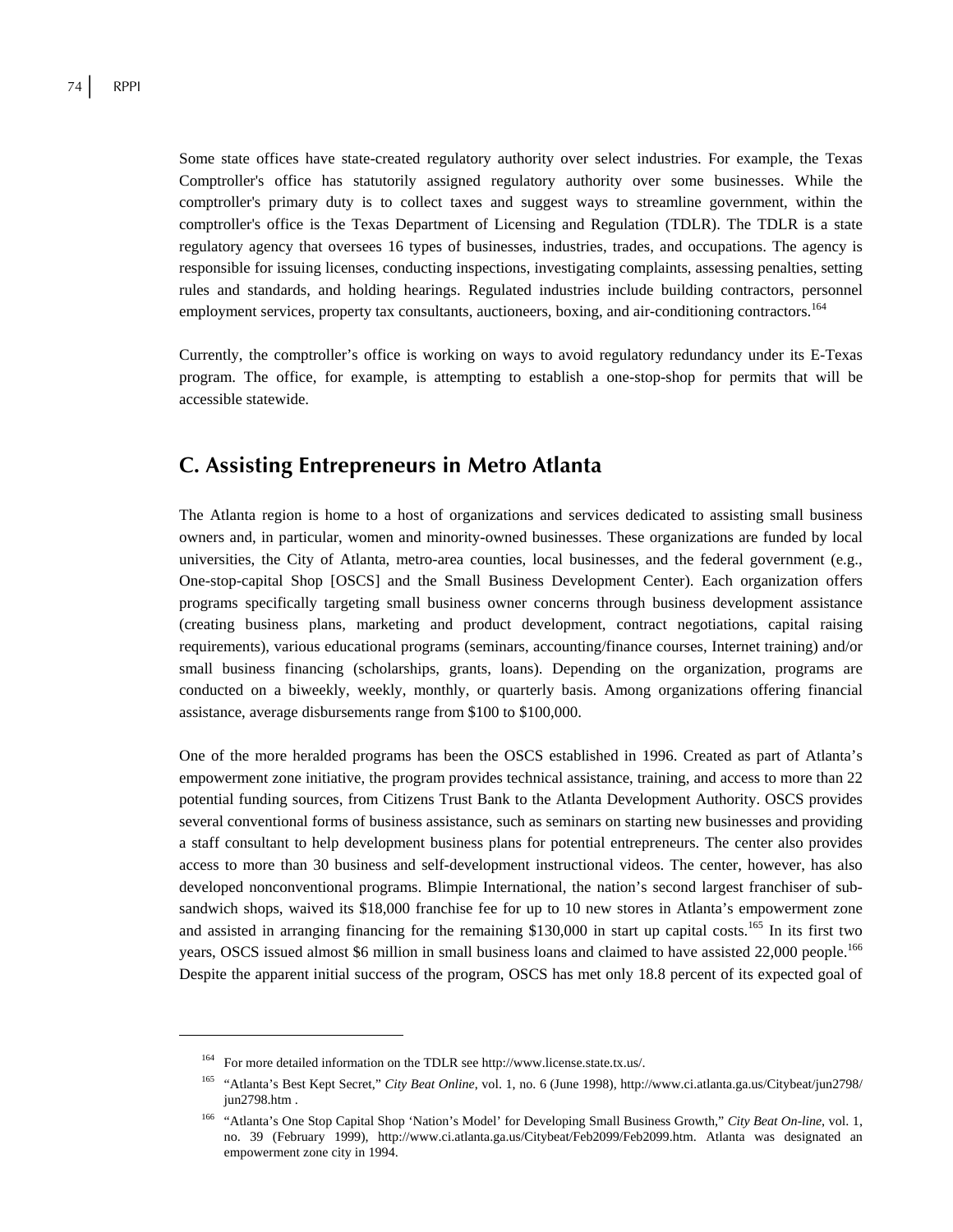Some state offices have state-created regulatory authority over select industries. For example, the Texas Comptroller's office has statutorily assigned regulatory authority over some businesses. While the comptroller's primary duty is to collect taxes and suggest ways to streamline government, within the comptroller's office is the Texas Department of Licensing and Regulation (TDLR). The TDLR is a state regulatory agency that oversees 16 types of businesses, industries, trades, and occupations. The agency is responsible for issuing licenses, conducting inspections, investigating complaints, assessing penalties, setting rules and standards, and holding hearings. Regulated industries include building contractors, personnel employment services, property tax consultants, auctioneers, boxing, and air-conditioning contractors.[164]

Currently, the comptroller's office is working on ways to avoid regulatory redundancy under its E-Texas program. The office, for example, is attempting to establish a one-stop-shop for permits that will be accessible statewide.

## C. Assisting Entrepreneurs in Metro Atlanta

The Atlanta region is home to a host of organizations and services dedicated to assisting small business owners and, in particular, women and minority-owned businesses. These organizations are funded by local universities, the City of Atlanta, metro-area counties, local businesses, and the federal government (e.g., One-stop-capital Shop [OSCS] and the Small Business Development Center). Each organization offers programs specifically targeting small business owner concerns through business development assistance (creating business plans, marketing and product development, contract negotiations, capital raising requirements), various educational programs (seminars, accounting/finance courses, Internet training) and/or small business financing (scholarships, grants, loans). Depending on the organization, programs are conducted on a biweekly, weekly, monthly, or quarterly basis. Among organizations offering financial assistance, average disbursements range from $100 to $100,000.

One of the more heralded programs has been the OSCS established in 1996. Created as part of Atlanta's empowerment zone initiative, the program provides technical assistance, training, and access to more than 22 potential funding sources, from Citizens Trust Bank to the Atlanta Development Authority. OSCS provides several conventional forms of business assistance, such as seminars on starting new businesses and providing a staff consultant to help development business plans for potential entrepreneurs. The center also provides access to more than 30 business and self-development instructional videos. The center, however, has also developed nonconventional programs. Blimpie International, the nation's second largest franchiser of sub-sandwich shops, waived its $18,000 franchise fee for up to 10 new stores in Atlanta's empowerment zone and assisted in arranging financing for the remaining $130,000 in start up capital costs.[165] In its first two years, OSCS issued almost $6 million in small business loans and claimed to have assisted 22,000 people.[166] Despite the apparent initial success of the program, OSCS has met only 18.8 percent of its expected goal of

---

[164] For more detailed information on the TDLR see http://www.license.state.tx.us/.

[165] "Atlanta's Best Kept Secret," *City Beat Online*, vol. 1, no. 6 (June 1998), http://www.ci.atlanta.ga.us/Citybeat/jun2798/jun2798.htm .

[166] "Atlanta's One Stop Capital Shop 'Nation's Model' for Developing Small Business Growth," *City Beat On-line*, vol. 1, no. 39 (February 1999), http://www.ci.atlanta.ga.us/Citybeat/Feb2099/Feb2099.htm. Atlanta was designated an empowerment zone city in 1994.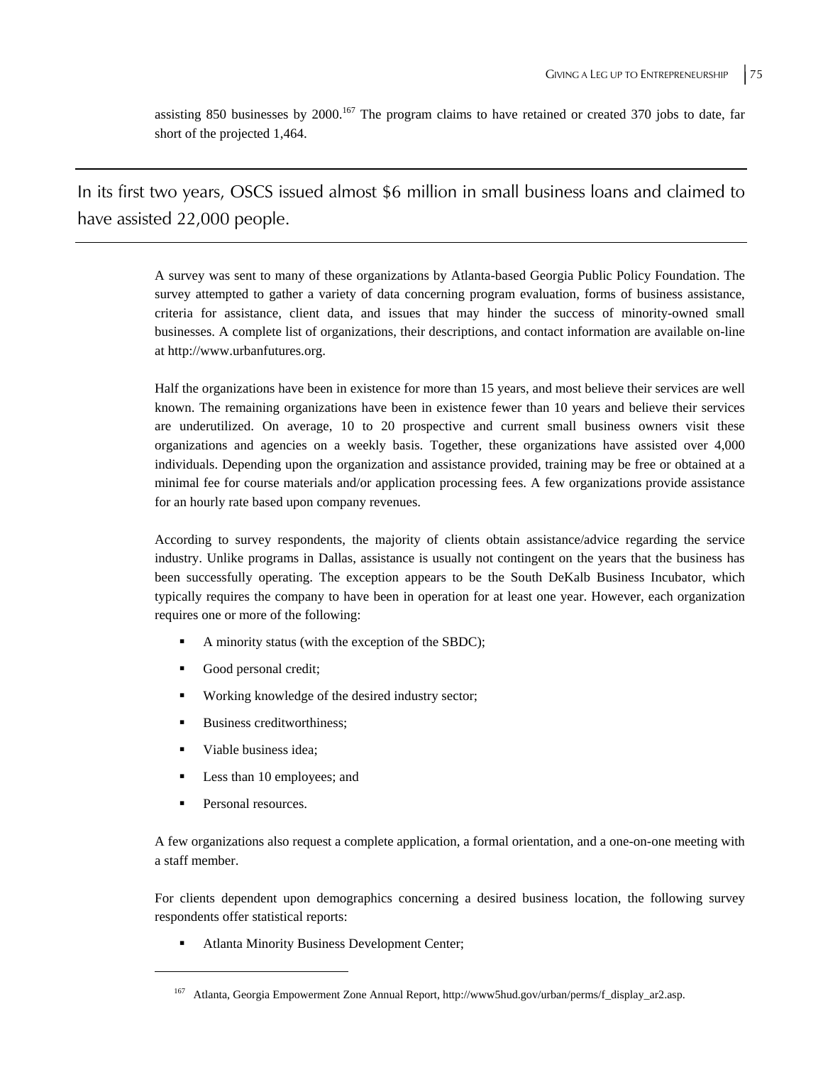assisting 850 businesses by 2000.[167] The program claims to have retained or created 370 jobs to date, far short of the projected 1,464.

---

In its first two years, OSCS issued almost $6 million in small business loans and claimed to have assisted 22,000 people.

---

A survey was sent to many of these organizations by Atlanta-based Georgia Public Policy Foundation. The survey attempted to gather a variety of data concerning program evaluation, forms of business assistance, criteria for assistance, client data, and issues that may hinder the success of minority-owned small businesses. A complete list of organizations, their descriptions, and contact information are available on-line at http://www.urbanfutures.org.

Half the organizations have been in existence for more than 15 years, and most believe their services are well known. The remaining organizations have been in existence fewer than 10 years and believe their services are underutilized. On average, 10 to 20 prospective and current small business owners visit these organizations and agencies on a weekly basis. Together, these organizations have assisted over 4,000 individuals. Depending upon the organization and assistance provided, training may be free or obtained at a minimal fee for course materials and/or application processing fees. A few organizations provide assistance for an hourly rate based upon company revenues.

According to survey respondents, the majority of clients obtain assistance/advice regarding the service industry. Unlike programs in Dallas, assistance is usually not contingent on the years that the business has been successfully operating. The exception appears to be the South DeKalb Business Incubator, which typically requires the company to have been in operation for at least one year. However, each organization requires one or more of the following:

- A minority status (with the exception of the SBDC);
- Good personal credit;
- Working knowledge of the desired industry sector;
- Business creditworthiness;
- Viable business idea;
- Less than 10 employees; and
- Personal resources.

A few organizations also request a complete application, a formal orientation, and a one-on-one meeting with a staff member.

For clients dependent upon demographics concerning a desired business location, the following survey respondents offer statistical reports:

- Atlanta Minority Business Development Center;

---

[167] Atlanta, Georgia Empowerment Zone Annual Report, http://www5hud.gov/urban/perms/f_display_ar2.asp.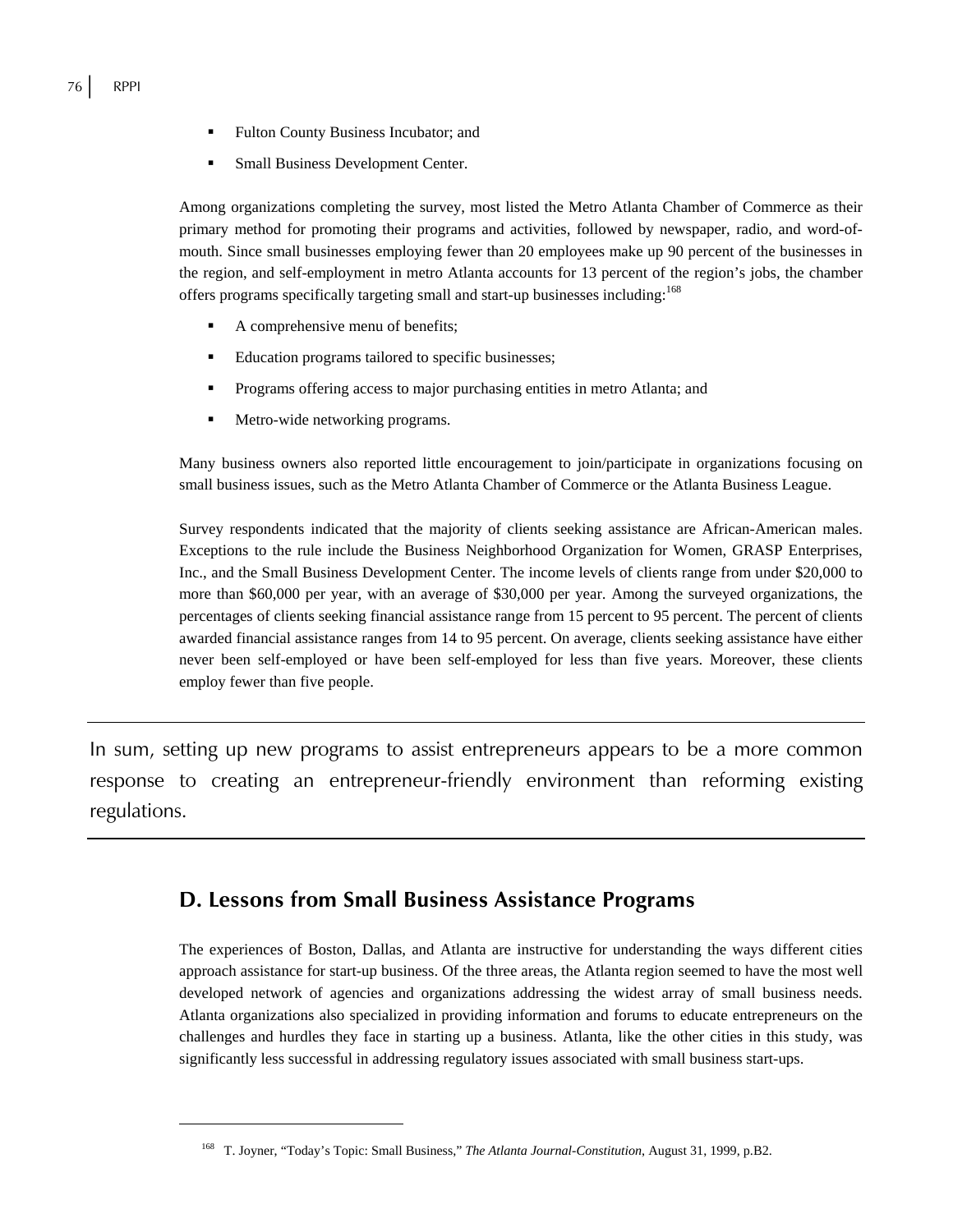- Fulton County Business Incubator; and
- Small Business Development Center.

Among organizations completing the survey, most listed the Metro Atlanta Chamber of Commerce as their primary method for promoting their programs and activities, followed by newspaper, radio, and word-of-mouth. Since small businesses employing fewer than 20 employees make up 90 percent of the businesses in the region, and self-employment in metro Atlanta accounts for 13 percent of the region's jobs, the chamber offers programs specifically targeting small and start-up businesses including:[168]

- A comprehensive menu of benefits;
- Education programs tailored to specific businesses;
- Programs offering access to major purchasing entities in metro Atlanta; and
- Metro-wide networking programs.

Many business owners also reported little encouragement to join/participate in organizations focusing on small business issues, such as the Metro Atlanta Chamber of Commerce or the Atlanta Business League.

Survey respondents indicated that the majority of clients seeking assistance are African-American males. Exceptions to the rule include the Business Neighborhood Organization for Women, GRASP Enterprises, Inc., and the Small Business Development Center. The income levels of clients range from under $20,000 to more than $60,000 per year, with an average of $30,000 per year. Among the surveyed organizations, the percentages of clients seeking financial assistance range from 15 percent to 95 percent. The percent of clients awarded financial assistance ranges from 14 to 95 percent. On average, clients seeking assistance have either never been self-employed or have been self-employed for less than five years. Moreover, these clients employ fewer than five people.

---

In sum, setting up new programs to assist entrepreneurs appears to be a more common response to creating an entrepreneur-friendly environment than reforming existing regulations.

---

## D. Lessons from Small Business Assistance Programs

The experiences of Boston, Dallas, and Atlanta are instructive for understanding the ways different cities approach assistance for start-up business. Of the three areas, the Atlanta region seemed to have the most well developed network of agencies and organizations addressing the widest array of small business needs. Atlanta organizations also specialized in providing information and forums to educate entrepreneurs on the challenges and hurdles they face in starting up a business. Atlanta, like the other cities in this study, was significantly less successful in addressing regulatory issues associated with small business start-ups.

[168] T. Joyner, "Today's Topic: Small Business," *The Atlanta Journal-Constitution*, August 31, 1999, p.B2.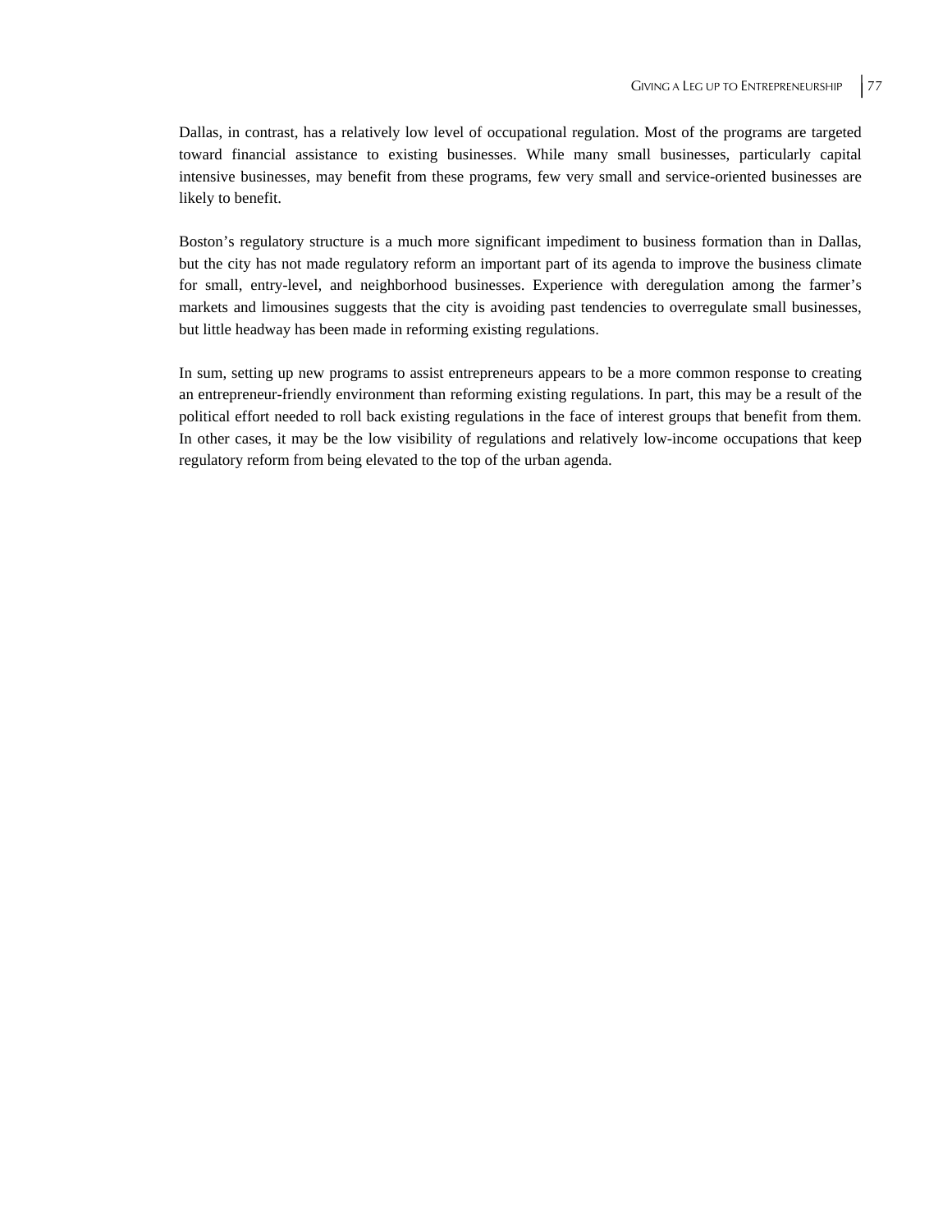Dallas, in contrast, has a relatively low level of occupational regulation. Most of the programs are targeted toward financial assistance to existing businesses. While many small businesses, particularly capital intensive businesses, may benefit from these programs, few very small and service-oriented businesses are likely to benefit.

Boston's regulatory structure is a much more significant impediment to business formation than in Dallas, but the city has not made regulatory reform an important part of its agenda to improve the business climate for small, entry-level, and neighborhood businesses. Experience with deregulation among the farmer's markets and limousines suggests that the city is avoiding past tendencies to overregulate small businesses, but little headway has been made in reforming existing regulations.

In sum, setting up new programs to assist entrepreneurs appears to be a more common response to creating an entrepreneur-friendly environment than reforming existing regulations. In part, this may be a result of the political effort needed to roll back existing regulations in the face of interest groups that benefit from them. In other cases, it may be the low visibility of regulations and relatively low-income occupations that keep regulatory reform from being elevated to the top of the urban agenda.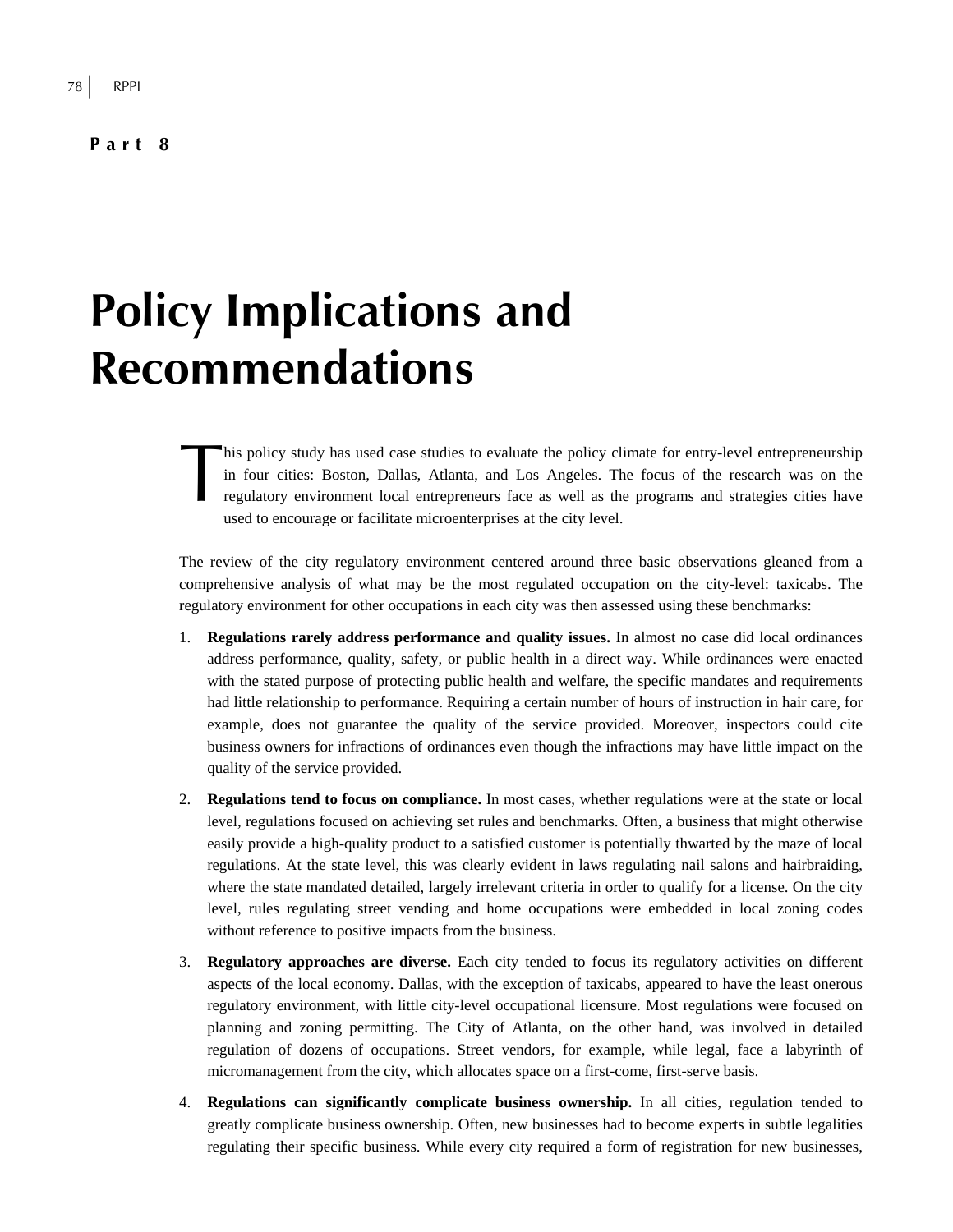**Part 8**

# Policy Implications and Recommendations

This policy study has used case studies to evaluate the policy climate for entry-level entrepreneurship in four cities: Boston, Dallas, Atlanta, and Los Angeles. The focus of the research was on the regulatory environment local entrepreneurs face as well as the programs and strategies cities have used to encourage or facilitate microenterprises at the city level.

The review of the city regulatory environment centered around three basic observations gleaned from a comprehensive analysis of what may be the most regulated occupation on the city-level: taxicabs. The regulatory environment for other occupations in each city was then assessed using these benchmarks:

1. **Regulations rarely address performance and quality issues.** In almost no case did local ordinances address performance, quality, safety, or public health in a direct way. While ordinances were enacted with the stated purpose of protecting public health and welfare, the specific mandates and requirements had little relationship to performance. Requiring a certain number of hours of instruction in hair care, for example, does not guarantee the quality of the service provided. Moreover, inspectors could cite business owners for infractions of ordinances even though the infractions may have little impact on the quality of the service provided.

2. **Regulations tend to focus on compliance.** In most cases, whether regulations were at the state or local level, regulations focused on achieving set rules and benchmarks. Often, a business that might otherwise easily provide a high-quality product to a satisfied customer is potentially thwarted by the maze of local regulations. At the state level, this was clearly evident in laws regulating nail salons and hairbraiding, where the state mandated detailed, largely irrelevant criteria in order to qualify for a license. On the city level, rules regulating street vending and home occupations were embedded in local zoning codes without reference to positive impacts from the business.

3. **Regulatory approaches are diverse.** Each city tended to focus its regulatory activities on different aspects of the local economy. Dallas, with the exception of taxicabs, appeared to have the least onerous regulatory environment, with little city-level occupational licensure. Most regulations were focused on planning and zoning permitting. The City of Atlanta, on the other hand, was involved in detailed regulation of dozens of occupations. Street vendors, for example, while legal, face a labyrinth of micromanagement from the city, which allocates space on a first-come, first-serve basis.

4. **Regulations can significantly complicate business ownership.** In all cities, regulation tended to greatly complicate business ownership. Often, new businesses had to become experts in subtle legalities regulating their specific business. While every city required a form of registration for new businesses,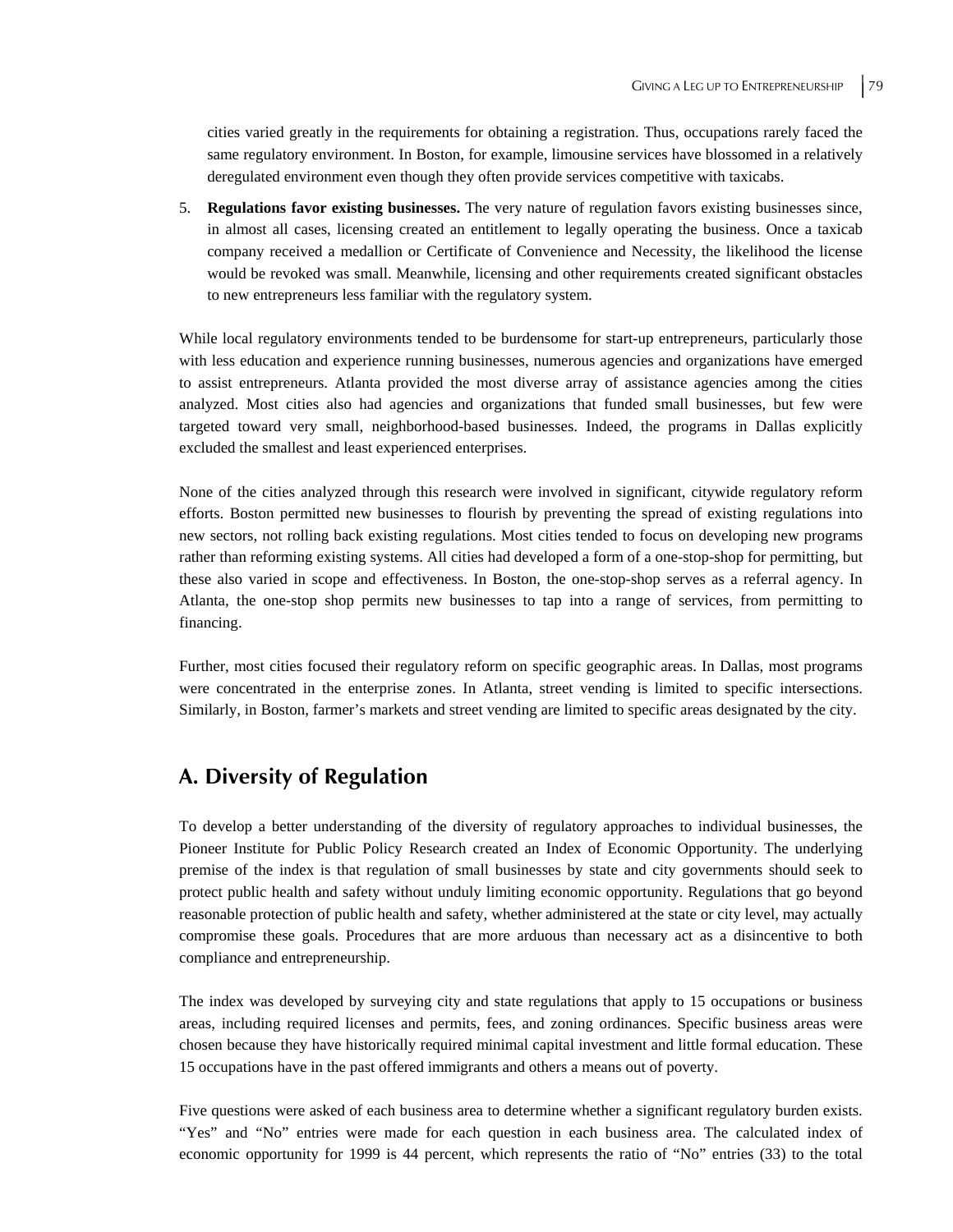cities varied greatly in the requirements for obtaining a registration. Thus, occupations rarely faced the same regulatory environment. In Boston, for example, limousine services have blossomed in a relatively deregulated environment even though they often provide services competitive with taxicabs.

5. **Regulations favor existing businesses.** The very nature of regulation favors existing businesses since, in almost all cases, licensing created an entitlement to legally operating the business. Once a taxicab company received a medallion or Certificate of Convenience and Necessity, the likelihood the license would be revoked was small. Meanwhile, licensing and other requirements created significant obstacles to new entrepreneurs less familiar with the regulatory system.

While local regulatory environments tended to be burdensome for start-up entrepreneurs, particularly those with less education and experience running businesses, numerous agencies and organizations have emerged to assist entrepreneurs. Atlanta provided the most diverse array of assistance agencies among the cities analyzed. Most cities also had agencies and organizations that funded small businesses, but few were targeted toward very small, neighborhood-based businesses. Indeed, the programs in Dallas explicitly excluded the smallest and least experienced enterprises.

None of the cities analyzed through this research were involved in significant, citywide regulatory reform efforts. Boston permitted new businesses to flourish by preventing the spread of existing regulations into new sectors, not rolling back existing regulations. Most cities tended to focus on developing new programs rather than reforming existing systems. All cities had developed a form of a one-stop-shop for permitting, but these also varied in scope and effectiveness. In Boston, the one-stop-shop serves as a referral agency. In Atlanta, the one-stop shop permits new businesses to tap into a range of services, from permitting to financing.

Further, most cities focused their regulatory reform on specific geographic areas. In Dallas, most programs were concentrated in the enterprise zones. In Atlanta, street vending is limited to specific intersections. Similarly, in Boston, farmer's markets and street vending are limited to specific areas designated by the city.

## A. Diversity of Regulation

To develop a better understanding of the diversity of regulatory approaches to individual businesses, the Pioneer Institute for Public Policy Research created an Index of Economic Opportunity. The underlying premise of the index is that regulation of small businesses by state and city governments should seek to protect public health and safety without unduly limiting economic opportunity. Regulations that go beyond reasonable protection of public health and safety, whether administered at the state or city level, may actually compromise these goals. Procedures that are more arduous than necessary act as a disincentive to both compliance and entrepreneurship.

The index was developed by surveying city and state regulations that apply to 15 occupations or business areas, including required licenses and permits, fees, and zoning ordinances. Specific business areas were chosen because they have historically required minimal capital investment and little formal education. These 15 occupations have in the past offered immigrants and others a means out of poverty.

Five questions were asked of each business area to determine whether a significant regulatory burden exists. "Yes" and "No" entries were made for each question in each business area. The calculated index of economic opportunity for 1999 is 44 percent, which represents the ratio of "No" entries (33) to the total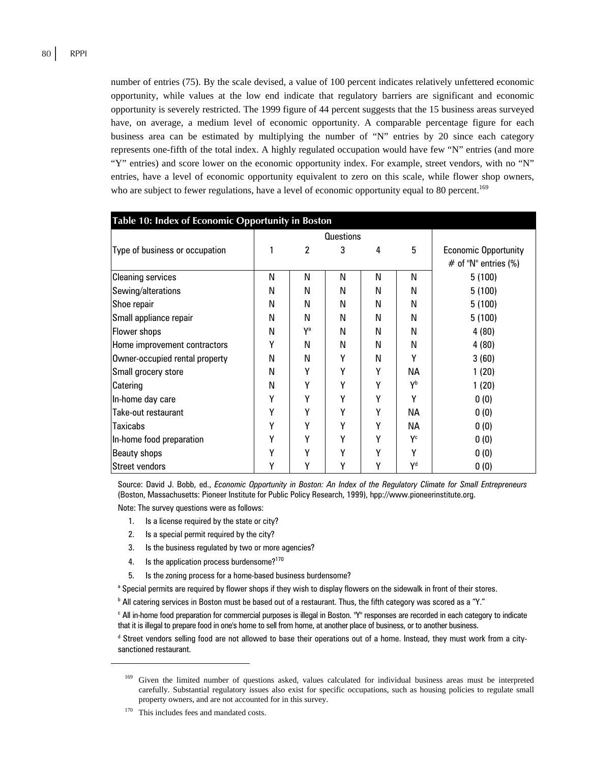number of entries (75). By the scale devised, a value of 100 percent indicates relatively unfettered economic opportunity, while values at the low end indicate that regulatory barriers are significant and economic opportunity is severely restricted. The 1999 figure of 44 percent suggests that the 15 business areas surveyed have, on average, a medium level of economic opportunity. A comparable percentage figure for each business area can be estimated by multiplying the number of "N" entries by 20 since each category represents one-fifth of the total index. A highly regulated occupation would have few "N" entries (and more "Y" entries) and score lower on the economic opportunity index. For example, street vendors, with no "N" entries, have a level of economic opportunity equivalent to zero on this scale, while flower shop owners, who are subject to fewer regulations, have a level of economic opportunity equal to 80 percent.[169]

**Table 10: Index of Economic Opportunity in Boston**

| Type of business or occupation | Questions 1 | 2 | 3 | 4 | 5 | Economic Opportunity # of "N" entries (%) |
|---|---|---|---|---|---|---|
| Cleaning services | N | N | N | N | N | 5 (100) |
| Sewing/alterations | N | N | N | N | N | 5 (100) |
| Shoe repair | N | N | N | N | N | 5 (100) |
| Small appliance repair | N | N | N | N | N | 5 (100) |
| Flower shops | N | Y[a] | N | N | N | 4 (80) |
| Home improvement contractors | Y | N | N | N | N | 4 (80) |
| Owner-occupied rental property | N | N | Y | N | Y | 3 (60) |
| Small grocery store | N | Y | Y | Y | NA | 1 (20) |
| Catering | N | Y | Y | Y | Y[b] | 1 (20) |
| In-home day care | Y | Y | Y | Y | Y | 0 (0) |
| Take-out restaurant | Y | Y | Y | Y | NA | 0 (0) |
| Taxicabs | Y | Y | Y | Y | NA | 0 (0) |
| In-home food preparation | Y | Y | Y | Y | Y[c] | 0 (0) |
| Beauty shops | Y | Y | Y | Y | Y | 0 (0) |
| Street vendors | Y | Y | Y | Y | Y[d] | 0 (0) |

Source: David J. Bobb, ed., *Economic Opportunity in Boston: An Index of the Regulatory Climate for Small Entrepreneurs* (Boston, Massachusetts: Pioneer Institute for Public Policy Research, 1999), hpp://www.pioneerinstitute.org.

Note: The survey questions were as follows:

1. Is a license required by the state or city?
2. Is a special permit required by the city?
3. Is the business regulated by two or more agencies?
4. Is the application process burdensome?[170]
5. Is the zoning process for a home-based business burdensome?

[a] Special permits are required by flower shops if they wish to display flowers on the sidewalk in front of their stores.

[b] All catering services in Boston must be based out of a restaurant. Thus, the fifth category was scored as a "Y."

[c] All in-home food preparation for commercial purposes is illegal in Boston. "Y" responses are recorded in each category to indicate that it is illegal to prepare food in one's home to sell from home, at another place of business, or to another business.

[d] Street vendors selling food are not allowed to base their operations out of a home. Instead, they must work from a city-sanctioned restaurant.

---

[169] Given the limited number of questions asked, values calculated for individual business areas must be interpreted carefully. Substantial regulatory issues also exist for specific occupations, such as housing policies to regulate small property owners, and are not accounted for in this survey.

[170] This includes fees and mandated costs.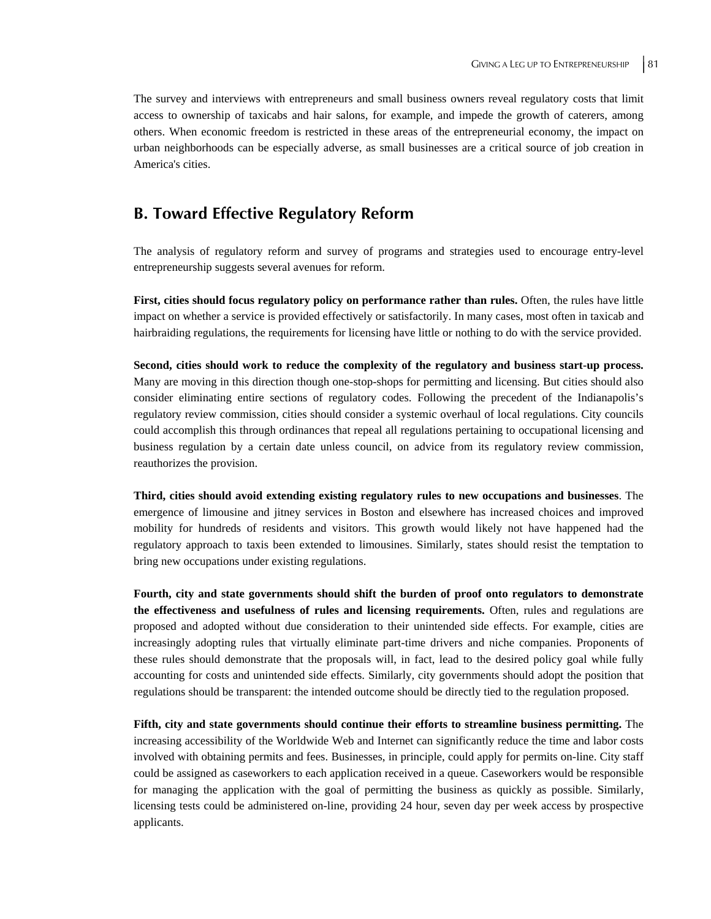The survey and interviews with entrepreneurs and small business owners reveal regulatory costs that limit access to ownership of taxicabs and hair salons, for example, and impede the growth of caterers, among others. When economic freedom is restricted in these areas of the entrepreneurial economy, the impact on urban neighborhoods can be especially adverse, as small businesses are a critical source of job creation in America's cities.

## B. Toward Effective Regulatory Reform

The analysis of regulatory reform and survey of programs and strategies used to encourage entry-level entrepreneurship suggests several avenues for reform.

**First, cities should focus regulatory policy on performance rather than rules.** Often, the rules have little impact on whether a service is provided effectively or satisfactorily. In many cases, most often in taxicab and hairbraiding regulations, the requirements for licensing have little or nothing to do with the service provided.

**Second, cities should work to reduce the complexity of the regulatory and business start-up process.** Many are moving in this direction though one-stop-shops for permitting and licensing. But cities should also consider eliminating entire sections of regulatory codes. Following the precedent of the Indianapolis's regulatory review commission, cities should consider a systemic overhaul of local regulations. City councils could accomplish this through ordinances that repeal all regulations pertaining to occupational licensing and business regulation by a certain date unless council, on advice from its regulatory review commission, reauthorizes the provision.

**Third, cities should avoid extending existing regulatory rules to new occupations and businesses**. The emergence of limousine and jitney services in Boston and elsewhere has increased choices and improved mobility for hundreds of residents and visitors. This growth would likely not have happened had the regulatory approach to taxis been extended to limousines. Similarly, states should resist the temptation to bring new occupations under existing regulations.

**Fourth, city and state governments should shift the burden of proof onto regulators to demonstrate the effectiveness and usefulness of rules and licensing requirements.** Often, rules and regulations are proposed and adopted without due consideration to their unintended side effects. For example, cities are increasingly adopting rules that virtually eliminate part-time drivers and niche companies. Proponents of these rules should demonstrate that the proposals will, in fact, lead to the desired policy goal while fully accounting for costs and unintended side effects. Similarly, city governments should adopt the position that regulations should be transparent: the intended outcome should be directly tied to the regulation proposed.

**Fifth, city and state governments should continue their efforts to streamline business permitting.** The increasing accessibility of the Worldwide Web and Internet can significantly reduce the time and labor costs involved with obtaining permits and fees. Businesses, in principle, could apply for permits on-line. City staff could be assigned as caseworkers to each application received in a queue. Caseworkers would be responsible for managing the application with the goal of permitting the business as quickly as possible. Similarly, licensing tests could be administered on-line, providing 24 hour, seven day per week access by prospective applicants.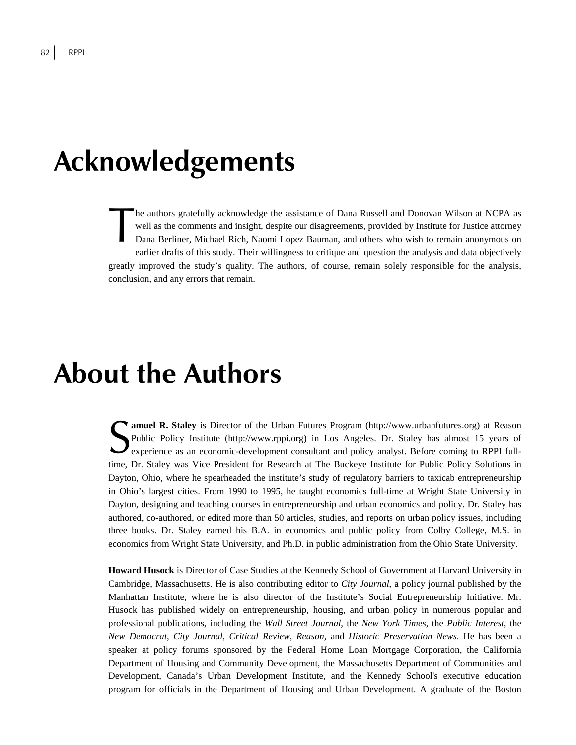# Acknowledgements

The authors gratefully acknowledge the assistance of Dana Russell and Donovan Wilson at NCPA as well as the comments and insight, despite our disagreements, provided by Institute for Justice attorney Dana Berliner, Michael Rich, Naomi Lopez Bauman, and others who wish to remain anonymous on earlier drafts of this study. Their willingness to critique and question the analysis and data objectively greatly improved the study's quality. The authors, of course, remain solely responsible for the analysis, conclusion, and any errors that remain.

# About the Authors

**Samuel R. Staley** is Director of the Urban Futures Program (http://www.urbanfutures.org) at Reason Public Policy Institute (http://www.rppi.org) in Los Angeles. Dr. Staley has almost 15 years of experience as an economic-development consultant and policy analyst. Before coming to RPPI full-time, Dr. Staley was Vice President for Research at The Buckeye Institute for Public Policy Solutions in Dayton, Ohio, where he spearheaded the institute's study of regulatory barriers to taxicab entrepreneurship in Ohio's largest cities. From 1990 to 1995, he taught economics full-time at Wright State University in Dayton, designing and teaching courses in entrepreneurship and urban economics and policy. Dr. Staley has authored, co-authored, or edited more than 50 articles, studies, and reports on urban policy issues, including three books. Dr. Staley earned his B.A. in economics and public policy from Colby College, M.S. in economics from Wright State University, and Ph.D. in public administration from the Ohio State University.

**Howard Husock** is Director of Case Studies at the Kennedy School of Government at Harvard University in Cambridge, Massachusetts. He is also contributing editor to *City Journal*, a policy journal published by the Manhattan Institute, where he is also director of the Institute's Social Entrepreneurship Initiative. Mr. Husock has published widely on entrepreneurship, housing, and urban policy in numerous popular and professional publications, including the *Wall Street Journal*, the *New York Times*, the *Public Interest*, the *New Democrat*, *City Journal*, *Critical Review*, *Reason*, and *Historic Preservation News*. He has been a speaker at policy forums sponsored by the Federal Home Loan Mortgage Corporation, the California Department of Housing and Community Development, the Massachusetts Department of Communities and Development, Canada's Urban Development Institute, and the Kennedy School's executive education program for officials in the Department of Housing and Urban Development. A graduate of the Boston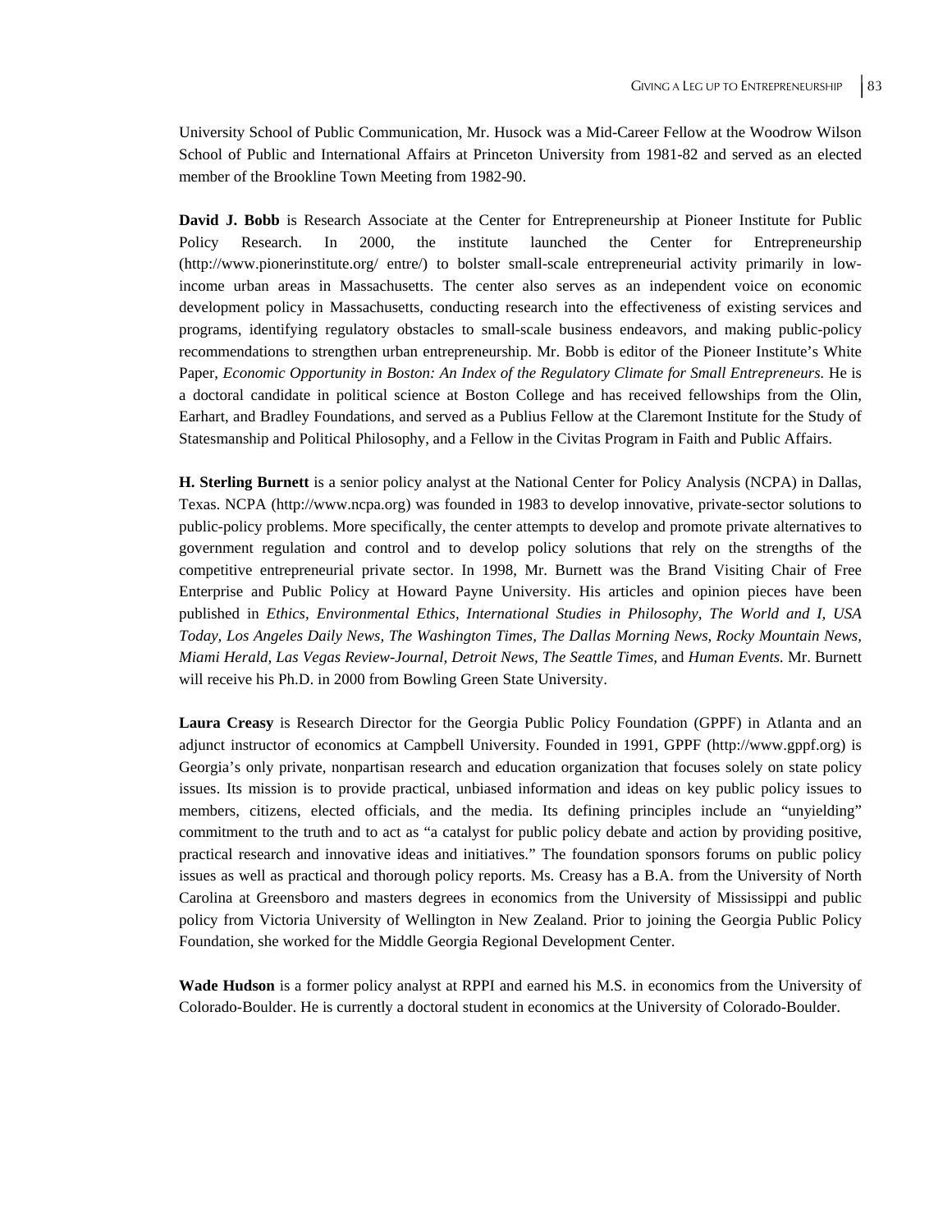University School of Public Communication, Mr. Husock was a Mid-Career Fellow at the Woodrow Wilson School of Public and International Affairs at Princeton University from 1981-82 and served as an elected member of the Brookline Town Meeting from 1982-90.

**David J. Bobb** is Research Associate at the Center for Entrepreneurship at Pioneer Institute for Public Policy Research. In 2000, the institute launched the Center for Entrepreneurship (http://www.pionerinstitute.org/ entre/) to bolster small-scale entrepreneurial activity primarily in low-income urban areas in Massachusetts. The center also serves as an independent voice on economic development policy in Massachusetts, conducting research into the effectiveness of existing services and programs, identifying regulatory obstacles to small-scale business endeavors, and making public-policy recommendations to strengthen urban entrepreneurship. Mr. Bobb is editor of the Pioneer Institute's White Paper, *Economic Opportunity in Boston: An Index of the Regulatory Climate for Small Entrepreneurs.* He is a doctoral candidate in political science at Boston College and has received fellowships from the Olin, Earhart, and Bradley Foundations, and served as a Publius Fellow at the Claremont Institute for the Study of Statesmanship and Political Philosophy, and a Fellow in the Civitas Program in Faith and Public Affairs.

**H. Sterling Burnett** is a senior policy analyst at the National Center for Policy Analysis (NCPA) in Dallas, Texas. NCPA (http://www.ncpa.org) was founded in 1983 to develop innovative, private-sector solutions to public-policy problems. More specifically, the center attempts to develop and promote private alternatives to government regulation and control and to develop policy solutions that rely on the strengths of the competitive entrepreneurial private sector. In 1998, Mr. Burnett was the Brand Visiting Chair of Free Enterprise and Public Policy at Howard Payne University. His articles and opinion pieces have been published in *Ethics, Environmental Ethics, International Studies in Philosophy, The World and I, USA Today, Los Angeles Daily News, The Washington Times, The Dallas Morning News, Rocky Mountain News, Miami Herald, Las Vegas Review-Journal, Detroit News, The Seattle Times,* and *Human Events.* Mr. Burnett will receive his Ph.D. in 2000 from Bowling Green State University.

**Laura Creasy** is Research Director for the Georgia Public Policy Foundation (GPPF) in Atlanta and an adjunct instructor of economics at Campbell University. Founded in 1991, GPPF (http://www.gppf.org) is Georgia's only private, nonpartisan research and education organization that focuses solely on state policy issues. Its mission is to provide practical, unbiased information and ideas on key public policy issues to members, citizens, elected officials, and the media. Its defining principles include an "unyielding" commitment to the truth and to act as "a catalyst for public policy debate and action by providing positive, practical research and innovative ideas and initiatives." The foundation sponsors forums on public policy issues as well as practical and thorough policy reports. Ms. Creasy has a B.A. from the University of North Carolina at Greensboro and masters degrees in economics from the University of Mississippi and public policy from Victoria University of Wellington in New Zealand. Prior to joining the Georgia Public Policy Foundation, she worked for the Middle Georgia Regional Development Center.

**Wade Hudson** is a former policy analyst at RPPI and earned his M.S. in economics from the University of Colorado-Boulder. He is currently a doctoral student in economics at the University of Colorado-Boulder.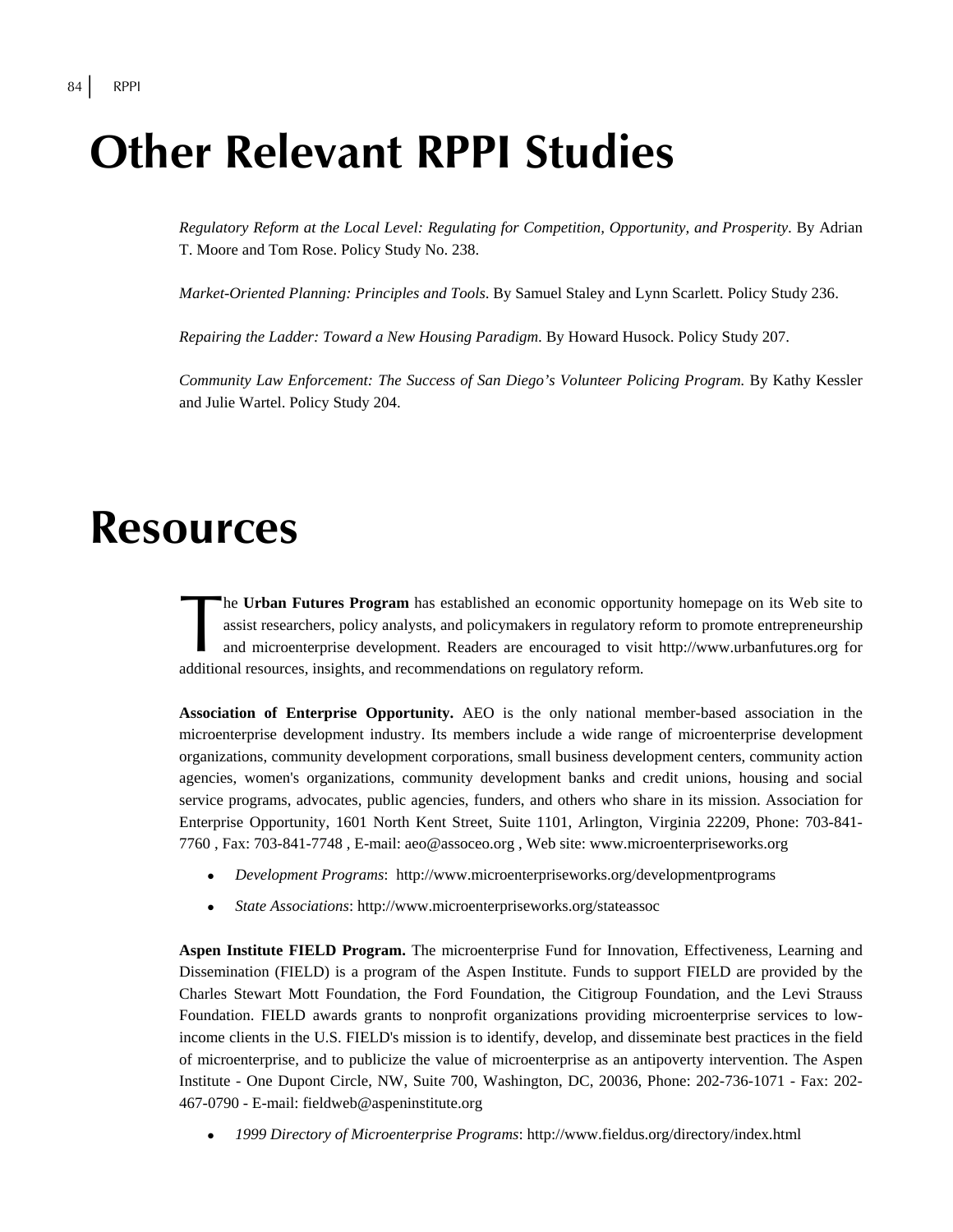# Other Relevant RPPI Studies

*Regulatory Reform at the Local Level: Regulating for Competition, Opportunity, and Prosperity*. By Adrian T. Moore and Tom Rose. Policy Study No. 238.

*Market-Oriented Planning: Principles and Tools.* By Samuel Staley and Lynn Scarlett. Policy Study 236.

*Repairing the Ladder: Toward a New Housing Paradigm.* By Howard Husock. Policy Study 207.

*Community Law Enforcement: The Success of San Diego's Volunteer Policing Program.* By Kathy Kessler and Julie Wartel. Policy Study 204.

# Resources

The **Urban Futures Program** has established an economic opportunity homepage on its Web site to assist researchers, policy analysts, and policymakers in regulatory reform to promote entrepreneurship and microenterprise development. Readers are encouraged to visit http://www.urbanfutures.org for additional resources, insights, and recommendations on regulatory reform.

**Association of Enterprise Opportunity.** AEO is the only national member-based association in the microenterprise development industry. Its members include a wide range of microenterprise development organizations, community development corporations, small business development centers, community action agencies, women's organizations, community development banks and credit unions, housing and social service programs, advocates, public agencies, funders, and others who share in its mission. Association for Enterprise Opportunity, 1601 North Kent Street, Suite 1101, Arlington, Virginia 22209, Phone: 703-841-7760 , Fax: 703-841-7748 , E-mail: aeo@assoceo.org , Web site: www.microenterpriseworks.org

- *Development Programs*: http://www.microenterpriseworks.org/developmentprograms
- *State Associations*: http://www.microenterpriseworks.org/stateassoc

**Aspen Institute FIELD Program.** The microenterprise Fund for Innovation, Effectiveness, Learning and Dissemination (FIELD) is a program of the Aspen Institute. Funds to support FIELD are provided by the Charles Stewart Mott Foundation, the Ford Foundation, the Citigroup Foundation, and the Levi Strauss Foundation. FIELD awards grants to nonprofit organizations providing microenterprise services to low-income clients in the U.S. FIELD's mission is to identify, develop, and disseminate best practices in the field of microenterprise, and to publicize the value of microenterprise as an antipoverty intervention. The Aspen Institute - One Dupont Circle, NW, Suite 700, Washington, DC, 20036, Phone: 202-736-1071 - Fax: 202-467-0790 - E-mail: fieldweb@aspeninstitute.org

- *1999 Directory of Microenterprise Programs*: http://www.fieldus.org/directory/index.html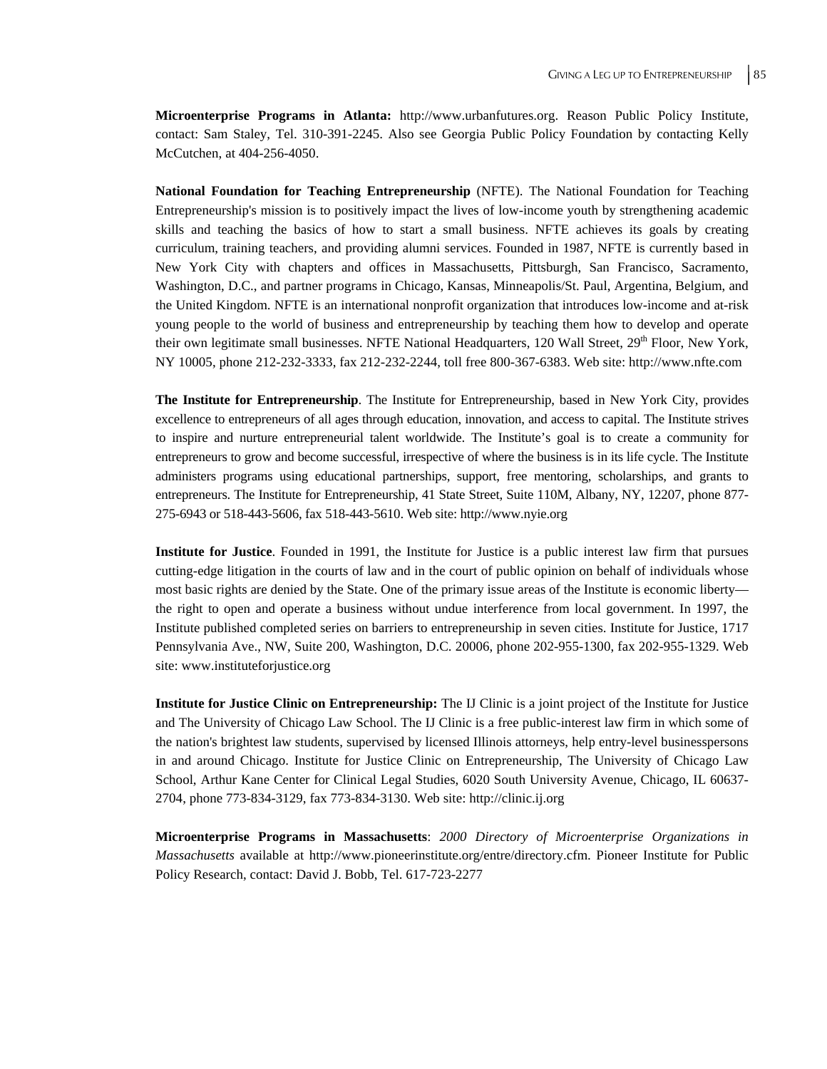**Microenterprise Programs in Atlanta:** http://www.urbanfutures.org. Reason Public Policy Institute, contact: Sam Staley, Tel. 310-391-2245. Also see Georgia Public Policy Foundation by contacting Kelly McCutchen, at 404-256-4050.

**National Foundation for Teaching Entrepreneurship** (NFTE). The National Foundation for Teaching Entrepreneurship's mission is to positively impact the lives of low-income youth by strengthening academic skills and teaching the basics of how to start a small business. NFTE achieves its goals by creating curriculum, training teachers, and providing alumni services. Founded in 1987, NFTE is currently based in New York City with chapters and offices in Massachusetts, Pittsburgh, San Francisco, Sacramento, Washington, D.C., and partner programs in Chicago, Kansas, Minneapolis/St. Paul, Argentina, Belgium, and the United Kingdom. NFTE is an international nonprofit organization that introduces low-income and at-risk young people to the world of business and entrepreneurship by teaching them how to develop and operate their own legitimate small businesses. NFTE National Headquarters, 120 Wall Street, 29th Floor, New York, NY 10005, phone 212-232-3333, fax 212-232-2244, toll free 800-367-6383. Web site: http://www.nfte.com

**The Institute for Entrepreneurship**. The Institute for Entrepreneurship, based in New York City, provides excellence to entrepreneurs of all ages through education, innovation, and access to capital. The Institute strives to inspire and nurture entrepreneurial talent worldwide. The Institute's goal is to create a community for entrepreneurs to grow and become successful, irrespective of where the business is in its life cycle. The Institute administers programs using educational partnerships, support, free mentoring, scholarships, and grants to entrepreneurs. The Institute for Entrepreneurship, 41 State Street, Suite 110M, Albany, NY, 12207, phone 877-275-6943 or 518-443-5606, fax 518-443-5610. Web site: http://www.nyie.org

**Institute for Justice**. Founded in 1991, the Institute for Justice is a public interest law firm that pursues cutting-edge litigation in the courts of law and in the court of public opinion on behalf of individuals whose most basic rights are denied by the State. One of the primary issue areas of the Institute is economic liberty—the right to open and operate a business without undue interference from local government. In 1997, the Institute published completed series on barriers to entrepreneurship in seven cities. Institute for Justice, 1717 Pennsylvania Ave., NW, Suite 200, Washington, D.C. 20006, phone 202-955-1300, fax 202-955-1329. Web site: www.instituteforjustice.org

**Institute for Justice Clinic on Entrepreneurship:** The IJ Clinic is a joint project of the Institute for Justice and The University of Chicago Law School. The IJ Clinic is a free public-interest law firm in which some of the nation's brightest law students, supervised by licensed Illinois attorneys, help entry-level businesspersons in and around Chicago. Institute for Justice Clinic on Entrepreneurship, The University of Chicago Law School, Arthur Kane Center for Clinical Legal Studies, 6020 South University Avenue, Chicago, IL 60637-2704, phone 773-834-3129, fax 773-834-3130. Web site: http://clinic.ij.org

**Microenterprise Programs in Massachusetts**: *2000 Directory of Microenterprise Organizations in Massachusetts* available at http://www.pioneerinstitute.org/entre/directory.cfm. Pioneer Institute for Public Policy Research, contact: David J. Bobb, Tel. 617-723-2277